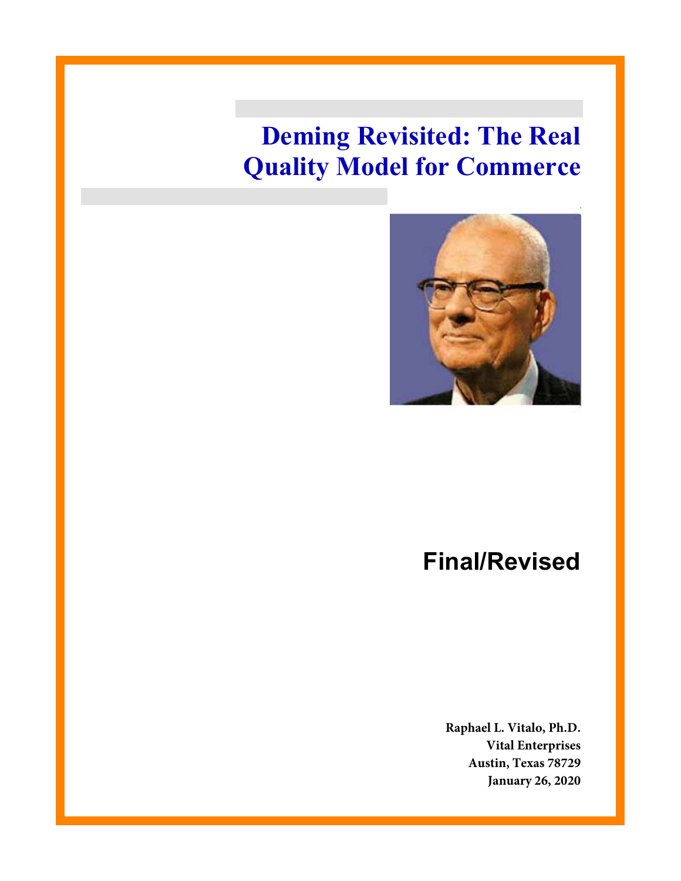# Deming Revisited: The Real Quality Model for Commerce

## Final/Revised

**Raphael L. Vitalo, Ph.D.**
**Vital Enterprises**
**Austin, Texas 78729**
**January 26, 2020**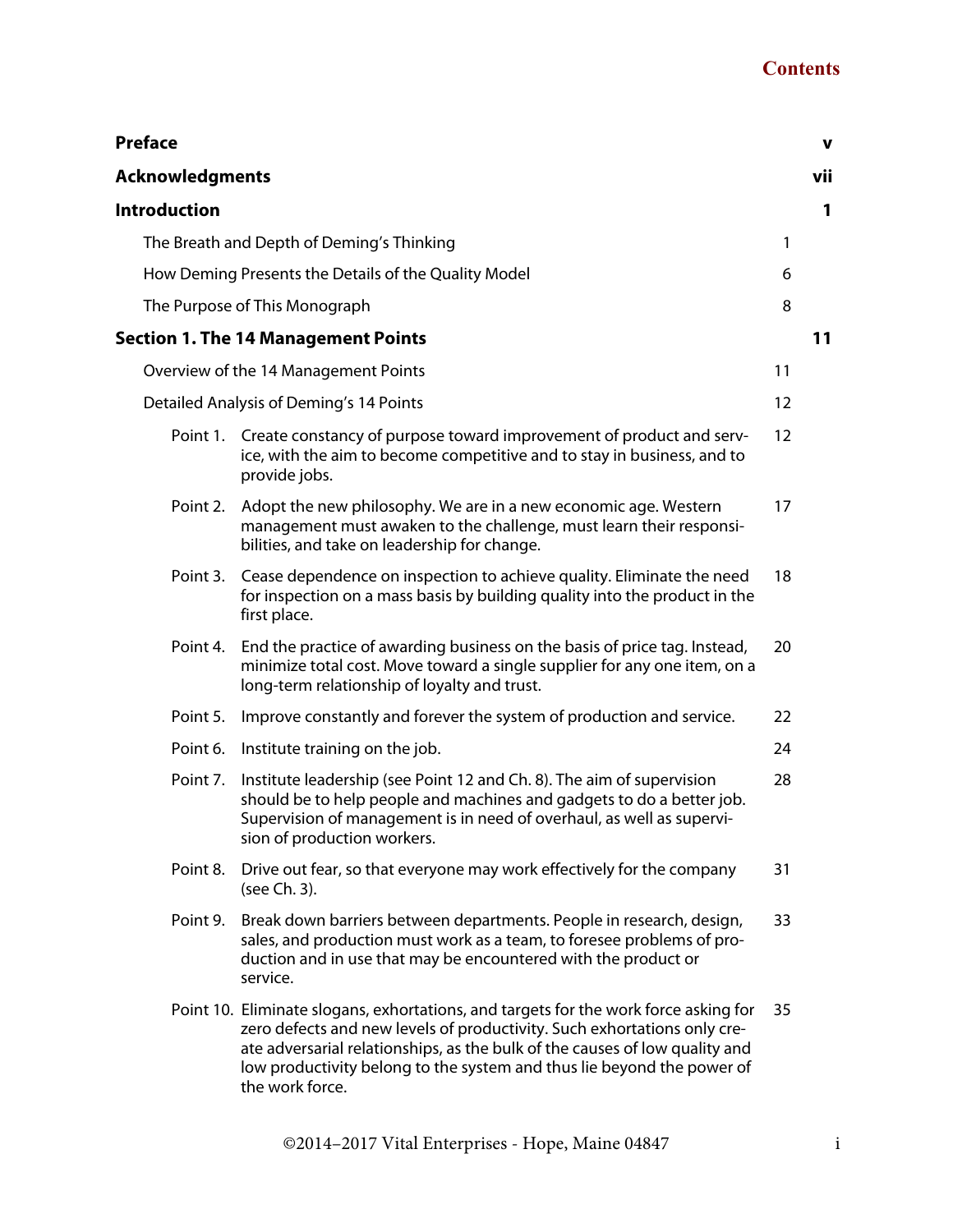# Contents

| | |
|---|---|
| **Preface** | **v** |
| **Acknowledgments** | **vii** |
| **Introduction** | **1** |
| The Breath and Depth of Deming's Thinking | 1 |
| How Deming Presents the Details of the Quality Model | 6 |
| The Purpose of This Monograph | 8 |
| **Section 1. The 14 Management Points** | **11** |
| Overview of the 14 Management Points | 11 |
| Detailed Analysis of Deming's 14 Points | 12 |
| Point 1. Create constancy of purpose toward improvement of product and service, with the aim to become competitive and to stay in business, and to provide jobs. | 12 |
| Point 2. Adopt the new philosophy. We are in a new economic age. Western management must awaken to the challenge, must learn their responsibilities, and take on leadership for change. | 17 |
| Point 3. Cease dependence on inspection to achieve quality. Eliminate the need for inspection on a mass basis by building quality into the product in the first place. | 18 |
| Point 4. End the practice of awarding business on the basis of price tag. Instead, minimize total cost. Move toward a single supplier for any one item, on a long-term relationship of loyalty and trust. | 20 |
| Point 5. Improve constantly and forever the system of production and service. | 22 |
| Point 6. Institute training on the job. | 24 |
| Point 7. Institute leadership (see Point 12 and Ch. 8). The aim of supervision should be to help people and machines and gadgets to do a better job. Supervision of management is in need of overhaul, as well as supervision of production workers. | 28 |
| Point 8. Drive out fear, so that everyone may work effectively for the company (see Ch. 3). | 31 |
| Point 9. Break down barriers between departments. People in research, design, sales, and production must work as a team, to foresee problems of production and in use that may be encountered with the product or service. | 33 |
| Point 10. Eliminate slogans, exhortations, and targets for the work force asking for zero defects and new levels of productivity. Such exhortations only create adversarial relationships, as the bulk of the causes of low quality and low productivity belong to the system and thus lie beyond the power of the work force. | 35 |

©2014–2017 Vital Enterprises - Hope, Maine 04847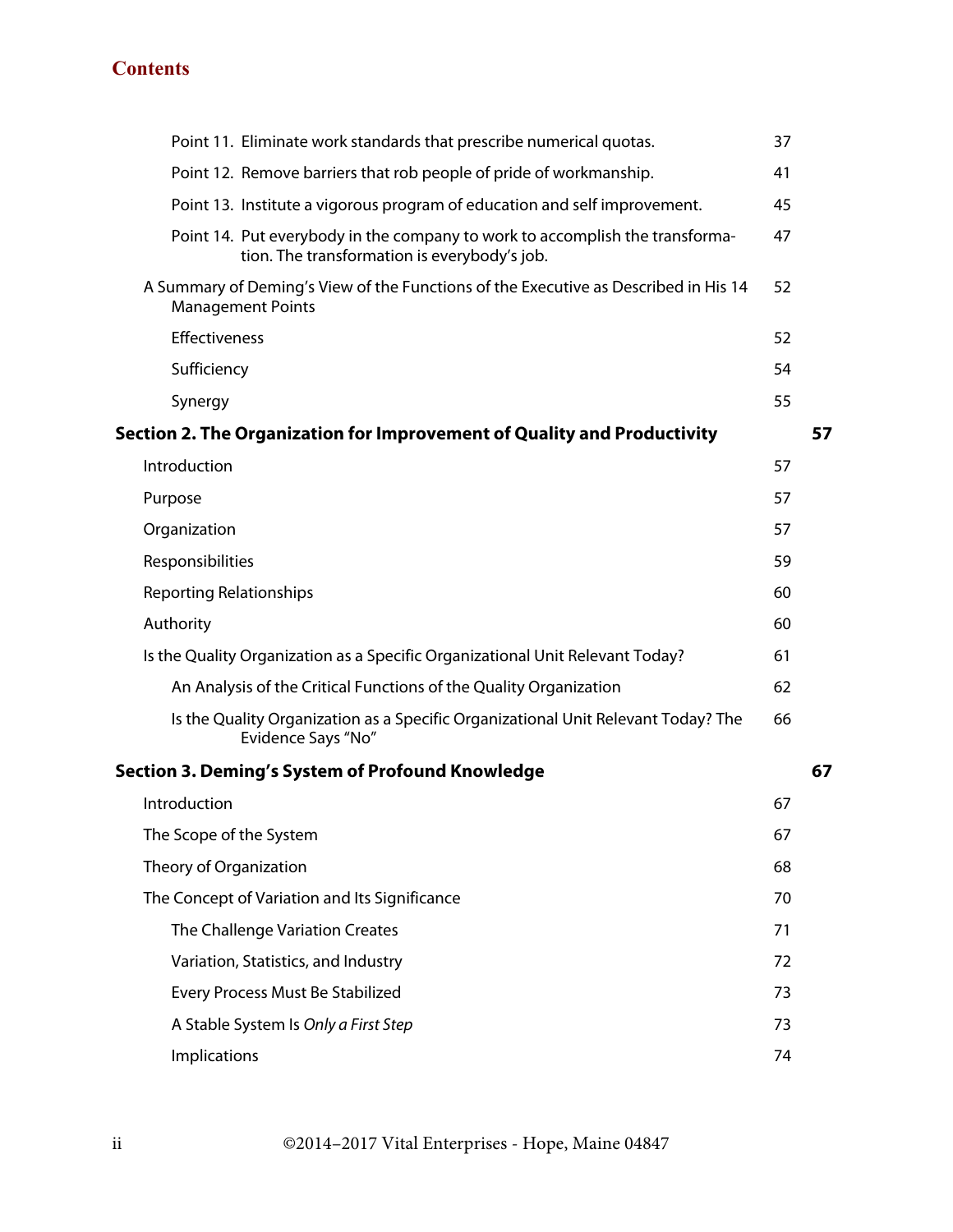## Contents

| | |
|---|---|
| Point 11. Eliminate work standards that prescribe numerical quotas. | 37 |
| Point 12. Remove barriers that rob people of pride of workmanship. | 41 |
| Point 13. Institute a vigorous program of education and self improvement. | 45 |
| Point 14. Put everybody in the company to work to accomplish the transformation. The transformation is everybody's job. | 47 |
| A Summary of Deming's View of the Functions of the Executive as Described in His 14 Management Points | 52 |
| Effectiveness | 52 |
| Sufficiency | 54 |
| Synergy | 55 |
| **Section 2. The Organization for Improvement of Quality and Productivity** | **57** |
| Introduction | 57 |
| Purpose | 57 |
| Organization | 57 |
| Responsibilities | 59 |
| Reporting Relationships | 60 |
| Authority | 60 |
| Is the Quality Organization as a Specific Organizational Unit Relevant Today? | 61 |
| An Analysis of the Critical Functions of the Quality Organization | 62 |
| Is the Quality Organization as a Specific Organizational Unit Relevant Today? The Evidence Says "No" | 66 |
| **Section 3. Deming's System of Profound Knowledge** | **67** |
| Introduction | 67 |
| The Scope of the System | 67 |
| Theory of Organization | 68 |
| The Concept of Variation and Its Significance | 70 |
| The Challenge Variation Creates | 71 |
| Variation, Statistics, and Industry | 72 |
| Every Process Must Be Stabilized | 73 |
| A Stable System Is *Only a First Step* | 73 |
| Implications | 74 |

©2014–2017 Vital Enterprises - Hope, Maine 04847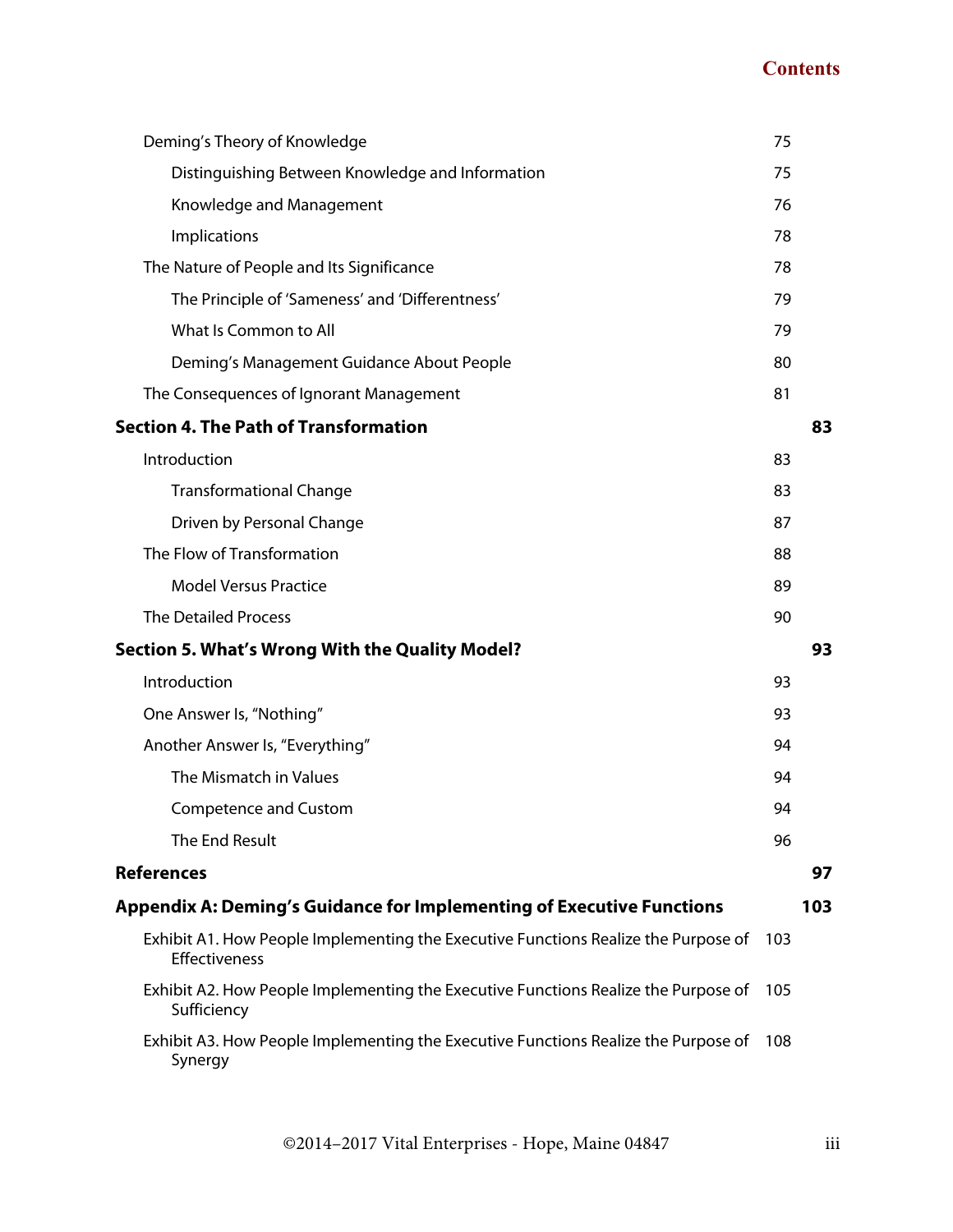Deming's Theory of Knowledge 75

- Distinguishing Between Knowledge and Information 75
- Knowledge and Management 76
- Implications 78

The Nature of People and Its Significance 78

- The Principle of 'Sameness' and 'Differentness' 79
- What Is Common to All 79
- Deming's Management Guidance About People 80

The Consequences of Ignorant Management 81

**Section 4. The Path of Transformation 83**

Introduction 83

- Transformational Change 83
- Driven by Personal Change 87

The Flow of Transformation 88

- Model Versus Practice 89

The Detailed Process 90

**Section 5. What's Wrong With the Quality Model? 93**

Introduction 93

One Answer Is, "Nothing" 93

Another Answer Is, "Everything" 94

- The Mismatch in Values 94
- Competence and Custom 94
- The End Result 96

**References 97**

**Appendix A: Deming's Guidance for Implementing of Executive Functions 103**

Exhibit A1. How People Implementing the Executive Functions Realize the Purpose of Effectiveness 103

Exhibit A2. How People Implementing the Executive Functions Realize the Purpose of Sufficiency 105

Exhibit A3. How People Implementing the Executive Functions Realize the Purpose of Synergy 108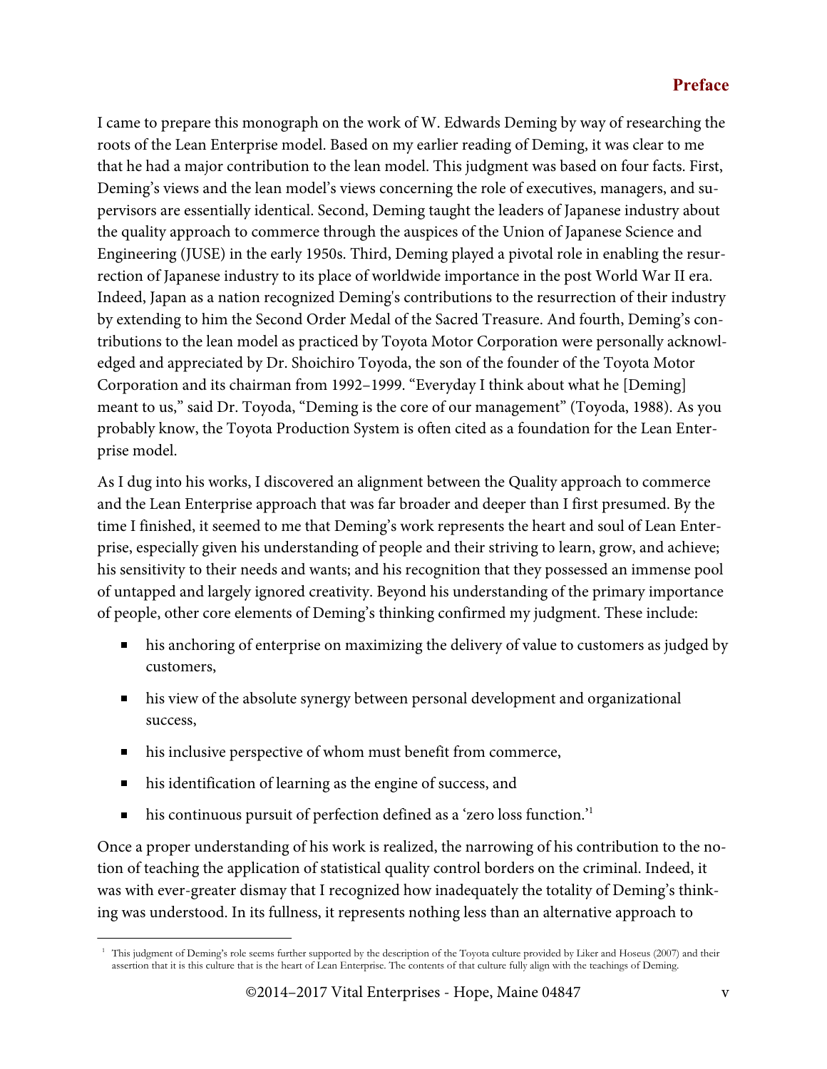## Preface

I came to prepare this monograph on the work of W. Edwards Deming by way of researching the roots of the Lean Enterprise model. Based on my earlier reading of Deming, it was clear to me that he had a major contribution to the lean model. This judgment was based on four facts. First, Deming's views and the lean model's views concerning the role of executives, managers, and supervisors are essentially identical. Second, Deming taught the leaders of Japanese industry about the quality approach to commerce through the auspices of the Union of Japanese Science and Engineering (JUSE) in the early 1950s. Third, Deming played a pivotal role in enabling the resurrection of Japanese industry to its place of worldwide importance in the post World War II era. Indeed, Japan as a nation recognized Deming's contributions to the resurrection of their industry by extending to him the Second Order Medal of the Sacred Treasure. And fourth, Deming's contributions to the lean model as practiced by Toyota Motor Corporation were personally acknowledged and appreciated by Dr. Shoichiro Toyoda, the son of the founder of the Toyota Motor Corporation and its chairman from 1992–1999. "Everyday I think about what he [Deming] meant to us," said Dr. Toyoda, "Deming is the core of our management" (Toyoda, 1988). As you probably know, the Toyota Production System is often cited as a foundation for the Lean Enterprise model.

As I dug into his works, I discovered an alignment between the Quality approach to commerce and the Lean Enterprise approach that was far broader and deeper than I first presumed. By the time I finished, it seemed to me that Deming's work represents the heart and soul of Lean Enterprise, especially given his understanding of people and their striving to learn, grow, and achieve; his sensitivity to their needs and wants; and his recognition that they possessed an immense pool of untapped and largely ignored creativity. Beyond his understanding of the primary importance of people, other core elements of Deming's thinking confirmed my judgment. These include:

- his anchoring of enterprise on maximizing the delivery of value to customers as judged by customers,
- his view of the absolute synergy between personal development and organizational success,
- his inclusive perspective of whom must benefit from commerce,
- his identification of learning as the engine of success, and
- his continuous pursuit of perfection defined as a 'zero loss function.'[1]

Once a proper understanding of his work is realized, the narrowing of his contribution to the notion of teaching the application of statistical quality control borders on the criminal. Indeed, it was with ever-greater dismay that I recognized how inadequately the totality of Deming's thinking was understood. In its fullness, it represents nothing less than an alternative approach to

[1] This judgment of Deming's role seems further supported by the description of the Toyota culture provided by Liker and Hoseus (2007) and their assertion that it is this culture that is the heart of Lean Enterprise. The contents of that culture fully align with the teachings of Deming.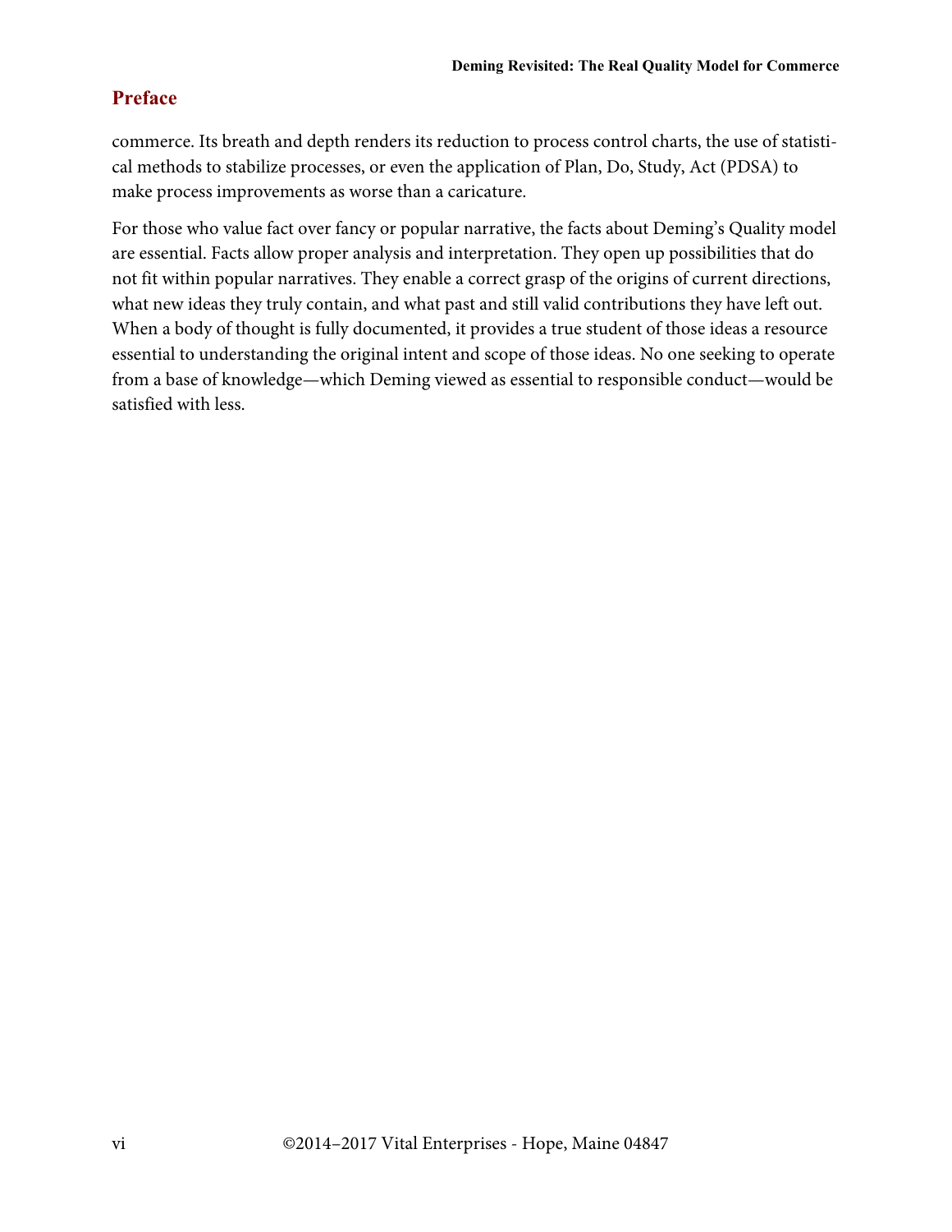## Preface

commerce. Its breath and depth renders its reduction to process control charts, the use of statistical methods to stabilize processes, or even the application of Plan, Do, Study, Act (PDSA) to make process improvements as worse than a caricature.

For those who value fact over fancy or popular narrative, the facts about Deming's Quality model are essential. Facts allow proper analysis and interpretation. They open up possibilities that do not fit within popular narratives. They enable a correct grasp of the origins of current directions, what new ideas they truly contain, and what past and still valid contributions they have left out. When a body of thought is fully documented, it provides a true student of those ideas a resource essential to understanding the original intent and scope of those ideas. No one seeking to operate from a base of knowledge—which Deming viewed as essential to responsible conduct—would be satisfied with less.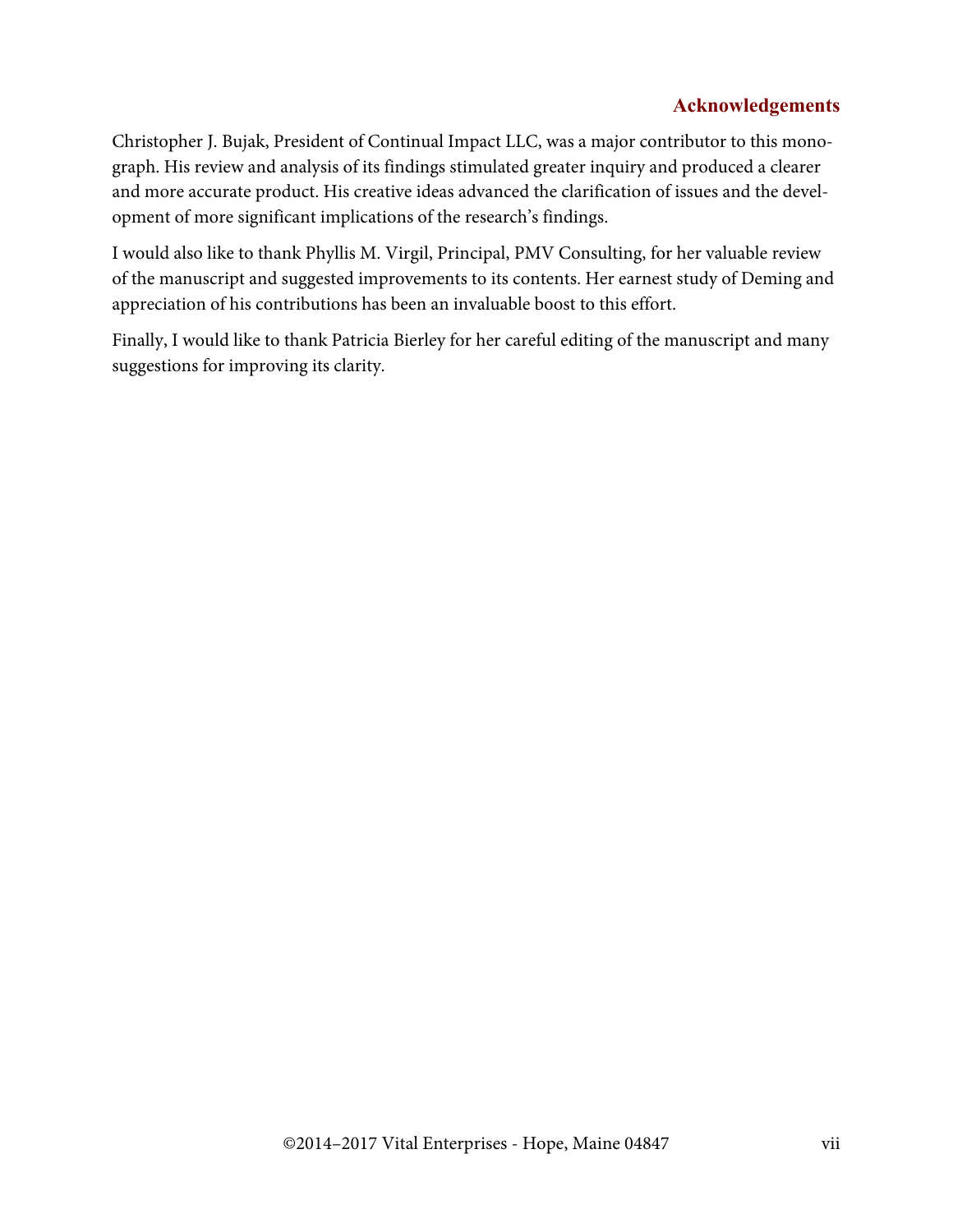## Acknowledgements

Christopher J. Bujak, President of Continual Impact LLC, was a major contributor to this monograph. His review and analysis of its findings stimulated greater inquiry and produced a clearer and more accurate product. His creative ideas advanced the clarification of issues and the development of more significant implications of the research's findings.

I would also like to thank Phyllis M. Virgil, Principal, PMV Consulting, for her valuable review of the manuscript and suggested improvements to its contents. Her earnest study of Deming and appreciation of his contributions has been an invaluable boost to this effort.

Finally, I would like to thank Patricia Bierley for her careful editing of the manuscript and many suggestions for improving its clarity.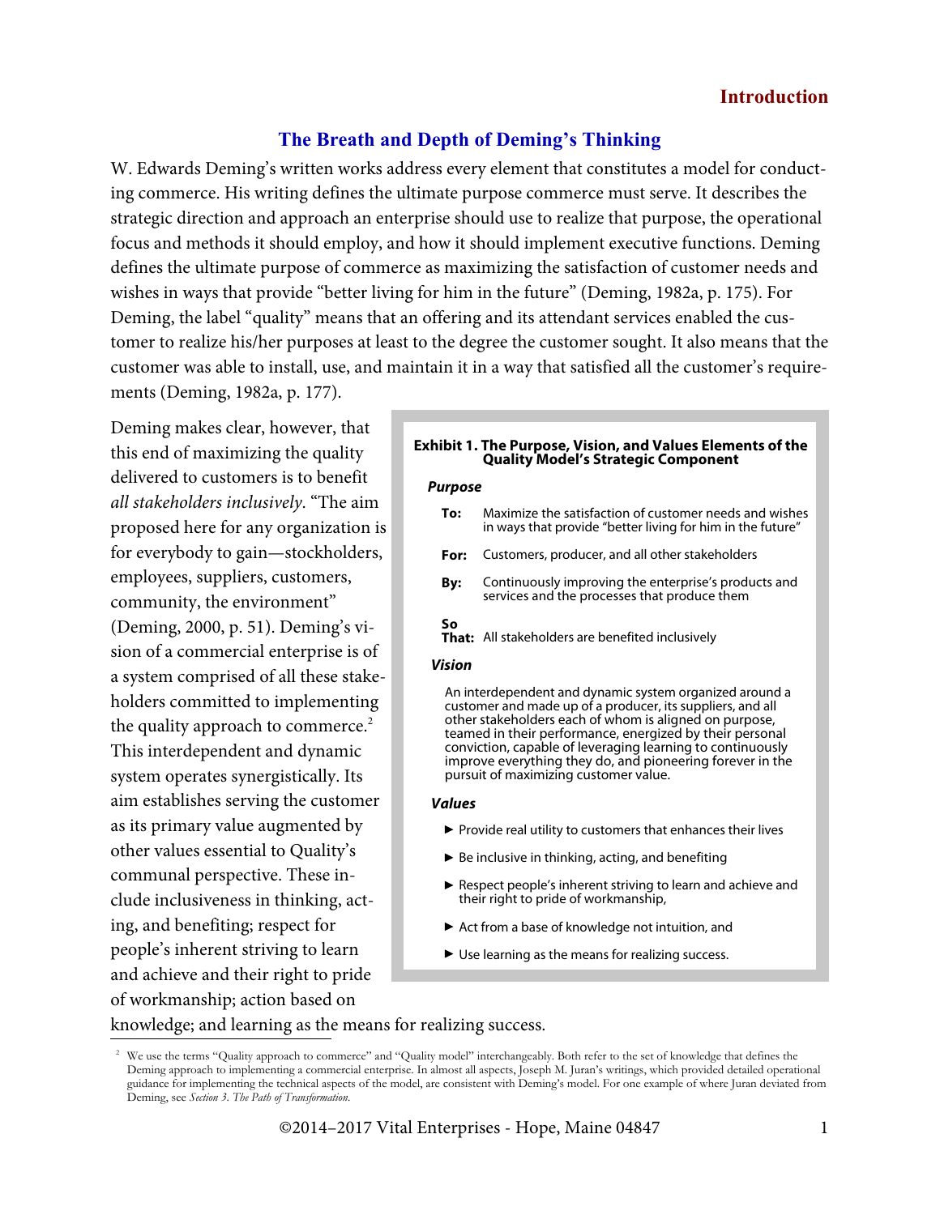## The Breath and Depth of Deming's Thinking

W. Edwards Deming's written works address every element that constitutes a model for conducting commerce. His writing defines the ultimate purpose commerce must serve. It describes the strategic direction and approach an enterprise should use to realize that purpose, the operational focus and methods it should employ, and how it should implement executive functions. Deming defines the ultimate purpose of commerce as maximizing the satisfaction of customer needs and wishes in ways that provide "better living for him in the future" (Deming, 1982a, p. 175). For Deming, the label "quality" means that an offering and its attendant services enabled the customer to realize his/her purposes at least to the degree the customer sought. It also means that the customer was able to install, use, and maintain it in a way that satisfied all the customer's requirements (Deming, 1982a, p. 177).

Deming makes clear, however, that this end of maximizing the quality delivered to customers is to benefit *all stakeholders inclusively*. "The aim proposed here for any organization is for everybody to gain—stockholders, employees, suppliers, customers, community, the environment" (Deming, 2000, p. 51). Deming's vision of a commercial enterprise is of a system comprised of all these stakeholders committed to implementing the quality approach to commerce.[2] This interdependent and dynamic system operates synergistically. Its aim establishes serving the customer as its primary value augmented by other values essential to Quality's communal perspective. These include inclusiveness in thinking, acting, and benefiting; respect for people's inherent striving to learn and achieve and their right to pride of workmanship; action based on knowledge; and learning as the means for realizing success.

**Exhibit 1. The Purpose, Vision, and Values Elements of the Quality Model's Strategic Component**

***Purpose***

**To:** Maximize the satisfaction of customer needs and wishes in ways that provide "better living for him in the future"

**For:** Customers, producer, and all other stakeholders

**By:** Continuously improving the enterprise's products and services and the processes that produce them

**So That:** All stakeholders are benefited inclusively

***Vision***

An interdependent and dynamic system organized around a customer and made up of a producer, its suppliers, and all other stakeholders each of whom is aligned on purpose, teamed in their performance, energized by their personal conviction, capable of leveraging learning to continuously improve everything they do, and pioneering forever in the pursuit of maximizing customer value.

***Values***

- ► Provide real utility to customers that enhances their lives
- ► Be inclusive in thinking, acting, and benefiting
- ► Respect people's inherent striving to learn and achieve and their right to pride of workmanship,
- ► Act from a base of knowledge not intuition, and
- ► Use learning as the means for realizing success.

---

[2] We use the terms "Quality approach to commerce" and "Quality model" interchangeably. Both refer to the set of knowledge that defines the Deming approach to implementing a commercial enterprise. In almost all aspects, Joseph M. Juran's writings, which provided detailed operational guidance for implementing the technical aspects of the model, are consistent with Deming's model. For one example of where Juran deviated from Deming, see *Section 3. The Path of Transformation*.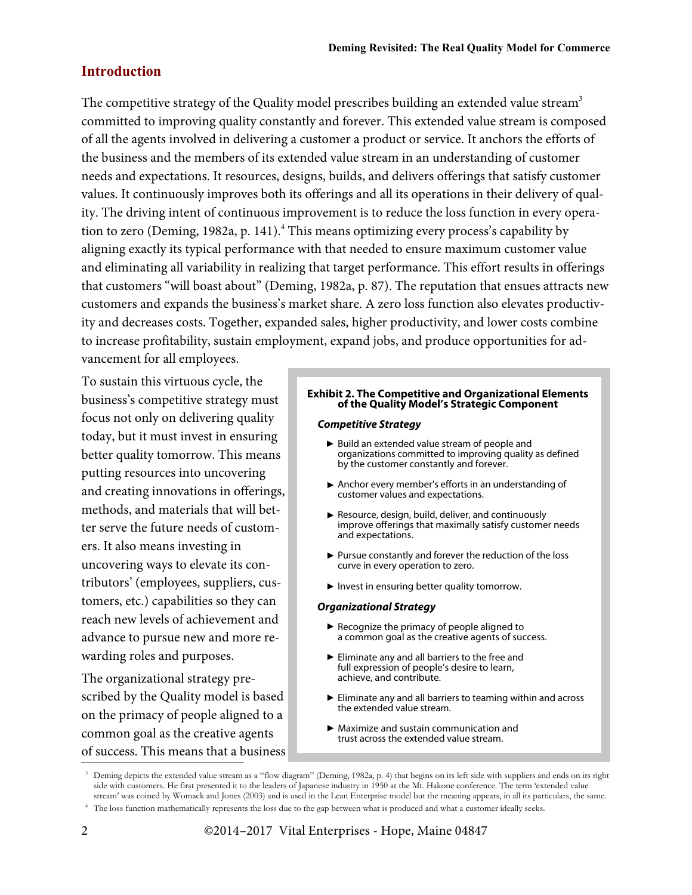## Introduction

The competitive strategy of the Quality model prescribes building an extended value stream[3] committed to improving quality constantly and forever. This extended value stream is composed of all the agents involved in delivering a customer a product or service. It anchors the efforts of the business and the members of its extended value stream in an understanding of customer needs and expectations. It resources, designs, builds, and delivers offerings that satisfy customer values. It continuously improves both its offerings and all its operations in their delivery of quality. The driving intent of continuous improvement is to reduce the loss function in every operation to zero (Deming, 1982a, p. 141).[4] This means optimizing every process's capability by aligning exactly its typical performance with that needed to ensure maximum customer value and eliminating all variability in realizing that target performance. This effort results in offerings that customers "will boast about" (Deming, 1982a, p. 87). The reputation that ensues attracts new customers and expands the business's market share. A zero loss function also elevates productivity and decreases costs. Together, expanded sales, higher productivity, and lower costs combine to increase profitability, sustain employment, expand jobs, and produce opportunities for advancement for all employees.

To sustain this virtuous cycle, the business's competitive strategy must focus not only on delivering quality today, but it must invest in ensuring better quality tomorrow. This means putting resources into uncovering and creating innovations in offerings, methods, and materials that will better serve the future needs of customers. It also means investing in uncovering ways to elevate its contributors' (employees, suppliers, customers, etc.) capabilities so they can reach new levels of achievement and advance to pursue new and more rewarding roles and purposes.

The organizational strategy prescribed by the Quality model is based on the primacy of people aligned to a common goal as the creative agents of success. This means that a business

**Exhibit 2. The Competitive and Organizational Elements of the Quality Model's Strategic Component**

***Competitive Strategy***

- Build an extended value stream of people and organizations committed to improving quality as defined by the customer constantly and forever.
- Anchor every member's efforts in an understanding of customer values and expectations.
- Resource, design, build, deliver, and continuously improve offerings that maximally satisfy customer needs and expectations.
- Pursue constantly and forever the reduction of the loss curve in every operation to zero.
- Invest in ensuring better quality tomorrow.

***Organizational Strategy***

- Recognize the primacy of people aligned to a common goal as the creative agents of success.
- Eliminate any and all barriers to the free and full expression of people's desire to learn, achieve, and contribute.
- Eliminate any and all barriers to teaming within and across the extended value stream.
- Maximize and sustain communication and trust across the extended value stream.

---

[3] Deming depicts the extended value stream as a "flow diagram" (Deming, 1982a, p. 4) that begins on its left side with suppliers and ends on its right side with customers. He first presented it to the leaders of Japanese industry in 1950 at the Mt. Hakone conference. The term 'extended value stream' was coined by Womack and Jones (2003) and is used in the Lean Enterprise model but the meaning appears, in all its particulars, the same.

[4] The loss function mathematically represents the loss due to the gap between what is produced and what a customer ideally seeks.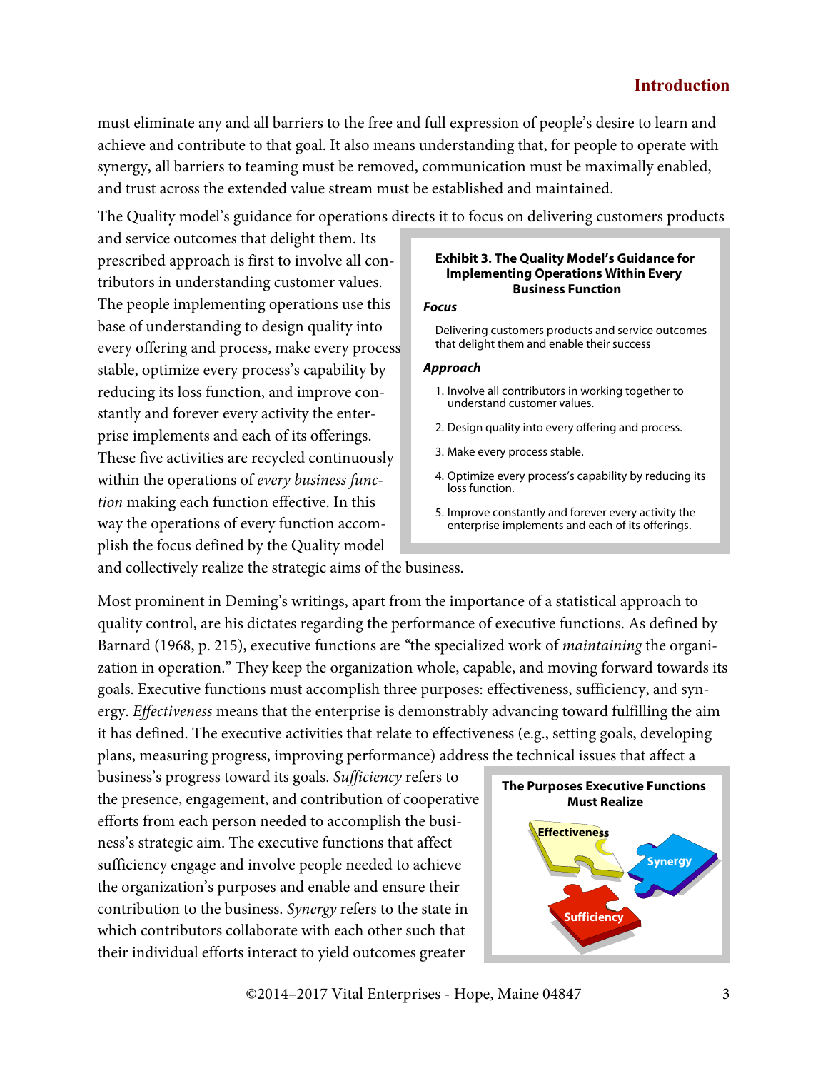must eliminate any and all barriers to the free and full expression of people's desire to learn and achieve and contribute to that goal. It also means understanding that, for people to operate with synergy, all barriers to teaming must be removed, communication must be maximally enabled, and trust across the extended value stream must be established and maintained.

The Quality model's guidance for operations directs it to focus on delivering customers products and service outcomes that delight them. Its prescribed approach is first to involve all contributors in understanding customer values. The people implementing operations use this base of understanding to design quality into every offering and process, make every process stable, optimize every process's capability by reducing its loss function, and improve constantly and forever every activity the enterprise implements and each of its offerings. These five activities are recycled continuously within the operations of *every business function* making each function effective. In this way the operations of every function accomplish the focus defined by the Quality model and collectively realize the strategic aims of the business.

> **Exhibit 3. The Quality Model's Guidance for Implementing Operations Within Every Business Function**
>
> ***Focus***
>
> Delivering customers products and service outcomes that delight them and enable their success
>
> ***Approach***
>
> 1. Involve all contributors in working together to understand customer values.
> 2. Design quality into every offering and process.
> 3. Make every process stable.
> 4. Optimize every process's capability by reducing its loss function.
> 5. Improve constantly and forever every activity the enterprise implements and each of its offerings.

Most prominent in Deming's writings, apart from the importance of a statistical approach to quality control, are his dictates regarding the performance of executive functions. As defined by Barnard (1968, p. 215), executive functions are "the specialized work of *maintaining* the organization in operation." They keep the organization whole, capable, and moving forward towards its goals. Executive functions must accomplish three purposes: effectiveness, sufficiency, and synergy. *Effectiveness* means that the enterprise is demonstrably advancing toward fulfilling the aim it has defined. The executive activities that relate to effectiveness (e.g., setting goals, developing plans, measuring progress, improving performance) address the technical issues that affect a business's progress toward its goals. *Sufficiency* refers to the presence, engagement, and contribution of cooperative efforts from each person needed to accomplish the business's strategic aim. The executive functions that affect sufficiency engage and involve people needed to achieve the organization's purposes and enable and ensure their contribution to the business. *Synergy* refers to the state in which contributors collaborate with each other such that their individual efforts interact to yield outcomes greater

**The Purposes Executive Functions Must Realize**

Effectiveness

Synergy

Sufficiency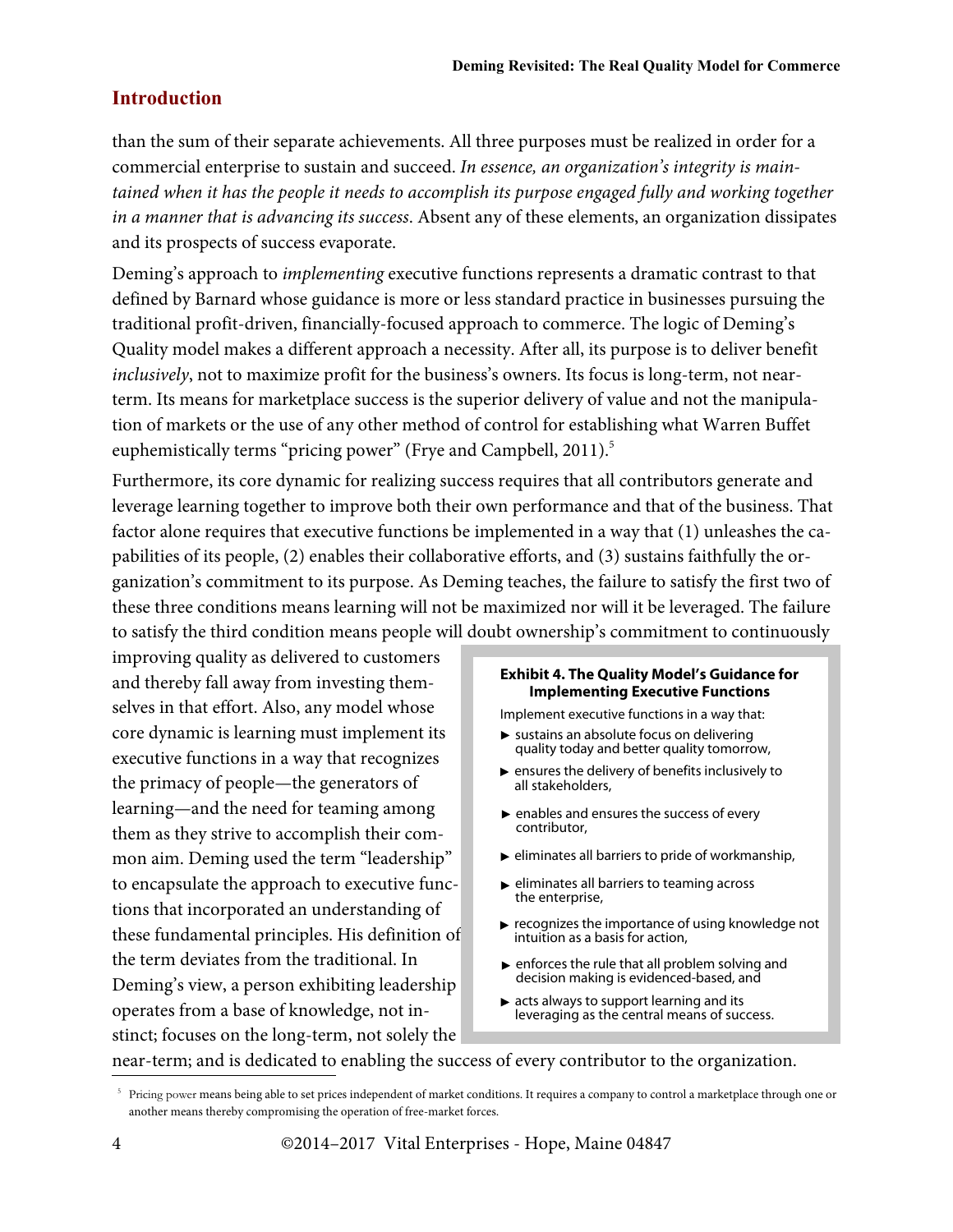## Introduction

than the sum of their separate achievements. All three purposes must be realized in order for a commercial enterprise to sustain and succeed. *In essence, an organization's integrity is maintained when it has the people it needs to accomplish its purpose engaged fully and working together in a manner that is advancing its success*. Absent any of these elements, an organization dissipates and its prospects of success evaporate.

Deming's approach to *implementing* executive functions represents a dramatic contrast to that defined by Barnard whose guidance is more or less standard practice in businesses pursuing the traditional profit-driven, financially-focused approach to commerce. The logic of Deming's Quality model makes a different approach a necessity. After all, its purpose is to deliver benefit *inclusively*, not to maximize profit for the business's owners. Its focus is long-term, not near-term. Its means for marketplace success is the superior delivery of value and not the manipulation of markets or the use of any other method of control for establishing what Warren Buffet euphemistically terms "pricing power" (Frye and Campbell, 2011).[5]

Furthermore, its core dynamic for realizing success requires that all contributors generate and leverage learning together to improve both their own performance and that of the business. That factor alone requires that executive functions be implemented in a way that (1) unleashes the capabilities of its people, (2) enables their collaborative efforts, and (3) sustains faithfully the organization's commitment to its purpose. As Deming teaches, the failure to satisfy the first two of these three conditions means learning will not be maximized nor will it be leveraged. The failure to satisfy the third condition means people will doubt ownership's commitment to continuously improving quality as delivered to customers and thereby fall away from investing themselves in that effort. Also, any model whose core dynamic is learning must implement its executive functions in a way that recognizes the primacy of people—the generators of learning—and the need for teaming among them as they strive to accomplish their common aim. Deming used the term "leadership" to encapsulate the approach to executive functions that incorporated an understanding of these fundamental principles. His definition of the term deviates from the traditional. In Deming's view, a person exhibiting leadership operates from a base of knowledge, not instinct; focuses on the long-term, not solely the near-term; and is dedicated to enabling the success of every contributor to the organization.

**Exhibit 4. The Quality Model's Guidance for Implementing Executive Functions**

Implement executive functions in a way that:

- sustains an absolute focus on delivering quality today and better quality tomorrow,
- ensures the delivery of benefits inclusively to all stakeholders,
- enables and ensures the success of every contributor,
- eliminates all barriers to pride of workmanship,
- eliminates all barriers to teaming across the enterprise,
- recognizes the importance of using knowledge not intuition as a basis for action,
- enforces the rule that all problem solving and decision making is evidenced-based, and
- acts always to support learning and its leveraging as the central means of success.

[5] Pricing power means being able to set prices independent of market conditions. It requires a company to control a marketplace through one or another means thereby compromising the operation of free-market forces.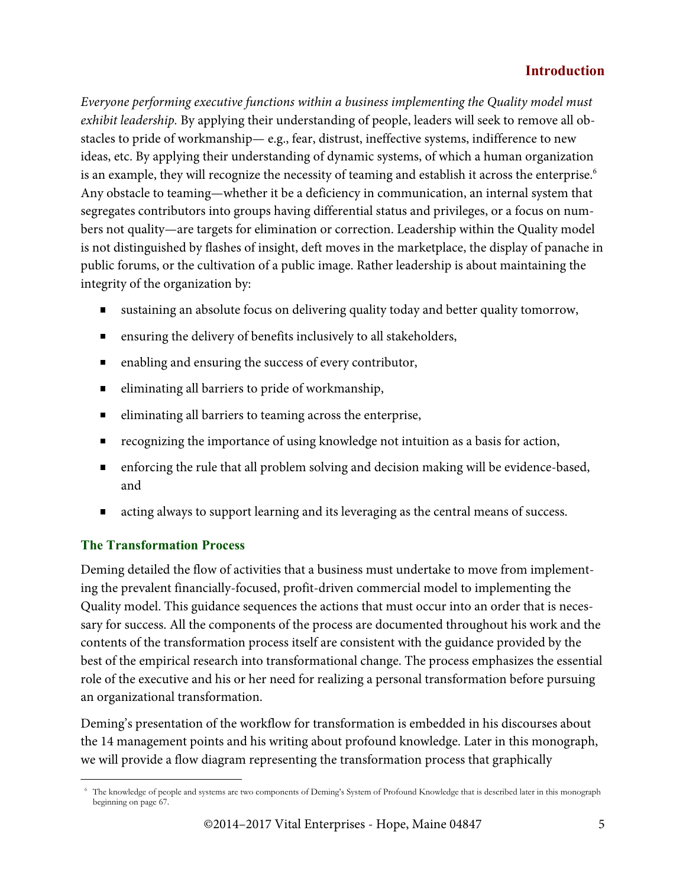*Everyone performing executive functions within a business implementing the Quality model must exhibit leadership.* By applying their understanding of people, leaders will seek to remove all obstacles to pride of workmanship— e.g., fear, distrust, ineffective systems, indifference to new ideas, etc. By applying their understanding of dynamic systems, of which a human organization is an example, they will recognize the necessity of teaming and establish it across the enterprise.[6] Any obstacle to teaming—whether it be a deficiency in communication, an internal system that segregates contributors into groups having differential status and privileges, or a focus on numbers not quality—are targets for elimination or correction. Leadership within the Quality model is not distinguished by flashes of insight, deft moves in the marketplace, the display of panache in public forums, or the cultivation of a public image. Rather leadership is about maintaining the integrity of the organization by:

- sustaining an absolute focus on delivering quality today and better quality tomorrow,
- ensuring the delivery of benefits inclusively to all stakeholders,
- enabling and ensuring the success of every contributor,
- eliminating all barriers to pride of workmanship,
- eliminating all barriers to teaming across the enterprise,
- recognizing the importance of using knowledge not intuition as a basis for action,
- enforcing the rule that all problem solving and decision making will be evidence-based, and
- acting always to support learning and its leveraging as the central means of success.

### The Transformation Process

Deming detailed the flow of activities that a business must undertake to move from implementing the prevalent financially-focused, profit-driven commercial model to implementing the Quality model. This guidance sequences the actions that must occur into an order that is necessary for success. All the components of the process are documented throughout his work and the contents of the transformation process itself are consistent with the guidance provided by the best of the empirical research into transformational change. The process emphasizes the essential role of the executive and his or her need for realizing a personal transformation before pursuing an organizational transformation.

Deming's presentation of the workflow for transformation is embedded in his discourses about the 14 management points and his writing about profound knowledge. Later in this monograph, we will provide a flow diagram representing the transformation process that graphically

[6] The knowledge of people and systems are two components of Deming's System of Profound Knowledge that is described later in this monograph beginning on page 67.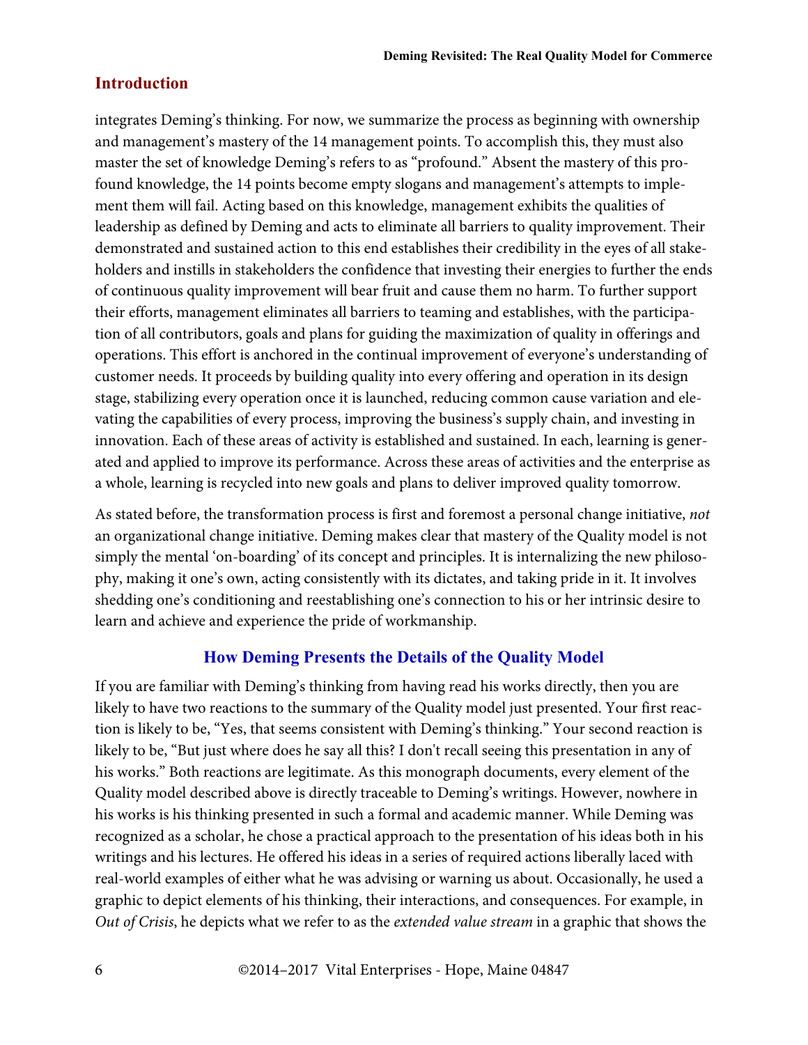integrates Deming's thinking. For now, we summarize the process as beginning with ownership and management's mastery of the 14 management points. To accomplish this, they must also master the set of knowledge Deming's refers to as "profound." Absent the mastery of this profound knowledge, the 14 points become empty slogans and management's attempts to implement them will fail. Acting based on this knowledge, management exhibits the qualities of leadership as defined by Deming and acts to eliminate all barriers to quality improvement. Their demonstrated and sustained action to this end establishes their credibility in the eyes of all stakeholders and instills in stakeholders the confidence that investing their energies to further the ends of continuous quality improvement will bear fruit and cause them no harm. To further support their efforts, management eliminates all barriers to teaming and establishes, with the participation of all contributors, goals and plans for guiding the maximization of quality in offerings and operations. This effort is anchored in the continual improvement of everyone's understanding of customer needs. It proceeds by building quality into every offering and operation in its design stage, stabilizing every operation once it is launched, reducing common cause variation and elevating the capabilities of every process, improving the business's supply chain, and investing in innovation. Each of these areas of activity is established and sustained. In each, learning is generated and applied to improve its performance. Across these areas of activities and the enterprise as a whole, learning is recycled into new goals and plans to deliver improved quality tomorrow.

As stated before, the transformation process is first and foremost a personal change initiative, *not* an organizational change initiative. Deming makes clear that mastery of the Quality model is not simply the mental 'on-boarding' of its concept and principles. It is internalizing the new philosophy, making it one's own, acting consistently with its dictates, and taking pride in it. It involves shedding one's conditioning and reestablishing one's connection to his or her intrinsic desire to learn and achieve and experience the pride of workmanship.

## How Deming Presents the Details of the Quality Model

If you are familiar with Deming's thinking from having read his works directly, then you are likely to have two reactions to the summary of the Quality model just presented. Your first reaction is likely to be, "Yes, that seems consistent with Deming's thinking." Your second reaction is likely to be, "But just where does he say all this? I don't recall seeing this presentation in any of his works." Both reactions are legitimate. As this monograph documents, every element of the Quality model described above is directly traceable to Deming's writings. However, nowhere in his works is his thinking presented in such a formal and academic manner. While Deming was recognized as a scholar, he chose a practical approach to the presentation of his ideas both in his writings and his lectures. He offered his ideas in a series of required actions liberally laced with real-world examples of either what he was advising or warning us about. Occasionally, he used a graphic to depict elements of his thinking, their interactions, and consequences. For example, in *Out of Crisis*, he depicts what we refer to as the *extended value stream* in a graphic that shows the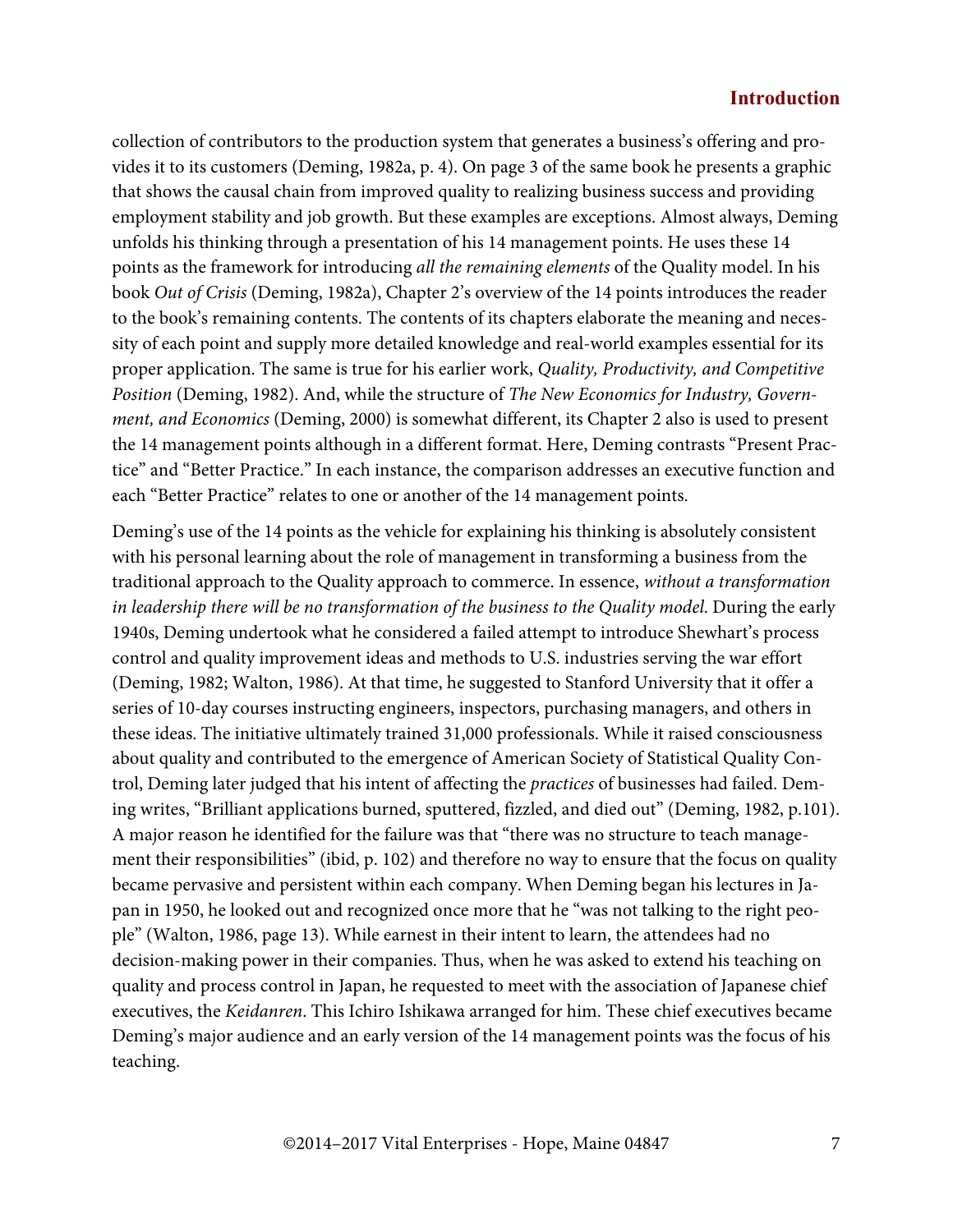collection of contributors to the production system that generates a business's offering and provides it to its customers (Deming, 1982a, p. 4). On page 3 of the same book he presents a graphic that shows the causal chain from improved quality to realizing business success and providing employment stability and job growth. But these examples are exceptions. Almost always, Deming unfolds his thinking through a presentation of his 14 management points. He uses these 14 points as the framework for introducing *all the remaining elements* of the Quality model. In his book *Out of Crisis* (Deming, 1982a), Chapter 2's overview of the 14 points introduces the reader to the book's remaining contents. The contents of its chapters elaborate the meaning and necessity of each point and supply more detailed knowledge and real-world examples essential for its proper application. The same is true for his earlier work, *Quality, Productivity, and Competitive Position* (Deming, 1982). And, while the structure of *The New Economics for Industry, Government, and Economics* (Deming, 2000) is somewhat different, its Chapter 2 also is used to present the 14 management points although in a different format. Here, Deming contrasts "Present Practice" and "Better Practice." In each instance, the comparison addresses an executive function and each "Better Practice" relates to one or another of the 14 management points.

Deming's use of the 14 points as the vehicle for explaining his thinking is absolutely consistent with his personal learning about the role of management in transforming a business from the traditional approach to the Quality approach to commerce. In essence, *without a transformation in leadership there will be no transformation of the business to the Quality model*. During the early 1940s, Deming undertook what he considered a failed attempt to introduce Shewhart's process control and quality improvement ideas and methods to U.S. industries serving the war effort (Deming, 1982; Walton, 1986). At that time, he suggested to Stanford University that it offer a series of 10-day courses instructing engineers, inspectors, purchasing managers, and others in these ideas. The initiative ultimately trained 31,000 professionals. While it raised consciousness about quality and contributed to the emergence of American Society of Statistical Quality Control, Deming later judged that his intent of affecting the *practices* of businesses had failed. Deming writes, "Brilliant applications burned, sputtered, fizzled, and died out" (Deming, 1982, p.101). A major reason he identified for the failure was that "there was no structure to teach management their responsibilities" (ibid, p. 102) and therefore no way to ensure that the focus on quality became pervasive and persistent within each company. When Deming began his lectures in Japan in 1950, he looked out and recognized once more that he "was not talking to the right people" (Walton, 1986, page 13). While earnest in their intent to learn, the attendees had no decision-making power in their companies. Thus, when he was asked to extend his teaching on quality and process control in Japan, he requested to meet with the association of Japanese chief executives, the *Keidanren*. This Ichiro Ishikawa arranged for him. These chief executives became Deming's major audience and an early version of the 14 management points was the focus of his teaching.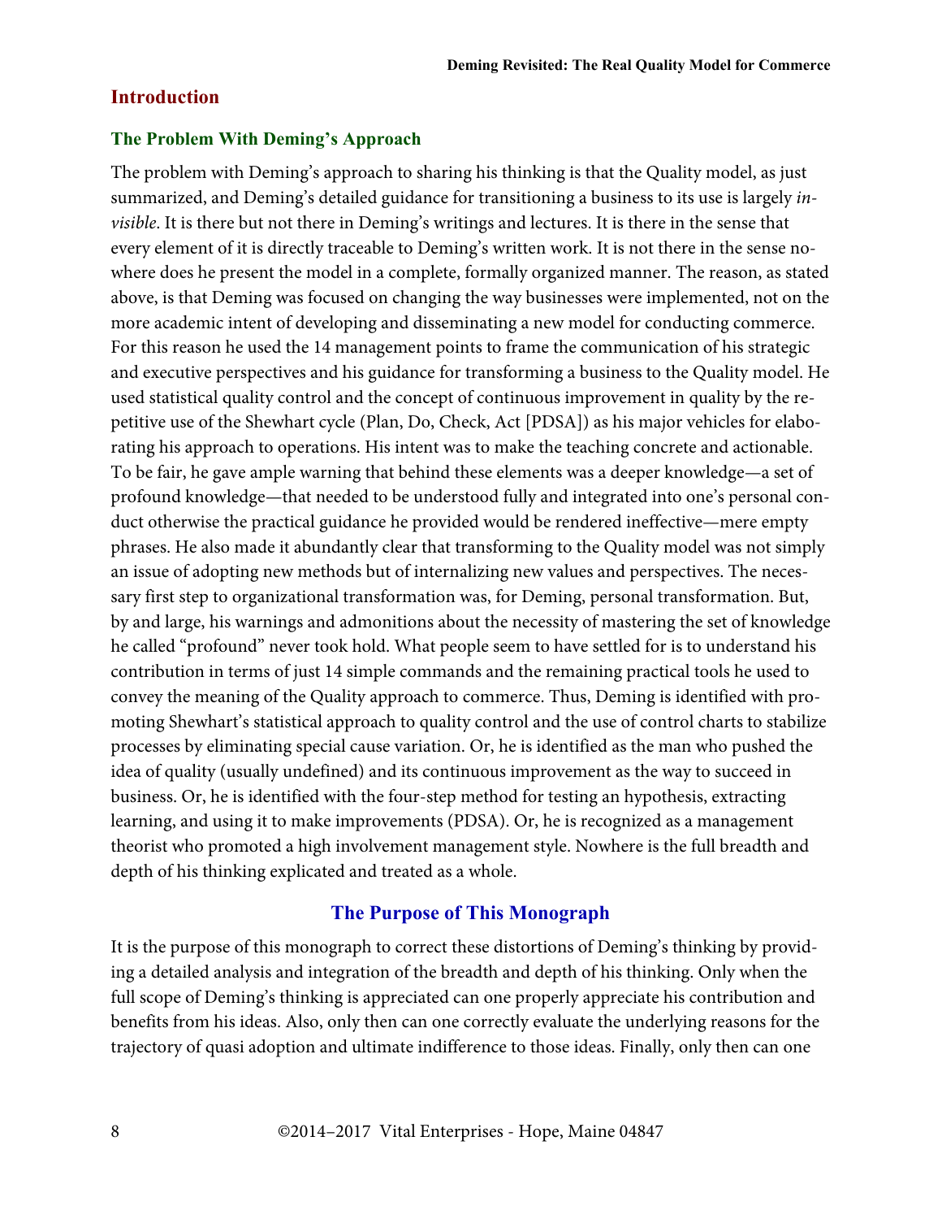## Introduction

### The Problem With Deming's Approach

The problem with Deming's approach to sharing his thinking is that the Quality model, as just summarized, and Deming's detailed guidance for transitioning a business to its use is largely *invisible*. It is there but not there in Deming's writings and lectures. It is there in the sense that every element of it is directly traceable to Deming's written work. It is not there in the sense nowhere does he present the model in a complete, formally organized manner. The reason, as stated above, is that Deming was focused on changing the way businesses were implemented, not on the more academic intent of developing and disseminating a new model for conducting commerce. For this reason he used the 14 management points to frame the communication of his strategic and executive perspectives and his guidance for transforming a business to the Quality model. He used statistical quality control and the concept of continuous improvement in quality by the repetitive use of the Shewhart cycle (Plan, Do, Check, Act [PDSA]) as his major vehicles for elaborating his approach to operations. His intent was to make the teaching concrete and actionable. To be fair, he gave ample warning that behind these elements was a deeper knowledge—a set of profound knowledge—that needed to be understood fully and integrated into one's personal conduct otherwise the practical guidance he provided would be rendered ineffective—mere empty phrases. He also made it abundantly clear that transforming to the Quality model was not simply an issue of adopting new methods but of internalizing new values and perspectives. The necessary first step to organizational transformation was, for Deming, personal transformation. But, by and large, his warnings and admonitions about the necessity of mastering the set of knowledge he called "profound" never took hold. What people seem to have settled for is to understand his contribution in terms of just 14 simple commands and the remaining practical tools he used to convey the meaning of the Quality approach to commerce. Thus, Deming is identified with promoting Shewhart's statistical approach to quality control and the use of control charts to stabilize processes by eliminating special cause variation. Or, he is identified as the man who pushed the idea of quality (usually undefined) and its continuous improvement as the way to succeed in business. Or, he is identified with the four-step method for testing an hypothesis, extracting learning, and using it to make improvements (PDSA). Or, he is recognized as a management theorist who promoted a high involvement management style. Nowhere is the full breadth and depth of his thinking explicated and treated as a whole.

### The Purpose of This Monograph

It is the purpose of this monograph to correct these distortions of Deming's thinking by providing a detailed analysis and integration of the breadth and depth of his thinking. Only when the full scope of Deming's thinking is appreciated can one properly appreciate his contribution and benefits from his ideas. Also, only then can one correctly evaluate the underlying reasons for the trajectory of quasi adoption and ultimate indifference to those ideas. Finally, only then can one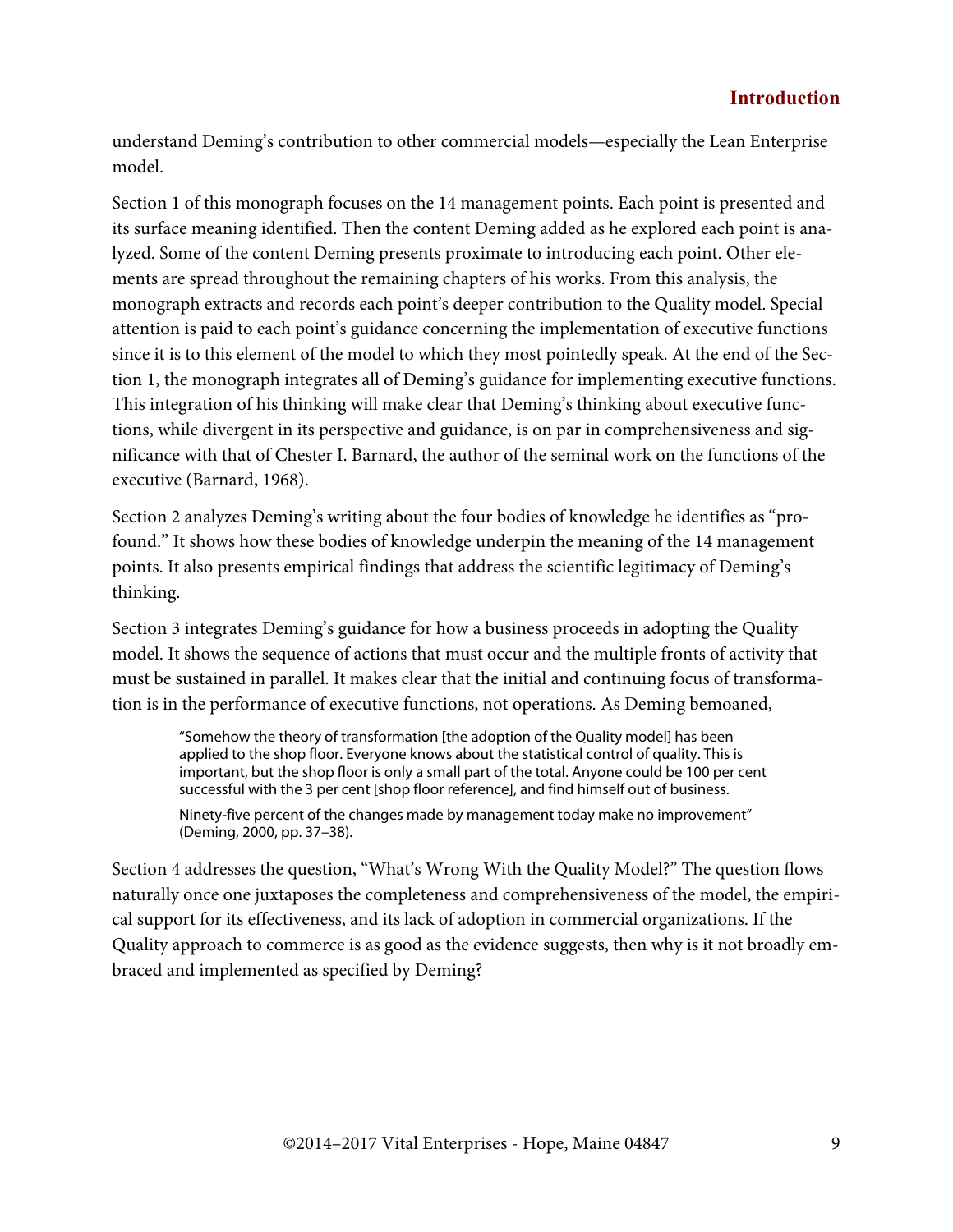understand Deming's contribution to other commercial models—especially the Lean Enterprise model.

Section 1 of this monograph focuses on the 14 management points. Each point is presented and its surface meaning identified. Then the content Deming added as he explored each point is analyzed. Some of the content Deming presents proximate to introducing each point. Other elements are spread throughout the remaining chapters of his works. From this analysis, the monograph extracts and records each point's deeper contribution to the Quality model. Special attention is paid to each point's guidance concerning the implementation of executive functions since it is to this element of the model to which they most pointedly speak. At the end of the Section 1, the monograph integrates all of Deming's guidance for implementing executive functions. This integration of his thinking will make clear that Deming's thinking about executive functions, while divergent in its perspective and guidance, is on par in comprehensiveness and significance with that of Chester I. Barnard, the author of the seminal work on the functions of the executive (Barnard, 1968).

Section 2 analyzes Deming's writing about the four bodies of knowledge he identifies as "profound." It shows how these bodies of knowledge underpin the meaning of the 14 management points. It also presents empirical findings that address the scientific legitimacy of Deming's thinking.

Section 3 integrates Deming's guidance for how a business proceeds in adopting the Quality model. It shows the sequence of actions that must occur and the multiple fronts of activity that must be sustained in parallel. It makes clear that the initial and continuing focus of transformation is in the performance of executive functions, not operations. As Deming bemoaned,

> "Somehow the theory of transformation [the adoption of the Quality model] has been applied to the shop floor. Everyone knows about the statistical control of quality. This is important, but the shop floor is only a small part of the total. Anyone could be 100 per cent successful with the 3 per cent [shop floor reference], and find himself out of business.
>
> Ninety-five percent of the changes made by management today make no improvement" (Deming, 2000, pp. 37–38).

Section 4 addresses the question, "What's Wrong With the Quality Model?" The question flows naturally once one juxtaposes the completeness and comprehensiveness of the model, the empirical support for its effectiveness, and its lack of adoption in commercial organizations. If the Quality approach to commerce is as good as the evidence suggests, then why is it not broadly embraced and implemented as specified by Deming?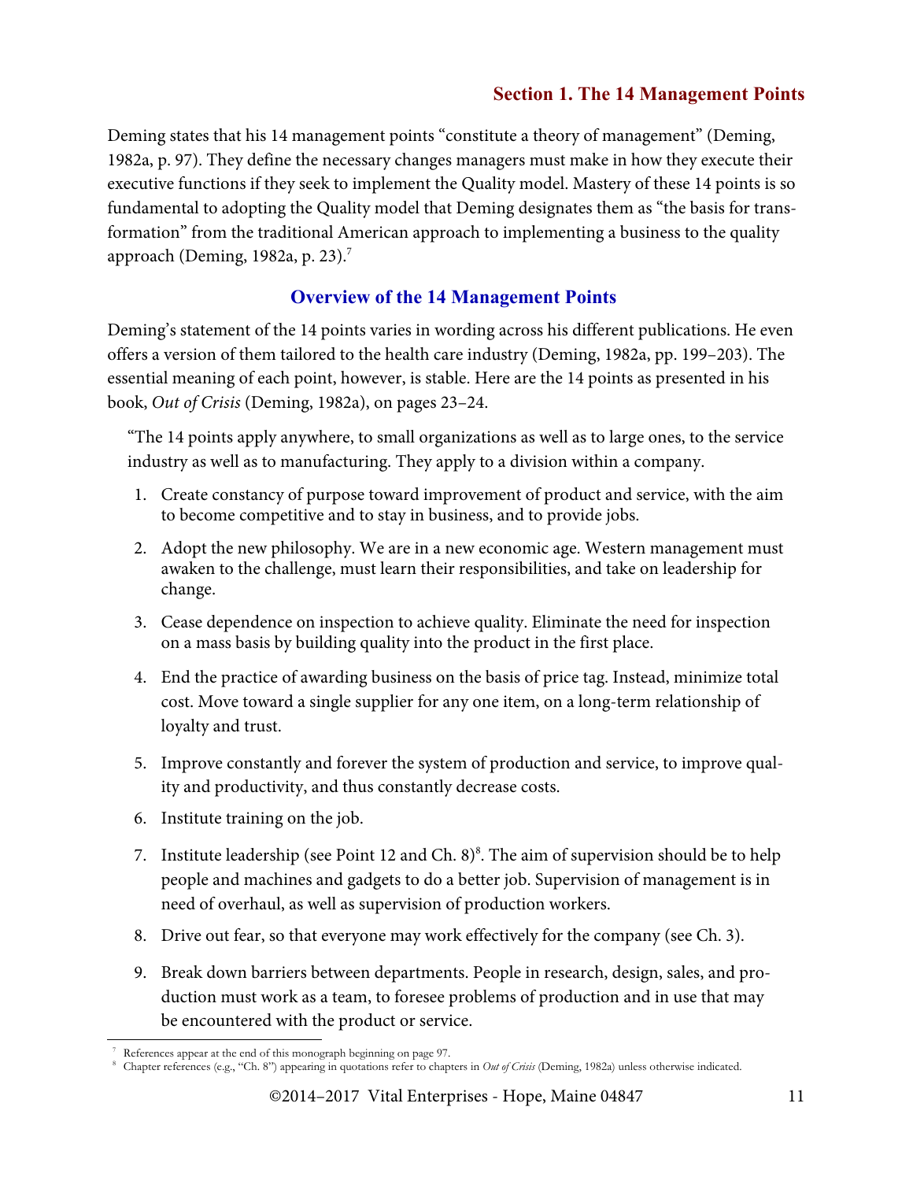## Section 1. The 14 Management Points

Deming states that his 14 management points "constitute a theory of management" (Deming, 1982a, p. 97). They define the necessary changes managers must make in how they execute their executive functions if they seek to implement the Quality model. Mastery of these 14 points is so fundamental to adopting the Quality model that Deming designates them as "the basis for transformation" from the traditional American approach to implementing a business to the quality approach (Deming, 1982a, p. 23).[7]

### Overview of the 14 Management Points

Deming's statement of the 14 points varies in wording across his different publications. He even offers a version of them tailored to the health care industry (Deming, 1982a, pp. 199–203). The essential meaning of each point, however, is stable. Here are the 14 points as presented in his book, *Out of Crisis* (Deming, 1982a), on pages 23–24.

> "The 14 points apply anywhere, to small organizations as well as to large ones, to the service industry as well as to manufacturing. They apply to a division within a company.
>
> 1. Create constancy of purpose toward improvement of product and service, with the aim to become competitive and to stay in business, and to provide jobs.
> 2. Adopt the new philosophy. We are in a new economic age. Western management must awaken to the challenge, must learn their responsibilities, and take on leadership for change.
> 3. Cease dependence on inspection to achieve quality. Eliminate the need for inspection on a mass basis by building quality into the product in the first place.
> 4. End the practice of awarding business on the basis of price tag. Instead, minimize total cost. Move toward a single supplier for any one item, on a long-term relationship of loyalty and trust.
> 5. Improve constantly and forever the system of production and service, to improve quality and productivity, and thus constantly decrease costs.
> 6. Institute training on the job.
> 7. Institute leadership (see Point 12 and Ch. 8)[8]. The aim of supervision should be to help people and machines and gadgets to do a better job. Supervision of management is in need of overhaul, as well as supervision of production workers.
> 8. Drive out fear, so that everyone may work effectively for the company (see Ch. 3).
> 9. Break down barriers between departments. People in research, design, sales, and production must work as a team, to foresee problems of production and in use that may be encountered with the product or service.

[7] References appear at the end of this monograph beginning on page 97.

[8] Chapter references (e.g., "Ch. 8") appearing in quotations refer to chapters in *Out of Crisis* (Deming, 1982a) unless otherwise indicated.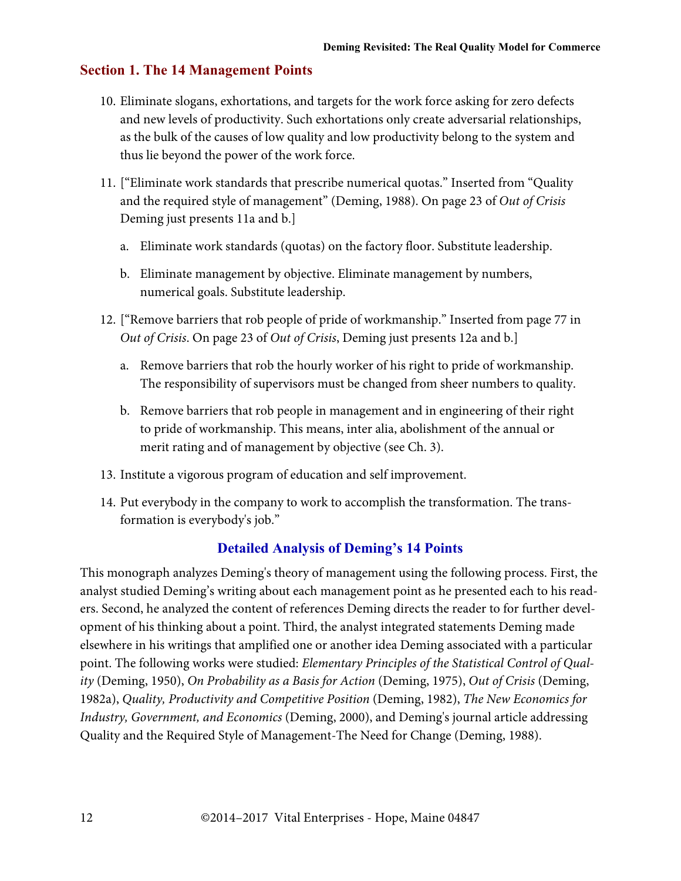## Section 1. The 14 Management Points

10. Eliminate slogans, exhortations, and targets for the work force asking for zero defects and new levels of productivity. Such exhortations only create adversarial relationships, as the bulk of the causes of low quality and low productivity belong to the system and thus lie beyond the power of the work force.

11. ["Eliminate work standards that prescribe numerical quotas." Inserted from "Quality and the required style of management" (Deming, 1988). On page 23 of *Out of Crisis* Deming just presents 11a and b.]

    a. Eliminate work standards (quotas) on the factory floor. Substitute leadership.

    b. Eliminate management by objective. Eliminate management by numbers, numerical goals. Substitute leadership.

12. ["Remove barriers that rob people of pride of workmanship." Inserted from page 77 in *Out of Crisis*. On page 23 of *Out of Crisis*, Deming just presents 12a and b.]

    a. Remove barriers that rob the hourly worker of his right to pride of workmanship. The responsibility of supervisors must be changed from sheer numbers to quality.

    b. Remove barriers that rob people in management and in engineering of their right to pride of workmanship. This means, inter alia, abolishment of the annual or merit rating and of management by objective (see Ch. 3).

13. Institute a vigorous program of education and self improvement.

14. Put everybody in the company to work to accomplish the transformation. The transformation is everybody's job."

### Detailed Analysis of Deming's 14 Points

This monograph analyzes Deming's theory of management using the following process. First, the analyst studied Deming's writing about each management point as he presented each to his readers. Second, he analyzed the content of references Deming directs the reader to for further development of his thinking about a point. Third, the analyst integrated statements Deming made elsewhere in his writings that amplified one or another idea Deming associated with a particular point. The following works were studied: *Elementary Principles of the Statistical Control of Quality* (Deming, 1950), *On Probability as a Basis for Action* (Deming, 1975), *Out of Crisis* (Deming, 1982a), *Quality, Productivity and Competitive Position* (Deming, 1982), *The New Economics for Industry, Government, and Economics* (Deming, 2000), and Deming's journal article addressing Quality and the Required Style of Management-The Need for Change (Deming, 1988).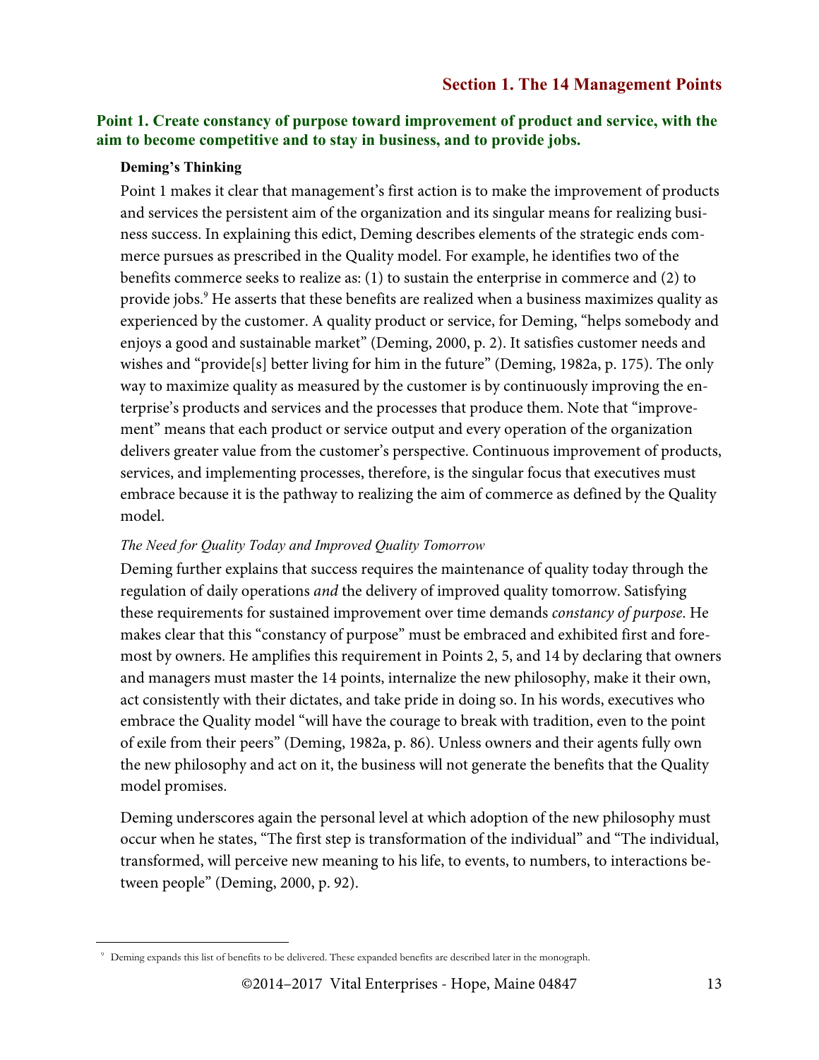## Section 1. The 14 Management Points

### Point 1. Create constancy of purpose toward improvement of product and service, with the aim to become competitive and to stay in business, and to provide jobs.

**Deming's Thinking**

Point 1 makes it clear that management's first action is to make the improvement of products and services the persistent aim of the organization and its singular means for realizing business success. In explaining this edict, Deming describes elements of the strategic ends commerce pursues as prescribed in the Quality model. For example, he identifies two of the benefits commerce seeks to realize as: (1) to sustain the enterprise in commerce and (2) to provide jobs.[9] He asserts that these benefits are realized when a business maximizes quality as experienced by the customer. A quality product or service, for Deming, "helps somebody and enjoys a good and sustainable market" (Deming, 2000, p. 2). It satisfies customer needs and wishes and "provide[s] better living for him in the future" (Deming, 1982a, p. 175). The only way to maximize quality as measured by the customer is by continuously improving the enterprise's products and services and the processes that produce them. Note that "improvement" means that each product or service output and every operation of the organization delivers greater value from the customer's perspective. Continuous improvement of products, services, and implementing processes, therefore, is the singular focus that executives must embrace because it is the pathway to realizing the aim of commerce as defined by the Quality model.

*The Need for Quality Today and Improved Quality Tomorrow*

Deming further explains that success requires the maintenance of quality today through the regulation of daily operations *and* the delivery of improved quality tomorrow. Satisfying these requirements for sustained improvement over time demands *constancy of purpose*. He makes clear that this "constancy of purpose" must be embraced and exhibited first and foremost by owners. He amplifies this requirement in Points 2, 5, and 14 by declaring that owners and managers must master the 14 points, internalize the new philosophy, make it their own, act consistently with their dictates, and take pride in doing so. In his words, executives who embrace the Quality model "will have the courage to break with tradition, even to the point of exile from their peers" (Deming, 1982a, p. 86). Unless owners and their agents fully own the new philosophy and act on it, the business will not generate the benefits that the Quality model promises.

Deming underscores again the personal level at which adoption of the new philosophy must occur when he states, "The first step is transformation of the individual" and "The individual, transformed, will perceive new meaning to his life, to events, to numbers, to interactions between people" (Deming, 2000, p. 92).

[9] Deming expands this list of benefits to be delivered. These expanded benefits are described later in the monograph.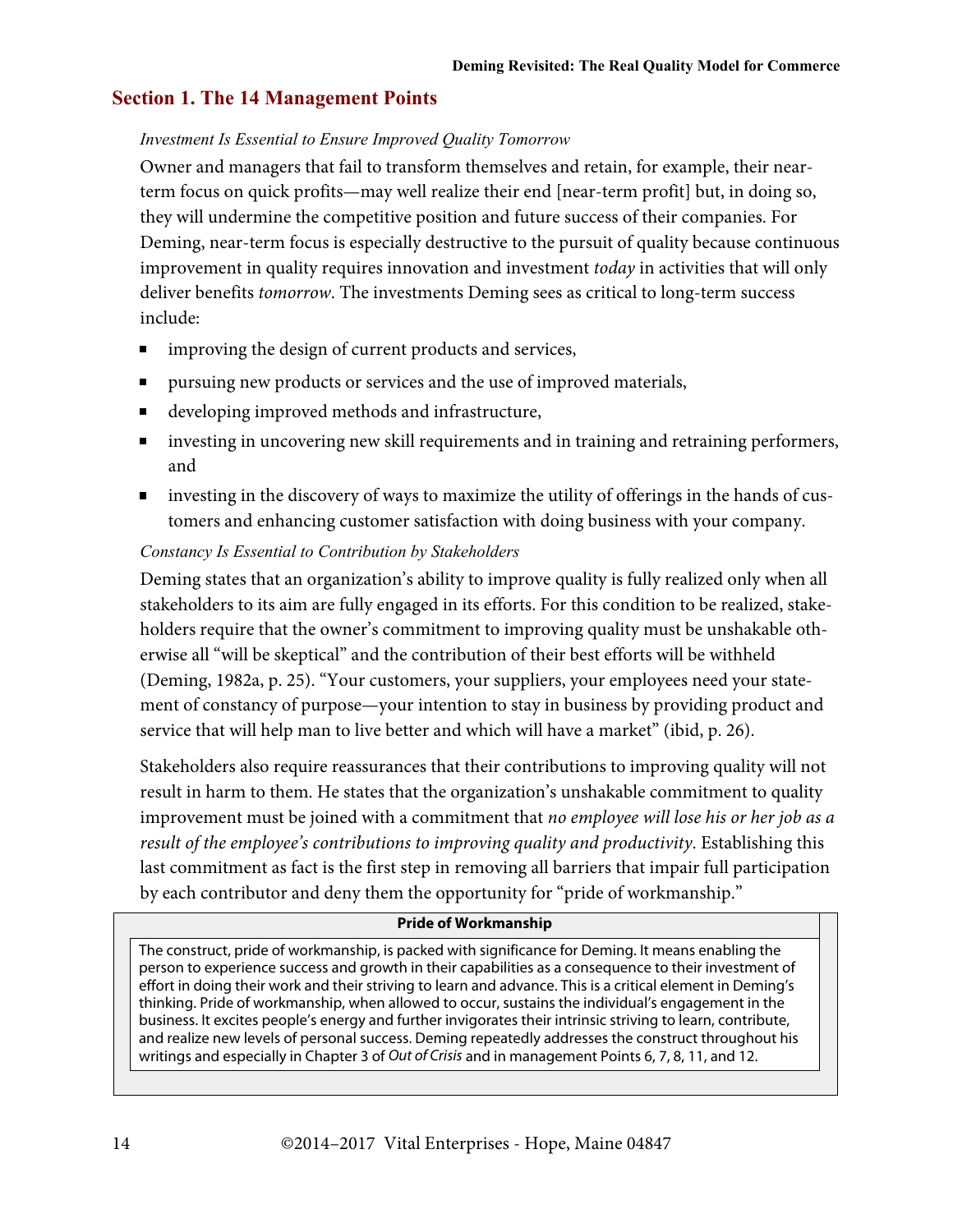## Section 1. The 14 Management Points

*Investment Is Essential to Ensure Improved Quality Tomorrow*

Owner and managers that fail to transform themselves and retain, for example, their near-term focus on quick profits—may well realize their end [near-term profit] but, in doing so, they will undermine the competitive position and future success of their companies. For Deming, near-term focus is especially destructive to the pursuit of quality because continuous improvement in quality requires innovation and investment *today* in activities that will only deliver benefits *tomorrow*. The investments Deming sees as critical to long-term success include:

- improving the design of current products and services,
- pursuing new products or services and the use of improved materials,
- developing improved methods and infrastructure,
- investing in uncovering new skill requirements and in training and retraining performers, and
- investing in the discovery of ways to maximize the utility of offerings in the hands of customers and enhancing customer satisfaction with doing business with your company.

*Constancy Is Essential to Contribution by Stakeholders*

Deming states that an organization's ability to improve quality is fully realized only when all stakeholders to its aim are fully engaged in its efforts. For this condition to be realized, stakeholders require that the owner's commitment to improving quality must be unshakable otherwise all "will be skeptical" and the contribution of their best efforts will be withheld (Deming, 1982a, p. 25). "Your customers, your suppliers, your employees need your statement of constancy of purpose—your intention to stay in business by providing product and service that will help man to live better and which will have a market" (ibid, p. 26).

Stakeholders also require reassurances that their contributions to improving quality will not result in harm to them. He states that the organization's unshakable commitment to quality improvement must be joined with a commitment that *no employee will lose his or her job as a result of the employee's contributions to improving quality and productivity*. Establishing this last commitment as fact is the first step in removing all barriers that impair full participation by each contributor and deny them the opportunity for "pride of workmanship."

**Pride of Workmanship**

The construct, pride of workmanship, is packed with significance for Deming. It means enabling the person to experience success and growth in their capabilities as a consequence to their investment of effort in doing their work and their striving to learn and advance. This is a critical element in Deming's thinking. Pride of workmanship, when allowed to occur, sustains the individual's engagement in the business. It excites people's energy and further invigorates their intrinsic striving to learn, contribute, and realize new levels of personal success. Deming repeatedly addresses the construct throughout his writings and especially in Chapter 3 of *Out of Crisis* and in management Points 6, 7, 8, 11, and 12.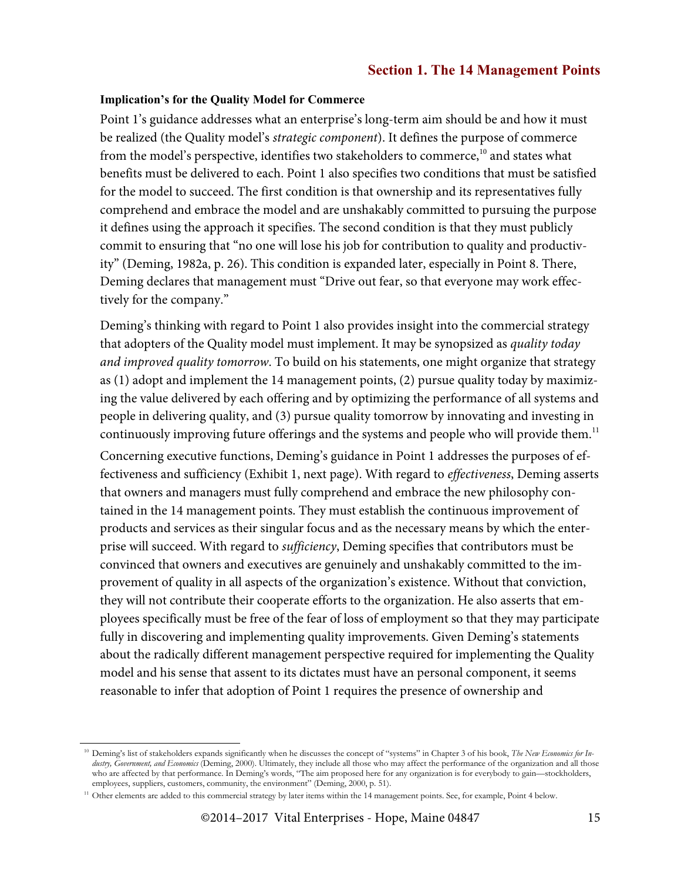### Implication's for the Quality Model for Commerce

Point 1's guidance addresses what an enterprise's long-term aim should be and how it must be realized (the Quality model's *strategic component*). It defines the purpose of commerce from the model's perspective, identifies two stakeholders to commerce,[10] and states what benefits must be delivered to each. Point 1 also specifies two conditions that must be satisfied for the model to succeed. The first condition is that ownership and its representatives fully comprehend and embrace the model and are unshakably committed to pursuing the purpose it defines using the approach it specifies. The second condition is that they must publicly commit to ensuring that "no one will lose his job for contribution to quality and productivity" (Deming, 1982a, p. 26). This condition is expanded later, especially in Point 8. There, Deming declares that management must "Drive out fear, so that everyone may work effectively for the company."

Deming's thinking with regard to Point 1 also provides insight into the commercial strategy that adopters of the Quality model must implement. It may be synopsized as *quality today and improved quality tomorrow*. To build on his statements, one might organize that strategy as (1) adopt and implement the 14 management points, (2) pursue quality today by maximizing the value delivered by each offering and by optimizing the performance of all systems and people in delivering quality, and (3) pursue quality tomorrow by innovating and investing in continuously improving future offerings and the systems and people who will provide them.[11]

Concerning executive functions, Deming's guidance in Point 1 addresses the purposes of effectiveness and sufficiency (Exhibit 1, next page). With regard to *effectiveness*, Deming asserts that owners and managers must fully comprehend and embrace the new philosophy contained in the 14 management points. They must establish the continuous improvement of products and services as their singular focus and as the necessary means by which the enterprise will succeed. With regard to *sufficiency*, Deming specifies that contributors must be convinced that owners and executives are genuinely and unshakably committed to the improvement of quality in all aspects of the organization's existence. Without that conviction, they will not contribute their cooperate efforts to the organization. He also asserts that employees specifically must be free of the fear of loss of employment so that they may participate fully in discovering and implementing quality improvements. Given Deming's statements about the radically different management perspective required for implementing the Quality model and his sense that assent to its dictates must have an personal component, it seems reasonable to infer that adoption of Point 1 requires the presence of ownership and

---

[10] Deming's list of stakeholders expands significantly when he discusses the concept of "systems" in Chapter 3 of his book, *The New Economics for Industry, Government, and Economics* (Deming, 2000). Ultimately, they include all those who may affect the performance of the organization and all those who are affected by that performance. In Deming's words, "The aim proposed here for any organization is for everybody to gain—stockholders, employees, suppliers, customers, community, the environment" (Deming, 2000, p. 51).

[11] Other elements are added to this commercial strategy by later items within the 14 management points. See, for example, Point 4 below.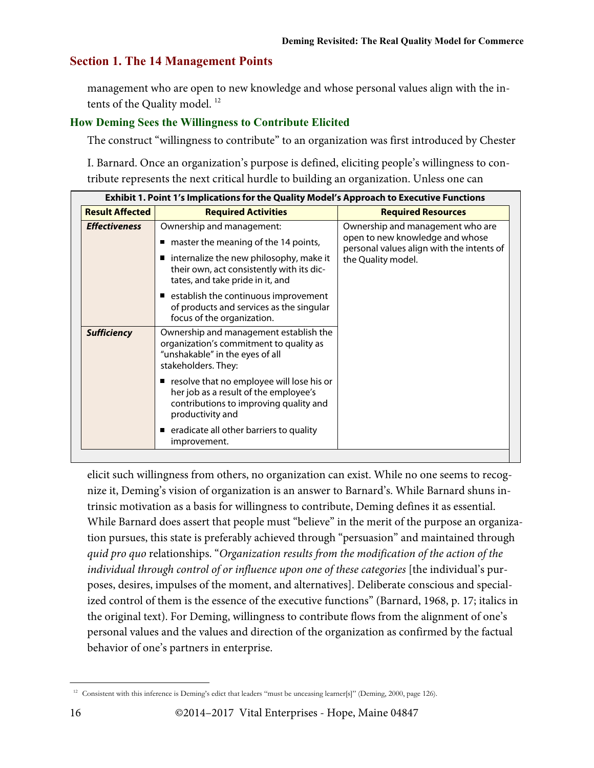## Section 1. The 14 Management Points

management who are open to new knowledge and whose personal values align with the intents of the Quality model. [12]

### How Deming Sees the Willingness to Contribute Elicited

The construct "willingness to contribute" to an organization was first introduced by Chester I. Barnard. Once an organization's purpose is defined, eliciting people's willingness to contribute represents the next critical hurdle to building an organization. Unless one can elicit such willingness from others, no organization can exist. While no one seems to recognize it, Deming's vision of organization is an answer to Barnard's. While Barnard shuns intrinsic motivation as a basis for willingness to contribute, Deming defines it as essential. While Barnard does assert that people must "believe" in the merit of the purpose an organization pursues, this state is preferably achieved through "persuasion" and maintained through *quid pro quo* relationships. "*Organization results from the modification of the action of the individual through control of or influence upon one of these categories* [the individual's purposes, desires, impulses of the moment, and alternatives]. Deliberate conscious and specialized control of them is the essence of the executive functions" (Barnard, 1968, p. 17; italics in the original text). For Deming, willingness to contribute flows from the alignment of one's personal values and the values and direction of the organization as confirmed by the factual behavior of one's partners in enterprise.

**Exhibit 1. Point 1's Implications for the Quality Model's Approach to Executive Functions**

| Result Affected | Required Activities | Required Resources |
|---|---|---|
| ***Effectiveness*** | Ownership and management:<br>■ master the meaning of the 14 points,<br>■ internalize the new philosophy, make it their own, act consistently with its dictates, and take pride in it, and<br>■ establish the continuous improvement of products and services as the singular focus of the organization. | Ownership and management who are open to new knowledge and whose personal values align with the intents of the Quality model. |
| ***Sufficiency*** | Ownership and management establish the organization's commitment to quality as "unshakable" in the eyes of all stakeholders. They:<br>■ resolve that no employee will lose his or her job as a result of the employee's contributions to improving quality and productivity and<br>■ eradicate all other barriers to quality improvement. | |

[12] Consistent with this inference is Deming's edict that leaders "must be unceasing learner[s]" (Deming, 2000, page 126).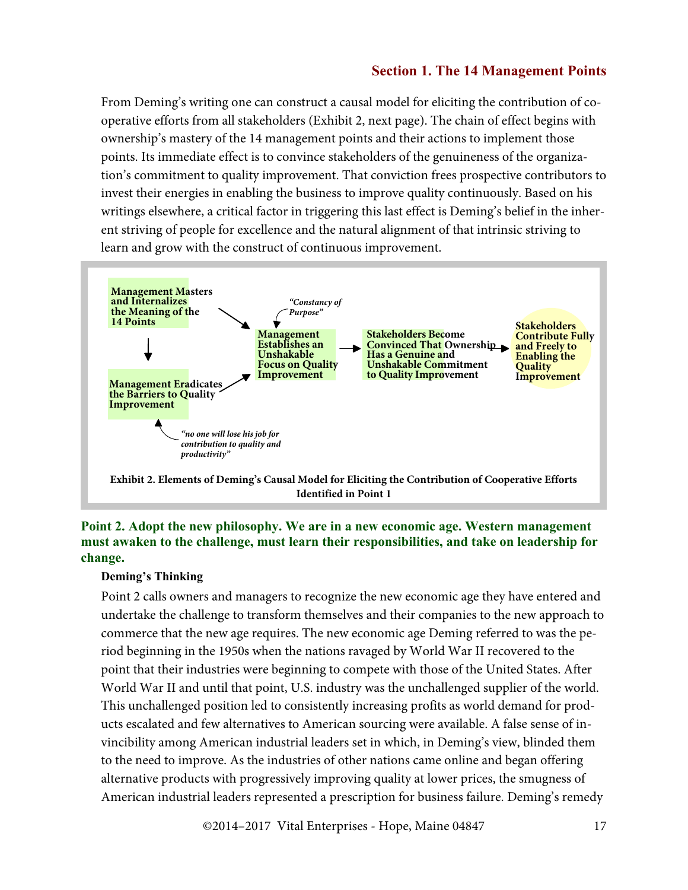## Section 1. The 14 Management Points

From Deming's writing one can construct a causal model for eliciting the contribution of cooperative efforts from all stakeholders (Exhibit 2, next page). The chain of effect begins with ownership's mastery of the 14 management points and their actions to implement those points. Its immediate effect is to convince stakeholders of the genuineness of the organization's commitment to quality improvement. That conviction frees prospective contributors to invest their energies in enabling the business to improve quality continuously. Based on his writings elsewhere, a critical factor in triggering this last effect is Deming's belief in the inherent striving of people for excellence and the natural alignment of that intrinsic striving to learn and grow with the construct of continuous improvement.

**Management Masters and Internalizes the Meaning of the 14 Points** → **Management Eradicates the Barriers to Quality Improvement**

*"no one will lose his job for contribution to quality and productivity"* → **Management Eradicates the Barriers to Quality Improvement**

**Management Masters and Internalizes the Meaning of the 14 Points** + **Management Eradicates the Barriers to Quality Improvement** → **Management Establishes an Unshakable Focus on Quality Improvement**

*"Constancy of Purpose"* → **Management Establishes an Unshakable Focus on Quality Improvement**

**Management Establishes an Unshakable Focus on Quality Improvement** → **Stakeholders Become Convinced That Ownership Has a Genuine and Unshakable Commitment to Quality Improvement** → **Stakeholders Contribute Fully and Freely to Enabling the Quality Improvement**

**Exhibit 2. Elements of Deming's Causal Model for Eliciting the Contribution of Cooperative Efforts Identified in Point 1**

### Point 2. Adopt the new philosophy. We are in a new economic age. Western management must awaken to the challenge, must learn their responsibilities, and take on leadership for change.

**Deming's Thinking**

Point 2 calls owners and managers to recognize the new economic age they have entered and undertake the challenge to transform themselves and their companies to the new approach to commerce that the new age requires. The new economic age Deming referred to was the period beginning in the 1950s when the nations ravaged by World War II recovered to the point that their industries were beginning to compete with those of the United States. After World War II and until that point, U.S. industry was the unchallenged supplier of the world. This unchallenged position led to consistently increasing profits as world demand for products escalated and few alternatives to American sourcing were available. A false sense of invincibility among American industrial leaders set in which, in Deming's view, blinded them to the need to improve. As the industries of other nations came online and began offering alternative products with progressively improving quality at lower prices, the smugness of American industrial leaders represented a prescription for business failure. Deming's remedy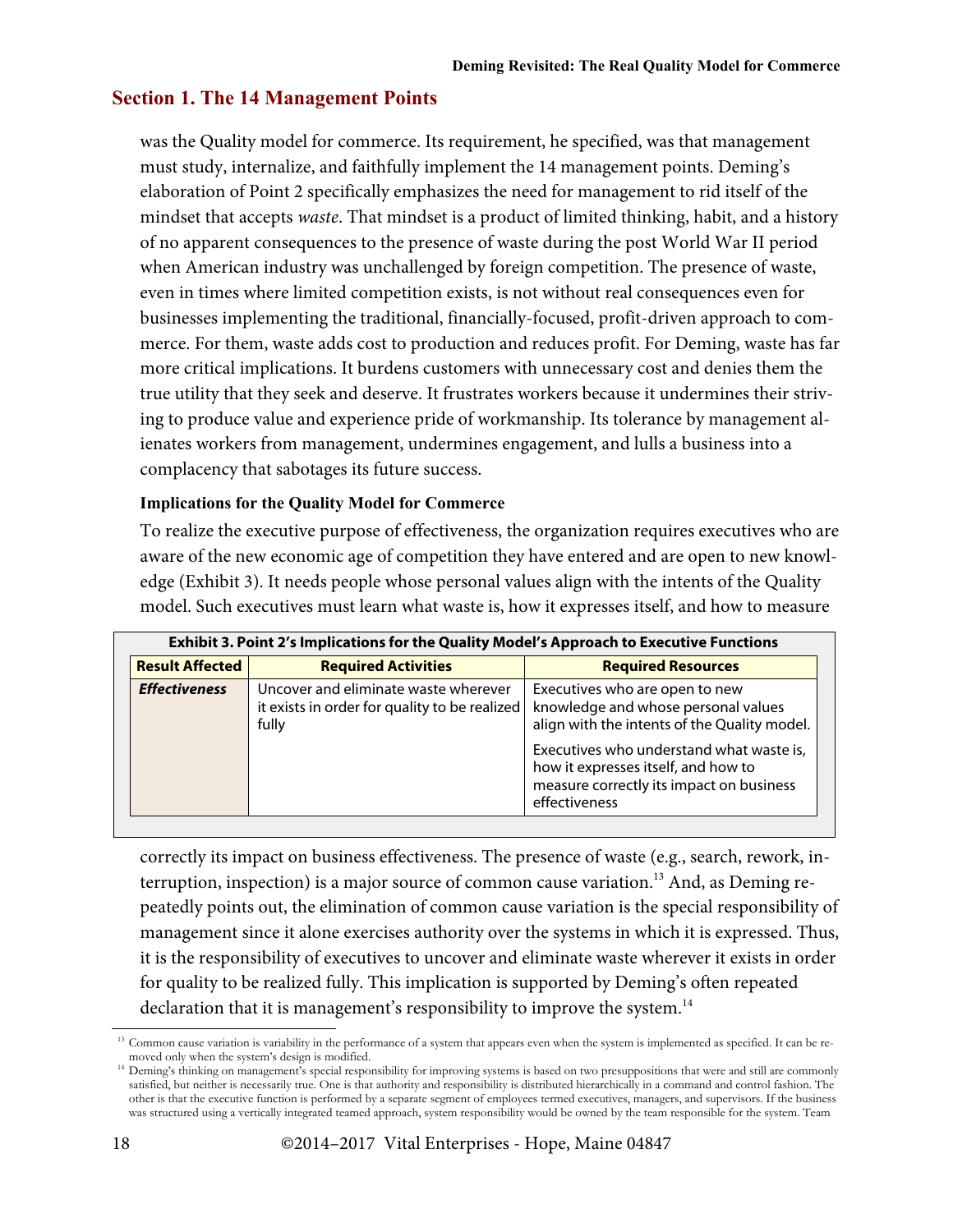## Section 1. The 14 Management Points

was the Quality model for commerce. Its requirement, he specified, was that management must study, internalize, and faithfully implement the 14 management points. Deming's elaboration of Point 2 specifically emphasizes the need for management to rid itself of the mindset that accepts *waste*. That mindset is a product of limited thinking, habit, and a history of no apparent consequences to the presence of waste during the post World War II period when American industry was unchallenged by foreign competition. The presence of waste, even in times where limited competition exists, is not without real consequences even for businesses implementing the traditional, financially-focused, profit-driven approach to commerce. For them, waste adds cost to production and reduces profit. For Deming, waste has far more critical implications. It burdens customers with unnecessary cost and denies them the true utility that they seek and deserve. It frustrates workers because it undermines their striving to produce value and experience pride of workmanship. Its tolerance by management alienates workers from management, undermines engagement, and lulls a business into a complacency that sabotages its future success.

#### Implications for the Quality Model for Commerce

To realize the executive purpose of effectiveness, the organization requires executives who are aware of the new economic age of competition they have entered and are open to new knowledge (Exhibit 3). It needs people whose personal values align with the intents of the Quality model. Such executives must learn what waste is, how it expresses itself, and how to measure correctly its impact on business effectiveness. The presence of waste (e.g., search, rework, interruption, inspection) is a major source of common cause variation.[13] And, as Deming repeatedly points out, the elimination of common cause variation is the special responsibility of management since it alone exercises authority over the systems in which it is expressed. Thus, it is the responsibility of executives to uncover and eliminate waste wherever it exists in order for quality to be realized fully. This implication is supported by Deming's often repeated declaration that it is management's responsibility to improve the system.[14]

**Exhibit 3. Point 2's Implications for the Quality Model's Approach to Executive Functions**

| Result Affected | Required Activities | Required Resources |
|---|---|---|
| ***Effectiveness*** | Uncover and eliminate waste wherever it exists in order for quality to be realized fully | Executives who are open to new knowledge and whose personal values align with the intents of the Quality model. |
| | | Executives who understand what waste is, how it expresses itself, and how to measure correctly its impact on business effectiveness |

---

[13] Common cause variation is variability in the performance of a system that appears even when the system is implemented as specified. It can be removed only when the system's design is modified.

[14] Deming's thinking on management's special responsibility for improving systems is based on two presuppositions that were and still are commonly satisfied, but neither is necessarily true. One is that authority and responsibility is distributed hierarchically in a command and control fashion. The other is that the executive function is performed by a separate segment of employees termed executives, managers, and supervisors. If the business was structured using a vertically integrated teamed approach, system responsibility would be owned by the team responsible for the system. Team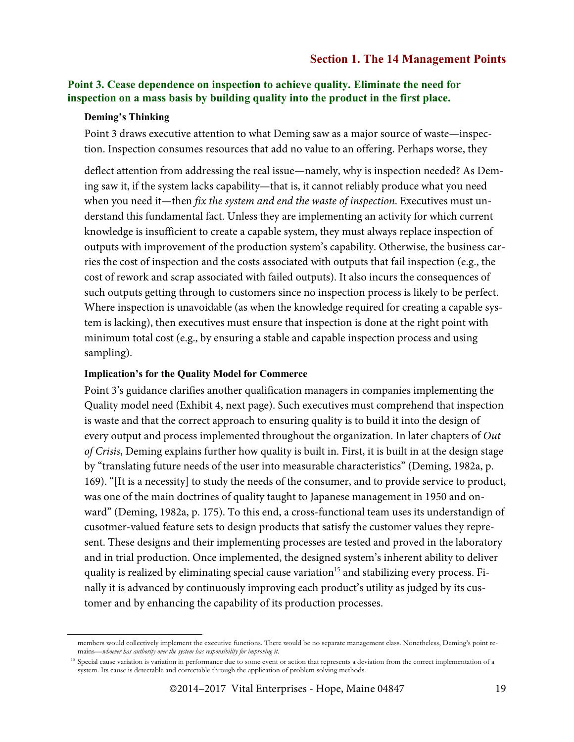**Point 3. Cease dependence on inspection to achieve quality. Eliminate the need for inspection on a mass basis by building quality into the product in the first place.**

#### Deming's Thinking

Point 3 draws executive attention to what Deming saw as a major source of waste—inspection. Inspection consumes resources that add no value to an offering. Perhaps worse, they deflect attention from addressing the real issue—namely, why is inspection needed? As Deming saw it, if the system lacks capability—that is, it cannot reliably produce what you need when you need it—then *fix the system and end the waste of inspection*. Executives must understand this fundamental fact. Unless they are implementing an activity for which current knowledge is insufficient to create a capable system, they must always replace inspection of outputs with improvement of the production system's capability. Otherwise, the business carries the cost of inspection and the costs associated with outputs that fail inspection (e.g., the cost of rework and scrap associated with failed outputs). It also incurs the consequences of such outputs getting through to customers since no inspection process is likely to be perfect. Where inspection is unavoidable (as when the knowledge required for creating a capable system is lacking), then executives must ensure that inspection is done at the right point with minimum total cost (e.g., by ensuring a stable and capable inspection process and using sampling).

#### Implication's for the Quality Model for Commerce

Point 3's guidance clarifies another qualification managers in companies implementing the Quality model need (Exhibit 4, next page). Such executives must comprehend that inspection is waste and that the correct approach to ensuring quality is to build it into the design of every output and process implemented throughout the organization. In later chapters of *Out of Crisis*, Deming explains further how quality is built in. First, it is built in at the design stage by "translating future needs of the user into measurable characteristics" (Deming, 1982a, p. 169). "[It is a necessity] to study the needs of the consumer, and to provide service to product, was one of the main doctrines of quality taught to Japanese management in 1950 and onward" (Deming, 1982a, p. 175). To this end, a cross-functional team uses its understandign of cusotmer-valued feature sets to design products that satisfy the customer values they represent. These designs and their implementing processes are tested and proved in the laboratory and in trial production. Once implemented, the designed system's inherent ability to deliver quality is realized by eliminating special cause variation[15] and stabilizing every process. Finally it is advanced by continuously improving each product's utility as judged by its customer and by enhancing the capability of its production processes.

---

members would collectively implement the executive functions. There would be no separate management class. Nonetheless, Deming's point remains—*whoever has authority over the system has responsibility for improving it*.

[15] Special cause variation is variation in performance due to some event or action that represents a deviation from the correct implementation of a system. Its cause is detectable and correctable through the application of problem solving methods.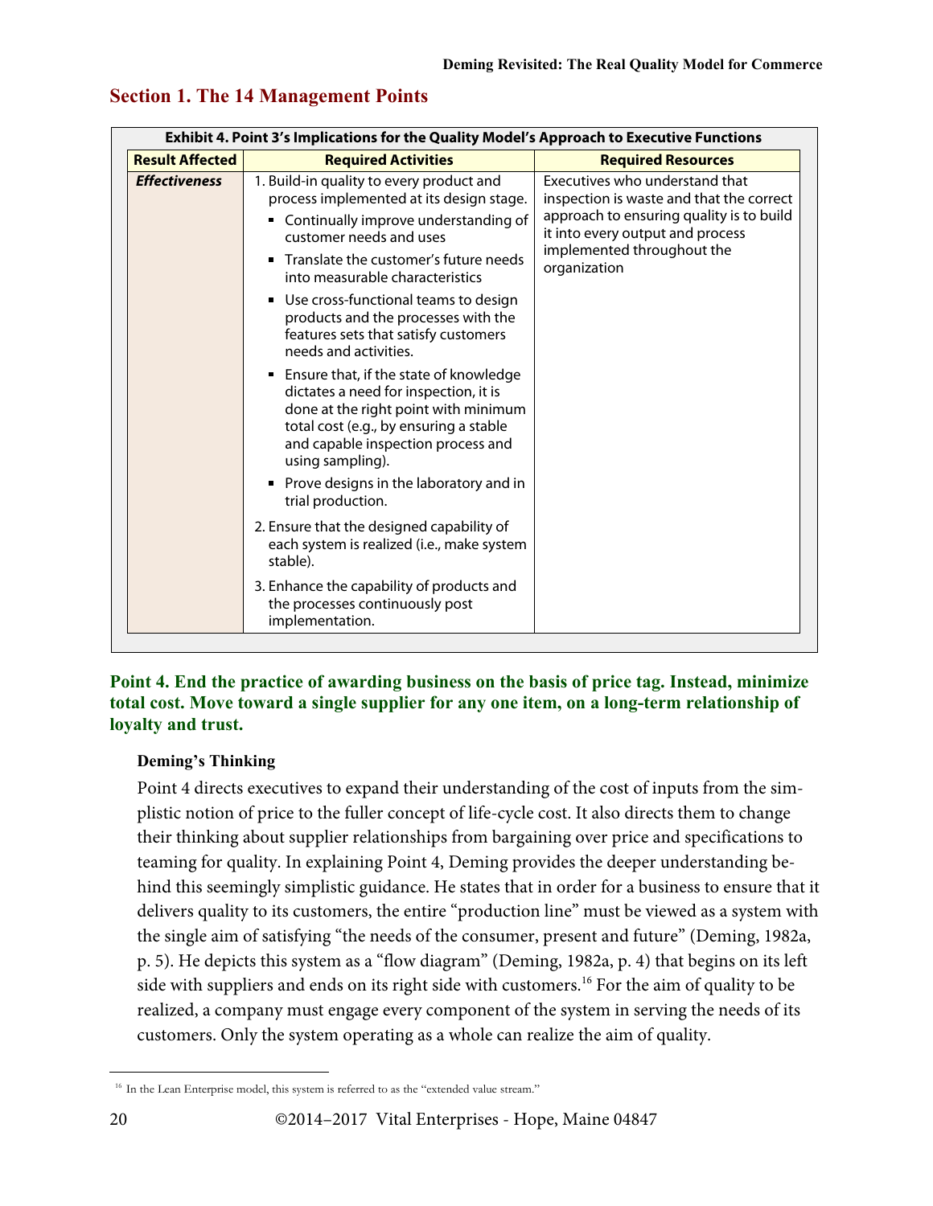## Section 1. The 14 Management Points

**Exhibit 4. Point 3's Implications for the Quality Model's Approach to Executive Functions**

| Result Affected | Required Activities | Required Resources |
|---|---|---|
| ***Effectiveness*** | 1. Build-in quality to every product and process implemented at its design stage.<br>▪ Continually improve understanding of customer needs and uses<br>▪ Translate the customer's future needs into measurable characteristics<br>▪ Use cross-functional teams to design products and the processes with the features sets that satisfy customers needs and activities.<br>▪ Ensure that, if the state of knowledge dictates a need for inspection, it is done at the right point with minimum total cost (e.g., by ensuring a stable and capable inspection process and using sampling).<br>▪ Prove designs in the laboratory and in trial production.<br>2. Ensure that the designed capability of each system is realized (i.e., make system stable).<br>3. Enhance the capability of products and the processes continuously post implementation. | Executives who understand that inspection is waste and that the correct approach to ensuring quality is to build it into every output and process implemented throughout the organization |

### Point 4. End the practice of awarding business on the basis of price tag. Instead, minimize total cost. Move toward a single supplier for any one item, on a long-term relationship of loyalty and trust.

**Deming's Thinking**

Point 4 directs executives to expand their understanding of the cost of inputs from the simplistic notion of price to the fuller concept of life-cycle cost. It also directs them to change their thinking about supplier relationships from bargaining over price and specifications to teaming for quality. In explaining Point 4, Deming provides the deeper understanding behind this seemingly simplistic guidance. He states that in order for a business to ensure that it delivers quality to its customers, the entire "production line" must be viewed as a system with the single aim of satisfying "the needs of the consumer, present and future" (Deming, 1982a, p. 5). He depicts this system as a "flow diagram" (Deming, 1982a, p. 4) that begins on its left side with suppliers and ends on its right side with customers.[16] For the aim of quality to be realized, a company must engage every component of the system in serving the needs of its customers. Only the system operating as a whole can realize the aim of quality.

[16] In the Lean Enterprise model, this system is referred to as the "extended value stream."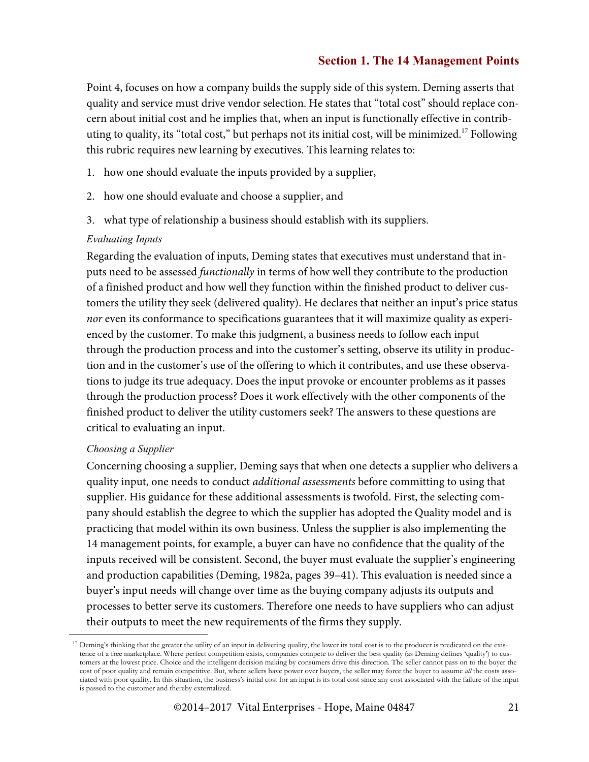Point 4, focuses on how a company builds the supply side of this system. Deming asserts that quality and service must drive vendor selection. He states that "total cost" should replace concern about initial cost and he implies that, when an input is functionally effective in contributing to quality, its "total cost," but perhaps not its initial cost, will be minimized.[17] Following this rubric requires new learning by executives. This learning relates to:

1. how one should evaluate the inputs provided by a supplier,
2. how one should evaluate and choose a supplier, and
3. what type of relationship a business should establish with its suppliers.

*Evaluating Inputs*

Regarding the evaluation of inputs, Deming states that executives must understand that inputs need to be assessed *functionally* in terms of how well they contribute to the production of a finished product and how well they function within the finished product to deliver customers the utility they seek (delivered quality). He declares that neither an input's price status *nor* even its conformance to specifications guarantees that it will maximize quality as experienced by the customer. To make this judgment, a business needs to follow each input through the production process and into the customer's setting, observe its utility in production and in the customer's use of the offering to which it contributes, and use these observations to judge its true adequacy. Does the input provoke or encounter problems as it passes through the production process? Does it work effectively with the other components of the finished product to deliver the utility customers seek? The answers to these questions are critical to evaluating an input.

*Choosing a Supplier*

Concerning choosing a supplier, Deming says that when one detects a supplier who delivers a quality input, one needs to conduct *additional assessments* before committing to using that supplier. His guidance for these additional assessments is twofold. First, the selecting company should establish the degree to which the supplier has adopted the Quality model and is practicing that model within its own business. Unless the supplier is also implementing the 14 management points, for example, a buyer can have no confidence that the quality of the inputs received will be consistent. Second, the buyer must evaluate the supplier's engineering and production capabilities (Deming, 1982a, pages 39–41). This evaluation is needed since a buyer's input needs will change over time as the buying company adjusts its outputs and processes to better serve its customers. Therefore one needs to have suppliers who can adjust their outputs to meet the new requirements of the firms they supply.

---

[17] Deming's thinking that the greater the utility of an input in delivering quality, the lower its total cost is to the producer is predicated on the existence of a free marketplace. Where perfect competition exists, companies compete to deliver the best quality (as Deming defines 'quality') to customers at the lowest price. Choice and the intelligent decision making by consumers drive this direction. The seller cannot pass on to the buyer the cost of poor quality and remain competitive. But, where sellers have power over buyers, the seller may force the buyer to assume *all* the costs associated with poor quality. In this situation, the business's initial cost for an input is its total cost since any cost associated with the failure of the input is passed to the customer and thereby externalized.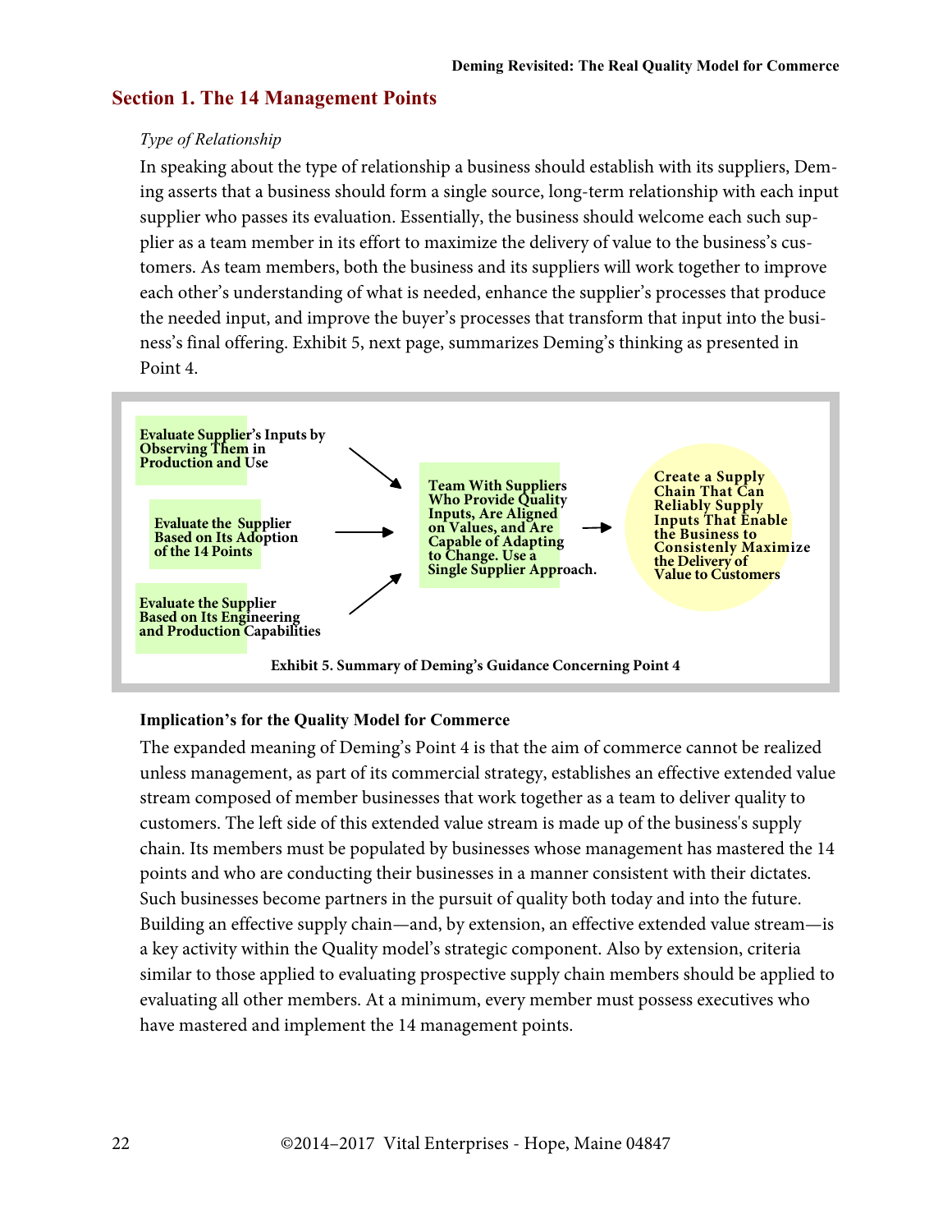## Section 1. The 14 Management Points

*Type of Relationship*

In speaking about the type of relationship a business should establish with its suppliers, Deming asserts that a business should form a single source, long-term relationship with each input supplier who passes its evaluation. Essentially, the business should welcome each such supplier as a team member in its effort to maximize the delivery of value to the business's customers. As team members, both the business and its suppliers will work together to improve each other's understanding of what is needed, enhance the supplier's processes that produce the needed input, and improve the buyer's processes that transform that input into the business's final offering. Exhibit 5, next page, summarizes Deming's thinking as presented in Point 4.

**Evaluate Supplier's Inputs by Observing Them in Production and Use** →

**Evaluate the Supplier Based on Its Adoption of the 14 Points** →

**Evaluate the Supplier Based on Its Engineering and Production Capabilities** →

**Team With Suppliers Who Provide Quality Inputs, Are Aligned on Values, and Are Capable of Adapting to Change. Use a Single Supplier Approach.** →

**Create a Supply Chain That Can Reliably Supply Inputs That Enable the Business to Consistently Maximize the Delivery of Value to Customers**

**Exhibit 5. Summary of Deming's Guidance Concerning Point 4**

**Implication's for the Quality Model for Commerce**

The expanded meaning of Deming's Point 4 is that the aim of commerce cannot be realized unless management, as part of its commercial strategy, establishes an effective extended value stream composed of member businesses that work together as a team to deliver quality to customers. The left side of this extended value stream is made up of the business's supply chain. Its members must be populated by businesses whose management has mastered the 14 points and who are conducting their businesses in a manner consistent with their dictates. Such businesses become partners in the pursuit of quality both today and into the future. Building an effective supply chain—and, by extension, an effective extended value stream—is a key activity within the Quality model's strategic component. Also by extension, criteria similar to those applied to evaluating prospective supply chain members should be applied to evaluating all other members. At a minimum, every member must possess executives who have mastered and implement the 14 management points.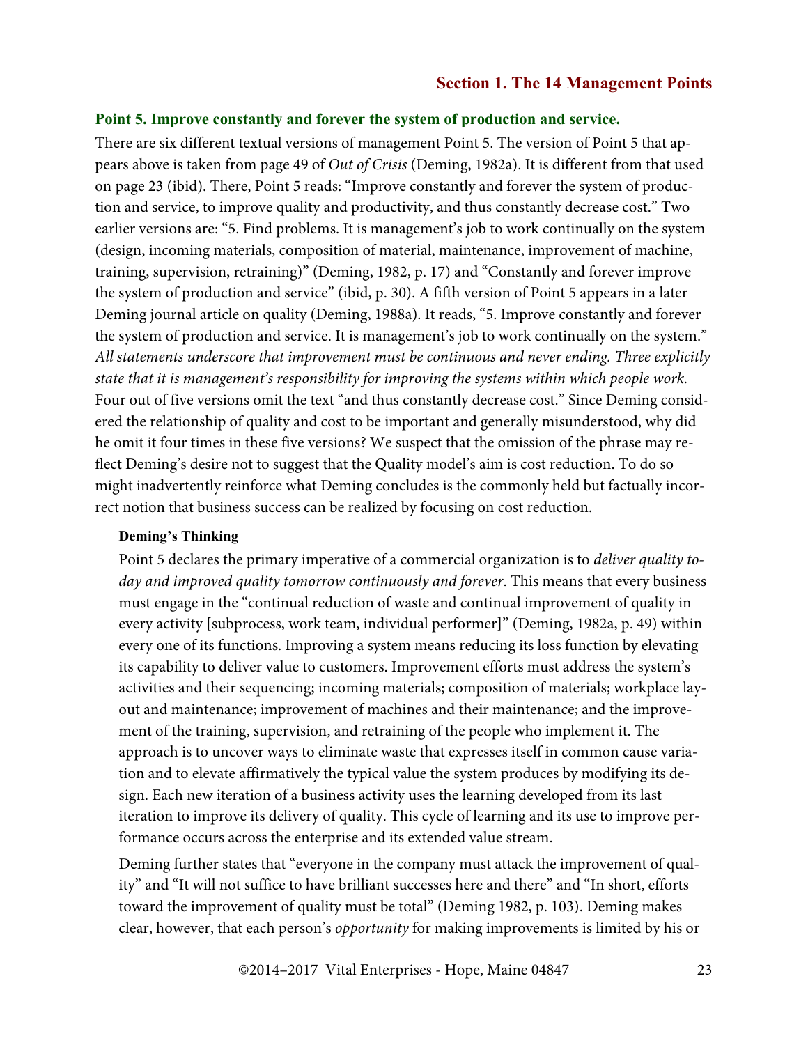## Point 5. Improve constantly and forever the system of production and service.

There are six different textual versions of management Point 5. The version of Point 5 that appears above is taken from page 49 of *Out of Crisis* (Deming, 1982a). It is different from that used on page 23 (ibid). There, Point 5 reads: "Improve constantly and forever the system of production and service, to improve quality and productivity, and thus constantly decrease cost." Two earlier versions are: "5. Find problems. It is management's job to work continually on the system (design, incoming materials, composition of material, maintenance, improvement of machine, training, supervision, retraining)" (Deming, 1982, p. 17) and "Constantly and forever improve the system of production and service" (ibid, p. 30). A fifth version of Point 5 appears in a later Deming journal article on quality (Deming, 1988a). It reads, "5. Improve constantly and forever the system of production and service. It is management's job to work continually on the system." *All statements underscore that improvement must be continuous and never ending. Three explicitly state that it is management's responsibility for improving the systems within which people work.* Four out of five versions omit the text "and thus constantly decrease cost." Since Deming considered the relationship of quality and cost to be important and generally misunderstood, why did he omit it four times in these five versions? We suspect that the omission of the phrase may reflect Deming's desire not to suggest that the Quality model's aim is cost reduction. To do so might inadvertently reinforce what Deming concludes is the commonly held but factually incorrect notion that business success can be realized by focusing on cost reduction.

### Deming's Thinking

Point 5 declares the primary imperative of a commercial organization is to *deliver quality today and improved quality tomorrow continuously and forever*. This means that every business must engage in the "continual reduction of waste and continual improvement of quality in every activity [subprocess, work team, individual performer]" (Deming, 1982a, p. 49) within every one of its functions. Improving a system means reducing its loss function by elevating its capability to deliver value to customers. Improvement efforts must address the system's activities and their sequencing; incoming materials; composition of materials; workplace layout and maintenance; improvement of machines and their maintenance; and the improvement of the training, supervision, and retraining of the people who implement it. The approach is to uncover ways to eliminate waste that expresses itself in common cause variation and to elevate affirmatively the typical value the system produces by modifying its design. Each new iteration of a business activity uses the learning developed from its last iteration to improve its delivery of quality. This cycle of learning and its use to improve performance occurs across the enterprise and its extended value stream.

Deming further states that "everyone in the company must attack the improvement of quality" and "It will not suffice to have brilliant successes here and there" and "In short, efforts toward the improvement of quality must be total" (Deming 1982, p. 103). Deming makes clear, however, that each person's *opportunity* for making improvements is limited by his or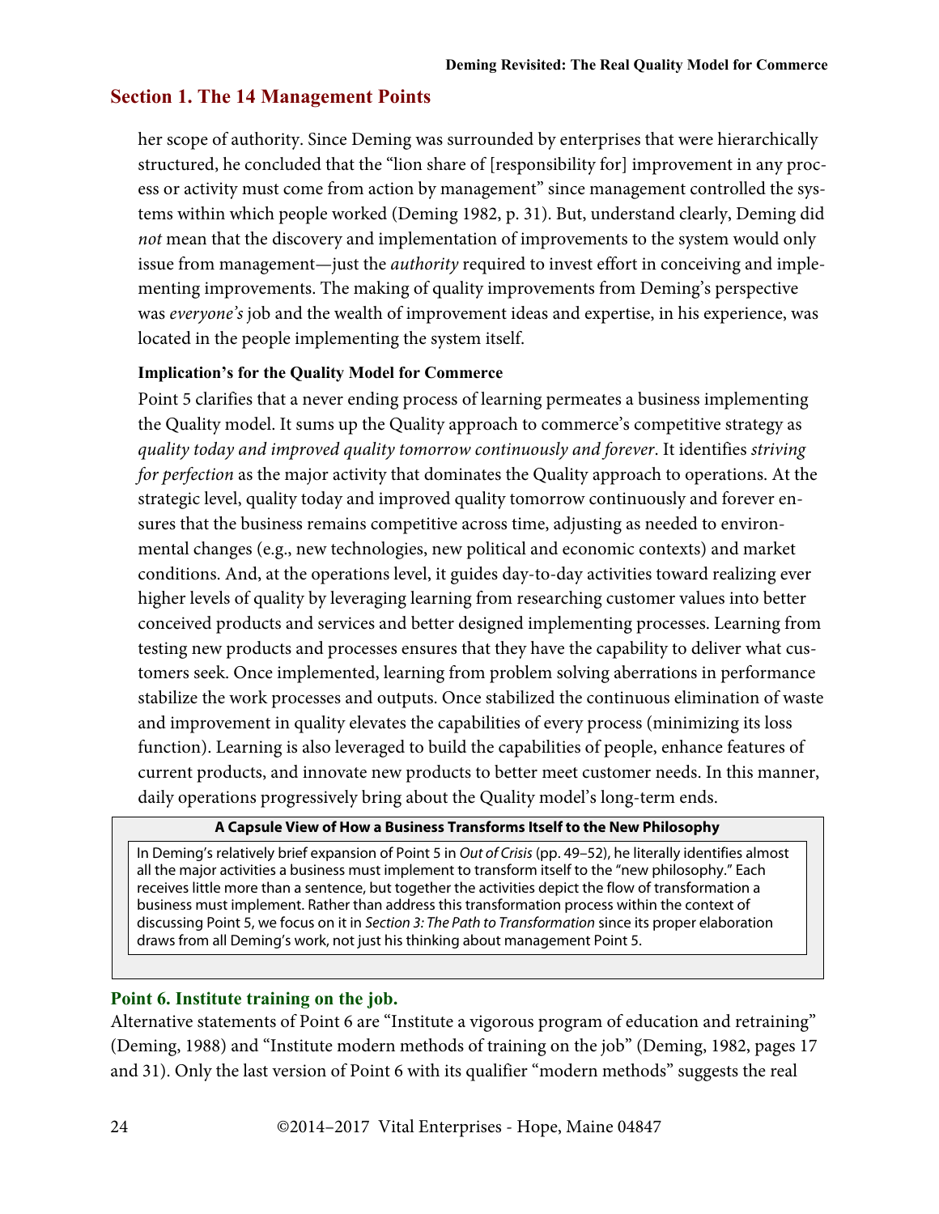## Section 1. The 14 Management Points

her scope of authority. Since Deming was surrounded by enterprises that were hierarchically structured, he concluded that the "lion share of [responsibility for] improvement in any process or activity must come from action by management" since management controlled the systems within which people worked (Deming 1982, p. 31). But, understand clearly, Deming did *not* mean that the discovery and implementation of improvements to the system would only issue from management—just the *authority* required to invest effort in conceiving and implementing improvements. The making of quality improvements from Deming's perspective was *everyone's* job and the wealth of improvement ideas and expertise, in his experience, was located in the people implementing the system itself.

#### Implication's for the Quality Model for Commerce

Point 5 clarifies that a never ending process of learning permeates a business implementing the Quality model. It sums up the Quality approach to commerce's competitive strategy as *quality today and improved quality tomorrow continuously and forever*. It identifies *striving for perfection* as the major activity that dominates the Quality approach to operations. At the strategic level, quality today and improved quality tomorrow continuously and forever ensures that the business remains competitive across time, adjusting as needed to environmental changes (e.g., new technologies, new political and economic contexts) and market conditions. And, at the operations level, it guides day-to-day activities toward realizing ever higher levels of quality by leveraging learning from researching customer values into better conceived products and services and better designed implementing processes. Learning from testing new products and processes ensures that they have the capability to deliver what customers seek. Once implemented, learning from problem solving aberrations in performance stabilize the work processes and outputs. Once stabilized the continuous elimination of waste and improvement in quality elevates the capabilities of every process (minimizing its loss function). Learning is also leveraged to build the capabilities of people, enhance features of current products, and innovate new products to better meet customer needs. In this manner, daily operations progressively bring about the Quality model's long-term ends.

**A Capsule View of How a Business Transforms Itself to the New Philosophy**

In Deming's relatively brief expansion of Point 5 in *Out of Crisis* (pp. 49–52), he literally identifies almost all the major activities a business must implement to transform itself to the "new philosophy." Each receives little more than a sentence, but together the activities depict the flow of transformation a business must implement. Rather than address this transformation process within the context of discussing Point 5, we focus on it in *Section 3: The Path to Transformation* since its proper elaboration draws from all Deming's work, not just his thinking about management Point 5.

### Point 6. Institute training on the job.

Alternative statements of Point 6 are "Institute a vigorous program of education and retraining" (Deming, 1988) and "Institute modern methods of training on the job" (Deming, 1982, pages 17 and 31). Only the last version of Point 6 with its qualifier "modern methods" suggests the real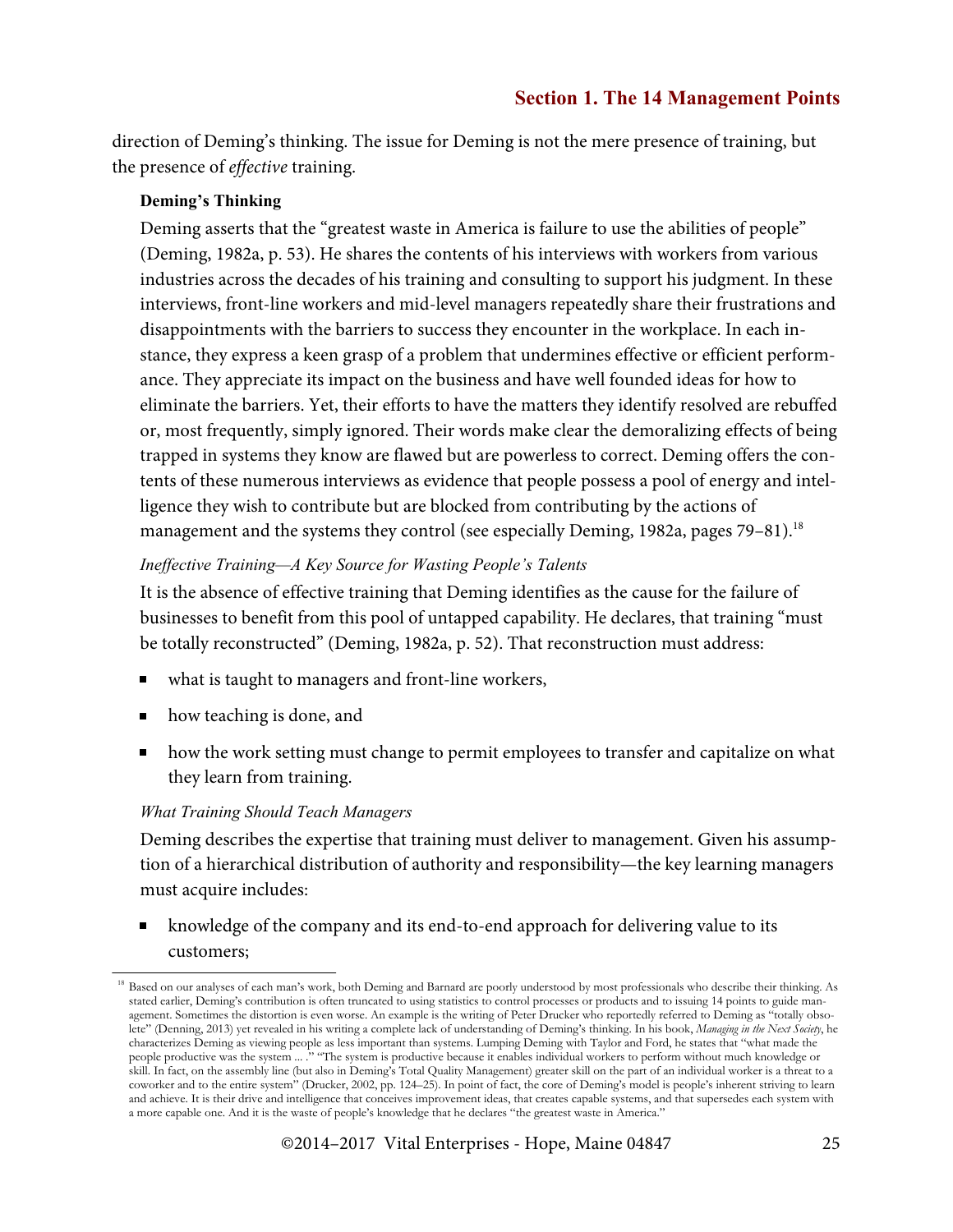direction of Deming's thinking. The issue for Deming is not the mere presence of training, but the presence of *effective* training.

#### Deming's Thinking

Deming asserts that the "greatest waste in America is failure to use the abilities of people" (Deming, 1982a, p. 53). He shares the contents of his interviews with workers from various industries across the decades of his training and consulting to support his judgment. In these interviews, front-line workers and mid-level managers repeatedly share their frustrations and disappointments with the barriers to success they encounter in the workplace. In each instance, they express a keen grasp of a problem that undermines effective or efficient performance. They appreciate its impact on the business and have well founded ideas for how to eliminate the barriers. Yet, their efforts to have the matters they identify resolved are rebuffed or, most frequently, simply ignored. Their words make clear the demoralizing effects of being trapped in systems they know are flawed but are powerless to correct. Deming offers the contents of these numerous interviews as evidence that people possess a pool of energy and intelligence they wish to contribute but are blocked from contributing by the actions of management and the systems they control (see especially Deming, 1982a, pages 79–81).[18]

*Ineffective Training—A Key Source for Wasting People's Talents*

It is the absence of effective training that Deming identifies as the cause for the failure of businesses to benefit from this pool of untapped capability. He declares, that training "must be totally reconstructed" (Deming, 1982a, p. 52). That reconstruction must address:

- what is taught to managers and front-line workers,
- how teaching is done, and
- how the work setting must change to permit employees to transfer and capitalize on what they learn from training.

*What Training Should Teach Managers*

Deming describes the expertise that training must deliver to management. Given his assumption of a hierarchical distribution of authority and responsibility—the key learning managers must acquire includes:

- knowledge of the company and its end-to-end approach for delivering value to its customers;

---

[18] Based on our analyses of each man's work, both Deming and Barnard are poorly understood by most professionals who describe their thinking. As stated earlier, Deming's contribution is often truncated to using statistics to control processes or products and to issuing 14 points to guide management. Sometimes the distortion is even worse. An example is the writing of Peter Drucker who reportedly referred to Deming as "totally obsolete" (Denning, 2013) yet revealed in his writing a complete lack of understanding of Deming's thinking. In his book, *Managing in the Next Society*, he characterizes Deming as viewing people as less important than systems. Lumping Deming with Taylor and Ford, he states that "what made the people productive was the system ... ." "The system is productive because it enables individual workers to perform without much knowledge or skill. In fact, on the assembly line (but also in Deming's Total Quality Management) greater skill on the part of an individual worker is a threat to a coworker and to the entire system" (Drucker, 2002, pp. 124–25). In point of fact, the core of Deming's model is people's inherent striving to learn and achieve. It is their drive and intelligence that conceives improvement ideas, that creates capable systems, and that supersedes each system with a more capable one. And it is the waste of people's knowledge that he declares "the greatest waste in America."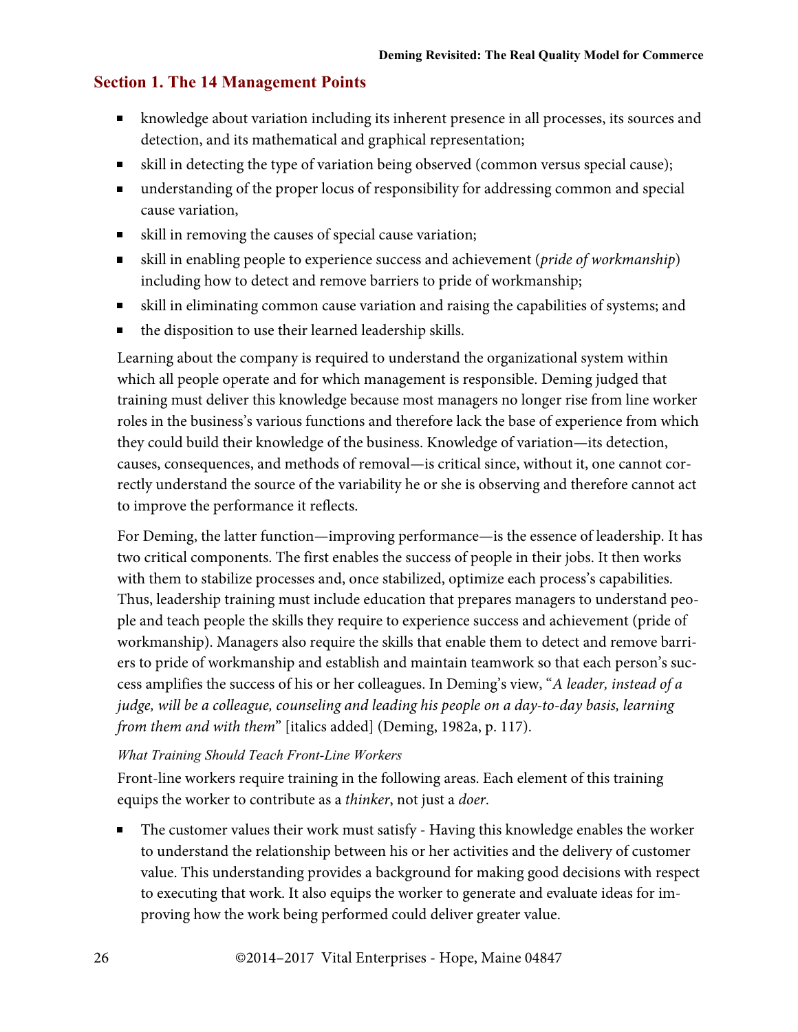## Section 1. The 14 Management Points

- knowledge about variation including its inherent presence in all processes, its sources and detection, and its mathematical and graphical representation;
- skill in detecting the type of variation being observed (common versus special cause);
- understanding of the proper locus of responsibility for addressing common and special cause variation,
- skill in removing the causes of special cause variation;
- skill in enabling people to experience success and achievement (*pride of workmanship*) including how to detect and remove barriers to pride of workmanship;
- skill in eliminating common cause variation and raising the capabilities of systems; and
- the disposition to use their learned leadership skills.

Learning about the company is required to understand the organizational system within which all people operate and for which management is responsible. Deming judged that training must deliver this knowledge because most managers no longer rise from line worker roles in the business's various functions and therefore lack the base of experience from which they could build their knowledge of the business. Knowledge of variation—its detection, causes, consequences, and methods of removal—is critical since, without it, one cannot correctly understand the source of the variability he or she is observing and therefore cannot act to improve the performance it reflects.

For Deming, the latter function—improving performance—is the essence of leadership. It has two critical components. The first enables the success of people in their jobs. It then works with them to stabilize processes and, once stabilized, optimize each process's capabilities. Thus, leadership training must include education that prepares managers to understand people and teach people the skills they require to experience success and achievement (pride of workmanship). Managers also require the skills that enable them to detect and remove barriers to pride of workmanship and establish and maintain teamwork so that each person's success amplifies the success of his or her colleagues. In Deming's view, "*A leader, instead of a judge, will be a colleague, counseling and leading his people on a day-to-day basis, learning from them and with them*" [italics added] (Deming, 1982a, p. 117).

*What Training Should Teach Front-Line Workers*

Front-line workers require training in the following areas. Each element of this training equips the worker to contribute as a *thinker*, not just a *doer*.

- The customer values their work must satisfy - Having this knowledge enables the worker to understand the relationship between his or her activities and the delivery of customer value. This understanding provides a background for making good decisions with respect to executing that work. It also equips the worker to generate and evaluate ideas for improving how the work being performed could deliver greater value.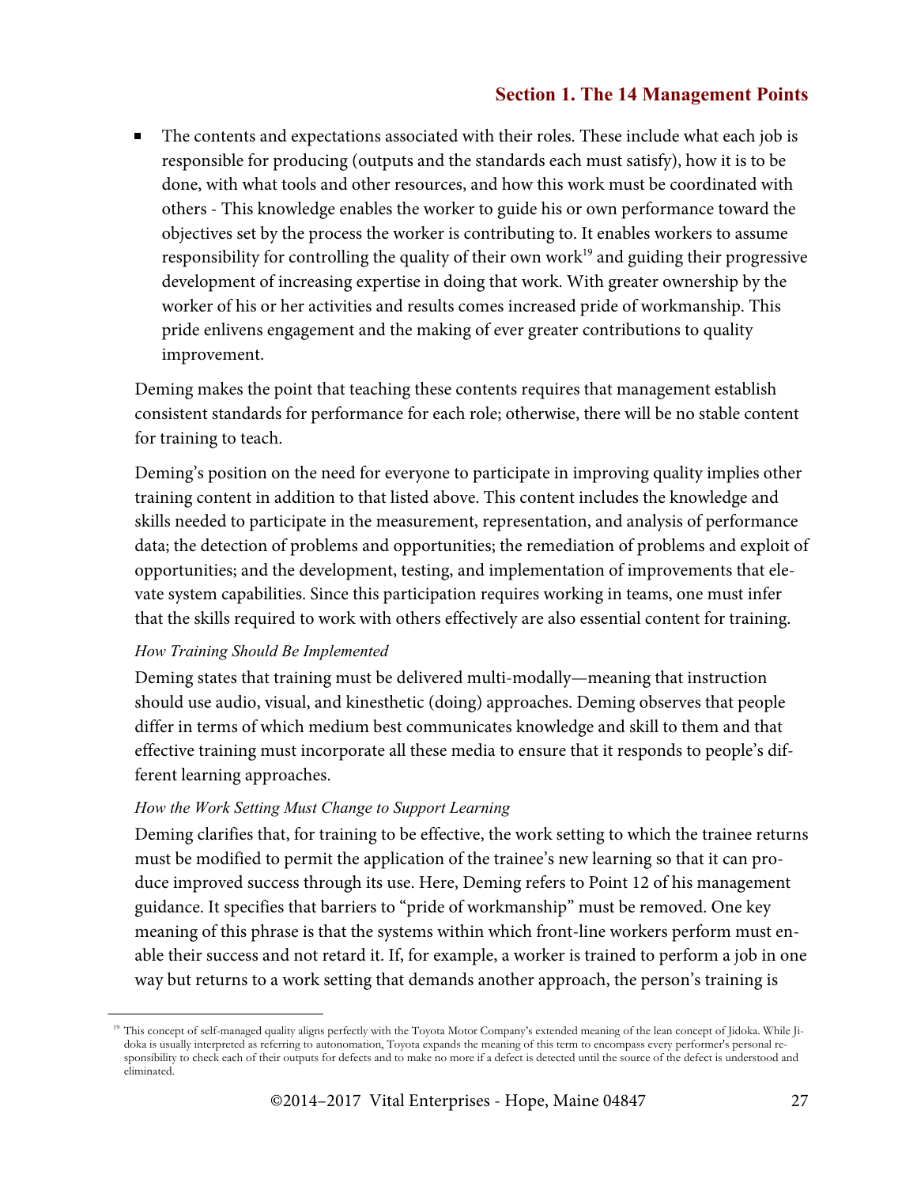- The contents and expectations associated with their roles. These include what each job is responsible for producing (outputs and the standards each must satisfy), how it is to be done, with what tools and other resources, and how this work must be coordinated with others - This knowledge enables the worker to guide his or own performance toward the objectives set by the process the worker is contributing to. It enables workers to assume responsibility for controlling the quality of their own work[19] and guiding their progressive development of increasing expertise in doing that work. With greater ownership by the worker of his or her activities and results comes increased pride of workmanship. This pride enlivens engagement and the making of ever greater contributions to quality improvement.

Deming makes the point that teaching these contents requires that management establish consistent standards for performance for each role; otherwise, there will be no stable content for training to teach.

Deming's position on the need for everyone to participate in improving quality implies other training content in addition to that listed above. This content includes the knowledge and skills needed to participate in the measurement, representation, and analysis of performance data; the detection of problems and opportunities; the remediation of problems and exploit of opportunities; and the development, testing, and implementation of improvements that elevate system capabilities. Since this participation requires working in teams, one must infer that the skills required to work with others effectively are also essential content for training.

*How Training Should Be Implemented*

Deming states that training must be delivered multi-modally—meaning that instruction should use audio, visual, and kinesthetic (doing) approaches. Deming observes that people differ in terms of which medium best communicates knowledge and skill to them and that effective training must incorporate all these media to ensure that it responds to people's different learning approaches.

*How the Work Setting Must Change to Support Learning*

Deming clarifies that, for training to be effective, the work setting to which the trainee returns must be modified to permit the application of the trainee's new learning so that it can produce improved success through its use. Here, Deming refers to Point 12 of his management guidance. It specifies that barriers to "pride of workmanship" must be removed. One key meaning of this phrase is that the systems within which front-line workers perform must enable their success and not retard it. If, for example, a worker is trained to perform a job in one way but returns to a work setting that demands another approach, the person's training is

[19] This concept of self-managed quality aligns perfectly with the Toyota Motor Company's extended meaning of the lean concept of Jidoka. While Jidoka is usually interpreted as referring to autonomation, Toyota expands the meaning of this term to encompass every performer's personal responsibility to check each of their outputs for defects and to make no more if a defect is detected until the source of the defect is understood and eliminated.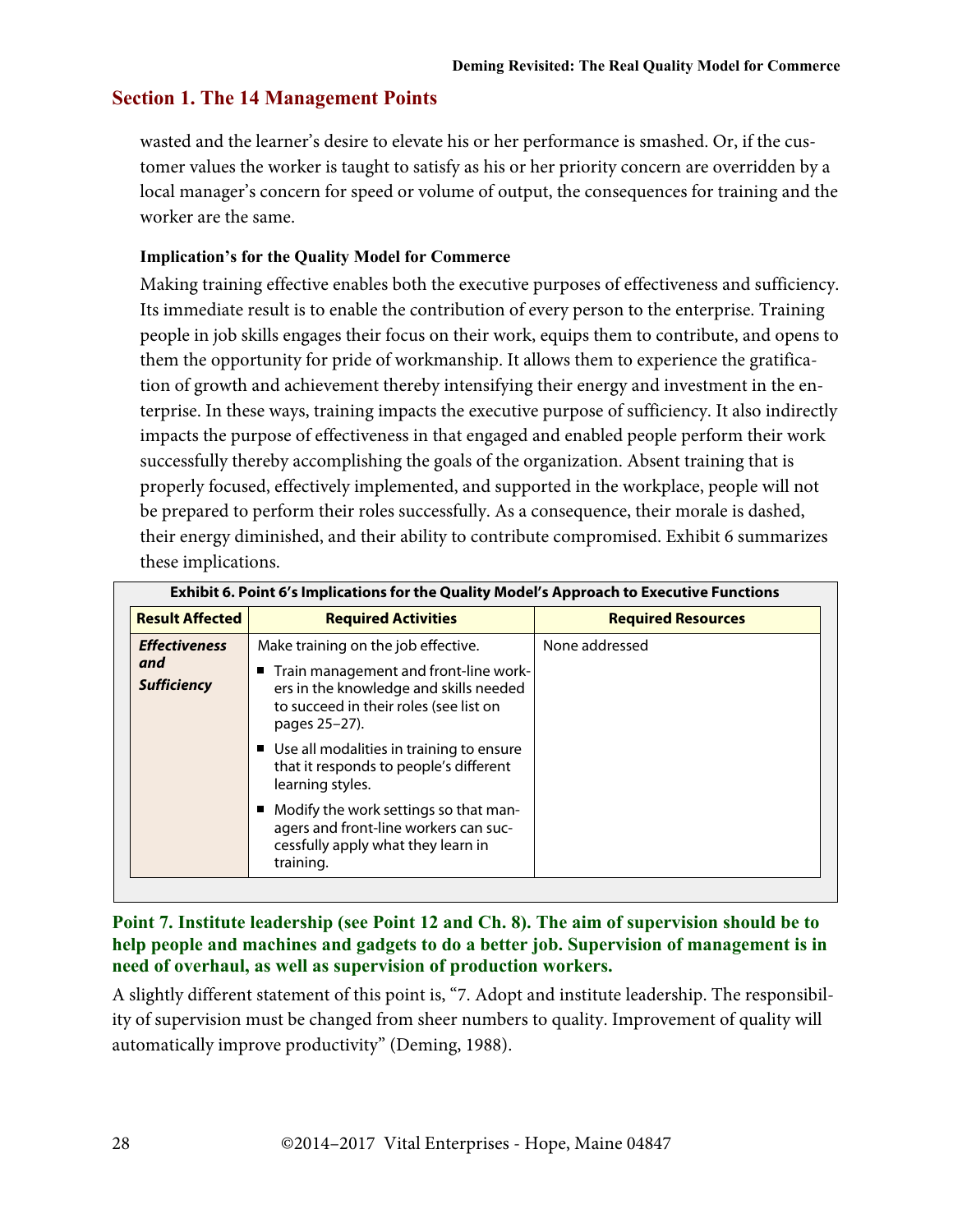## Section 1. The 14 Management Points

wasted and the learner's desire to elevate his or her performance is smashed. Or, if the customer values the worker is taught to satisfy as his or her priority concern are overridden by a local manager's concern for speed or volume of output, the consequences for training and the worker are the same.

#### Implication's for the Quality Model for Commerce

Making training effective enables both the executive purposes of effectiveness and sufficiency. Its immediate result is to enable the contribution of every person to the enterprise. Training people in job skills engages their focus on their work, equips them to contribute, and opens to them the opportunity for pride of workmanship. It allows them to experience the gratification of growth and achievement thereby intensifying their energy and investment in the enterprise. In these ways, training impacts the executive purpose of sufficiency. It also indirectly impacts the purpose of effectiveness in that engaged and enabled people perform their work successfully thereby accomplishing the goals of the organization. Absent training that is properly focused, effectively implemented, and supported in the workplace, people will not be prepared to perform their roles successfully. As a consequence, their morale is dashed, their energy diminished, and their ability to contribute compromised. Exhibit 6 summarizes these implications.

**Exhibit 6. Point 6's Implications for the Quality Model's Approach to Executive Functions**

| Result Affected | Required Activities | Required Resources |
|---|---|---|
| ***Effectiveness and Sufficiency*** | Make training on the job effective.<br>■ Train management and front-line workers in the knowledge and skills needed to succeed in their roles (see list on pages 25–27).<br>■ Use all modalities in training to ensure that it responds to people's different learning styles.<br>■ Modify the work settings so that managers and front-line workers can successfully apply what they learn in training. | None addressed |

### Point 7. Institute leadership (see Point 12 and Ch. 8). The aim of supervision should be to help people and machines and gadgets to do a better job. Supervision of management is in need of overhaul, as well as supervision of production workers.

A slightly different statement of this point is, "7. Adopt and institute leadership. The responsibility of supervision must be changed from sheer numbers to quality. Improvement of quality will automatically improve productivity" (Deming, 1988).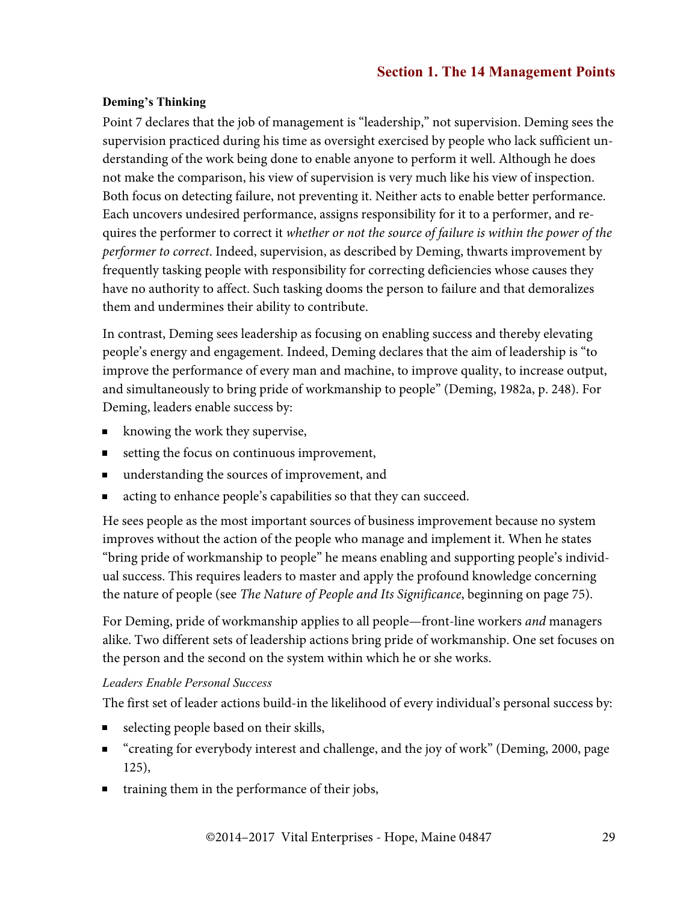### Deming's Thinking

Point 7 declares that the job of management is "leadership," not supervision. Deming sees the supervision practiced during his time as oversight exercised by people who lack sufficient understanding of the work being done to enable anyone to perform it well. Although he does not make the comparison, his view of supervision is very much like his view of inspection. Both focus on detecting failure, not preventing it. Neither acts to enable better performance. Each uncovers undesired performance, assigns responsibility for it to a performer, and requires the performer to correct it *whether or not the source of failure is within the power of the performer to correct*. Indeed, supervision, as described by Deming, thwarts improvement by frequently tasking people with responsibility for correcting deficiencies whose causes they have no authority to affect. Such tasking dooms the person to failure and that demoralizes them and undermines their ability to contribute.

In contrast, Deming sees leadership as focusing on enabling success and thereby elevating people's energy and engagement. Indeed, Deming declares that the aim of leadership is "to improve the performance of every man and machine, to improve quality, to increase output, and simultaneously to bring pride of workmanship to people" (Deming, 1982a, p. 248). For Deming, leaders enable success by:

- knowing the work they supervise,
- setting the focus on continuous improvement,
- understanding the sources of improvement, and
- acting to enhance people's capabilities so that they can succeed.

He sees people as the most important sources of business improvement because no system improves without the action of the people who manage and implement it. When he states "bring pride of workmanship to people" he means enabling and supporting people's individual success. This requires leaders to master and apply the profound knowledge concerning the nature of people (see *The Nature of People and Its Significance*, beginning on page 75).

For Deming, pride of workmanship applies to all people—front-line workers *and* managers alike. Two different sets of leadership actions bring pride of workmanship. One set focuses on the person and the second on the system within which he or she works.

#### *Leaders Enable Personal Success*

The first set of leader actions build-in the likelihood of every individual's personal success by:

- selecting people based on their skills,
- "creating for everybody interest and challenge, and the joy of work" (Deming, 2000, page 125),
- training them in the performance of their jobs,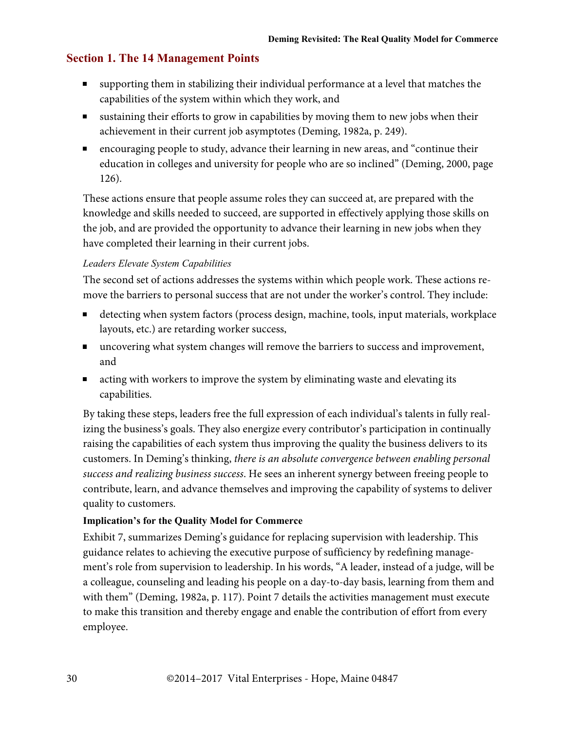## Section 1. The 14 Management Points

- supporting them in stabilizing their individual performance at a level that matches the capabilities of the system within which they work, and
- sustaining their efforts to grow in capabilities by moving them to new jobs when their achievement in their current job asymptotes (Deming, 1982a, p. 249).
- encouraging people to study, advance their learning in new areas, and "continue their education in colleges and university for people who are so inclined" (Deming, 2000, page 126).

These actions ensure that people assume roles they can succeed at, are prepared with the knowledge and skills needed to succeed, are supported in effectively applying those skills on the job, and are provided the opportunity to advance their learning in new jobs when they have completed their learning in their current jobs.

*Leaders Elevate System Capabilities*

The second set of actions addresses the systems within which people work. These actions remove the barriers to personal success that are not under the worker's control. They include:

- detecting when system factors (process design, machine, tools, input materials, workplace layouts, etc.) are retarding worker success,
- uncovering what system changes will remove the barriers to success and improvement, and
- acting with workers to improve the system by eliminating waste and elevating its capabilities.

By taking these steps, leaders free the full expression of each individual's talents in fully realizing the business's goals. They also energize every contributor's participation in continually raising the capabilities of each system thus improving the quality the business delivers to its customers. In Deming's thinking, *there is an absolute convergence between enabling personal success and realizing business success*. He sees an inherent synergy between freeing people to contribute, learn, and advance themselves and improving the capability of systems to deliver quality to customers.

**Implication's for the Quality Model for Commerce**

Exhibit 7, summarizes Deming's guidance for replacing supervision with leadership. This guidance relates to achieving the executive purpose of sufficiency by redefining management's role from supervision to leadership. In his words, "A leader, instead of a judge, will be a colleague, counseling and leading his people on a day-to-day basis, learning from them and with them" (Deming, 1982a, p. 117). Point 7 details the activities management must execute to make this transition and thereby engage and enable the contribution of effort from every employee.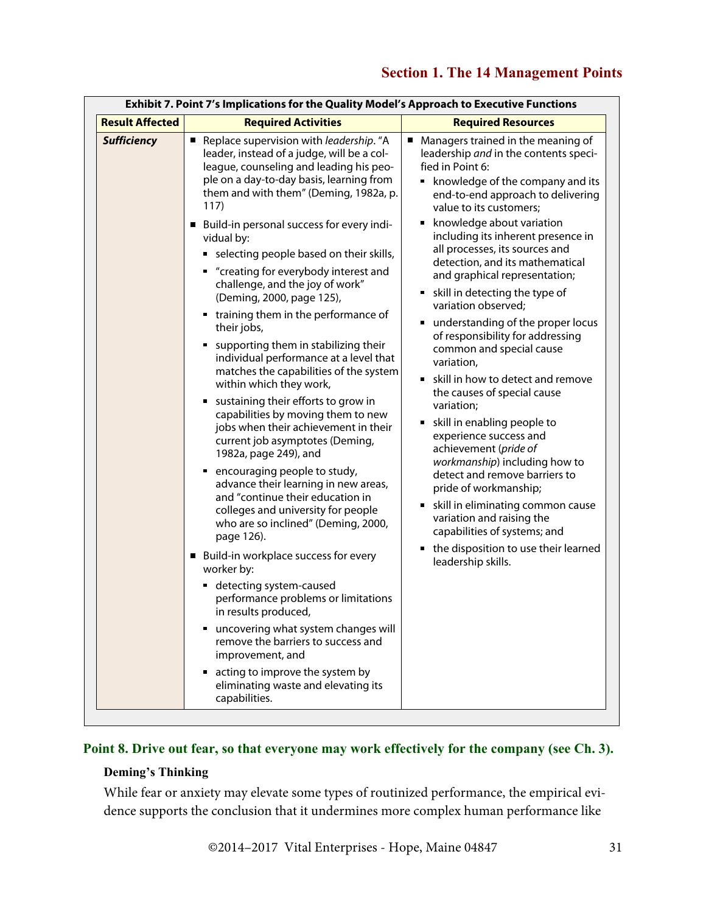**Exhibit 7. Point 7's Implications for the Quality Model's Approach to Executive Functions**

| Result Affected | Required Activities | Required Resources |
|---|---|---|
| ***Sufficiency*** | ▪ Replace supervision with *leadership*. "A leader, instead of a judge, will be a colleague, counseling and leading his people on a day-to-day basis, learning from them and with them" (Deming, 1982a, p. 117)<br><br>▪ Build-in personal success for every individual by:<br>&nbsp;&nbsp;▪ selecting people based on their skills,<br>&nbsp;&nbsp;▪ "creating for everybody interest and challenge, and the joy of work" (Deming, 2000, page 125),<br>&nbsp;&nbsp;▪ training them in the performance of their jobs,<br>&nbsp;&nbsp;▪ supporting them in stabilizing their individual performance at a level that matches the capabilities of the system within which they work,<br>&nbsp;&nbsp;▪ sustaining their efforts to grow in capabilities by moving them to new jobs when their achievement in their current job asymptotes (Deming, 1982a, page 249), and<br>&nbsp;&nbsp;▪ encouraging people to study, advance their learning in new areas, and "continue their education in colleges and university for people who are so inclined" (Deming, 2000, page 126).<br><br>▪ Build-in workplace success for every worker by:<br>&nbsp;&nbsp;▪ detecting system-caused performance problems or limitations in results produced,<br>&nbsp;&nbsp;▪ uncovering what system changes will remove the barriers to success and improvement, and<br>&nbsp;&nbsp;▪ acting to improve the system by eliminating waste and elevating its capabilities. | ▪ Managers trained in the meaning of leadership *and* in the contents specified in Point 6:<br>&nbsp;&nbsp;▪ knowledge of the company and its end-to-end approach to delivering value to its customers;<br>&nbsp;&nbsp;▪ knowledge about variation including its inherent presence in all processes, its sources and detection, and its mathematical and graphical representation;<br>&nbsp;&nbsp;▪ skill in detecting the type of variation observed;<br>&nbsp;&nbsp;▪ understanding of the proper locus of responsibility for addressing common and special cause variation,<br>&nbsp;&nbsp;▪ skill in how to detect and remove the causes of special cause variation;<br>&nbsp;&nbsp;▪ skill in enabling people to experience success and achievement (*pride of workmanship*) including how to detect and remove barriers to pride of workmanship;<br>&nbsp;&nbsp;▪ skill in eliminating common cause variation and raising the capabilities of systems; and<br>&nbsp;&nbsp;▪ the disposition to use their learned leadership skills. |

## Point 8. Drive out fear, so that everyone may work effectively for the company (see Ch. 3).

### Deming's Thinking

While fear or anxiety may elevate some types of routinized performance, the empirical evidence supports the conclusion that it undermines more complex human performance like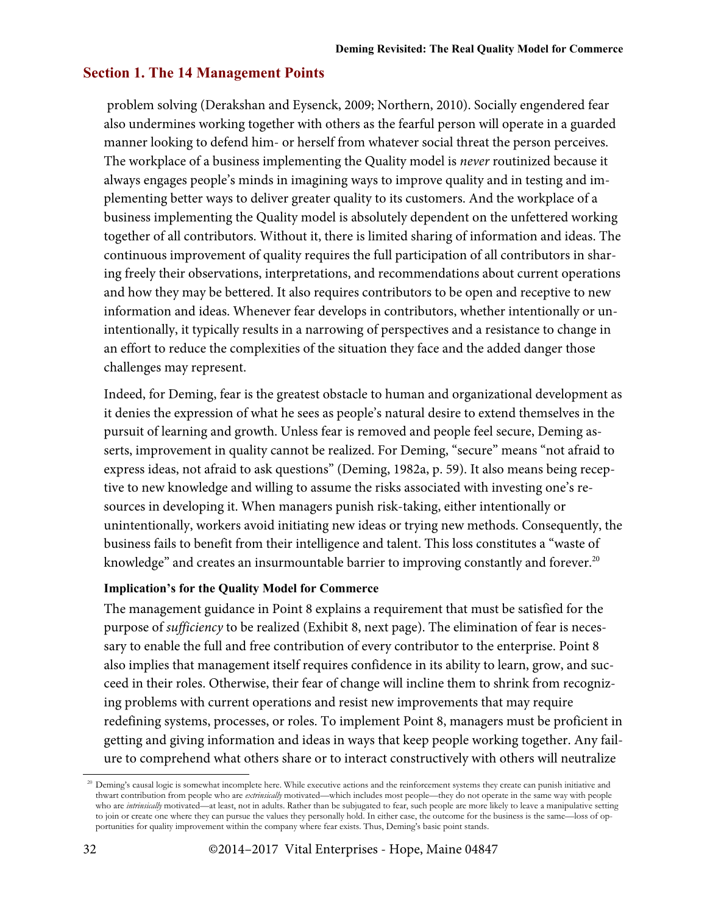problem solving (Derakshan and Eysenck, 2009; Northern, 2010). Socially engendered fear also undermines working together with others as the fearful person will operate in a guarded manner looking to defend him- or herself from whatever social threat the person perceives. The workplace of a business implementing the Quality model is *never* routinized because it always engages people's minds in imagining ways to improve quality and in testing and implementing better ways to deliver greater quality to its customers. And the workplace of a business implementing the Quality model is absolutely dependent on the unfettered working together of all contributors. Without it, there is limited sharing of information and ideas. The continuous improvement of quality requires the full participation of all contributors in sharing freely their observations, interpretations, and recommendations about current operations and how they may be bettered. It also requires contributors to be open and receptive to new information and ideas. Whenever fear develops in contributors, whether intentionally or unintentionally, it typically results in a narrowing of perspectives and a resistance to change in an effort to reduce the complexities of the situation they face and the added danger those challenges may represent.

Indeed, for Deming, fear is the greatest obstacle to human and organizational development as it denies the expression of what he sees as people's natural desire to extend themselves in the pursuit of learning and growth. Unless fear is removed and people feel secure, Deming asserts, improvement in quality cannot be realized. For Deming, "secure" means "not afraid to express ideas, not afraid to ask questions" (Deming, 1982a, p. 59). It also means being receptive to new knowledge and willing to assume the risks associated with investing one's resources in developing it. When managers punish risk-taking, either intentionally or unintentionally, workers avoid initiating new ideas or trying new methods. Consequently, the business fails to benefit from their intelligence and talent. This loss constitutes a "waste of knowledge" and creates an insurmountable barrier to improving constantly and forever.[20]

#### Implication's for the Quality Model for Commerce

The management guidance in Point 8 explains a requirement that must be satisfied for the purpose of *sufficiency* to be realized (Exhibit 8, next page). The elimination of fear is necessary to enable the full and free contribution of every contributor to the enterprise. Point 8 also implies that management itself requires confidence in its ability to learn, grow, and succeed in their roles. Otherwise, their fear of change will incline them to shrink from recognizing problems with current operations and resist new improvements that may require redefining systems, processes, or roles. To implement Point 8, managers must be proficient in getting and giving information and ideas in ways that keep people working together. Any failure to comprehend what others share or to interact constructively with others will neutralize

---

[20] Deming's causal logic is somewhat incomplete here. While executive actions and the reinforcement systems they create can punish initiative and thwart contribution from people who are *extrinsically* motivated—which includes most people—they do not operate in the same way with people who are *intrinsically* motivated—at least, not in adults. Rather than be subjugated to fear, such people are more likely to leave a manipulative setting to join or create one where they can pursue the values they personally hold. In either case, the outcome for the business is the same—loss of opportunities for quality improvement within the company where fear exists. Thus, Deming's basic point stands.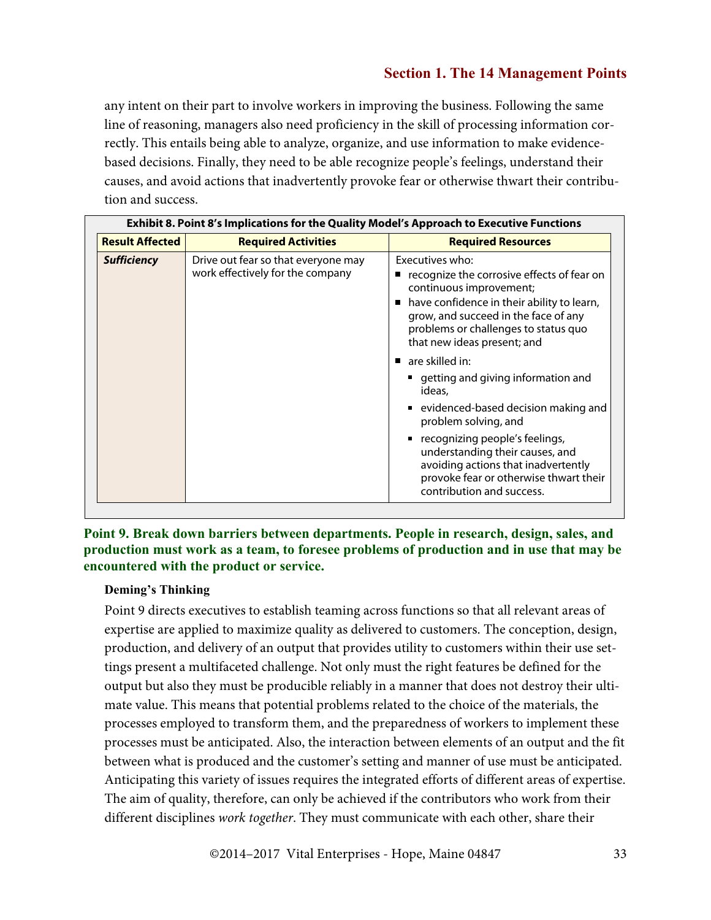any intent on their part to involve workers in improving the business. Following the same line of reasoning, managers also need proficiency in the skill of processing information correctly. This entails being able to analyze, organize, and use information to make evidence-based decisions. Finally, they need to be able recognize people's feelings, understand their causes, and avoid actions that inadvertently provoke fear or otherwise thwart their contribution and success.

**Exhibit 8. Point 8's Implications for the Quality Model's Approach to Executive Functions**

| Result Affected | Required Activities | Required Resources |
|---|---|---|
| ***Sufficiency*** | Drive out fear so that everyone may work effectively for the company | Executives who:<br>▪ recognize the corrosive effects of fear on continuous improvement;<br>▪ have confidence in their ability to learn, grow, and succeed in the face of any problems or challenges to status quo that new ideas present; and<br>▪ are skilled in:<br>&nbsp;&nbsp;▪ getting and giving information and ideas,<br>&nbsp;&nbsp;▪ evidenced-based decision making and problem solving, and<br>&nbsp;&nbsp;▪ recognizing people's feelings, understanding their causes, and avoiding actions that inadvertently provoke fear or otherwise thwart their contribution and success. |

## Point 9. Break down barriers between departments. People in research, design, sales, and production must work as a team, to foresee problems of production and in use that may be encountered with the product or service.

### Deming's Thinking

Point 9 directs executives to establish teaming across functions so that all relevant areas of expertise are applied to maximize quality as delivered to customers. The conception, design, production, and delivery of an output that provides utility to customers within their use settings present a multifaceted challenge. Not only must the right features be defined for the output but also they must be producible reliably in a manner that does not destroy their ultimate value. This means that potential problems related to the choice of the materials, the processes employed to transform them, and the preparedness of workers to implement these processes must be anticipated. Also, the interaction between elements of an output and the fit between what is produced and the customer's setting and manner of use must be anticipated. Anticipating this variety of issues requires the integrated efforts of different areas of expertise. The aim of quality, therefore, can only be achieved if the contributors who work from their different disciplines *work together*. They must communicate with each other, share their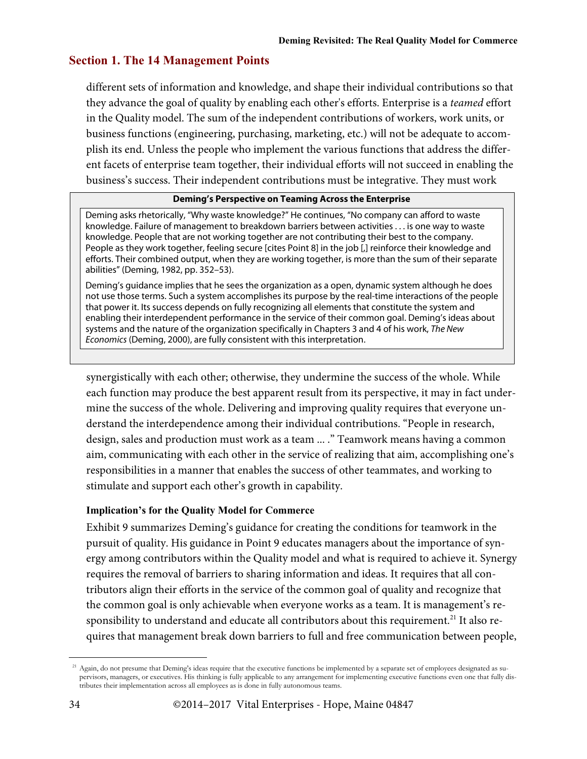## Section 1. The 14 Management Points

different sets of information and knowledge, and shape their individual contributions so that they advance the goal of quality by enabling each other's efforts. Enterprise is a *teamed* effort in the Quality model. The sum of the independent contributions of workers, work units, or business functions (engineering, purchasing, marketing, etc.) will not be adequate to accomplish its end. Unless the people who implement the various functions that address the different facets of enterprise team together, their individual efforts will not succeed in enabling the business's success. Their independent contributions must be integrative. They must work synergistically with each other; otherwise, they undermine the success of the whole. While each function may produce the best apparent result from its perspective, it may in fact undermine the success of the whole. Delivering and improving quality requires that everyone understand the interdependence among their individual contributions. "People in research, design, sales and production must work as a team ... ." Teamwork means having a common aim, communicating with each other in the service of realizing that aim, accomplishing one's responsibilities in a manner that enables the success of other teammates, and working to stimulate and support each other's growth in capability.

> **Deming's Perspective on Teaming Across the Enterprise**
>
> Deming asks rhetorically, "Why waste knowledge?" He continues, "No company can afford to waste knowledge. Failure of management to breakdown barriers between activities . . . is one way to waste knowledge. People that are not working together are not contributing their best to the company. People as they work together, feeling secure [cites Point 8] in the job [,] reinforce their knowledge and efforts. Their combined output, when they are working together, is more than the sum of their separate abilities" (Deming, 1982, pp. 352–53).
>
> Deming's guidance implies that he sees the organization as a open, dynamic system although he does not use those terms. Such a system accomplishes its purpose by the real-time interactions of the people that power it. Its success depends on fully recognizing all elements that constitute the system and enabling their interdependent performance in the service of their common goal. Deming's ideas about systems and the nature of the organization specifically in Chapters 3 and 4 of his work, *The New Economics* (Deming, 2000), are fully consistent with this interpretation.

### Implication's for the Quality Model for Commerce

Exhibit 9 summarizes Deming's guidance for creating the conditions for teamwork in the pursuit of quality. His guidance in Point 9 educates managers about the importance of synergy among contributors within the Quality model and what is required to achieve it. Synergy requires the removal of barriers to sharing information and ideas. It requires that all contributors align their efforts in the service of the common goal of quality and recognize that the common goal is only achievable when everyone works as a team. It is management's responsibility to understand and educate all contributors about this requirement.[21] It also requires that management break down barriers to full and free communication between people,

---

[21] Again, do not presume that Deming's ideas require that the executive functions be implemented by a separate set of employees designated as supervisors, managers, or executives. His thinking is fully applicable to any arrangement for implementing executive functions even one that fully distributes their implementation across all employees as is done in fully autonomous teams.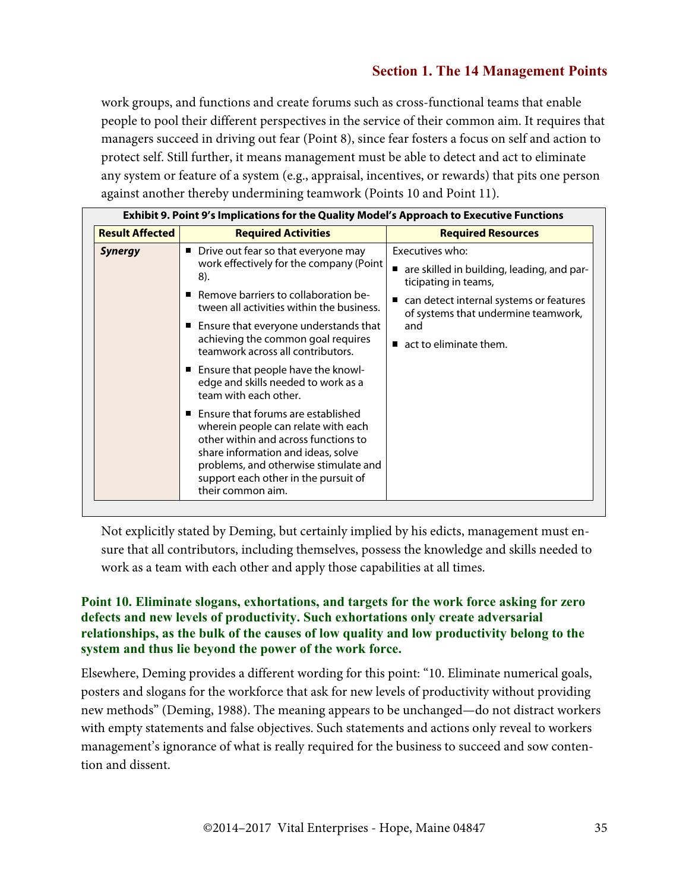work groups, and functions and create forums such as cross-functional teams that enable people to pool their different perspectives in the service of their common aim. It requires that managers succeed in driving out fear (Point 8), since fear fosters a focus on self and action to protect self. Still further, it means management must be able to detect and act to eliminate any system or feature of a system (e.g., appraisal, incentives, or rewards) that pits one person against another thereby undermining teamwork (Points 10 and Point 11).

**Exhibit 9. Point 9's Implications for the Quality Model's Approach to Executive Functions**

| Result Affected | Required Activities | Required Resources |
|---|---|---|
| ***Synergy*** | ■ Drive out fear so that everyone may work effectively for the company (Point 8).<br>■ Remove barriers to collaboration between all activities within the business.<br>■ Ensure that everyone understands that achieving the common goal requires teamwork across all contributors.<br>■ Ensure that people have the knowledge and skills needed to work as a team with each other.<br>■ Ensure that forums are established wherein people can relate with each other within and across functions to share information and ideas, solve problems, and otherwise stimulate and support each other in the pursuit of their common aim. | Executives who:<br>■ are skilled in building, leading, and participating in teams,<br>■ can detect internal systems or features of systems that undermine teamwork, and<br>■ act to eliminate them. |

Not explicitly stated by Deming, but certainly implied by his edicts, management must ensure that all contributors, including themselves, possess the knowledge and skills needed to work as a team with each other and apply those capabilities at all times.

### Point 10. Eliminate slogans, exhortations, and targets for the work force asking for zero defects and new levels of productivity. Such exhortations only create adversarial relationships, as the bulk of the causes of low quality and low productivity belong to the system and thus lie beyond the power of the work force.

Elsewhere, Deming provides a different wording for this point: "10. Eliminate numerical goals, posters and slogans for the workforce that ask for new levels of productivity without providing new methods" (Deming, 1988). The meaning appears to be unchanged—do not distract workers with empty statements and false objectives. Such statements and actions only reveal to workers management's ignorance of what is really required for the business to succeed and sow contention and dissent.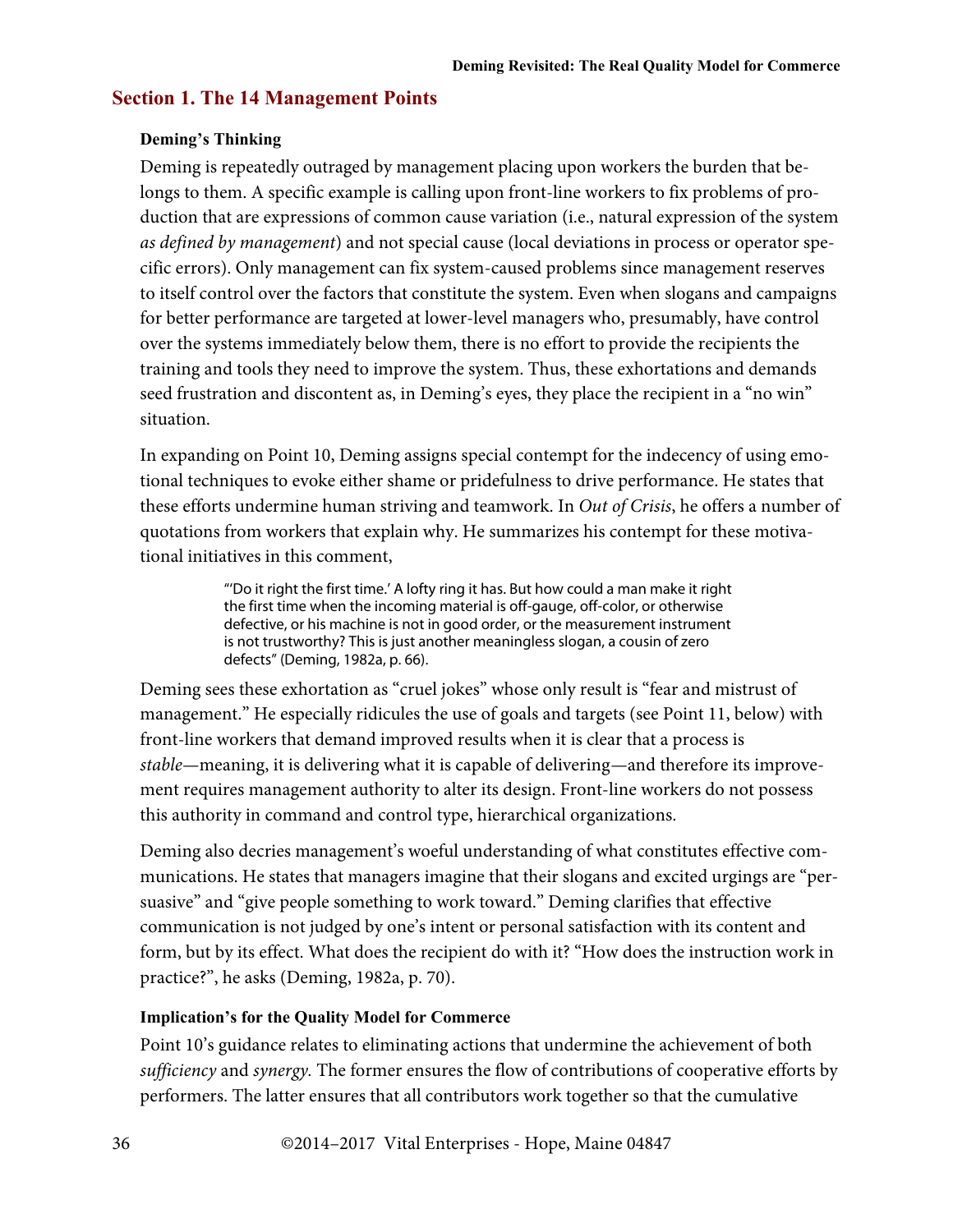## Section 1. The 14 Management Points

### Deming's Thinking

Deming is repeatedly outraged by management placing upon workers the burden that belongs to them. A specific example is calling upon front-line workers to fix problems of production that are expressions of common cause variation (i.e., natural expression of the system *as defined by management*) and not special cause (local deviations in process or operator specific errors). Only management can fix system-caused problems since management reserves to itself control over the factors that constitute the system. Even when slogans and campaigns for better performance are targeted at lower-level managers who, presumably, have control over the systems immediately below them, there is no effort to provide the recipients the training and tools they need to improve the system. Thus, these exhortations and demands seed frustration and discontent as, in Deming's eyes, they place the recipient in a "no win" situation.

In expanding on Point 10, Deming assigns special contempt for the indecency of using emotional techniques to evoke either shame or pridefulness to drive performance. He states that these efforts undermine human striving and teamwork. In *Out of Crisis*, he offers a number of quotations from workers that explain why. He summarizes his contempt for these motivational initiatives in this comment,

> "'Do it right the first time.' A lofty ring it has. But how could a man make it right the first time when the incoming material is off-gauge, off-color, or otherwise defective, or his machine is not in good order, or the measurement instrument is not trustworthy? This is just another meaningless slogan, a cousin of zero defects" (Deming, 1982a, p. 66).

Deming sees these exhortation as "cruel jokes" whose only result is "fear and mistrust of management." He especially ridicules the use of goals and targets (see Point 11, below) with front-line workers that demand improved results when it is clear that a process is *stable*—meaning, it is delivering what it is capable of delivering—and therefore its improvement requires management authority to alter its design. Front-line workers do not possess this authority in command and control type, hierarchical organizations.

Deming also decries management's woeful understanding of what constitutes effective communications. He states that managers imagine that their slogans and excited urgings are "persuasive" and "give people something to work toward." Deming clarifies that effective communication is not judged by one's intent or personal satisfaction with its content and form, but by its effect. What does the recipient do with it? "How does the instruction work in practice?", he asks (Deming, 1982a, p. 70).

### Implication's for the Quality Model for Commerce

Point 10's guidance relates to eliminating actions that undermine the achievement of both *sufficiency* and *synergy.* The former ensures the flow of contributions of cooperative efforts by performers. The latter ensures that all contributors work together so that the cumulative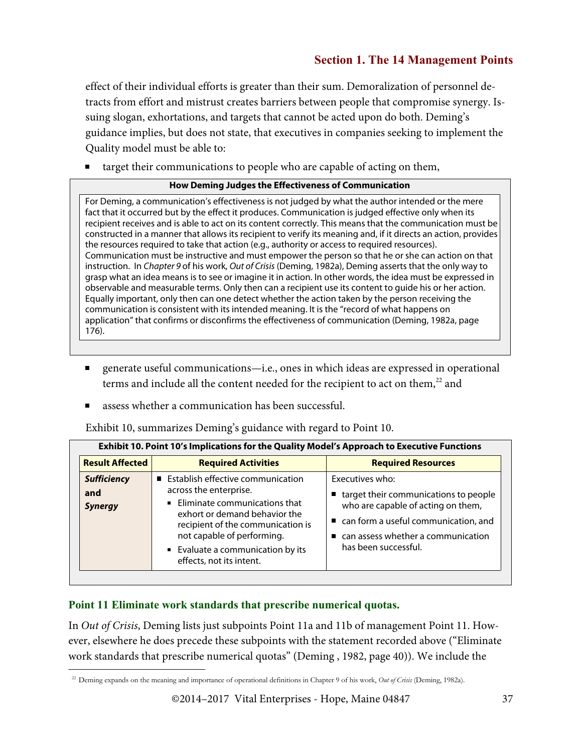effect of their individual efforts is greater than their sum. Demoralization of personnel detracts from effort and mistrust creates barriers between people that compromise synergy. Issuing slogan, exhortations, and targets that cannot be acted upon do both. Deming's guidance implies, but does not state, that executives in companies seeking to implement the Quality model must be able to:

- target their communications to people who are capable of acting on them,

> **How Deming Judges the Effectiveness of Communication**
>
> For Deming, a communication's effectiveness is not judged by what the author intended or the mere fact that it occurred but by the effect it produces. Communication is judged effective only when its recipient receives and is able to act on its content correctly. This means that the communication must be constructed in a manner that allows its recipient to verify its meaning and, if it directs an action, provides the resources required to take that action (e.g., authority or access to required resources). Communication must be instructive and must empower the person so that he or she can action on that instruction. In *Chapter 9* of his work, *Out of Crisis* (Deming, 1982a), Deming asserts that the only way to grasp what an idea means is to see or imagine it in action. In other words, the idea must be expressed in observable and measurable terms. Only then can a recipient use its content to guide his or her action. Equally important, only then can one detect whether the action taken by the person receiving the communication is consistent with its intended meaning. It is the "record of what happens on application" that confirms or disconfirms the effectiveness of communication (Deming, 1982a, page 176).

- generate useful communications—i.e., ones in which ideas are expressed in operational terms and include all the content needed for the recipient to act on them,[22] and
- assess whether a communication has been successful.

Exhibit 10, summarizes Deming's guidance with regard to Point 10.

**Exhibit 10. Point 10's Implications for the Quality Model's Approach to Executive Functions**

| Result Affected | Required Activities | Required Resources |
|---|---|---|
| ***Sufficiency* and *Synergy*** | ■ Establish effective communication across the enterprise. ▪ Eliminate communications that exhort or demand behavior the recipient of the communication is not capable of performing. ▪ Evaluate a communication by its effects, not its intent. | Executives who: ■ target their communications to people who are capable of acting on them, ■ can form a useful communication, and ■ can assess whether a communication has been successful. |

### Point 11 Eliminate work standards that prescribe numerical quotas.

In *Out of Crisis*, Deming lists just subpoints Point 11a and 11b of management Point 11. However, elsewhere he does precede these subpoints with the statement recorded above ("Eliminate work standards that prescribe numerical quotas" (Deming , 1982, page 40)). We include the

[22] Deming expands on the meaning and importance of operational definitions in Chapter 9 of his work, *Out of Crisis* (Deming, 1982a).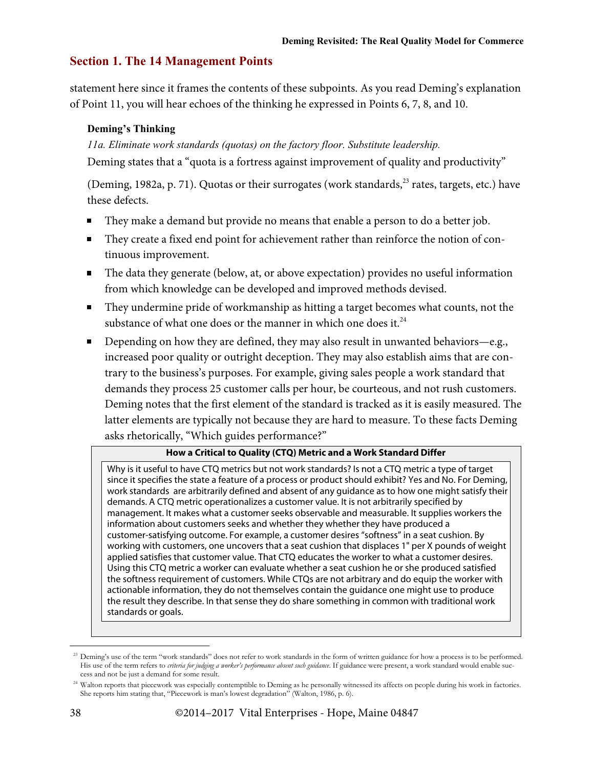## Section 1. The 14 Management Points

statement here since it frames the contents of these subpoints. As you read Deming's explanation of Point 11, you will hear echoes of the thinking he expressed in Points 6, 7, 8, and 10.

### Deming's Thinking

*11a. Eliminate work standards (quotas) on the factory floor. Substitute leadership.*

Deming states that a "quota is a fortress against improvement of quality and productivity" (Deming, 1982a, p. 71). Quotas or their surrogates (work standards,[23] rates, targets, etc.) have these defects.

- They make a demand but provide no means that enable a person to do a better job.
- They create a fixed end point for achievement rather than reinforce the notion of continuous improvement.
- The data they generate (below, at, or above expectation) provides no useful information from which knowledge can be developed and improved methods devised.
- They undermine pride of workmanship as hitting a target becomes what counts, not the substance of what one does or the manner in which one does it.[24]
- Depending on how they are defined, they may also result in unwanted behaviors—e.g., increased poor quality or outright deception. They may also establish aims that are contrary to the business's purposes. For example, giving sales people a work standard that demands they process 25 customer calls per hour, be courteous, and not rush customers. Deming notes that the first element of the standard is tracked as it is easily measured. The latter elements are typically not because they are hard to measure. To these facts Deming asks rhetorically, "Which guides performance?"

**How a Critical to Quality (CTQ) Metric and a Work Standard Differ**

Why is it useful to have CTQ metrics but not work standards? Is not a CTQ metric a type of target since it specifies the state a feature of a process or product should exhibit? Yes and No. For Deming, work standards are arbitrarily defined and absent of any guidance as to how one might satisfy their demands. A CTQ metric operationalizes a customer value. It is not arbitrarily specified by management. It makes what a customer seeks observable and measurable. It supplies workers the information about customers seeks and whether they whether they have produced a customer-satisfying outcome. For example, a customer desires "softness" in a seat cushion. By working with customers, one uncovers that a seat cushion that displaces 1" per X pounds of weight applied satisfies that customer value. That CTQ educates the worker to what a customer desires. Using this CTQ metric a worker can evaluate whether a seat cushion he or she produced satisfied the softness requirement of customers. While CTQs are not arbitrary and do equip the worker with actionable information, they do not themselves contain the guidance one might use to produce the result they describe. In that sense they do share something in common with traditional work standards or goals.

---

[23] Deming's use of the term "work standards" does not refer to work standards in the form of written guidance for how a process is to be performed. His use of the term refers to *criteria for judging a worker's performance absent such guidance*. If guidance were present, a work standard would enable success and not be just a demand for some result.

[24] Walton reports that piecework was especially contemptible to Deming as he personally witnessed its affects on people during his work in factories. She reports him stating that, "Piecework is man's lowest degradation" (Walton, 1986, p. 6).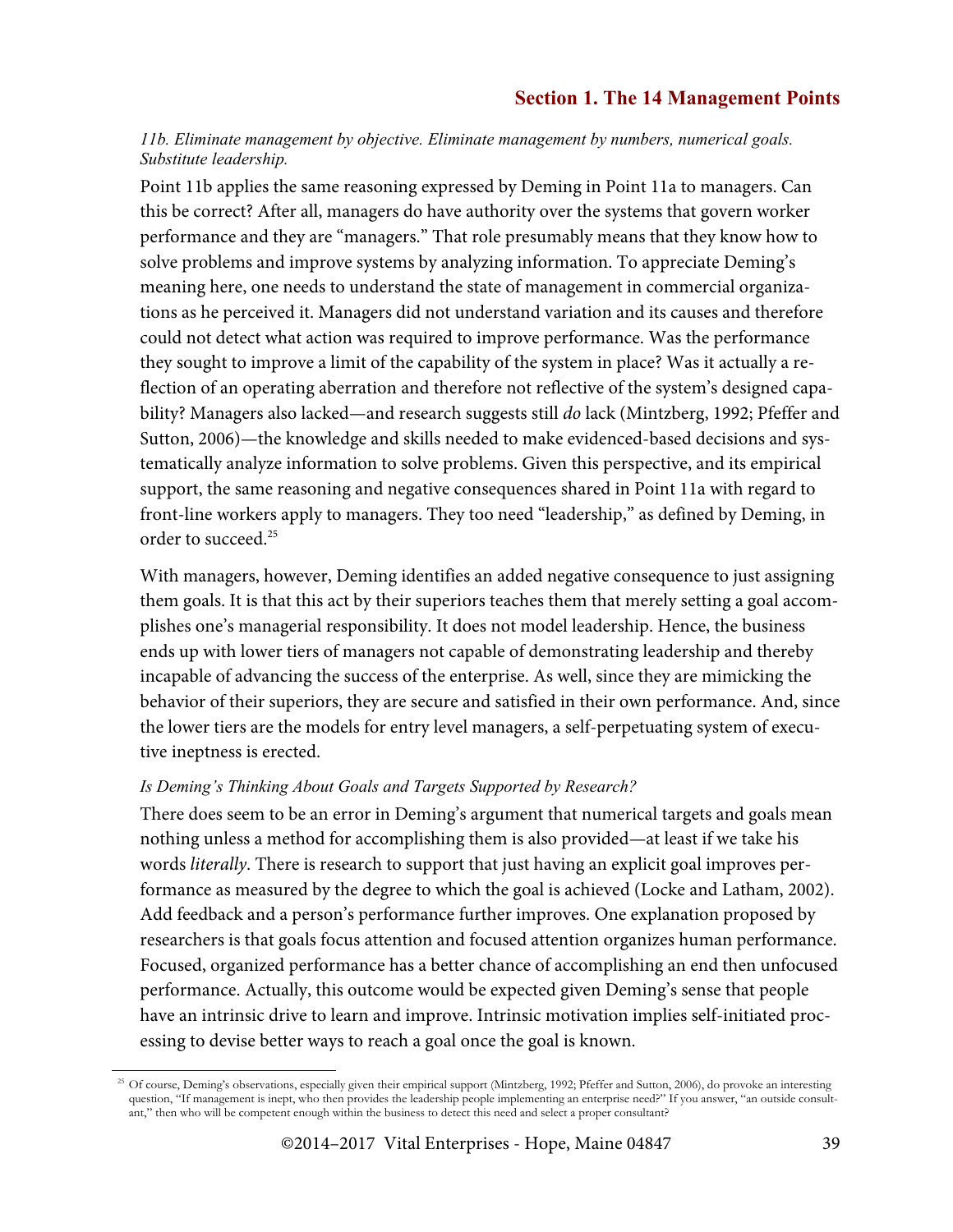*11b. Eliminate management by objective. Eliminate management by numbers, numerical goals. Substitute leadership.*

Point 11b applies the same reasoning expressed by Deming in Point 11a to managers. Can this be correct? After all, managers do have authority over the systems that govern worker performance and they are "managers." That role presumably means that they know how to solve problems and improve systems by analyzing information. To appreciate Deming's meaning here, one needs to understand the state of management in commercial organizations as he perceived it. Managers did not understand variation and its causes and therefore could not detect what action was required to improve performance. Was the performance they sought to improve a limit of the capability of the system in place? Was it actually a reflection of an operating aberration and therefore not reflective of the system's designed capability? Managers also lacked—and research suggests still *do* lack (Mintzberg, 1992; Pfeffer and Sutton, 2006)—the knowledge and skills needed to make evidenced-based decisions and systematically analyze information to solve problems. Given this perspective, and its empirical support, the same reasoning and negative consequences shared in Point 11a with regard to front-line workers apply to managers. They too need "leadership," as defined by Deming, in order to succeed.[25]

With managers, however, Deming identifies an added negative consequence to just assigning them goals. It is that this act by their superiors teaches them that merely setting a goal accomplishes one's managerial responsibility. It does not model leadership. Hence, the business ends up with lower tiers of managers not capable of demonstrating leadership and thereby incapable of advancing the success of the enterprise. As well, since they are mimicking the behavior of their superiors, they are secure and satisfied in their own performance. And, since the lower tiers are the models for entry level managers, a self-perpetuating system of executive ineptness is erected.

*Is Deming's Thinking About Goals and Targets Supported by Research?*

There does seem to be an error in Deming's argument that numerical targets and goals mean nothing unless a method for accomplishing them is also provided—at least if we take his words *literally*. There is research to support that just having an explicit goal improves performance as measured by the degree to which the goal is achieved (Locke and Latham, 2002). Add feedback and a person's performance further improves. One explanation proposed by researchers is that goals focus attention and focused attention organizes human performance. Focused, organized performance has a better chance of accomplishing an end then unfocused performance. Actually, this outcome would be expected given Deming's sense that people have an intrinsic drive to learn and improve. Intrinsic motivation implies self-initiated processing to devise better ways to reach a goal once the goal is known.

---

[25] Of course, Deming's observations, especially given their empirical support (Mintzberg, 1992; Pfeffer and Sutton, 2006), do provoke an interesting question, "If management is inept, who then provides the leadership people implementing an enterprise need?" If you answer, "an outside consultant," then who will be competent enough within the business to detect this need and select a proper consultant?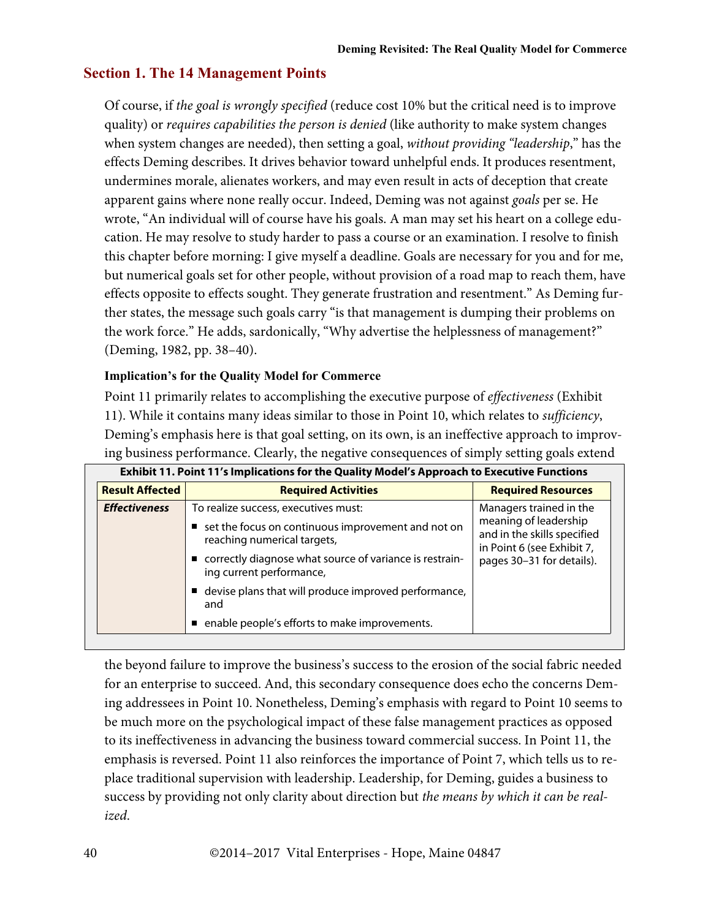## Section 1. The 14 Management Points

Of course, if *the goal is wrongly specified* (reduce cost 10% but the critical need is to improve quality) or *requires capabilities the person is denied* (like authority to make system changes when system changes are needed), then setting a goal, *without providing "leadership*," has the effects Deming describes. It drives behavior toward unhelpful ends. It produces resentment, undermines morale, alienates workers, and may even result in acts of deception that create apparent gains where none really occur. Indeed, Deming was not against *goals* per se. He wrote, "An individual will of course have his goals. A man may set his heart on a college education. He may resolve to study harder to pass a course or an examination. I resolve to finish this chapter before morning: I give myself a deadline. Goals are necessary for you and for me, but numerical goals set for other people, without provision of a road map to reach them, have effects opposite to effects sought. They generate frustration and resentment." As Deming further states, the message such goals carry "is that management is dumping their problems on the work force." He adds, sardonically, "Why advertise the helplessness of management?" (Deming, 1982, pp. 38–40).

#### Implication's for the Quality Model for Commerce

Point 11 primarily relates to accomplishing the executive purpose of *effectiveness* (Exhibit 11). While it contains many ideas similar to those in Point 10, which relates to *sufficiency*, Deming's emphasis here is that goal setting, on its own, is an ineffective approach to improving business performance. Clearly, the negative consequences of simply setting goals extend the beyond failure to improve the business's success to the erosion of the social fabric needed for an enterprise to succeed. And, this secondary consequence does echo the concerns Deming addressees in Point 10. Nonetheless, Deming's emphasis with regard to Point 10 seems to be much more on the psychological impact of these false management practices as opposed to its ineffectiveness in advancing the business toward commercial success. In Point 11, the emphasis is reversed. Point 11 also reinforces the importance of Point 7, which tells us to replace traditional supervision with leadership. Leadership, for Deming, guides a business to success by providing not only clarity about direction but *the means by which it can be realized.*

**Exhibit 11. Point 11's Implications for the Quality Model's Approach to Executive Functions**

| Result Affected | Required Activities | Required Resources |
|---|---|---|
| ***Effectiveness*** | To realize success, executives must:<br>■ set the focus on continuous improvement and not on reaching numerical targets,<br>■ correctly diagnose what source of variance is restraining current performance,<br>■ devise plans that will produce improved performance, and<br>■ enable people's efforts to make improvements. | Managers trained in the meaning of leadership and in the skills specified in Point 6 (see Exhibit 7, pages 30–31 for details). |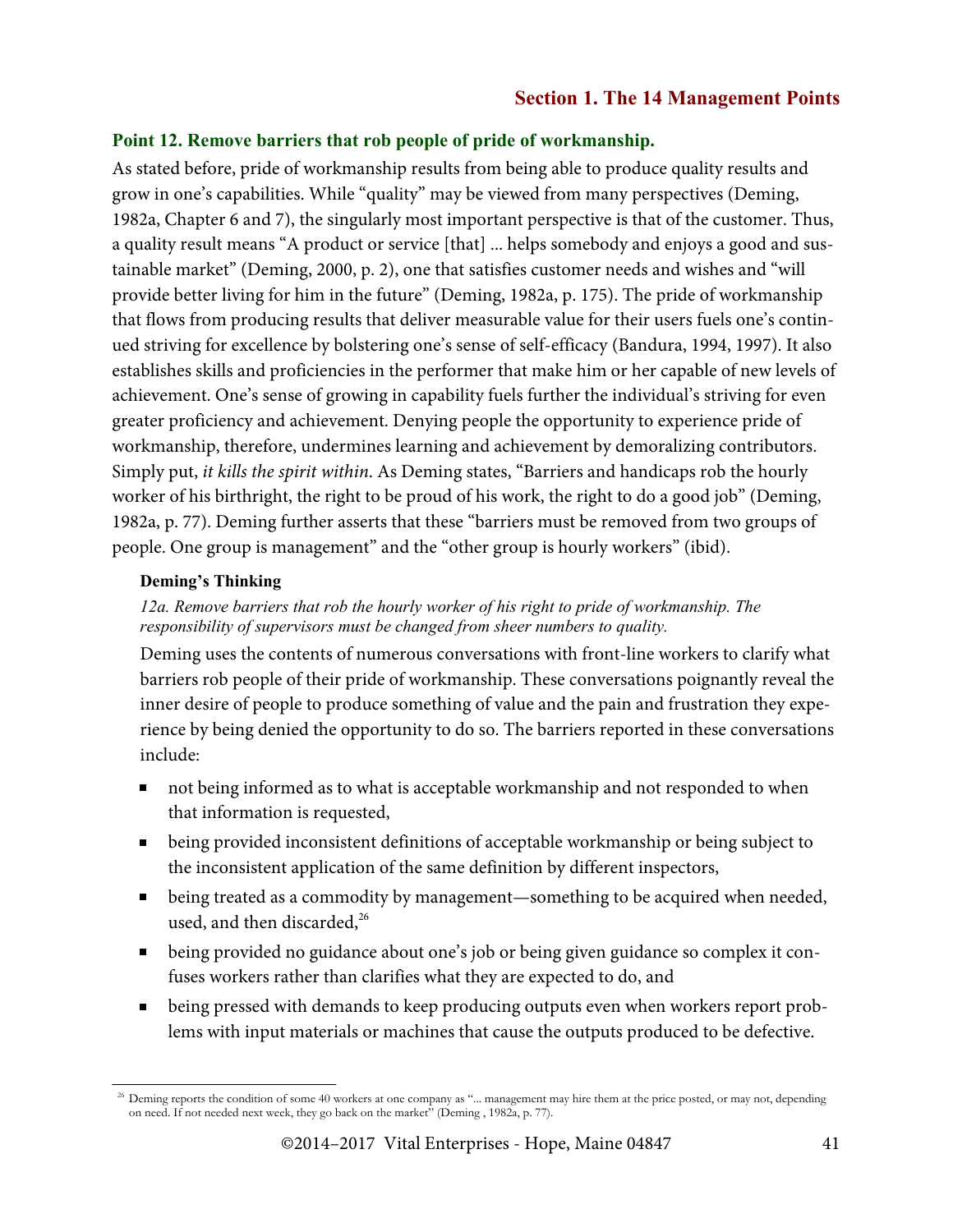## Point 12. Remove barriers that rob people of pride of workmanship.

As stated before, pride of workmanship results from being able to produce quality results and grow in one's capabilities. While "quality" may be viewed from many perspectives (Deming, 1982a, Chapter 6 and 7), the singularly most important perspective is that of the customer. Thus, a quality result means "A product or service [that] ... helps somebody and enjoys a good and sustainable market" (Deming, 2000, p. 2), one that satisfies customer needs and wishes and "will provide better living for him in the future" (Deming, 1982a, p. 175). The pride of workmanship that flows from producing results that deliver measurable value for their users fuels one's continued striving for excellence by bolstering one's sense of self-efficacy (Bandura, 1994, 1997). It also establishes skills and proficiencies in the performer that make him or her capable of new levels of achievement. One's sense of growing in capability fuels further the individual's striving for even greater proficiency and achievement. Denying people the opportunity to experience pride of workmanship, therefore, undermines learning and achievement by demoralizing contributors. Simply put, *it kills the spirit within*. As Deming states, "Barriers and handicaps rob the hourly worker of his birthright, the right to be proud of his work, the right to do a good job" (Deming, 1982a, p. 77). Deming further asserts that these "barriers must be removed from two groups of people. One group is management" and the "other group is hourly workers" (ibid).

#### Deming's Thinking

*12a. Remove barriers that rob the hourly worker of his right to pride of workmanship. The responsibility of supervisors must be changed from sheer numbers to quality.*

Deming uses the contents of numerous conversations with front-line workers to clarify what barriers rob people of their pride of workmanship. These conversations poignantly reveal the inner desire of people to produce something of value and the pain and frustration they experience by being denied the opportunity to do so. The barriers reported in these conversations include:

- not being informed as to what is acceptable workmanship and not responded to when that information is requested,
- being provided inconsistent definitions of acceptable workmanship or being subject to the inconsistent application of the same definition by different inspectors,
- being treated as a commodity by management—something to be acquired when needed, used, and then discarded,[26]
- being provided no guidance about one's job or being given guidance so complex it confuses workers rather than clarifies what they are expected to do, and
- being pressed with demands to keep producing outputs even when workers report problems with input materials or machines that cause the outputs produced to be defective.

---

[26] Deming reports the condition of some 40 workers at one company as "... management may hire them at the price posted, or may not, depending on need. If not needed next week, they go back on the market" (Deming , 1982a, p. 77).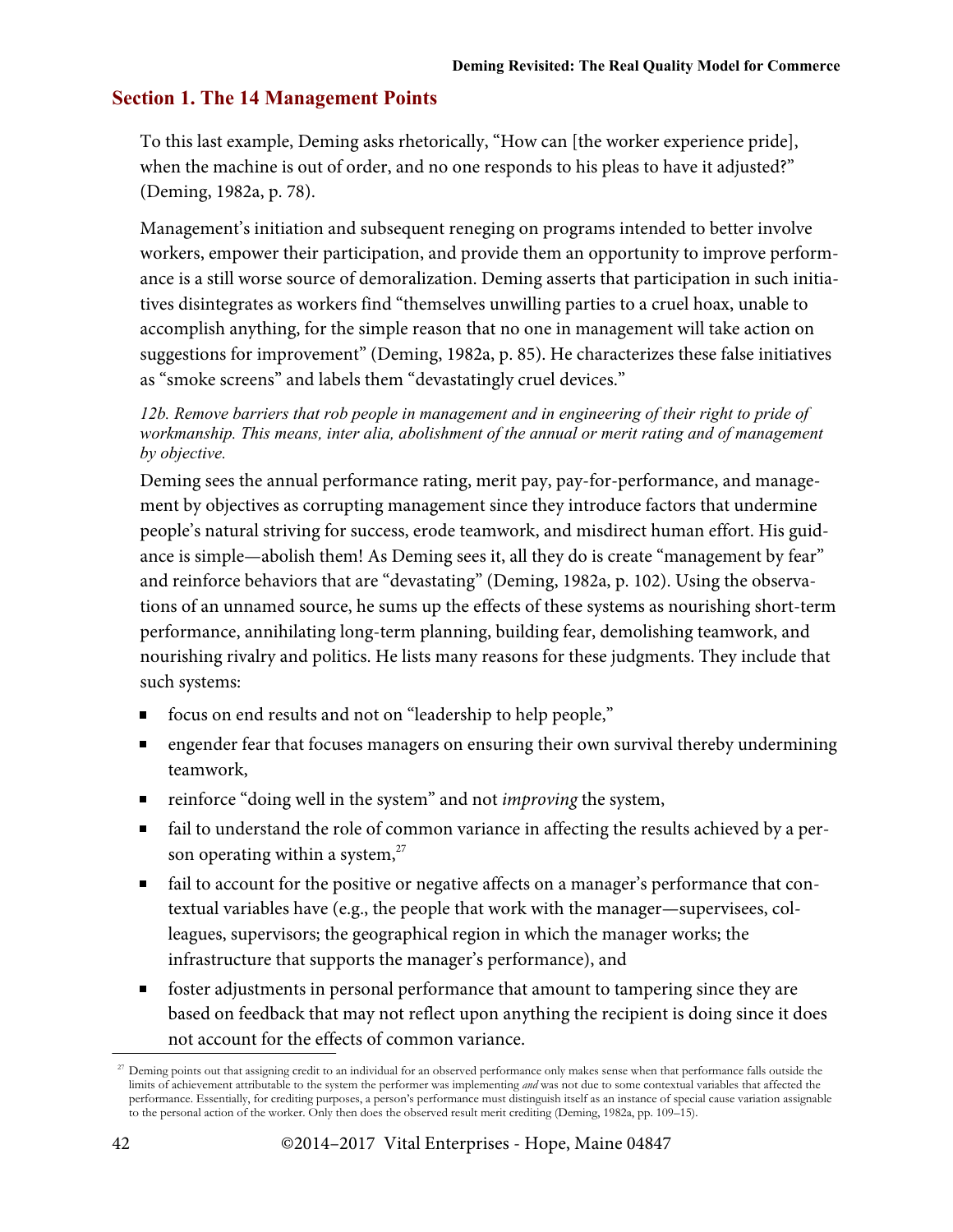## Section 1. The 14 Management Points

To this last example, Deming asks rhetorically, "How can [the worker experience pride], when the machine is out of order, and no one responds to his pleas to have it adjusted?" (Deming, 1982a, p. 78).

Management's initiation and subsequent reneging on programs intended to better involve workers, empower their participation, and provide them an opportunity to improve performance is a still worse source of demoralization. Deming asserts that participation in such initiatives disintegrates as workers find "themselves unwilling parties to a cruel hoax, unable to accomplish anything, for the simple reason that no one in management will take action on suggestions for improvement" (Deming, 1982a, p. 85). He characterizes these false initiatives as "smoke screens" and labels them "devastatingly cruel devices."

*12b. Remove barriers that rob people in management and in engineering of their right to pride of workmanship. This means, inter alia, abolishment of the annual or merit rating and of management by objective.*

Deming sees the annual performance rating, merit pay, pay-for-performance, and management by objectives as corrupting management since they introduce factors that undermine people's natural striving for success, erode teamwork, and misdirect human effort. His guidance is simple—abolish them! As Deming sees it, all they do is create "management by fear" and reinforce behaviors that are "devastating" (Deming, 1982a, p. 102). Using the observations of an unnamed source, he sums up the effects of these systems as nourishing short-term performance, annihilating long-term planning, building fear, demolishing teamwork, and nourishing rivalry and politics. He lists many reasons for these judgments. They include that such systems:

- focus on end results and not on "leadership to help people,"
- engender fear that focuses managers on ensuring their own survival thereby undermining teamwork,
- reinforce "doing well in the system" and not *improving* the system,
- fail to understand the role of common variance in affecting the results achieved by a person operating within a system,[27]
- fail to account for the positive or negative affects on a manager's performance that contextual variables have (e.g., the people that work with the manager—supervisees, colleagues, supervisors; the geographical region in which the manager works; the infrastructure that supports the manager's performance), and
- foster adjustments in personal performance that amount to tampering since they are based on feedback that may not reflect upon anything the recipient is doing since it does not account for the effects of common variance.

[27] Deming points out that assigning credit to an individual for an observed performance only makes sense when that performance falls outside the limits of achievement attributable to the system the performer was implementing *and* was not due to some contextual variables that affected the performance. Essentially, for crediting purposes, a person's performance must distinguish itself as an instance of special cause variation assignable to the personal action of the worker. Only then does the observed result merit crediting (Deming, 1982a, pp. 109–15).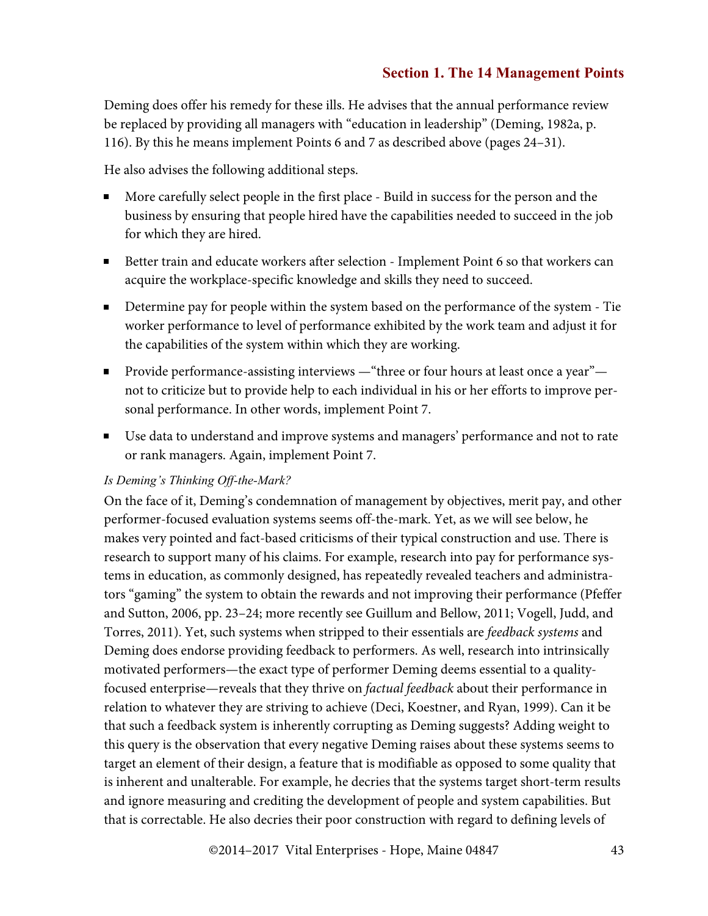Deming does offer his remedy for these ills. He advises that the annual performance review be replaced by providing all managers with "education in leadership" (Deming, 1982a, p. 116). By this he means implement Points 6 and 7 as described above (pages 24–31).

He also advises the following additional steps.

- More carefully select people in the first place - Build in success for the person and the business by ensuring that people hired have the capabilities needed to succeed in the job for which they are hired.
- Better train and educate workers after selection - Implement Point 6 so that workers can acquire the workplace-specific knowledge and skills they need to succeed.
- Determine pay for people within the system based on the performance of the system - Tie worker performance to level of performance exhibited by the work team and adjust it for the capabilities of the system within which they are working.
- Provide performance-assisting interviews —"three or four hours at least once a year"— not to criticize but to provide help to each individual in his or her efforts to improve personal performance. In other words, implement Point 7.
- Use data to understand and improve systems and managers' performance and not to rate or rank managers. Again, implement Point 7.

*Is Deming's Thinking Off-the-Mark?*

On the face of it, Deming's condemnation of management by objectives, merit pay, and other performer-focused evaluation systems seems off-the-mark. Yet, as we will see below, he makes very pointed and fact-based criticisms of their typical construction and use. There is research to support many of his claims. For example, research into pay for performance systems in education, as commonly designed, has repeatedly revealed teachers and administrators "gaming" the system to obtain the rewards and not improving their performance (Pfeffer and Sutton, 2006, pp. 23–24; more recently see Guillum and Bellow, 2011; Vogell, Judd, and Torres, 2011). Yet, such systems when stripped to their essentials are *feedback systems* and Deming does endorse providing feedback to performers. As well, research into intrinsically motivated performers—the exact type of performer Deming deems essential to a quality-focused enterprise—reveals that they thrive on *factual feedback* about their performance in relation to whatever they are striving to achieve (Deci, Koestner, and Ryan, 1999). Can it be that such a feedback system is inherently corrupting as Deming suggests? Adding weight to this query is the observation that every negative Deming raises about these systems seems to target an element of their design, a feature that is modifiable as opposed to some quality that is inherent and unalterable. For example, he decries that the systems target short-term results and ignore measuring and crediting the development of people and system capabilities. But that is correctable. He also decries their poor construction with regard to defining levels of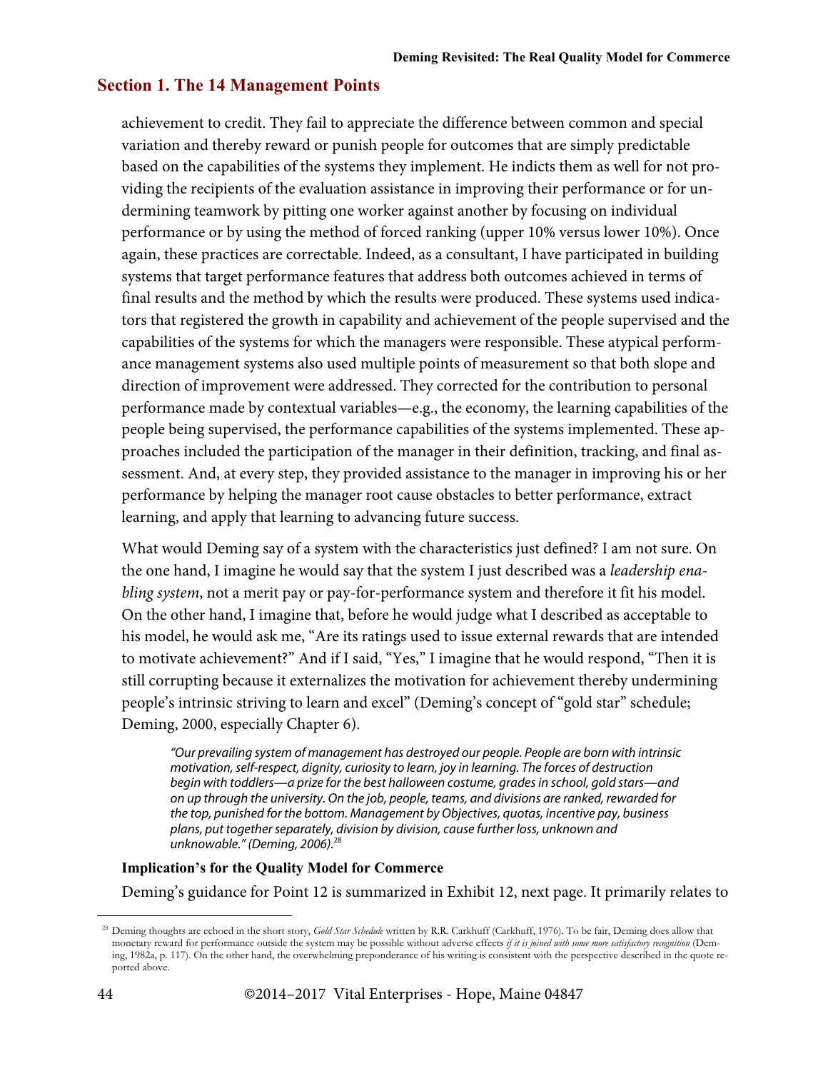## Section 1. The 14 Management Points

achievement to credit. They fail to appreciate the difference between common and special variation and thereby reward or punish people for outcomes that are simply predictable based on the capabilities of the systems they implement. He indicts them as well for not providing the recipients of the evaluation assistance in improving their performance or for undermining teamwork by pitting one worker against another by focusing on individual performance or by using the method of forced ranking (upper 10% versus lower 10%). Once again, these practices are correctable. Indeed, as a consultant, I have participated in building systems that target performance features that address both outcomes achieved in terms of final results and the method by which the results were produced. These systems used indicators that registered the growth in capability and achievement of the people supervised and the capabilities of the systems for which the managers were responsible. These atypical performance management systems also used multiple points of measurement so that both slope and direction of improvement were addressed. They corrected for the contribution to personal performance made by contextual variables—e.g., the economy, the learning capabilities of the people being supervised, the performance capabilities of the systems implemented. These approaches included the participation of the manager in their definition, tracking, and final assessment. And, at every step, they provided assistance to the manager in improving his or her performance by helping the manager root cause obstacles to better performance, extract learning, and apply that learning to advancing future success.

What would Deming say of a system with the characteristics just defined? I am not sure. On the one hand, I imagine he would say that the system I just described was a *leadership enabling system*, not a merit pay or pay-for-performance system and therefore it fit his model. On the other hand, I imagine that, before he would judge what I described as acceptable to his model, he would ask me, "Are its ratings used to issue external rewards that are intended to motivate achievement?" And if I said, "Yes," I imagine that he would respond, "Then it is still corrupting because it externalizes the motivation for achievement thereby undermining people's intrinsic striving to learn and excel" (Deming's concept of "gold star" schedule; Deming, 2000, especially Chapter 6).

> *"Our prevailing system of management has destroyed our people. People are born with intrinsic motivation, self-respect, dignity, curiosity to learn, joy in learning. The forces of destruction begin with toddlers—a prize for the best halloween costume, grades in school, gold stars—and on up through the university. On the job, people, teams, and divisions are ranked, rewarded for the top, punished for the bottom. Management by Objectives, quotas, incentive pay, business plans, put together separately, division by division, cause further loss, unknown and unknowable." (Deming, 2006).*[28]

**Implication's for the Quality Model for Commerce**

Deming's guidance for Point 12 is summarized in Exhibit 12, next page. It primarily relates to

[28] Deming thoughts are echoed in the short story, *Gold Star Schedule* written by R.R. Carkhuff (Carkhuff, 1976). To be fair, Deming does allow that monetary reward for performance outside the system may be possible without adverse effects *if it is joined with some more satisfactory recognition* (Deming, 1982a, p. 117). On the other hand, the overwhelming preponderance of his writing is consistent with the perspective described in the quote reported above.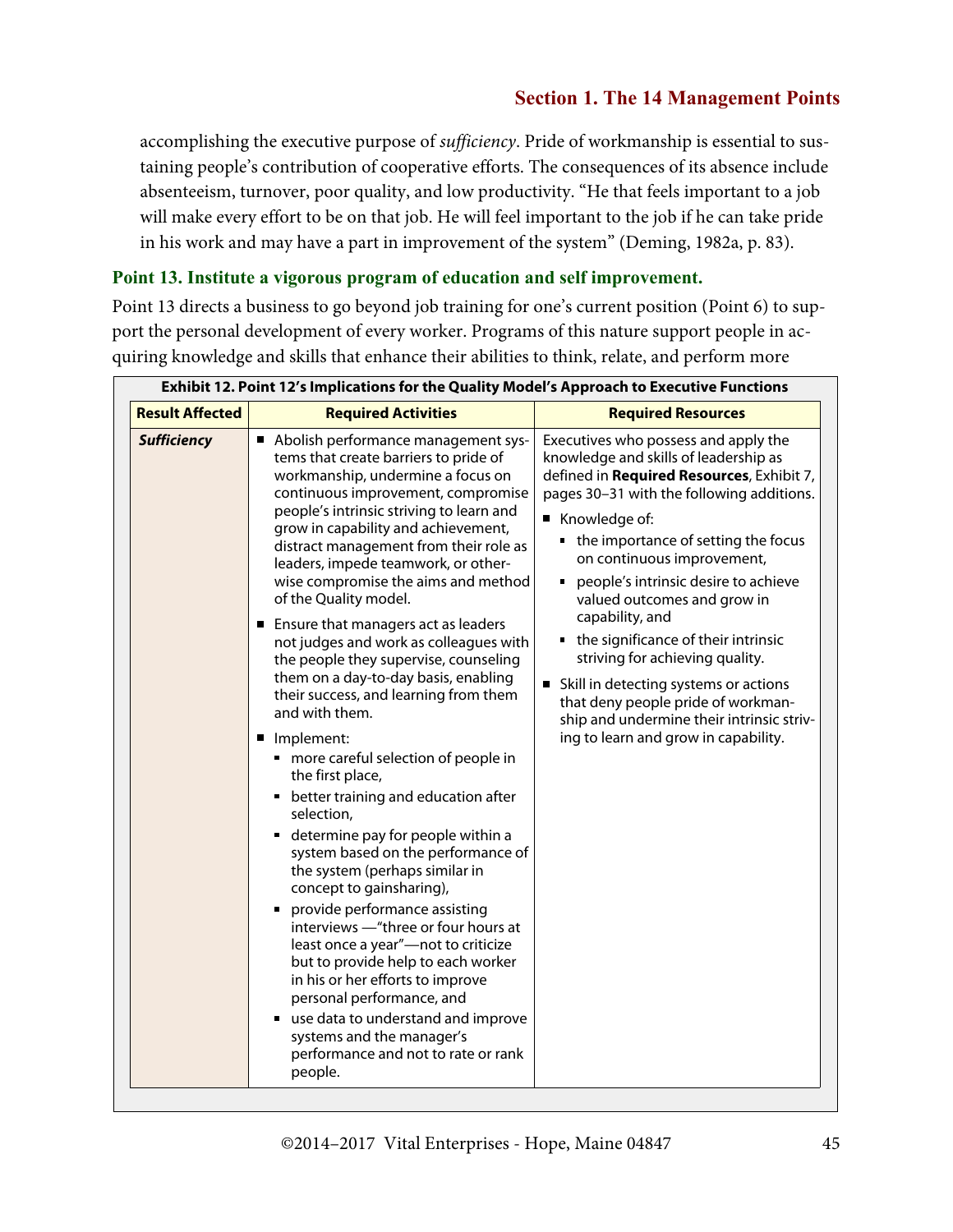accomplishing the executive purpose of *sufficiency*. Pride of workmanship is essential to sustaining people's contribution of cooperative efforts. The consequences of its absence include absenteeism, turnover, poor quality, and low productivity. "He that feels important to a job will make every effort to be on that job. He will feel important to the job if he can take pride in his work and may have a part in improvement of the system" (Deming, 1982a, p. 83).

### Point 13. Institute a vigorous program of education and self improvement.

Point 13 directs a business to go beyond job training for one's current position (Point 6) to support the personal development of every worker. Programs of this nature support people in acquiring knowledge and skills that enhance their abilities to think, relate, and perform more

**Exhibit 12. Point 12's Implications for the Quality Model's Approach to Executive Functions**

| Result Affected | Required Activities | Required Resources |
|---|---|---|
| ***Sufficiency*** | ■ Abolish performance management systems that create barriers to pride of workmanship, undermine a focus on continuous improvement, compromise people's intrinsic striving to learn and grow in capability and achievement, distract management from their role as leaders, impede teamwork, or otherwise compromise the aims and method of the Quality model.<br>■ Ensure that managers act as leaders not judges and work as colleagues with the people they supervise, counseling them on a day-to-day basis, enabling their success, and learning from them and with them.<br>■ Implement:<br>▪ more careful selection of people in the first place,<br>▪ better training and education after selection,<br>▪ determine pay for people within a system based on the performance of the system (perhaps similar in concept to gainsharing),<br>▪ provide performance assisting interviews —"three or four hours at least once a year"—not to criticize but to provide help to each worker in his or her efforts to improve personal performance, and<br>▪ use data to understand and improve systems and the manager's performance and not to rate or rank people. | Executives who possess and apply the knowledge and skills of leadership as defined in **Required Resources**, Exhibit 7, pages 30–31 with the following additions.<br>■ Knowledge of:<br>▪ the importance of setting the focus on continuous improvement,<br>▪ people's intrinsic desire to achieve valued outcomes and grow in capability, and<br>▪ the significance of their intrinsic striving for achieving quality.<br>■ Skill in detecting systems or actions that deny people pride of workmanship and undermine their intrinsic striving to learn and grow in capability. |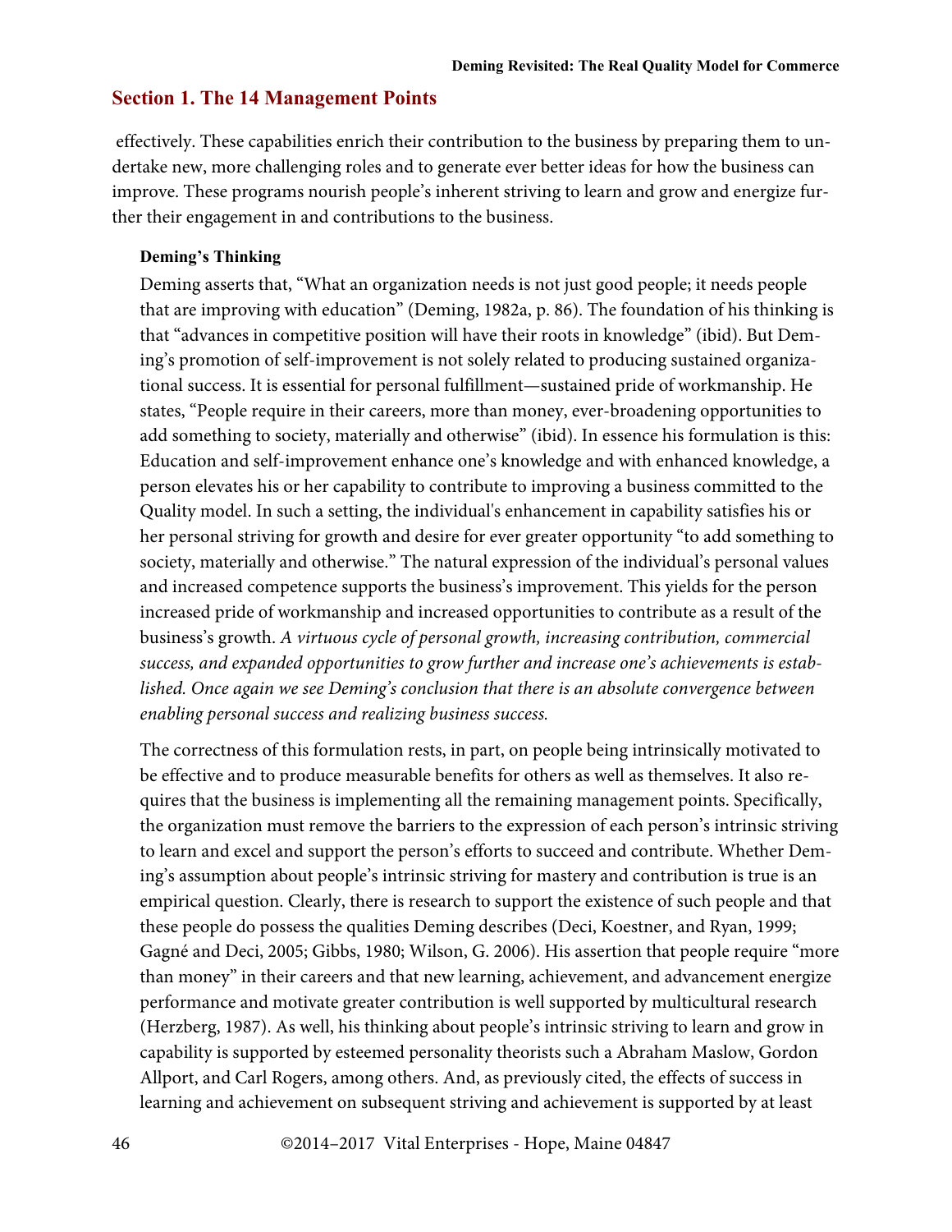## Section 1. The 14 Management Points

effectively. These capabilities enrich their contribution to the business by preparing them to undertake new, more challenging roles and to generate ever better ideas for how the business can improve. These programs nourish people's inherent striving to learn and grow and energize further their engagement in and contributions to the business.

**Deming's Thinking**

Deming asserts that, "What an organization needs is not just good people; it needs people that are improving with education" (Deming, 1982a, p. 86). The foundation of his thinking is that "advances in competitive position will have their roots in knowledge" (ibid). But Deming's promotion of self-improvement is not solely related to producing sustained organizational success. It is essential for personal fulfillment—sustained pride of workmanship. He states, "People require in their careers, more than money, ever-broadening opportunities to add something to society, materially and otherwise" (ibid). In essence his formulation is this: Education and self-improvement enhance one's knowledge and with enhanced knowledge, a person elevates his or her capability to contribute to improving a business committed to the Quality model. In such a setting, the individual's enhancement in capability satisfies his or her personal striving for growth and desire for ever greater opportunity "to add something to society, materially and otherwise." The natural expression of the individual's personal values and increased competence supports the business's improvement. This yields for the person increased pride of workmanship and increased opportunities to contribute as a result of the business's growth. *A virtuous cycle of personal growth, increasing contribution, commercial success, and expanded opportunities to grow further and increase one's achievements is established. Once again we see Deming's conclusion that there is an absolute convergence between enabling personal success and realizing business success.*

The correctness of this formulation rests, in part, on people being intrinsically motivated to be effective and to produce measurable benefits for others as well as themselves. It also requires that the business is implementing all the remaining management points. Specifically, the organization must remove the barriers to the expression of each person's intrinsic striving to learn and excel and support the person's efforts to succeed and contribute. Whether Deming's assumption about people's intrinsic striving for mastery and contribution is true is an empirical question. Clearly, there is research to support the existence of such people and that these people do possess the qualities Deming describes (Deci, Koestner, and Ryan, 1999; Gagné and Deci, 2005; Gibbs, 1980; Wilson, G. 2006). His assertion that people require "more than money" in their careers and that new learning, achievement, and advancement energize performance and motivate greater contribution is well supported by multicultural research (Herzberg, 1987). As well, his thinking about people's intrinsic striving to learn and grow in capability is supported by esteemed personality theorists such a Abraham Maslow, Gordon Allport, and Carl Rogers, among others. And, as previously cited, the effects of success in learning and achievement on subsequent striving and achievement is supported by at least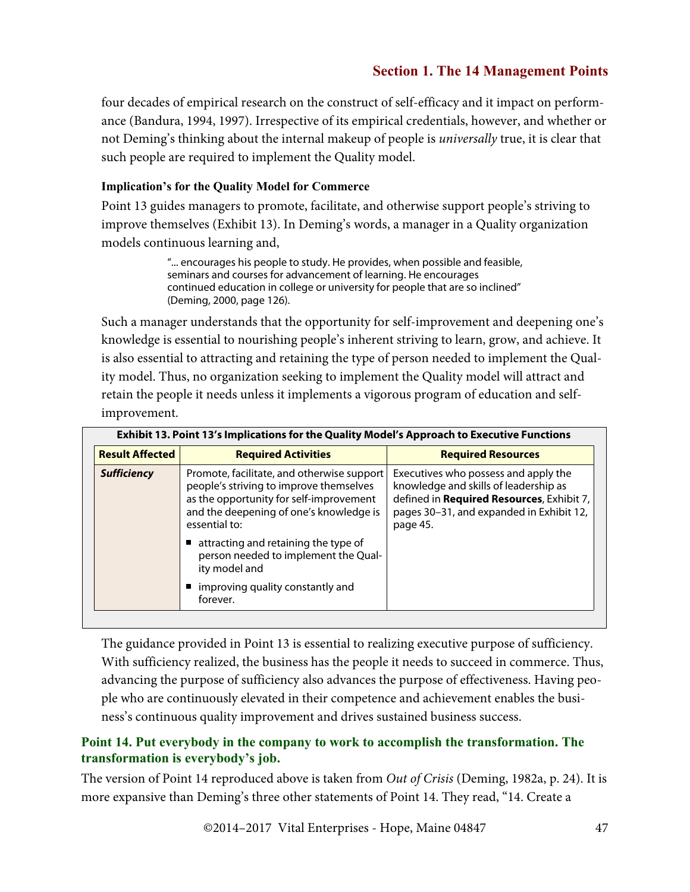four decades of empirical research on the construct of self-efficacy and it impact on performance (Bandura, 1994, 1997). Irrespective of its empirical credentials, however, and whether or not Deming's thinking about the internal makeup of people is *universally* true, it is clear that such people are required to implement the Quality model.

#### Implication's for the Quality Model for Commerce

Point 13 guides managers to promote, facilitate, and otherwise support people's striving to improve themselves (Exhibit 13). In Deming's words, a manager in a Quality organization models continuous learning and,

> "... encourages his people to study. He provides, when possible and feasible, seminars and courses for advancement of learning. He encourages continued education in college or university for people that are so inclined" (Deming, 2000, page 126).

Such a manager understands that the opportunity for self-improvement and deepening one's knowledge is essential to nourishing people's inherent striving to learn, grow, and achieve. It is also essential to attracting and retaining the type of person needed to implement the Quality model. Thus, no organization seeking to implement the Quality model will attract and retain the people it needs unless it implements a vigorous program of education and self-improvement.

**Exhibit 13. Point 13's Implications for the Quality Model's Approach to Executive Functions**

| Result Affected | Required Activities | Required Resources |
|---|---|---|
| ***Sufficiency*** | Promote, facilitate, and otherwise support people's striving to improve themselves as the opportunity for self-improvement and the deepening of one's knowledge is essential to: <br>■ attracting and retaining the type of person needed to implement the Quality model and <br>■ improving quality constantly and forever. | Executives who possess and apply the knowledge and skills of leadership as defined in **Required Resources**, Exhibit 7, pages 30–31, and expanded in Exhibit 12, page 45. |

The guidance provided in Point 13 is essential to realizing executive purpose of sufficiency. With sufficiency realized, the business has the people it needs to succeed in commerce. Thus, advancing the purpose of sufficiency also advances the purpose of effectiveness. Having people who are continuously elevated in their competence and achievement enables the business's continuous quality improvement and drives sustained business success.

### Point 14. Put everybody in the company to work to accomplish the transformation. The transformation is everybody's job.

The version of Point 14 reproduced above is taken from *Out of Crisis* (Deming, 1982a, p. 24). It is more expansive than Deming's three other statements of Point 14. They read, "14. Create a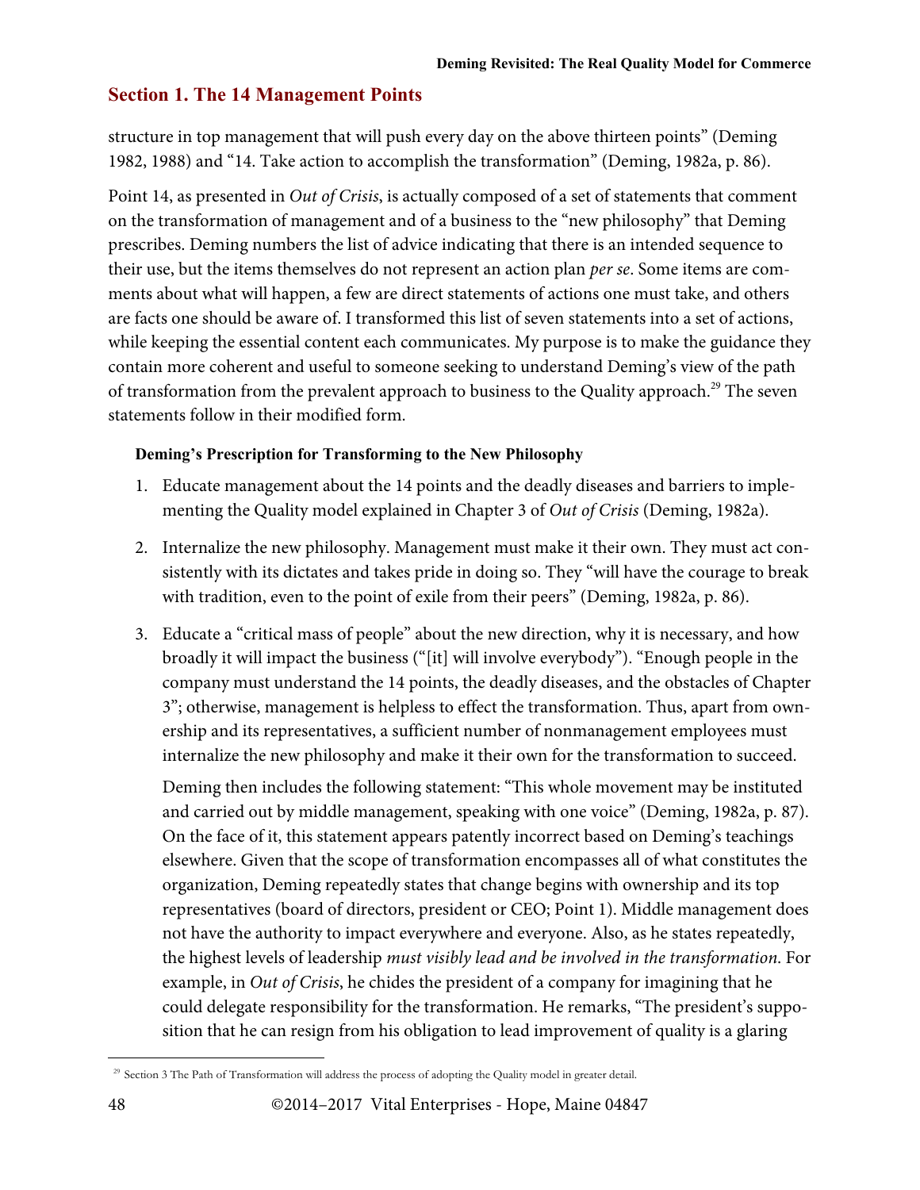## Section 1. The 14 Management Points

structure in top management that will push every day on the above thirteen points" (Deming 1982, 1988) and "14. Take action to accomplish the transformation" (Deming, 1982a, p. 86).

Point 14, as presented in *Out of Crisis*, is actually composed of a set of statements that comment on the transformation of management and of a business to the "new philosophy" that Deming prescribes. Deming numbers the list of advice indicating that there is an intended sequence to their use, but the items themselves do not represent an action plan *per se*. Some items are comments about what will happen, a few are direct statements of actions one must take, and others are facts one should be aware of. I transformed this list of seven statements into a set of actions, while keeping the essential content each communicates. My purpose is to make the guidance they contain more coherent and useful to someone seeking to understand Deming's view of the path of transformation from the prevalent approach to business to the Quality approach.[29] The seven statements follow in their modified form.

**Deming's Prescription for Transforming to the New Philosophy**

1. Educate management about the 14 points and the deadly diseases and barriers to implementing the Quality model explained in Chapter 3 of *Out of Crisis* (Deming, 1982a).

2. Internalize the new philosophy. Management must make it their own. They must act consistently with its dictates and takes pride in doing so. They "will have the courage to break with tradition, even to the point of exile from their peers" (Deming, 1982a, p. 86).

3. Educate a "critical mass of people" about the new direction, why it is necessary, and how broadly it will impact the business ("[it] will involve everybody"). "Enough people in the company must understand the 14 points, the deadly diseases, and the obstacles of Chapter 3"; otherwise, management is helpless to effect the transformation. Thus, apart from ownership and its representatives, a sufficient number of nonmanagement employees must internalize the new philosophy and make it their own for the transformation to succeed.

   Deming then includes the following statement: "This whole movement may be instituted and carried out by middle management, speaking with one voice" (Deming, 1982a, p. 87). On the face of it, this statement appears patently incorrect based on Deming's teachings elsewhere. Given that the scope of transformation encompasses all of what constitutes the organization, Deming repeatedly states that change begins with ownership and its top representatives (board of directors, president or CEO; Point 1). Middle management does not have the authority to impact everywhere and everyone. Also, as he states repeatedly, the highest levels of leadership *must visibly lead and be involved in the transformation*. For example, in *Out of Crisis*, he chides the president of a company for imagining that he could delegate responsibility for the transformation. He remarks, "The president's supposition that he can resign from his obligation to lead improvement of quality is a glaring

[29] Section 3 The Path of Transformation will address the process of adopting the Quality model in greater detail.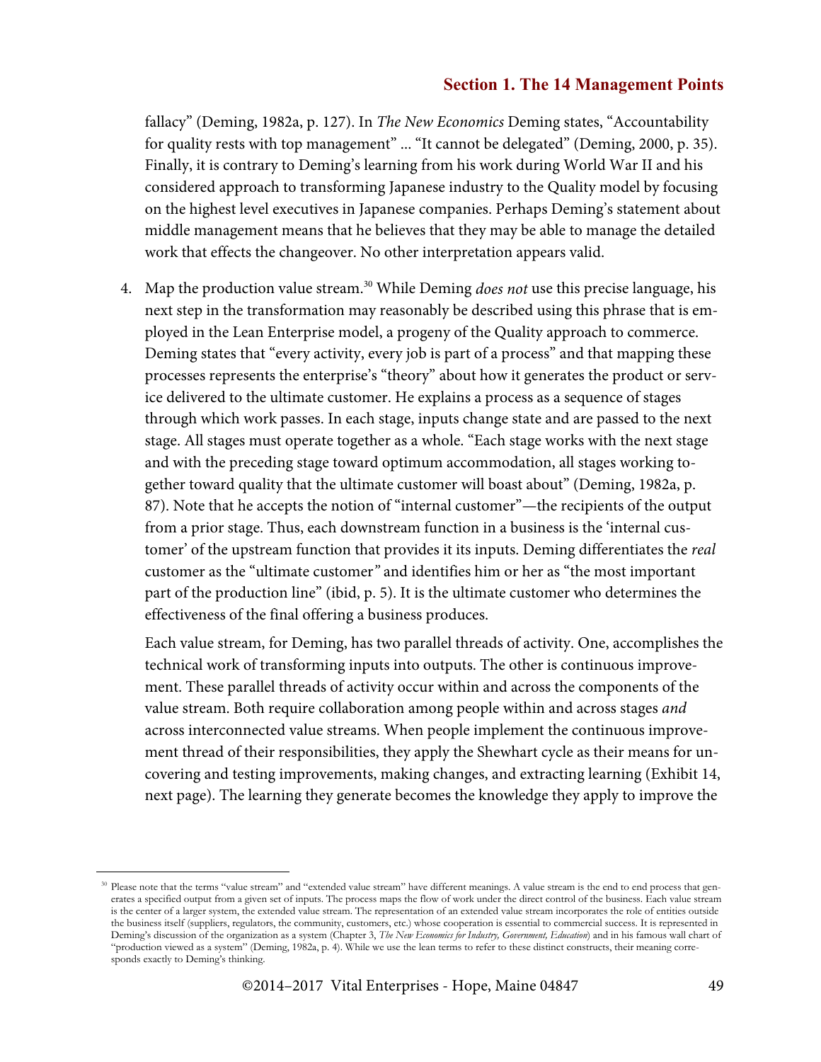fallacy" (Deming, 1982a, p. 127). In *The New Economics* Deming states, "Accountability for quality rests with top management" ... "It cannot be delegated" (Deming, 2000, p. 35). Finally, it is contrary to Deming's learning from his work during World War II and his considered approach to transforming Japanese industry to the Quality model by focusing on the highest level executives in Japanese companies. Perhaps Deming's statement about middle management means that he believes that they may be able to manage the detailed work that effects the changeover. No other interpretation appears valid.

4. Map the production value stream.[30] While Deming *does not* use this precise language, his next step in the transformation may reasonably be described using this phrase that is employed in the Lean Enterprise model, a progeny of the Quality approach to commerce. Deming states that "every activity, every job is part of a process" and that mapping these processes represents the enterprise's "theory" about how it generates the product or service delivered to the ultimate customer. He explains a process as a sequence of stages through which work passes. In each stage, inputs change state and are passed to the next stage. All stages must operate together as a whole. "Each stage works with the next stage and with the preceding stage toward optimum accommodation, all stages working together toward quality that the ultimate customer will boast about" (Deming, 1982a, p. 87). Note that he accepts the notion of "internal customer"—the recipients of the output from a prior stage. Thus, each downstream function in a business is the 'internal customer' of the upstream function that provides it its inputs. Deming differentiates the *real* customer as the "ultimate customer" and identifies him or her as "the most important part of the production line" (ibid, p. 5). It is the ultimate customer who determines the effectiveness of the final offering a business produces.

   Each value stream, for Deming, has two parallel threads of activity. One, accomplishes the technical work of transforming inputs into outputs. The other is continuous improvement. These parallel threads of activity occur within and across the components of the value stream. Both require collaboration among people within and across stages *and* across interconnected value streams. When people implement the continuous improvement thread of their responsibilities, they apply the Shewhart cycle as their means for uncovering and testing improvements, making changes, and extracting learning (Exhibit 14, next page). The learning they generate becomes the knowledge they apply to improve the

---

[30] Please note that the terms "value stream" and "extended value stream" have different meanings. A value stream is the end to end process that generates a specified output from a given set of inputs. The process maps the flow of work under the direct control of the business. Each value stream is the center of a larger system, the extended value stream. The representation of an extended value stream incorporates the role of entities outside the business itself (suppliers, regulators, the community, customers, etc.) whose cooperation is essential to commercial success. It is represented in Deming's discussion of the organization as a system (Chapter 3, *The New Economics for Industry, Government, Education*) and in his famous wall chart of "production viewed as a system" (Deming, 1982a, p. 4). While we use the lean terms to refer to these distinct constructs, their meaning corresponds exactly to Deming's thinking.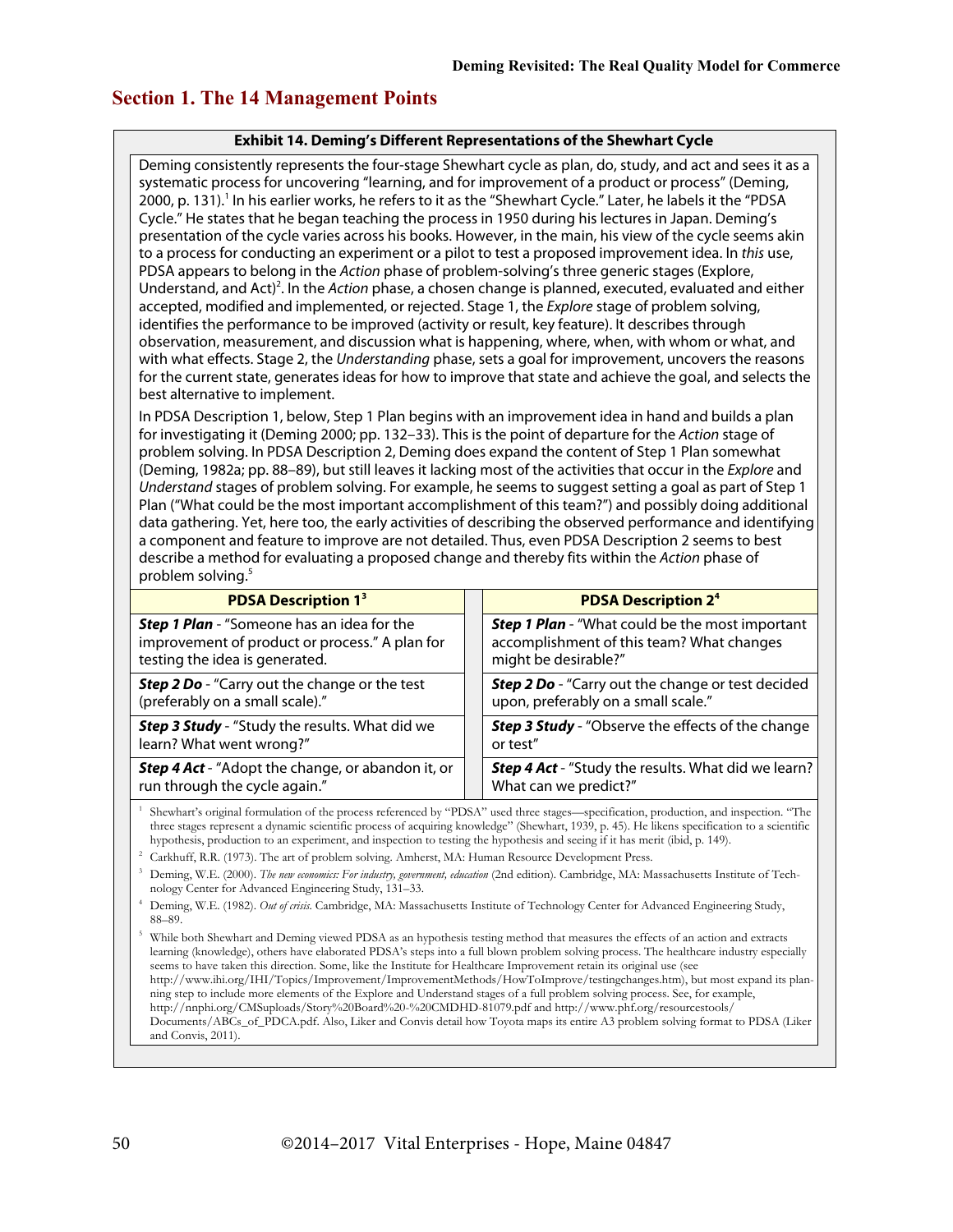## Section 1. The 14 Management Points

**Exhibit 14. Deming's Different Representations of the Shewhart Cycle**

Deming consistently represents the four-stage Shewhart cycle as plan, do, study, and act and sees it as a systematic process for uncovering "learning, and for improvement of a product or process" (Deming, 2000, p. 131).[1] In his earlier works, he refers to it as the "Shewhart Cycle." Later, he labels it the "PDSA Cycle." He states that he began teaching the process in 1950 during his lectures in Japan. Deming's presentation of the cycle varies across his books. However, in the main, his view of the cycle seems akin to a process for conducting an experiment or a pilot to test a proposed improvement idea. In *this* use, PDSA appears to belong in the *Action* phase of problem-solving's three generic stages (Explore, Understand, and Act)[2]. In the *Action* phase, a chosen change is planned, executed, evaluated and either accepted, modified and implemented, or rejected. Stage 1, the *Explore* stage of problem solving, identifies the performance to be improved (activity or result, key feature). It describes through observation, measurement, and discussion what is happening, where, when, with whom or what, and with what effects. Stage 2, the *Understanding* phase, sets a goal for improvement, uncovers the reasons for the current state, generates ideas for how to improve that state and achieve the goal, and selects the best alternative to implement.

In PDSA Description 1, below, Step 1 Plan begins with an improvement idea in hand and builds a plan for investigating it (Deming 2000; pp. 132–33). This is the point of departure for the *Action* stage of problem solving. In PDSA Description 2, Deming does expand the content of Step 1 Plan somewhat (Deming, 1982a; pp. 88–89), but still leaves it lacking most of the activities that occur in the *Explore* and *Understand* stages of problem solving. For example, he seems to suggest setting a goal as part of Step 1 Plan ("What could be the most important accomplishment of this team?") and possibly doing additional data gathering. Yet, here too, the early activities of describing the observed performance and identifying a component and feature to improve are not detailed. Thus, even PDSA Description 2 seems to best describe a method for evaluating a proposed change and thereby fits within the *Action* phase of problem solving.[5]

| PDSA Description 1[3] | PDSA Description 2[4] |
|---|---|
| ***Step 1 Plan*** - "Someone has an idea for the improvement of product or process." A plan for testing the idea is generated. | ***Step 1 Plan*** - "What could be the most important accomplishment of this team? What changes might be desirable?" |
| ***Step 2 Do*** - "Carry out the change or the test (preferably on a small scale)." | ***Step 2 Do*** - "Carry out the change or test decided upon, preferably on a small scale." |
| ***Step 3 Study*** - "Study the results. What did we learn? What went wrong?" | ***Step 3 Study*** - "Observe the effects of the change or test" |
| ***Step 4 Act*** - "Adopt the change, or abandon it, or run through the cycle again." | ***Step 4 Act*** - "Study the results. What did we learn? What can we predict?" |

[1] Shewhart's original formulation of the process referenced by "PDSA" used three stages—specification, production, and inspection. "The three stages represent a dynamic scientific process of acquiring knowledge" (Shewhart, 1939, p. 45). He likens specification to a scientific hypothesis, production to an experiment, and inspection to testing the hypothesis and seeing if it has merit (ibid, p. 149).

[2] Carkhuff, R.R. (1973). The art of problem solving. Amherst, MA: Human Resource Development Press.

[3] Deming, W.E. (2000). *The new economics: For industry, government, education* (2nd edition). Cambridge, MA: Massachusetts Institute of Technology Center for Advanced Engineering Study, 131–33.

[4] Deming, W.E. (1982). *Out of crisis.* Cambridge, MA: Massachusetts Institute of Technology Center for Advanced Engineering Study, 88–89.

[5] While both Shewhart and Deming viewed PDSA as an hypothesis testing method that measures the effects of an action and extracts learning (knowledge), others have elaborated PDSA's steps into a full blown problem solving process. The healthcare industry especially seems to have taken this direction. Some, like the Institute for Healthcare Improvement retain its original use (see http://www.ihi.org/IHI/Topics/Improvement/ImprovementMethods/HowToImprove/testingchanges.htm), but most expand its planning step to include more elements of the Explore and Understand stages of a full problem solving process. See, for example, http://nnphi.org/CMSuploads/Story%20Board%20-%20CMDHD-81079.pdf and http://www.phf.org/resourcestools/Documents/ABCs_of_PDCA.pdf. Also, Liker and Convis detail how Toyota maps its entire A3 problem solving format to PDSA (Liker and Convis, 2011).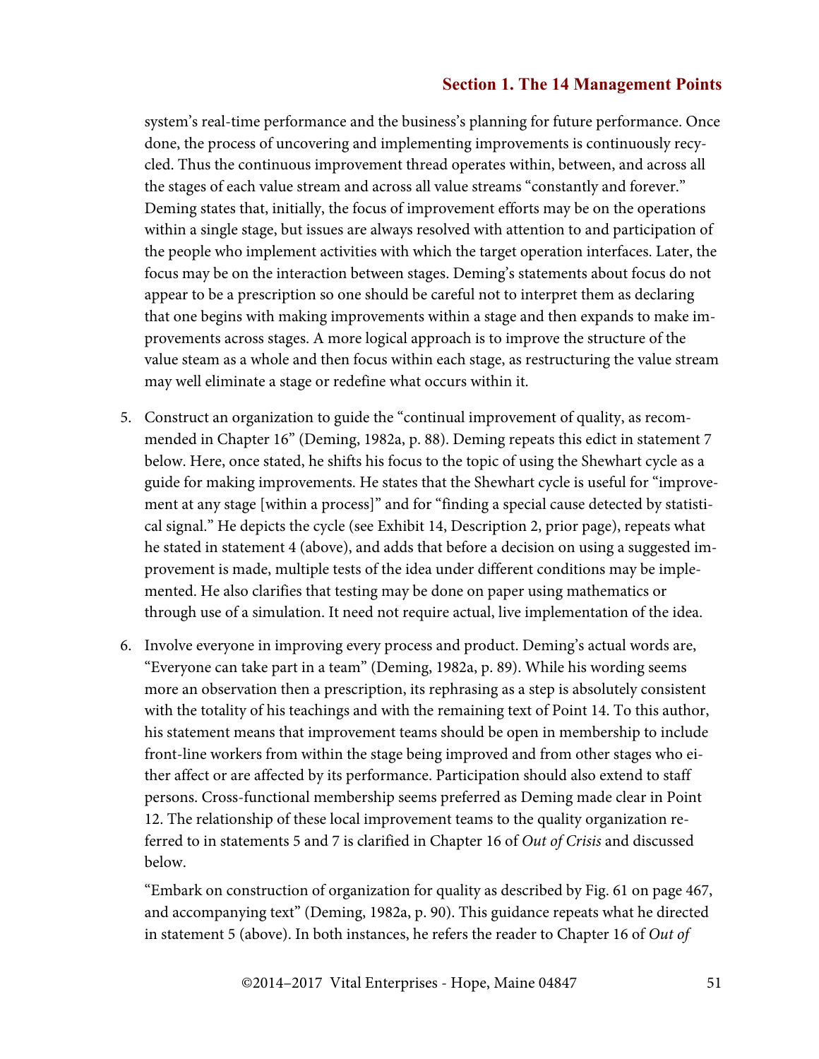system's real-time performance and the business's planning for future performance. Once done, the process of uncovering and implementing improvements is continuously recycled. Thus the continuous improvement thread operates within, between, and across all the stages of each value stream and across all value streams "constantly and forever." Deming states that, initially, the focus of improvement efforts may be on the operations within a single stage, but issues are always resolved with attention to and participation of the people who implement activities with which the target operation interfaces. Later, the focus may be on the interaction between stages. Deming's statements about focus do not appear to be a prescription so one should be careful not to interpret them as declaring that one begins with making improvements within a stage and then expands to make improvements across stages. A more logical approach is to improve the structure of the value steam as a whole and then focus within each stage, as restructuring the value stream may well eliminate a stage or redefine what occurs within it.

5. Construct an organization to guide the "continual improvement of quality, as recommended in Chapter 16" (Deming, 1982a, p. 88). Deming repeats this edict in statement 7 below. Here, once stated, he shifts his focus to the topic of using the Shewhart cycle as a guide for making improvements. He states that the Shewhart cycle is useful for "improvement at any stage [within a process]" and for "finding a special cause detected by statistical signal." He depicts the cycle (see Exhibit 14, Description 2, prior page), repeats what he stated in statement 4 (above), and adds that before a decision on using a suggested improvement is made, multiple tests of the idea under different conditions may be implemented. He also clarifies that testing may be done on paper using mathematics or through use of a simulation. It need not require actual, live implementation of the idea.

6. Involve everyone in improving every process and product. Deming's actual words are, "Everyone can take part in a team" (Deming, 1982a, p. 89). While his wording seems more an observation then a prescription, its rephrasing as a step is absolutely consistent with the totality of his teachings and with the remaining text of Point 14. To this author, his statement means that improvement teams should be open in membership to include front-line workers from within the stage being improved and from other stages who either affect or are affected by its performance. Participation should also extend to staff persons. Cross-functional membership seems preferred as Deming made clear in Point 12. The relationship of these local improvement teams to the quality organization referred to in statements 5 and 7 is clarified in Chapter 16 of *Out of Crisis* and discussed below.

   "Embark on construction of organization for quality as described by Fig. 61 on page 467, and accompanying text" (Deming, 1982a, p. 90). This guidance repeats what he directed in statement 5 (above). In both instances, he refers the reader to Chapter 16 of *Out of*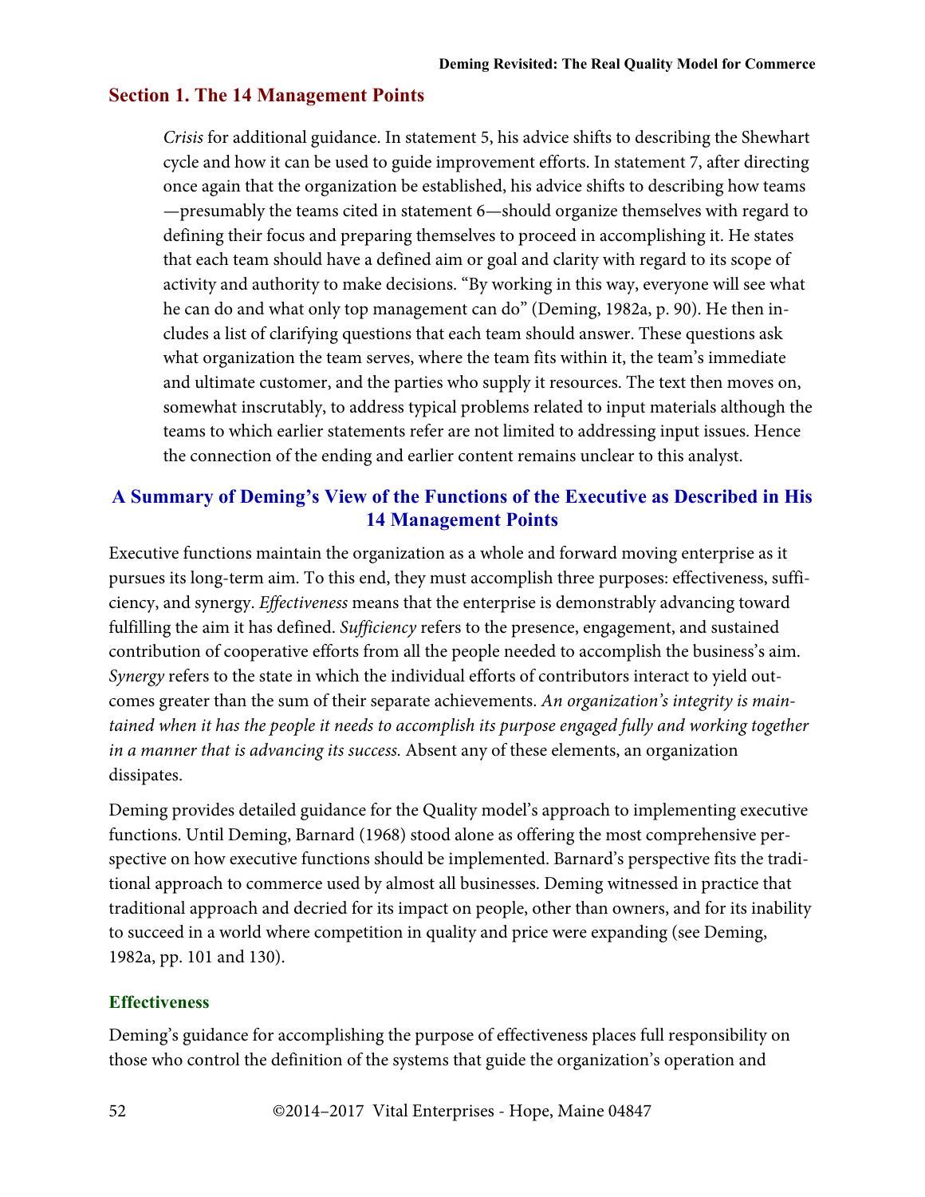*Crisis* for additional guidance. In statement 5, his advice shifts to describing the Shewhart cycle and how it can be used to guide improvement efforts. In statement 7, after directing once again that the organization be established, his advice shifts to describing how teams —presumably the teams cited in statement 6—should organize themselves with regard to defining their focus and preparing themselves to proceed in accomplishing it. He states that each team should have a defined aim or goal and clarity with regard to its scope of activity and authority to make decisions. "By working in this way, everyone will see what he can do and what only top management can do" (Deming, 1982a, p. 90). He then includes a list of clarifying questions that each team should answer. These questions ask what organization the team serves, where the team fits within it, the team's immediate and ultimate customer, and the parties who supply it resources. The text then moves on, somewhat inscrutably, to address typical problems related to input materials although the teams to which earlier statements refer are not limited to addressing input issues. Hence the connection of the ending and earlier content remains unclear to this analyst.

## A Summary of Deming's View of the Functions of the Executive as Described in His 14 Management Points

Executive functions maintain the organization as a whole and forward moving enterprise as it pursues its long-term aim. To this end, they must accomplish three purposes: effectiveness, sufficiency, and synergy. *Effectiveness* means that the enterprise is demonstrably advancing toward fulfilling the aim it has defined. *Sufficiency* refers to the presence, engagement, and sustained contribution of cooperative efforts from all the people needed to accomplish the business's aim. *Synergy* refers to the state in which the individual efforts of contributors interact to yield outcomes greater than the sum of their separate achievements. *An organization's integrity is maintained when it has the people it needs to accomplish its purpose engaged fully and working together in a manner that is advancing its success.* Absent any of these elements, an organization dissipates.

Deming provides detailed guidance for the Quality model's approach to implementing executive functions. Until Deming, Barnard (1968) stood alone as offering the most comprehensive perspective on how executive functions should be implemented. Barnard's perspective fits the traditional approach to commerce used by almost all businesses. Deming witnessed in practice that traditional approach and decried for its impact on people, other than owners, and for its inability to succeed in a world where competition in quality and price were expanding (see Deming, 1982a, pp. 101 and 130).

### Effectiveness

Deming's guidance for accomplishing the purpose of effectiveness places full responsibility on those who control the definition of the systems that guide the organization's operation and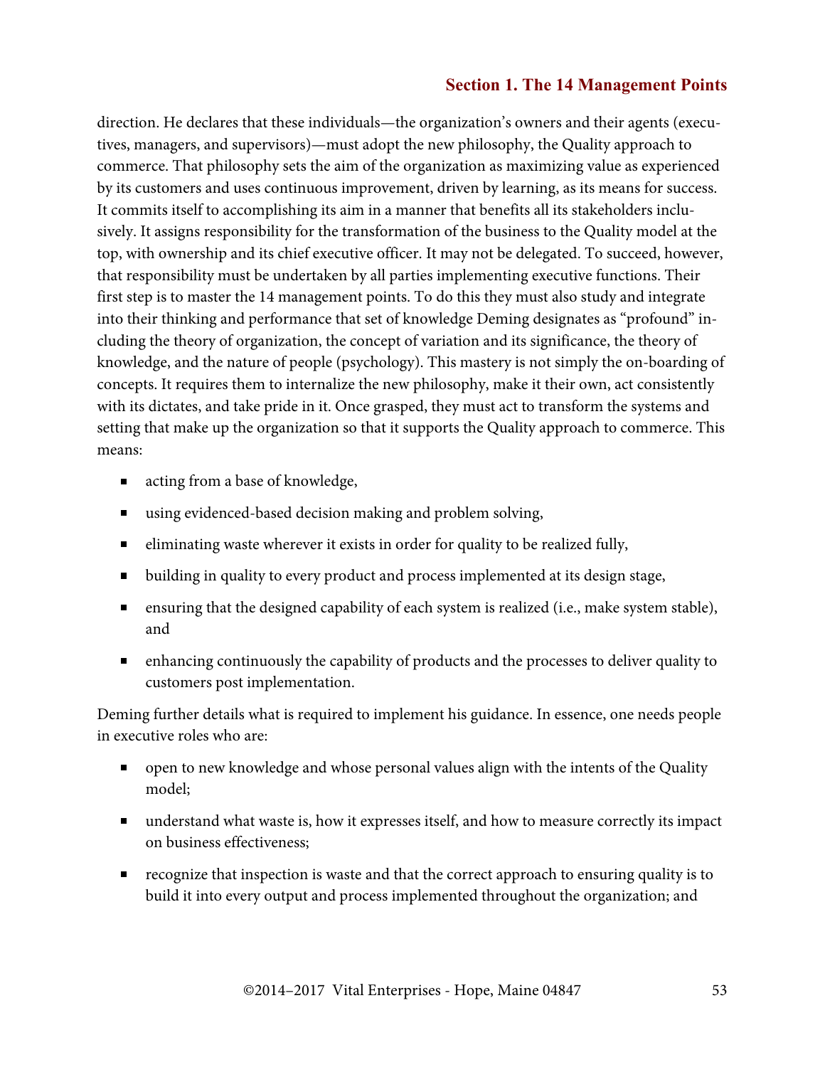direction. He declares that these individuals—the organization's owners and their agents (executives, managers, and supervisors)—must adopt the new philosophy, the Quality approach to commerce. That philosophy sets the aim of the organization as maximizing value as experienced by its customers and uses continuous improvement, driven by learning, as its means for success. It commits itself to accomplishing its aim in a manner that benefits all its stakeholders inclusively. It assigns responsibility for the transformation of the business to the Quality model at the top, with ownership and its chief executive officer. It may not be delegated. To succeed, however, that responsibility must be undertaken by all parties implementing executive functions. Their first step is to master the 14 management points. To do this they must also study and integrate into their thinking and performance that set of knowledge Deming designates as "profound" including the theory of organization, the concept of variation and its significance, the theory of knowledge, and the nature of people (psychology). This mastery is not simply the on-boarding of concepts. It requires them to internalize the new philosophy, make it their own, act consistently with its dictates, and take pride in it. Once grasped, they must act to transform the systems and setting that make up the organization so that it supports the Quality approach to commerce. This means:

- acting from a base of knowledge,
- using evidenced-based decision making and problem solving,
- eliminating waste wherever it exists in order for quality to be realized fully,
- building in quality to every product and process implemented at its design stage,
- ensuring that the designed capability of each system is realized (i.e., make system stable), and
- enhancing continuously the capability of products and the processes to deliver quality to customers post implementation.

Deming further details what is required to implement his guidance. In essence, one needs people in executive roles who are:

- open to new knowledge and whose personal values align with the intents of the Quality model;
- understand what waste is, how it expresses itself, and how to measure correctly its impact on business effectiveness;
- recognize that inspection is waste and that the correct approach to ensuring quality is to build it into every output and process implemented throughout the organization; and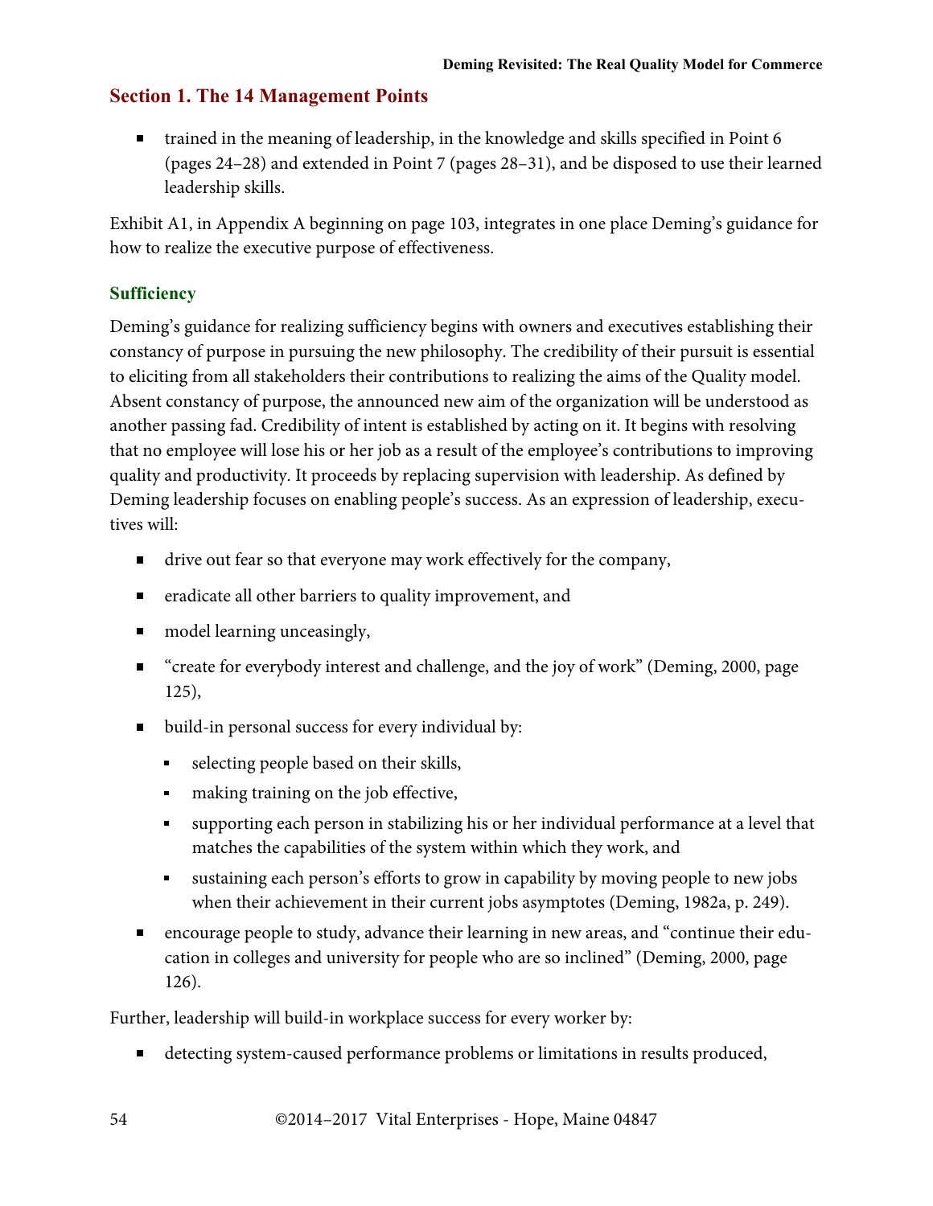## Section 1. The 14 Management Points

- trained in the meaning of leadership, in the knowledge and skills specified in Point 6 (pages 24–28) and extended in Point 7 (pages 28–31), and be disposed to use their learned leadership skills.

Exhibit A1, in Appendix A beginning on page 103, integrates in one place Deming's guidance for how to realize the executive purpose of effectiveness.

### Sufficiency

Deming's guidance for realizing sufficiency begins with owners and executives establishing their constancy of purpose in pursuing the new philosophy. The credibility of their pursuit is essential to eliciting from all stakeholders their contributions to realizing the aims of the Quality model. Absent constancy of purpose, the announced new aim of the organization will be understood as another passing fad. Credibility of intent is established by acting on it. It begins with resolving that no employee will lose his or her job as a result of the employee's contributions to improving quality and productivity. It proceeds by replacing supervision with leadership. As defined by Deming leadership focuses on enabling people's success. As an expression of leadership, executives will:

- drive out fear so that everyone may work effectively for the company,
- eradicate all other barriers to quality improvement, and
- model learning unceasingly,
- "create for everybody interest and challenge, and the joy of work" (Deming, 2000, page 125),
- build-in personal success for every individual by:
  - selecting people based on their skills,
  - making training on the job effective,
  - supporting each person in stabilizing his or her individual performance at a level that matches the capabilities of the system within which they work, and
  - sustaining each person's efforts to grow in capability by moving people to new jobs when their achievement in their current jobs asymptotes (Deming, 1982a, p. 249).
- encourage people to study, advance their learning in new areas, and "continue their education in colleges and university for people who are so inclined" (Deming, 2000, page 126).

Further, leadership will build-in workplace success for every worker by:

- detecting system-caused performance problems or limitations in results produced,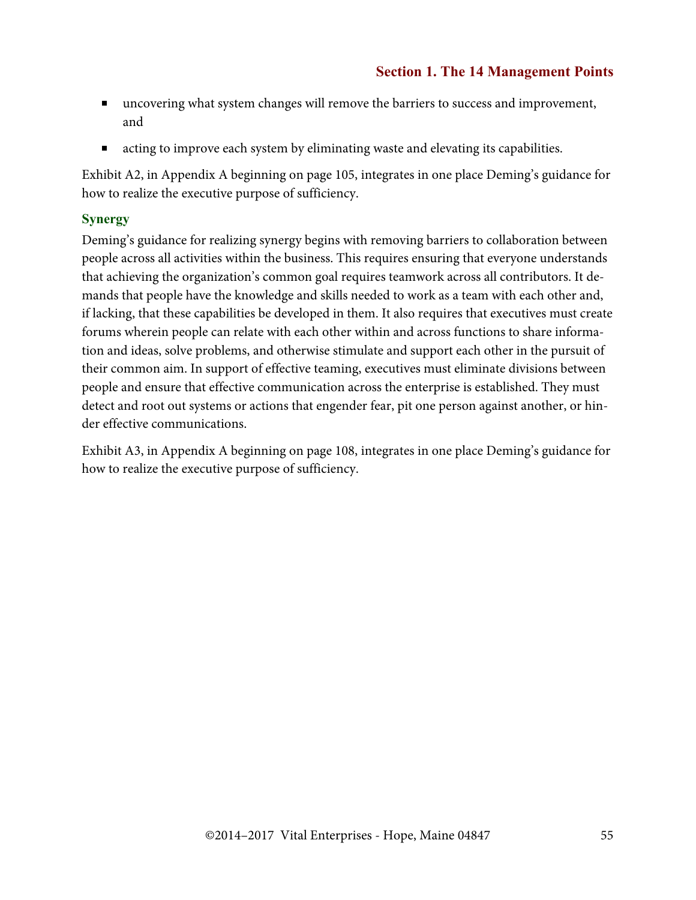- uncovering what system changes will remove the barriers to success and improvement, and
- acting to improve each system by eliminating waste and elevating its capabilities.

Exhibit A2, in Appendix A beginning on page 105, integrates in one place Deming's guidance for how to realize the executive purpose of sufficiency.

### Synergy

Deming's guidance for realizing synergy begins with removing barriers to collaboration between people across all activities within the business. This requires ensuring that everyone understands that achieving the organization's common goal requires teamwork across all contributors. It demands that people have the knowledge and skills needed to work as a team with each other and, if lacking, that these capabilities be developed in them. It also requires that executives must create forums wherein people can relate with each other within and across functions to share information and ideas, solve problems, and otherwise stimulate and support each other in the pursuit of their common aim. In support of effective teaming, executives must eliminate divisions between people and ensure that effective communication across the enterprise is established. They must detect and root out systems or actions that engender fear, pit one person against another, or hinder effective communications.

Exhibit A3, in Appendix A beginning on page 108, integrates in one place Deming's guidance for how to realize the executive purpose of sufficiency.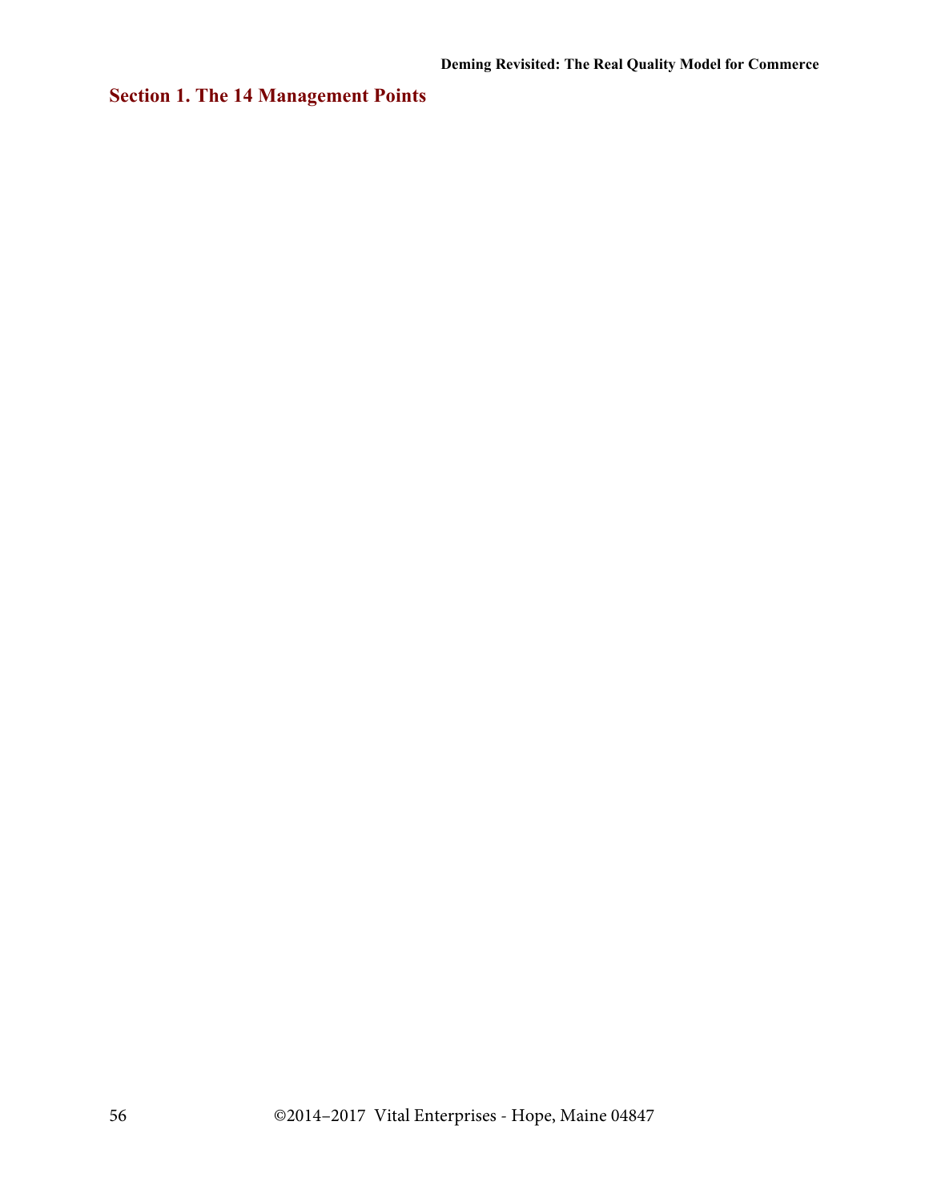## Section 1. The 14 Management Points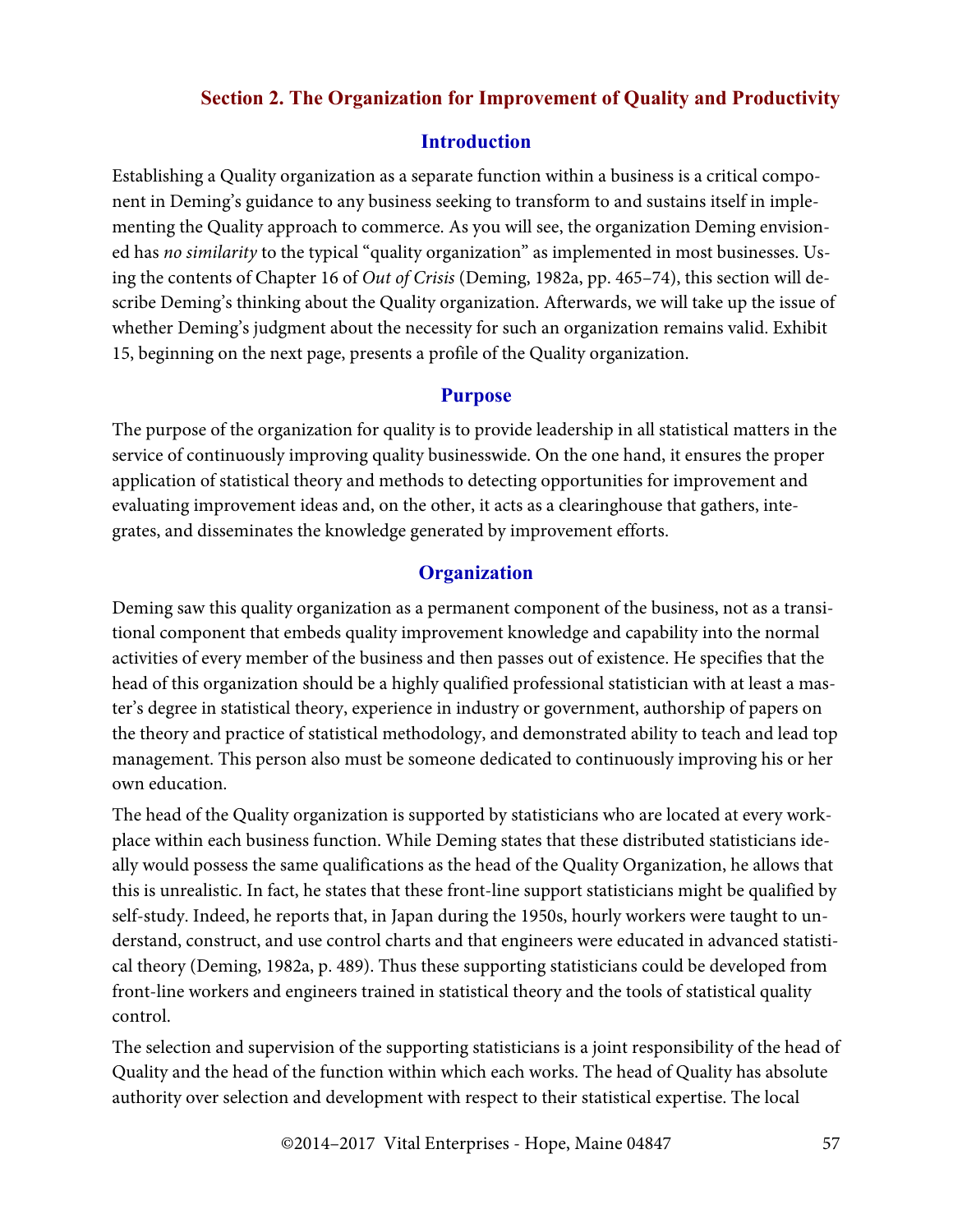## Section 2. The Organization for Improvement of Quality and Productivity

### Introduction

Establishing a Quality organization as a separate function within a business is a critical component in Deming's guidance to any business seeking to transform to and sustains itself in implementing the Quality approach to commerce. As you will see, the organization Deming envisioned has *no similarity* to the typical "quality organization" as implemented in most businesses. Using the contents of Chapter 16 of *Out of Crisis* (Deming, 1982a, pp. 465–74), this section will describe Deming's thinking about the Quality organization. Afterwards, we will take up the issue of whether Deming's judgment about the necessity for such an organization remains valid. Exhibit 15, beginning on the next page, presents a profile of the Quality organization.

### Purpose

The purpose of the organization for quality is to provide leadership in all statistical matters in the service of continuously improving quality businesswide. On the one hand, it ensures the proper application of statistical theory and methods to detecting opportunities for improvement and evaluating improvement ideas and, on the other, it acts as a clearinghouse that gathers, integrates, and disseminates the knowledge generated by improvement efforts.

### Organization

Deming saw this quality organization as a permanent component of the business, not as a transitional component that embeds quality improvement knowledge and capability into the normal activities of every member of the business and then passes out of existence. He specifies that the head of this organization should be a highly qualified professional statistician with at least a master's degree in statistical theory, experience in industry or government, authorship of papers on the theory and practice of statistical methodology, and demonstrated ability to teach and lead top management. This person also must be someone dedicated to continuously improving his or her own education.

The head of the Quality organization is supported by statisticians who are located at every workplace within each business function. While Deming states that these distributed statisticians ideally would possess the same qualifications as the head of the Quality Organization, he allows that this is unrealistic. In fact, he states that these front-line support statisticians might be qualified by self-study. Indeed, he reports that, in Japan during the 1950s, hourly workers were taught to understand, construct, and use control charts and that engineers were educated in advanced statistical theory (Deming, 1982a, p. 489). Thus these supporting statisticians could be developed from front-line workers and engineers trained in statistical theory and the tools of statistical quality control.

The selection and supervision of the supporting statisticians is a joint responsibility of the head of Quality and the head of the function within which each works. The head of Quality has absolute authority over selection and development with respect to their statistical expertise. The local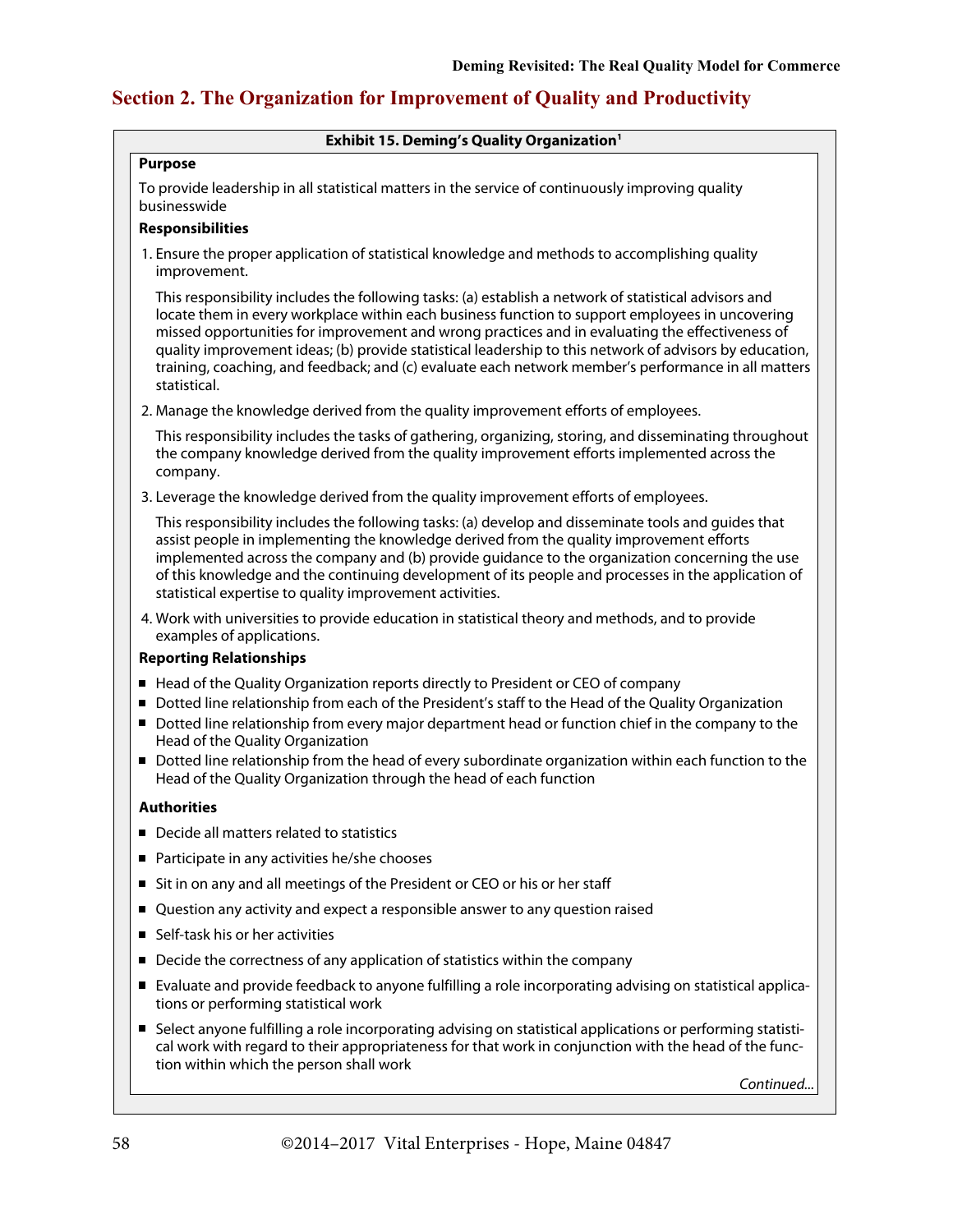## Section 2. The Organization for Improvement of Quality and Productivity

**Exhibit 15. Deming's Quality Organization**[1]

**Purpose**

To provide leadership in all statistical matters in the service of continuously improving quality businesswide

**Responsibilities**

1. Ensure the proper application of statistical knowledge and methods to accomplishing quality improvement.

   This responsibility includes the following tasks: (a) establish a network of statistical advisors and locate them in every workplace within each business function to support employees in uncovering missed opportunities for improvement and wrong practices and in evaluating the effectiveness of quality improvement ideas; (b) provide statistical leadership to this network of advisors by education, training, coaching, and feedback; and (c) evaluate each network member's performance in all matters statistical.

2. Manage the knowledge derived from the quality improvement efforts of employees.

   This responsibility includes the tasks of gathering, organizing, storing, and disseminating throughout the company knowledge derived from the quality improvement efforts implemented across the company.

3. Leverage the knowledge derived from the quality improvement efforts of employees.

   This responsibility includes the following tasks: (a) develop and disseminate tools and guides that assist people in implementing the knowledge derived from the quality improvement efforts implemented across the company and (b) provide guidance to the organization concerning the use of this knowledge and the continuing development of its people and processes in the application of statistical expertise to quality improvement activities.

4. Work with universities to provide education in statistical theory and methods, and to provide examples of applications.

**Reporting Relationships**

- Head of the Quality Organization reports directly to President or CEO of company
- Dotted line relationship from each of the President's staff to the Head of the Quality Organization
- Dotted line relationship from every major department head or function chief in the company to the Head of the Quality Organization
- Dotted line relationship from the head of every subordinate organization within each function to the Head of the Quality Organization through the head of each function

**Authorities**

- Decide all matters related to statistics
- Participate in any activities he/she chooses
- Sit in on any and all meetings of the President or CEO or his or her staff
- Question any activity and expect a responsible answer to any question raised
- Self-task his or her activities
- Decide the correctness of any application of statistics within the company
- Evaluate and provide feedback to anyone fulfilling a role incorporating advising on statistical applications or performing statistical work
- Select anyone fulfilling a role incorporating advising on statistical applications or performing statistical work with regard to their appropriateness for that work in conjunction with the head of the function within which the person shall work

*Continued...*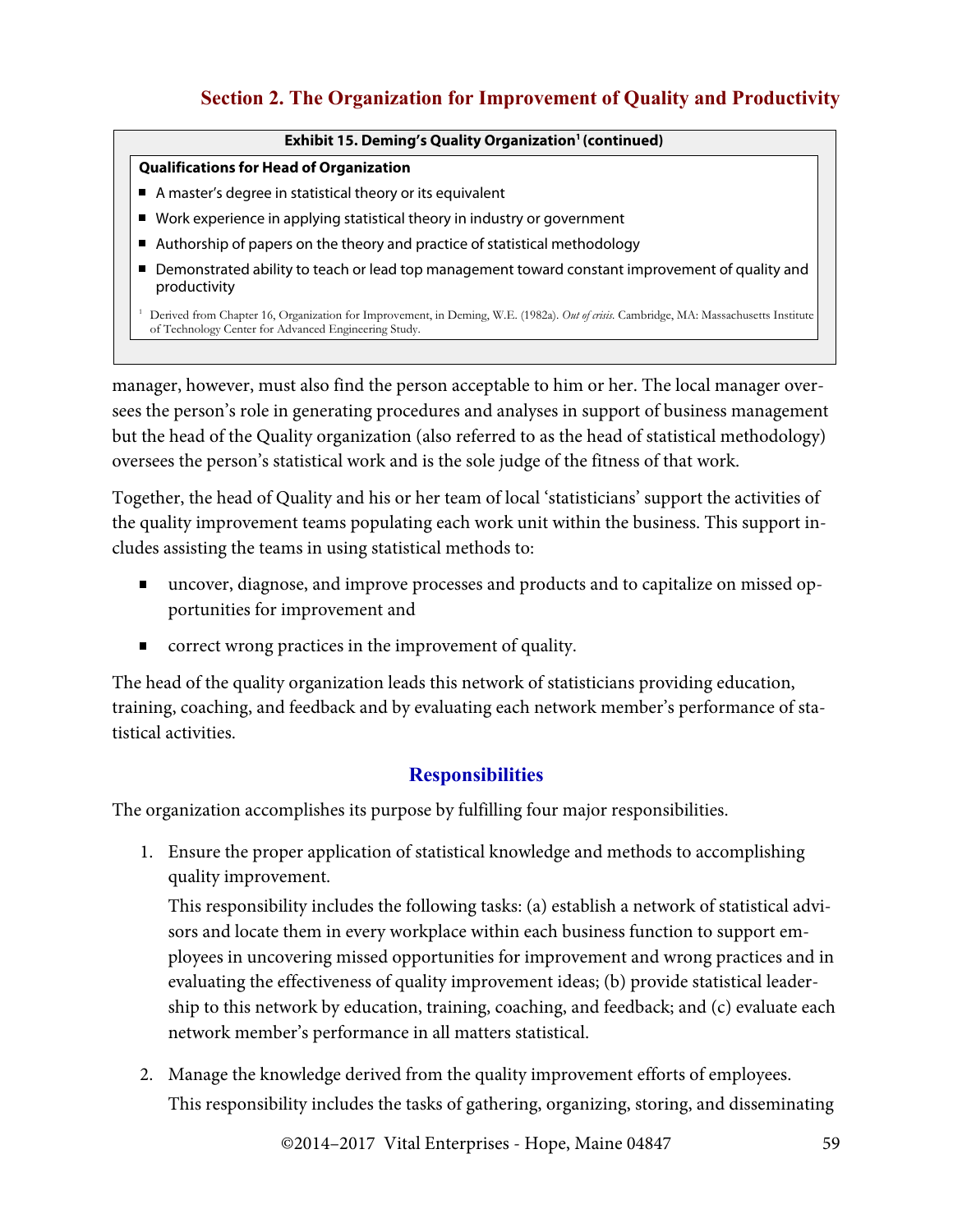**Exhibit 15. Deming's Quality Organization[1] (continued)**

**Qualifications for Head of Organization**

- A master's degree in statistical theory or its equivalent
- Work experience in applying statistical theory in industry or government
- Authorship of papers on the theory and practice of statistical methodology
- Demonstrated ability to teach or lead top management toward constant improvement of quality and productivity

[1] Derived from Chapter 16, Organization for Improvement, in Deming, W.E. (1982a). *Out of crisis.* Cambridge, MA: Massachusetts Institute of Technology Center for Advanced Engineering Study.

manager, however, must also find the person acceptable to him or her. The local manager oversees the person's role in generating procedures and analyses in support of business management but the head of the Quality organization (also referred to as the head of statistical methodology) oversees the person's statistical work and is the sole judge of the fitness of that work.

Together, the head of Quality and his or her team of local 'statisticians' support the activities of the quality improvement teams populating each work unit within the business. This support includes assisting the teams in using statistical methods to:

- uncover, diagnose, and improve processes and products and to capitalize on missed opportunities for improvement and
- correct wrong practices in the improvement of quality.

The head of the quality organization leads this network of statisticians providing education, training, coaching, and feedback and by evaluating each network member's performance of statistical activities.

### Responsibilities

The organization accomplishes its purpose by fulfilling four major responsibilities.

1. Ensure the proper application of statistical knowledge and methods to accomplishing quality improvement.

   This responsibility includes the following tasks: (a) establish a network of statistical advisors and locate them in every workplace within each business function to support employees in uncovering missed opportunities for improvement and wrong practices and in evaluating the effectiveness of quality improvement ideas; (b) provide statistical leadership to this network by education, training, coaching, and feedback; and (c) evaluate each network member's performance in all matters statistical.

2. Manage the knowledge derived from the quality improvement efforts of employees.

   This responsibility includes the tasks of gathering, organizing, storing, and disseminating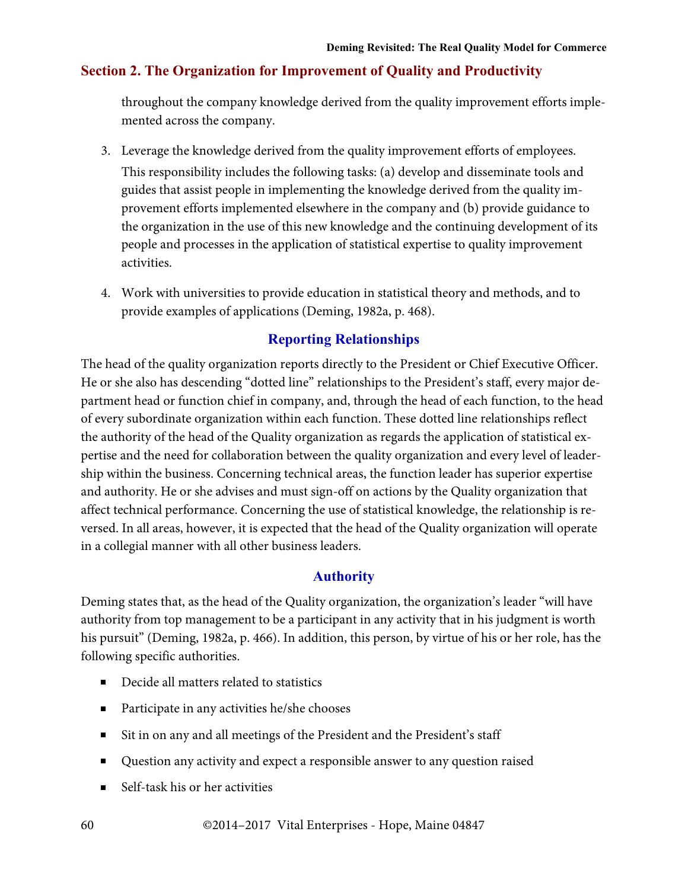throughout the company knowledge derived from the quality improvement efforts implemented across the company.

3. Leverage the knowledge derived from the quality improvement efforts of employees. This responsibility includes the following tasks: (a) develop and disseminate tools and guides that assist people in implementing the knowledge derived from the quality improvement efforts implemented elsewhere in the company and (b) provide guidance to the organization in the use of this new knowledge and the continuing development of its people and processes in the application of statistical expertise to quality improvement activities.

4. Work with universities to provide education in statistical theory and methods, and to provide examples of applications (Deming, 1982a, p. 468).

### Reporting Relationships

The head of the quality organization reports directly to the President or Chief Executive Officer. He or she also has descending "dotted line" relationships to the President's staff, every major department head or function chief in company, and, through the head of each function, to the head of every subordinate organization within each function. These dotted line relationships reflect the authority of the head of the Quality organization as regards the application of statistical expertise and the need for collaboration between the quality organization and every level of leadership within the business. Concerning technical areas, the function leader has superior expertise and authority. He or she advises and must sign-off on actions by the Quality organization that affect technical performance. Concerning the use of statistical knowledge, the relationship is reversed. In all areas, however, it is expected that the head of the Quality organization will operate in a collegial manner with all other business leaders.

### Authority

Deming states that, as the head of the Quality organization, the organization's leader "will have authority from top management to be a participant in any activity that in his judgment is worth his pursuit" (Deming, 1982a, p. 466). In addition, this person, by virtue of his or her role, has the following specific authorities.

- Decide all matters related to statistics
- Participate in any activities he/she chooses
- Sit in on any and all meetings of the President and the President's staff
- Question any activity and expect a responsible answer to any question raised
- Self-task his or her activities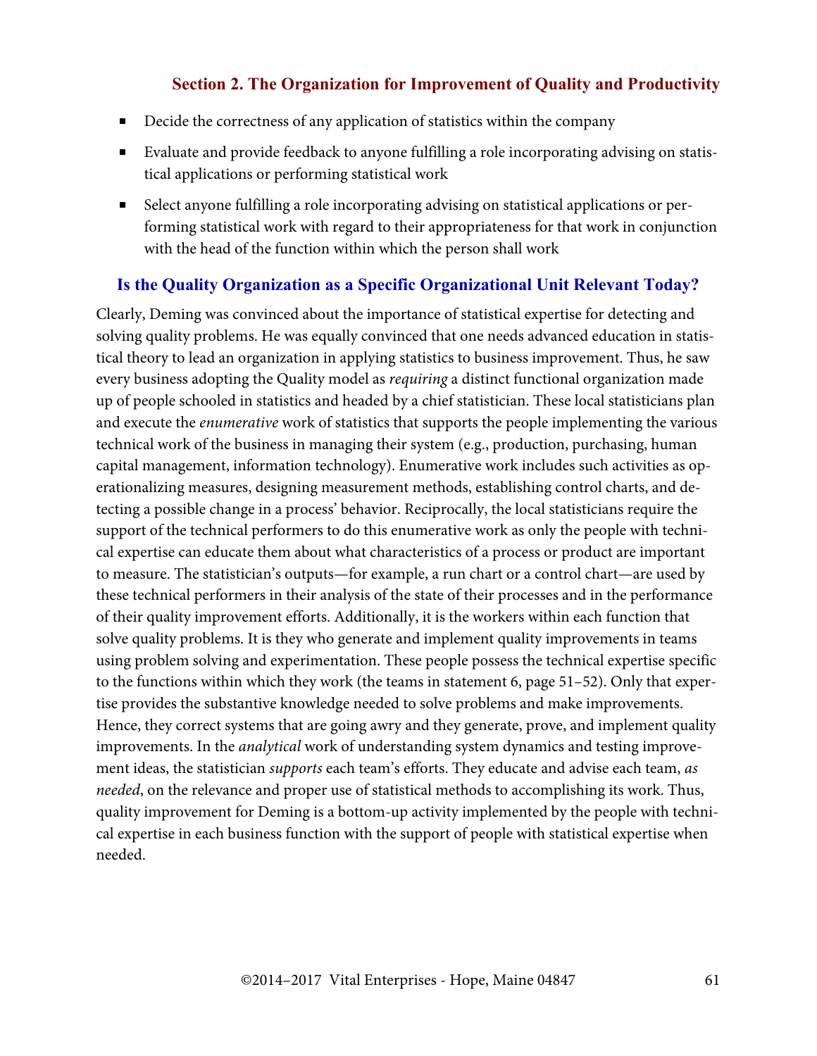- Decide the correctness of any application of statistics within the company
- Evaluate and provide feedback to anyone fulfilling a role incorporating advising on statistical applications or performing statistical work
- Select anyone fulfilling a role incorporating advising on statistical applications or performing statistical work with regard to their appropriateness for that work in conjunction with the head of the function within which the person shall work

### Is the Quality Organization as a Specific Organizational Unit Relevant Today?

Clearly, Deming was convinced about the importance of statistical expertise for detecting and solving quality problems. He was equally convinced that one needs advanced education in statistical theory to lead an organization in applying statistics to business improvement. Thus, he saw every business adopting the Quality model as *requiring* a distinct functional organization made up of people schooled in statistics and headed by a chief statistician. These local statisticians plan and execute the *enumerative* work of statistics that supports the people implementing the various technical work of the business in managing their system (e.g., production, purchasing, human capital management, information technology). Enumerative work includes such activities as operationalizing measures, designing measurement methods, establishing control charts, and detecting a possible change in a process' behavior. Reciprocally, the local statisticians require the support of the technical performers to do this enumerative work as only the people with technical expertise can educate them about what characteristics of a process or product are important to measure. The statistician's outputs—for example, a run chart or a control chart—are used by these technical performers in their analysis of the state of their processes and in the performance of their quality improvement efforts. Additionally, it is the workers within each function that solve quality problems. It is they who generate and implement quality improvements in teams using problem solving and experimentation. These people possess the technical expertise specific to the functions within which they work (the teams in statement 6, page 51–52). Only that expertise provides the substantive knowledge needed to solve problems and make improvements. Hence, they correct systems that are going awry and they generate, prove, and implement quality improvements. In the *analytical* work of understanding system dynamics and testing improvement ideas, the statistician *supports* each team's efforts. They educate and advise each team, *as needed*, on the relevance and proper use of statistical methods to accomplishing its work. Thus, quality improvement for Deming is a bottom-up activity implemented by the people with technical expertise in each business function with the support of people with statistical expertise when needed.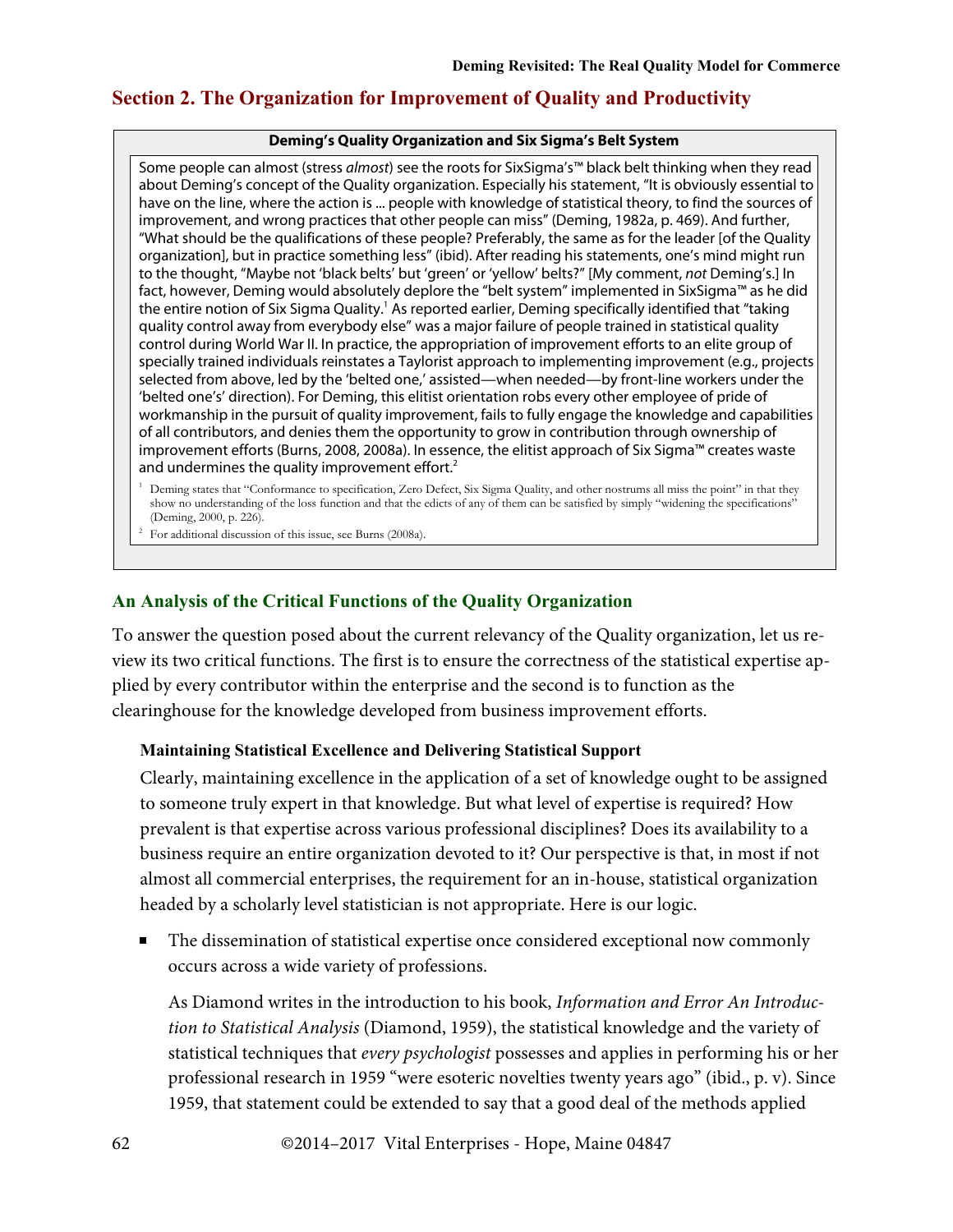## Section 2. The Organization for Improvement of Quality and Productivity

**Deming's Quality Organization and Six Sigma's Belt System**

Some people can almost (stress *almost*) see the roots for SixSigma's™ black belt thinking when they read about Deming's concept of the Quality organization. Especially his statement, "It is obviously essential to have on the line, where the action is ... people with knowledge of statistical theory, to find the sources of improvement, and wrong practices that other people can miss" (Deming, 1982a, p. 469). And further, "What should be the qualifications of these people? Preferably, the same as for the leader [of the Quality organization], but in practice something less" (ibid). After reading his statements, one's mind might run to the thought, "Maybe not 'black belts' but 'green' or 'yellow' belts?" [My comment, *not* Deming's.] In fact, however, Deming would absolutely deplore the "belt system" implemented in SixSigma™ as he did the entire notion of Six Sigma Quality.[1] As reported earlier, Deming specifically identified that "taking quality control away from everybody else" was a major failure of people trained in statistical quality control during World War II. In practice, the appropriation of improvement efforts to an elite group of specially trained individuals reinstates a Taylorist approach to implementing improvement (e.g., projects selected from above, led by the 'belted one,' assisted—when needed—by front-line workers under the 'belted one's' direction). For Deming, this elitist orientation robs every other employee of pride of workmanship in the pursuit of quality improvement, fails to fully engage the knowledge and capabilities of all contributors, and denies them the opportunity to grow in contribution through ownership of improvement efforts (Burns, 2008, 2008a). In essence, the elitist approach of Six Sigma™ creates waste and undermines the quality improvement effort.[2]

[1] Deming states that "Conformance to specification, Zero Defect, Six Sigma Quality, and other nostrums all miss the point" in that they show no understanding of the loss function and that the edicts of any of them can be satisfied by simply "widening the specifications" (Deming, 2000, p. 226).

[2] For additional discussion of this issue, see Burns (2008a).

### An Analysis of the Critical Functions of the Quality Organization

To answer the question posed about the current relevancy of the Quality organization, let us review its two critical functions. The first is to ensure the correctness of the statistical expertise applied by every contributor within the enterprise and the second is to function as the clearinghouse for the knowledge developed from business improvement efforts.

#### Maintaining Statistical Excellence and Delivering Statistical Support

Clearly, maintaining excellence in the application of a set of knowledge ought to be assigned to someone truly expert in that knowledge. But what level of expertise is required? How prevalent is that expertise across various professional disciplines? Does its availability to a business require an entire organization devoted to it? Our perspective is that, in most if not almost all commercial enterprises, the requirement for an in-house, statistical organization headed by a scholarly level statistician is not appropriate. Here is our logic.

- The dissemination of statistical expertise once considered exceptional now commonly occurs across a wide variety of professions.

  As Diamond writes in the introduction to his book, *Information and Error An Introduction to Statistical Analysis* (Diamond, 1959), the statistical knowledge and the variety of statistical techniques that *every psychologist* possesses and applies in performing his or her professional research in 1959 "were esoteric novelties twenty years ago" (ibid., p. v). Since 1959, that statement could be extended to say that a good deal of the methods applied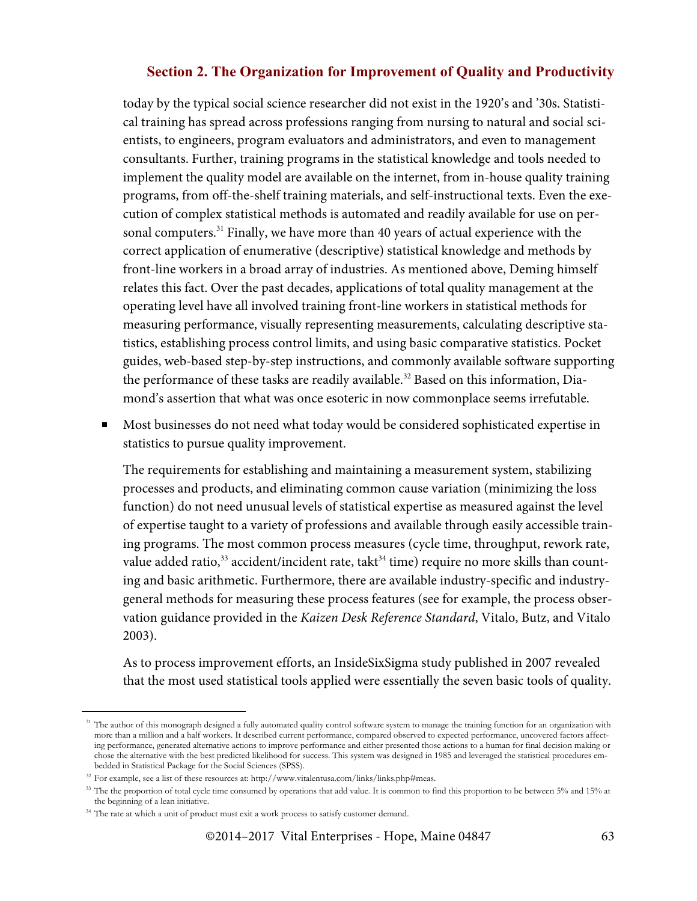today by the typical social science researcher did not exist in the 1920's and '30s. Statistical training has spread across professions ranging from nursing to natural and social scientists, to engineers, program evaluators and administrators, and even to management consultants. Further, training programs in the statistical knowledge and tools needed to implement the quality model are available on the internet, from in-house quality training programs, from off-the-shelf training materials, and self-instructional texts. Even the execution of complex statistical methods is automated and readily available for use on personal computers.[31] Finally, we have more than 40 years of actual experience with the correct application of enumerative (descriptive) statistical knowledge and methods by front-line workers in a broad array of industries. As mentioned above, Deming himself relates this fact. Over the past decades, applications of total quality management at the operating level have all involved training front-line workers in statistical methods for measuring performance, visually representing measurements, calculating descriptive statistics, establishing process control limits, and using basic comparative statistics. Pocket guides, web-based step-by-step instructions, and commonly available software supporting the performance of these tasks are readily available.[32] Based on this information, Diamond's assertion that what was once esoteric in now commonplace seems irrefutable.

- Most businesses do not need what today would be considered sophisticated expertise in statistics to pursue quality improvement.

  The requirements for establishing and maintaining a measurement system, stabilizing processes and products, and eliminating common cause variation (minimizing the loss function) do not need unusual levels of statistical expertise as measured against the level of expertise taught to a variety of professions and available through easily accessible training programs. The most common process measures (cycle time, throughput, rework rate, value added ratio,[33] accident/incident rate, takt[34] time) require no more skills than counting and basic arithmetic. Furthermore, there are available industry-specific and industry-general methods for measuring these process features (see for example, the process observation guidance provided in the *Kaizen Desk Reference Standard*, Vitalo, Butz, and Vitalo 2003).

  As to process improvement efforts, an InsideSixSigma study published in 2007 revealed that the most used statistical tools applied were essentially the seven basic tools of quality.

---

[31] The author of this monograph designed a fully automated quality control software system to manage the training function for an organization with more than a million and a half workers. It described current performance, compared observed to expected performance, uncovered factors affecting performance, generated alternative actions to improve performance and either presented those actions to a human for final decision making or chose the alternative with the best predicted likelihood for success. This system was designed in 1985 and leveraged the statistical procedures embedded in Statistical Package for the Social Sciences (SPSS).

[32] For example, see a list of these resources at: http://www.vitalentusa.com/links/links.php#meas.

[33] The the proportion of total cycle time consumed by operations that add value. It is common to find this proportion to be between 5% and 15% at the beginning of a lean initiative.

[34] The rate at which a unit of product must exit a work process to satisfy customer demand.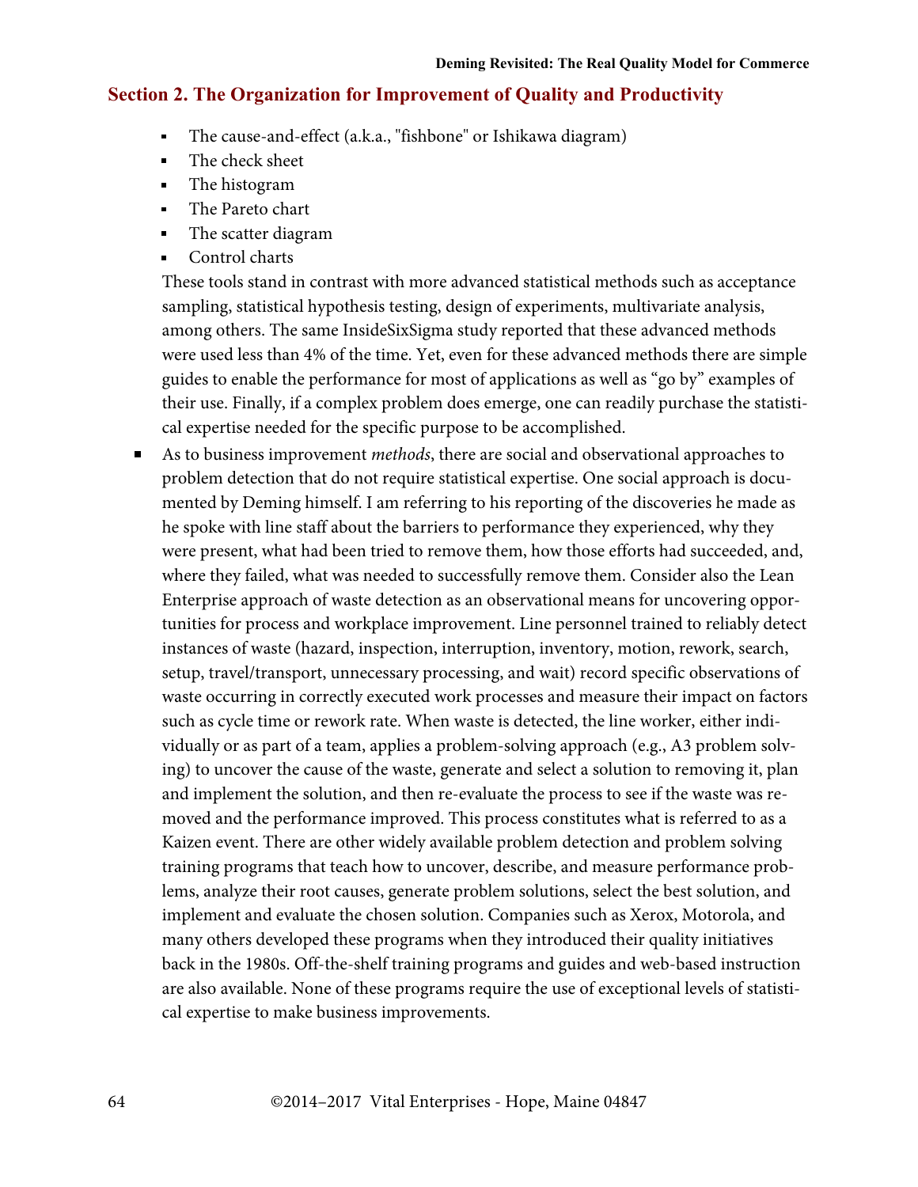## Section 2. The Organization for Improvement of Quality and Productivity

  - The cause-and-effect (a.k.a., "fishbone" or Ishikawa diagram)
  - The check sheet
  - The histogram
  - The Pareto chart
  - The scatter diagram
  - Control charts

  These tools stand in contrast with more advanced statistical methods such as acceptance sampling, statistical hypothesis testing, design of experiments, multivariate analysis, among others. The same InsideSixSigma study reported that these advanced methods were used less than 4% of the time. Yet, even for these advanced methods there are simple guides to enable the performance for most of applications as well as "go by" examples of their use. Finally, if a complex problem does emerge, one can readily purchase the statistical expertise needed for the specific purpose to be accomplished.

- As to business improvement *methods*, there are social and observational approaches to problem detection that do not require statistical expertise. One social approach is documented by Deming himself. I am referring to his reporting of the discoveries he made as he spoke with line staff about the barriers to performance they experienced, why they were present, what had been tried to remove them, how those efforts had succeeded, and, where they failed, what was needed to successfully remove them. Consider also the Lean Enterprise approach of waste detection as an observational means for uncovering opportunities for process and workplace improvement. Line personnel trained to reliably detect instances of waste (hazard, inspection, interruption, inventory, motion, rework, search, setup, travel/transport, unnecessary processing, and wait) record specific observations of waste occurring in correctly executed work processes and measure their impact on factors such as cycle time or rework rate. When waste is detected, the line worker, either individually or as part of a team, applies a problem-solving approach (e.g., A3 problem solving) to uncover the cause of the waste, generate and select a solution to removing it, plan and implement the solution, and then re-evaluate the process to see if the waste was removed and the performance improved. This process constitutes what is referred to as a Kaizen event. There are other widely available problem detection and problem solving training programs that teach how to uncover, describe, and measure performance problems, analyze their root causes, generate problem solutions, select the best solution, and implement and evaluate the chosen solution. Companies such as Xerox, Motorola, and many others developed these programs when they introduced their quality initiatives back in the 1980s. Off-the-shelf training programs and guides and web-based instruction are also available. None of these programs require the use of exceptional levels of statistical expertise to make business improvements.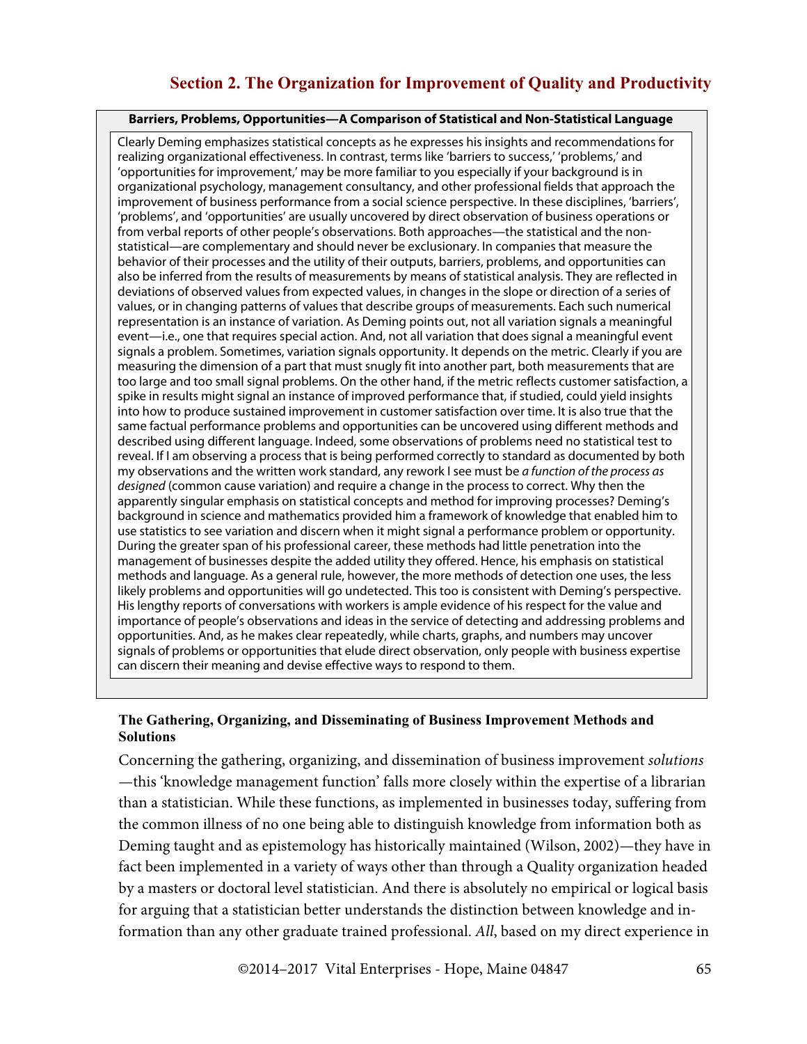**Barriers, Problems, Opportunities—A Comparison of Statistical and Non-Statistical Language**

Clearly Deming emphasizes statistical concepts as he expresses his insights and recommendations for realizing organizational effectiveness. In contrast, terms like 'barriers to success,' 'problems,' and 'opportunities for improvement,' may be more familiar to you especially if your background is in organizational psychology, management consultancy, and other professional fields that approach the improvement of business performance from a social science perspective. In these disciplines, 'barriers', 'problems', and 'opportunities' are usually uncovered by direct observation of business operations or from verbal reports of other people's observations. Both approaches—the statistical and the non-statistical—are complementary and should never be exclusionary. In companies that measure the behavior of their processes and the utility of their outputs, barriers, problems, and opportunities can also be inferred from the results of measurements by means of statistical analysis. They are reflected in deviations of observed values from expected values, in changes in the slope or direction of a series of values, or in changing patterns of values that describe groups of measurements. Each such numerical representation is an instance of variation. As Deming points out, not all variation signals a meaningful event—i.e., one that requires special action. And, not all variation that does signal a meaningful event signals a problem. Sometimes, variation signals opportunity. It depends on the metric. Clearly if you are measuring the dimension of a part that must snugly fit into another part, both measurements that are too large and too small signal problems. On the other hand, if the metric reflects customer satisfaction, a spike in results might signal an instance of improved performance that, if studied, could yield insights into how to produce sustained improvement in customer satisfaction over time. It is also true that the same factual performance problems and opportunities can be uncovered using different methods and described using different language. Indeed, some observations of problems need no statistical test to reveal. If I am observing a process that is being performed correctly to standard as documented by both my observations and the written work standard, any rework I see must be *a function of the process as designed* (common cause variation) and require a change in the process to correct. Why then the apparently singular emphasis on statistical concepts and method for improving processes? Deming's background in science and mathematics provided him a framework of knowledge that enabled him to use statistics to see variation and discern when it might signal a performance problem or opportunity. During the greater span of his professional career, these methods had little penetration into the management of businesses despite the added utility they offered. Hence, his emphasis on statistical methods and language. As a general rule, however, the more methods of detection one uses, the less likely problems and opportunities will go undetected. This too is consistent with Deming's perspective. His lengthy reports of conversations with workers is ample evidence of his respect for the value and importance of people's observations and ideas in the service of detecting and addressing problems and opportunities. And, as he makes clear repeatedly, while charts, graphs, and numbers may uncover signals of problems or opportunities that elude direct observation, only people with business expertise can discern their meaning and devise effective ways to respond to them.

### The Gathering, Organizing, and Disseminating of Business Improvement Methods and Solutions

Concerning the gathering, organizing, and dissemination of business improvement *solutions* —this 'knowledge management function' falls more closely within the expertise of a librarian than a statistician. While these functions, as implemented in businesses today, suffering from the common illness of no one being able to distinguish knowledge from information both as Deming taught and as epistemology has historically maintained (Wilson, 2002)—they have in fact been implemented in a variety of ways other than through a Quality organization headed by a masters or doctoral level statistician. And there is absolutely no empirical or logical basis for arguing that a statistician better understands the distinction between knowledge and information than any other graduate trained professional. *All*, based on my direct experience in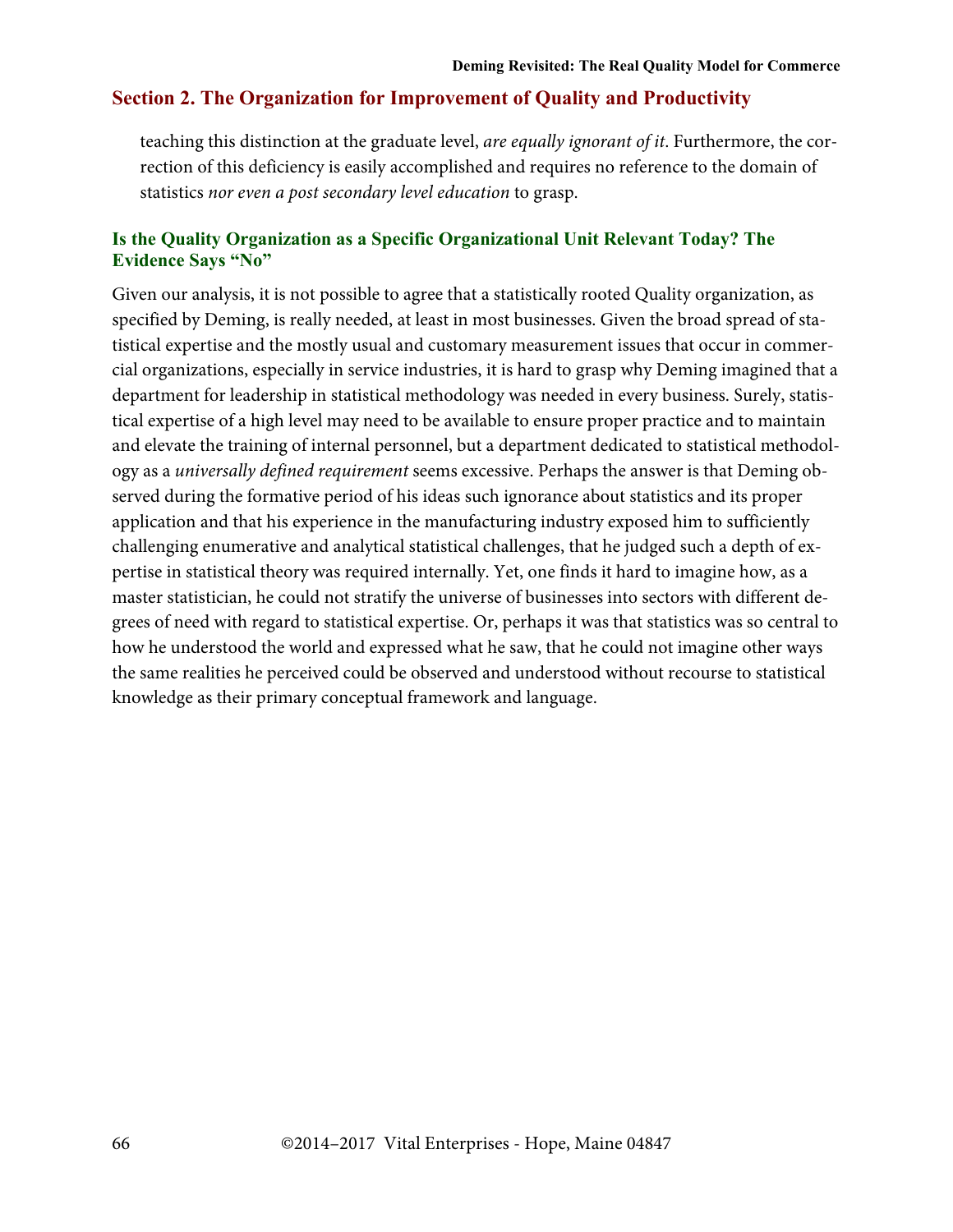teaching this distinction at the graduate level, *are equally ignorant of it*. Furthermore, the correction of this deficiency is easily accomplished and requires no reference to the domain of statistics *nor even a post secondary level education* to grasp.

### Is the Quality Organization as a Specific Organizational Unit Relevant Today? The Evidence Says "No"

Given our analysis, it is not possible to agree that a statistically rooted Quality organization, as specified by Deming, is really needed, at least in most businesses. Given the broad spread of statistical expertise and the mostly usual and customary measurement issues that occur in commercial organizations, especially in service industries, it is hard to grasp why Deming imagined that a department for leadership in statistical methodology was needed in every business. Surely, statistical expertise of a high level may need to be available to ensure proper practice and to maintain and elevate the training of internal personnel, but a department dedicated to statistical methodology as a *universally defined requirement* seems excessive. Perhaps the answer is that Deming observed during the formative period of his ideas such ignorance about statistics and its proper application and that his experience in the manufacturing industry exposed him to sufficiently challenging enumerative and analytical statistical challenges, that he judged such a depth of expertise in statistical theory was required internally. Yet, one finds it hard to imagine how, as a master statistician, he could not stratify the universe of businesses into sectors with different degrees of need with regard to statistical expertise. Or, perhaps it was that statistics was so central to how he understood the world and expressed what he saw, that he could not imagine other ways the same realities he perceived could be observed and understood without recourse to statistical knowledge as their primary conceptual framework and language.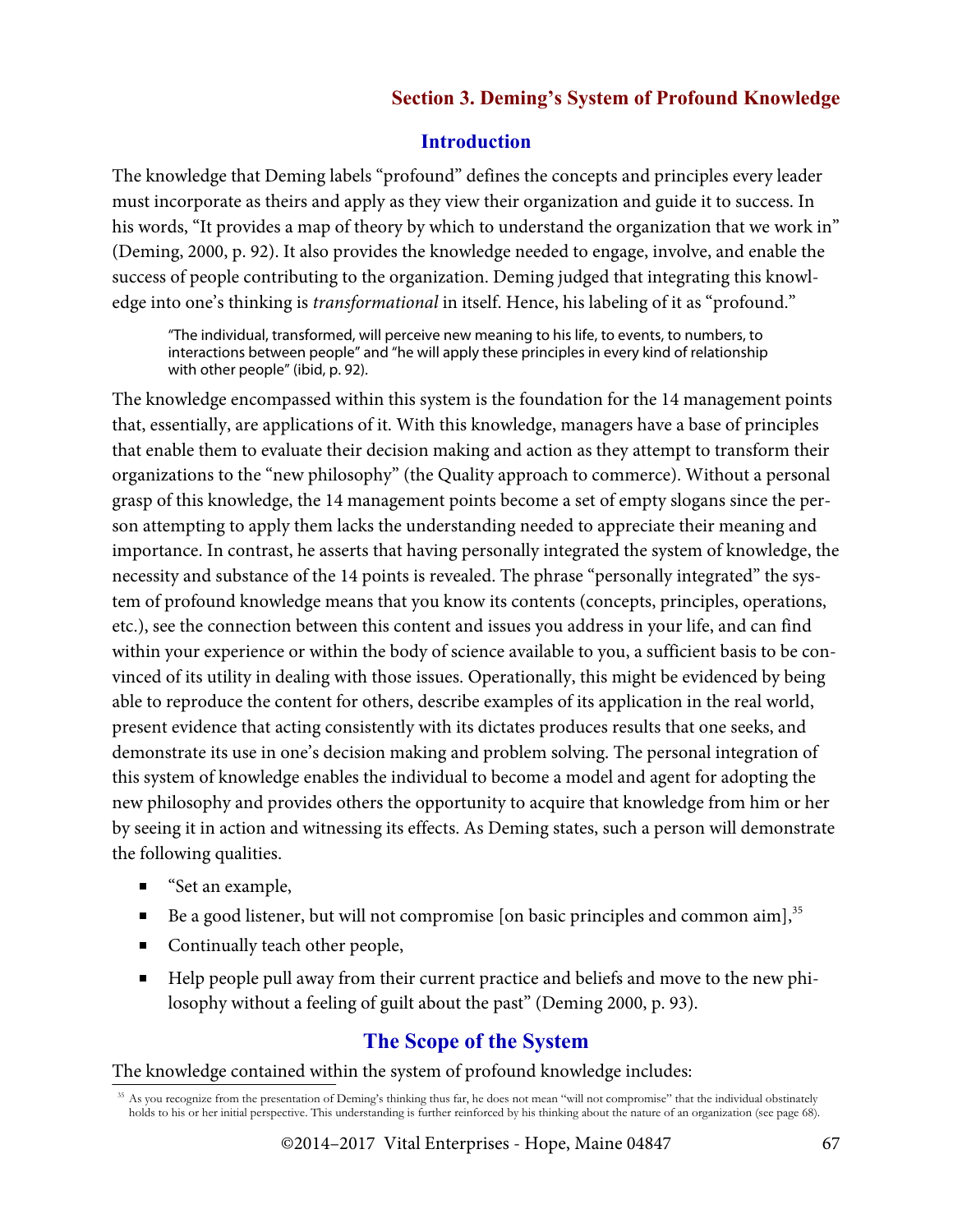## Section 3. Deming's System of Profound Knowledge

### Introduction

The knowledge that Deming labels "profound" defines the concepts and principles every leader must incorporate as theirs and apply as they view their organization and guide it to success. In his words, "It provides a map of theory by which to understand the organization that we work in" (Deming, 2000, p. 92). It also provides the knowledge needed to engage, involve, and enable the success of people contributing to the organization. Deming judged that integrating this knowledge into one's thinking is *transformational* in itself. Hence, his labeling of it as "profound."

> "The individual, transformed, will perceive new meaning to his life, to events, to numbers, to interactions between people" and "he will apply these principles in every kind of relationship with other people" (ibid, p. 92).

The knowledge encompassed within this system is the foundation for the 14 management points that, essentially, are applications of it. With this knowledge, managers have a base of principles that enable them to evaluate their decision making and action as they attempt to transform their organizations to the "new philosophy" (the Quality approach to commerce). Without a personal grasp of this knowledge, the 14 management points become a set of empty slogans since the person attempting to apply them lacks the understanding needed to appreciate their meaning and importance. In contrast, he asserts that having personally integrated the system of knowledge, the necessity and substance of the 14 points is revealed. The phrase "personally integrated" the system of profound knowledge means that you know its contents (concepts, principles, operations, etc.), see the connection between this content and issues you address in your life, and can find within your experience or within the body of science available to you, a sufficient basis to be convinced of its utility in dealing with those issues. Operationally, this might be evidenced by being able to reproduce the content for others, describe examples of its application in the real world, present evidence that acting consistently with its dictates produces results that one seeks, and demonstrate its use in one's decision making and problem solving. The personal integration of this system of knowledge enables the individual to become a model and agent for adopting the new philosophy and provides others the opportunity to acquire that knowledge from him or her by seeing it in action and witnessing its effects. As Deming states, such a person will demonstrate the following qualities.

- "Set an example,
- Be a good listener, but will not compromise [on basic principles and common aim],[35]
- Continually teach other people,
- Help people pull away from their current practice and beliefs and move to the new philosophy without a feeling of guilt about the past" (Deming 2000, p. 93).

### The Scope of the System

The knowledge contained within the system of profound knowledge includes:

[35] As you recognize from the presentation of Deming's thinking thus far, he does not mean "will not compromise" that the individual obstinately holds to his or her initial perspective. This understanding is further reinforced by his thinking about the nature of an organization (see page 68).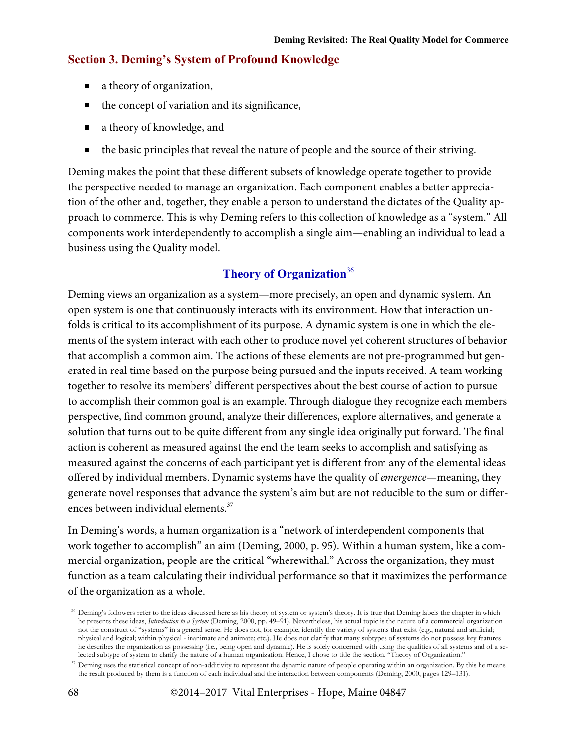## Section 3. Deming's System of Profound Knowledge

- a theory of organization,
- the concept of variation and its significance,
- a theory of knowledge, and
- the basic principles that reveal the nature of people and the source of their striving.

Deming makes the point that these different subsets of knowledge operate together to provide the perspective needed to manage an organization. Each component enables a better appreciation of the other and, together, they enable a person to understand the dictates of the Quality approach to commerce. This is why Deming refers to this collection of knowledge as a "system." All components work interdependently to accomplish a single aim—enabling an individual to lead a business using the Quality model.

### Theory of Organization[36]

Deming views an organization as a system—more precisely, an open and dynamic system. An open system is one that continuously interacts with its environment. How that interaction unfolds is critical to its accomplishment of its purpose. A dynamic system is one in which the elements of the system interact with each other to produce novel yet coherent structures of behavior that accomplish a common aim. The actions of these elements are not pre-programmed but generated in real time based on the purpose being pursued and the inputs received. A team working together to resolve its members' different perspectives about the best course of action to pursue to accomplish their common goal is an example. Through dialogue they recognize each members perspective, find common ground, analyze their differences, explore alternatives, and generate a solution that turns out to be quite different from any single idea originally put forward. The final action is coherent as measured against the end the team seeks to accomplish and satisfying as measured against the concerns of each participant yet is different from any of the elemental ideas offered by individual members. Dynamic systems have the quality of *emergence*—meaning, they generate novel responses that advance the system's aim but are not reducible to the sum or differences between individual elements.[37]

In Deming's words, a human organization is a "network of interdependent components that work together to accomplish" an aim (Deming, 2000, p. 95). Within a human system, like a commercial organization, people are the critical "wherewithal." Across the organization, they must function as a team calculating their individual performance so that it maximizes the performance of the organization as a whole.

---

[36] Deming's followers refer to the ideas discussed here as his theory of system or system's theory. It is true that Deming labels the chapter in which he presents these ideas, *Introduction to a System* (Deming, 2000, pp. 49–91). Nevertheless, his actual topic is the nature of a commercial organization not the construct of "systems" in a general sense. He does not, for example, identify the variety of systems that exist (e.g., natural and artificial; physical and logical; within physical - inanimate and animate; etc.). He does not clarify that many subtypes of systems do not possess key features he describes the organization as possessing (i.e., being open and dynamic). He is solely concerned with using the qualities of all systems and of a selected subtype of system to clarify the nature of a human organization. Hence, I chose to title the section, "Theory of Organization."

[37] Deming uses the statistical concept of non-additivity to represent the dynamic nature of people operating within an organization. By this he means the result produced by them is a function of each individual and the interaction between components (Deming, 2000, pages 129–131).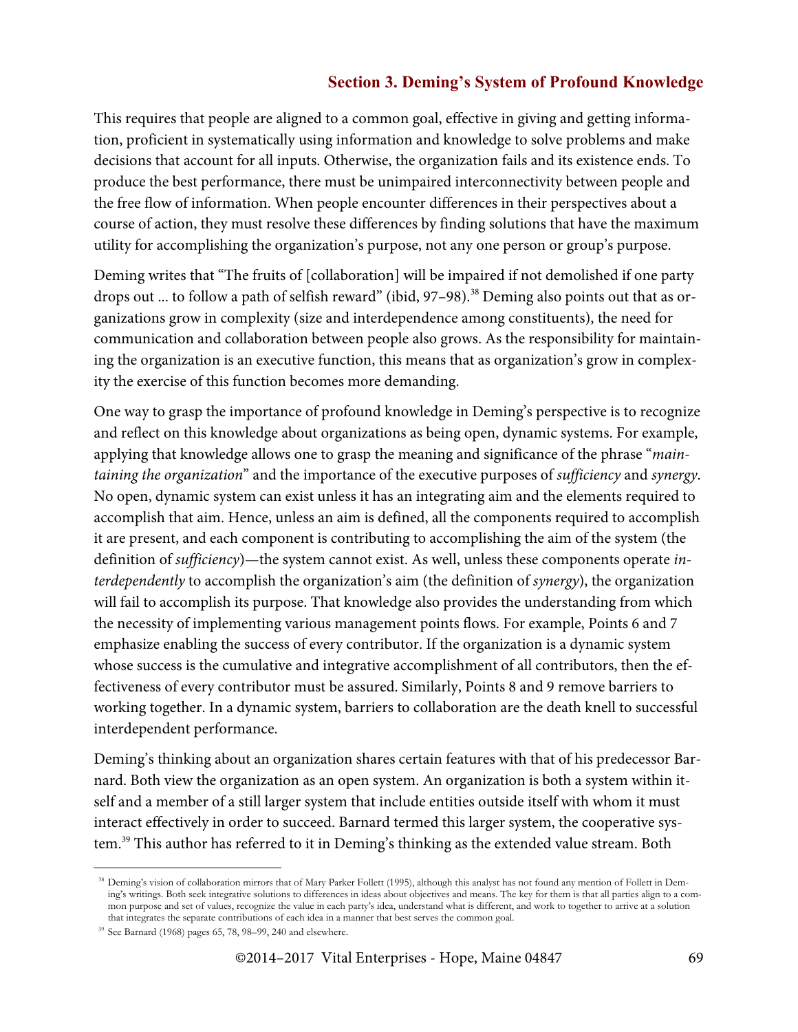This requires that people are aligned to a common goal, effective in giving and getting information, proficient in systematically using information and knowledge to solve problems and make decisions that account for all inputs. Otherwise, the organization fails and its existence ends. To produce the best performance, there must be unimpaired interconnectivity between people and the free flow of information. When people encounter differences in their perspectives about a course of action, they must resolve these differences by finding solutions that have the maximum utility for accomplishing the organization's purpose, not any one person or group's purpose.

Deming writes that "The fruits of [collaboration] will be impaired if not demolished if one party drops out ... to follow a path of selfish reward" (ibid, 97–98).[38] Deming also points out that as organizations grow in complexity (size and interdependence among constituents), the need for communication and collaboration between people also grows. As the responsibility for maintaining the organization is an executive function, this means that as organization's grow in complexity the exercise of this function becomes more demanding.

One way to grasp the importance of profound knowledge in Deming's perspective is to recognize and reflect on this knowledge about organizations as being open, dynamic systems. For example, applying that knowledge allows one to grasp the meaning and significance of the phrase "*maintaining the organization*" and the importance of the executive purposes of *sufficiency* and *synergy*. No open, dynamic system can exist unless it has an integrating aim and the elements required to accomplish that aim. Hence, unless an aim is defined, all the components required to accomplish it are present, and each component is contributing to accomplishing the aim of the system (the definition of *sufficiency*)—the system cannot exist. As well, unless these components operate *interdependently* to accomplish the organization's aim (the definition of *synergy*), the organization will fail to accomplish its purpose. That knowledge also provides the understanding from which the necessity of implementing various management points flows. For example, Points 6 and 7 emphasize enabling the success of every contributor. If the organization is a dynamic system whose success is the cumulative and integrative accomplishment of all contributors, then the effectiveness of every contributor must be assured. Similarly, Points 8 and 9 remove barriers to working together. In a dynamic system, barriers to collaboration are the death knell to successful interdependent performance.

Deming's thinking about an organization shares certain features with that of his predecessor Barnard. Both view the organization as an open system. An organization is both a system within itself and a member of a still larger system that include entities outside itself with whom it must interact effectively in order to succeed. Barnard termed this larger system, the cooperative system.[39] This author has referred to it in Deming's thinking as the extended value stream. Both

---

[38] Deming's vision of collaboration mirrors that of Mary Parker Follett (1995), although this analyst has not found any mention of Follett in Deming's writings. Both seek integrative solutions to differences in ideas about objectives and means. The key for them is that all parties align to a common purpose and set of values, recognize the value in each party's idea, understand what is different, and work to together to arrive at a solution that integrates the separate contributions of each idea in a manner that best serves the common goal.

[39] See Barnard (1968) pages 65, 78, 98–99, 240 and elsewhere.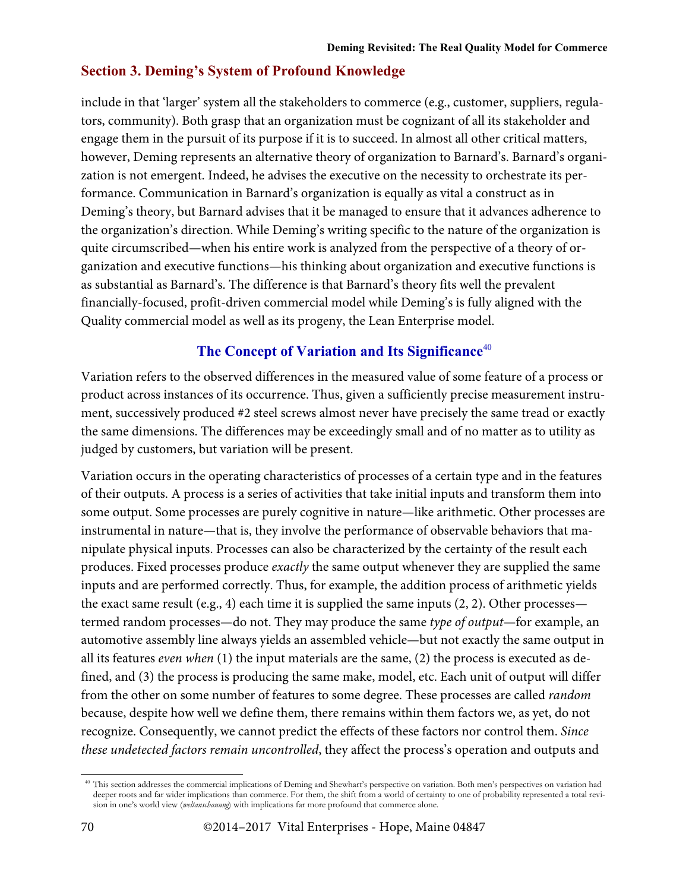## Section 3. Deming's System of Profound Knowledge

include in that 'larger' system all the stakeholders to commerce (e.g., customer, suppliers, regulators, community). Both grasp that an organization must be cognizant of all its stakeholder and engage them in the pursuit of its purpose if it is to succeed. In almost all other critical matters, however, Deming represents an alternative theory of organization to Barnard's. Barnard's organization is not emergent. Indeed, he advises the executive on the necessity to orchestrate its performance. Communication in Barnard's organization is equally as vital a construct as in Deming's theory, but Barnard advises that it be managed to ensure that it advances adherence to the organization's direction. While Deming's writing specific to the nature of the organization is quite circumscribed—when his entire work is analyzed from the perspective of a theory of organization and executive functions—his thinking about organization and executive functions is as substantial as Barnard's. The difference is that Barnard's theory fits well the prevalent financially-focused, profit-driven commercial model while Deming's is fully aligned with the Quality commercial model as well as its progeny, the Lean Enterprise model.

### The Concept of Variation and Its Significance[40]

Variation refers to the observed differences in the measured value of some feature of a process or product across instances of its occurrence. Thus, given a sufficiently precise measurement instrument, successively produced #2 steel screws almost never have precisely the same tread or exactly the same dimensions. The differences may be exceedingly small and of no matter as to utility as judged by customers, but variation will be present.

Variation occurs in the operating characteristics of processes of a certain type and in the features of their outputs. A process is a series of activities that take initial inputs and transform them into some output. Some processes are purely cognitive in nature—like arithmetic. Other processes are instrumental in nature—that is, they involve the performance of observable behaviors that manipulate physical inputs. Processes can also be characterized by the certainty of the result each produces. Fixed processes produce *exactly* the same output whenever they are supplied the same inputs and are performed correctly. Thus, for example, the addition process of arithmetic yields the exact same result (e.g., 4) each time it is supplied the same inputs (2, 2). Other processes—termed random processes—do not. They may produce the same *type of output*—for example, an automotive assembly line always yields an assembled vehicle—but not exactly the same output in all its features *even when* (1) the input materials are the same, (2) the process is executed as defined, and (3) the process is producing the same make, model, etc. Each unit of output will differ from the other on some number of features to some degree. These processes are called *random* because, despite how well we define them, there remains within them factors we, as yet, do not recognize. Consequently, we cannot predict the effects of these factors nor control them. *Since these undetected factors remain uncontrolled*, they affect the process's operation and outputs and

---

[40] This section addresses the commercial implications of Deming and Shewhart's perspective on variation. Both men's perspectives on variation had deeper roots and far wider implications than commerce. For them, the shift from a world of certainty to one of probability represented a total revision in one's world view (*weltanschauung*) with implications far more profound that commerce alone.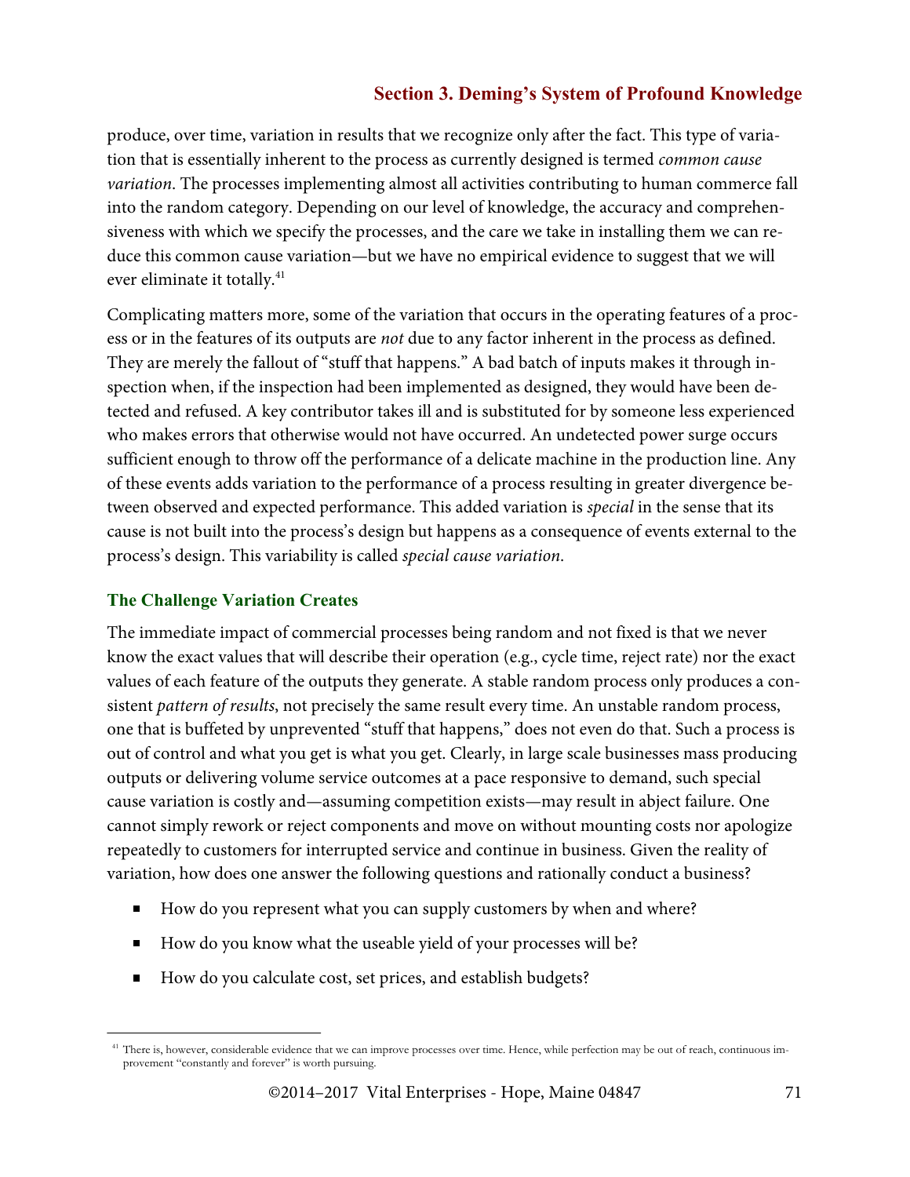produce, over time, variation in results that we recognize only after the fact. This type of variation that is essentially inherent to the process as currently designed is termed *common cause variation*. The processes implementing almost all activities contributing to human commerce fall into the random category. Depending on our level of knowledge, the accuracy and comprehensiveness with which we specify the processes, and the care we take in installing them we can reduce this common cause variation—but we have no empirical evidence to suggest that we will ever eliminate it totally.[41]

Complicating matters more, some of the variation that occurs in the operating features of a process or in the features of its outputs are *not* due to any factor inherent in the process as defined. They are merely the fallout of "stuff that happens." A bad batch of inputs makes it through inspection when, if the inspection had been implemented as designed, they would have been detected and refused. A key contributor takes ill and is substituted for by someone less experienced who makes errors that otherwise would not have occurred. An undetected power surge occurs sufficient enough to throw off the performance of a delicate machine in the production line. Any of these events adds variation to the performance of a process resulting in greater divergence between observed and expected performance. This added variation is *special* in the sense that its cause is not built into the process's design but happens as a consequence of events external to the process's design. This variability is called *special cause variation*.

### The Challenge Variation Creates

The immediate impact of commercial processes being random and not fixed is that we never know the exact values that will describe their operation (e.g., cycle time, reject rate) nor the exact values of each feature of the outputs they generate. A stable random process only produces a consistent *pattern of results*, not precisely the same result every time. An unstable random process, one that is buffeted by unprevented "stuff that happens," does not even do that. Such a process is out of control and what you get is what you get. Clearly, in large scale businesses mass producing outputs or delivering volume service outcomes at a pace responsive to demand, such special cause variation is costly and—assuming competition exists—may result in abject failure. One cannot simply rework or reject components and move on without mounting costs nor apologize repeatedly to customers for interrupted service and continue in business. Given the reality of variation, how does one answer the following questions and rationally conduct a business?

- How do you represent what you can supply customers by when and where?
- How do you know what the useable yield of your processes will be?
- How do you calculate cost, set prices, and establish budgets?

---

[41] There is, however, considerable evidence that we can improve processes over time. Hence, while perfection may be out of reach, continuous improvement "constantly and forever" is worth pursuing.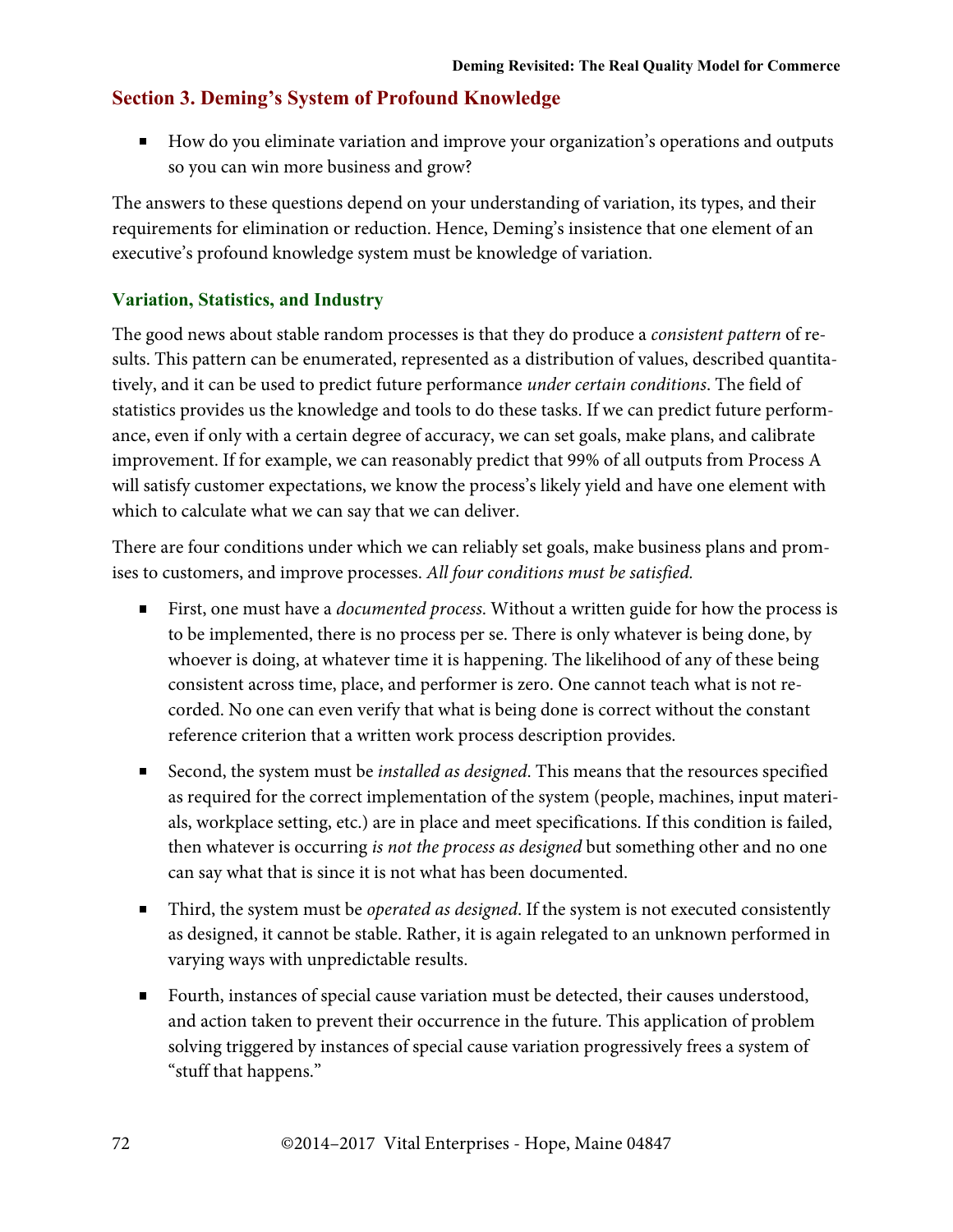## Section 3. Deming's System of Profound Knowledge

- How do you eliminate variation and improve your organization's operations and outputs so you can win more business and grow?

The answers to these questions depend on your understanding of variation, its types, and their requirements for elimination or reduction. Hence, Deming's insistence that one element of an executive's profound knowledge system must be knowledge of variation.

### Variation, Statistics, and Industry

The good news about stable random processes is that they do produce a *consistent pattern* of results. This pattern can be enumerated, represented as a distribution of values, described quantitatively, and it can be used to predict future performance *under certain conditions*. The field of statistics provides us the knowledge and tools to do these tasks. If we can predict future performance, even if only with a certain degree of accuracy, we can set goals, make plans, and calibrate improvement. If for example, we can reasonably predict that 99% of all outputs from Process A will satisfy customer expectations, we know the process's likely yield and have one element with which to calculate what we can say that we can deliver.

There are four conditions under which we can reliably set goals, make business plans and promises to customers, and improve processes. *All four conditions must be satisfied.*

- First, one must have a *documented process*. Without a written guide for how the process is to be implemented, there is no process per se. There is only whatever is being done, by whoever is doing, at whatever time it is happening. The likelihood of any of these being consistent across time, place, and performer is zero. One cannot teach what is not recorded. No one can even verify that what is being done is correct without the constant reference criterion that a written work process description provides.

- Second, the system must be *installed as designed*. This means that the resources specified as required for the correct implementation of the system (people, machines, input materials, workplace setting, etc.) are in place and meet specifications. If this condition is failed, then whatever is occurring *is not the process as designed* but something other and no one can say what that is since it is not what has been documented.

- Third, the system must be *operated as designed*. If the system is not executed consistently as designed, it cannot be stable. Rather, it is again relegated to an unknown performed in varying ways with unpredictable results.

- Fourth, instances of special cause variation must be detected, their causes understood, and action taken to prevent their occurrence in the future. This application of problem solving triggered by instances of special cause variation progressively frees a system of "stuff that happens."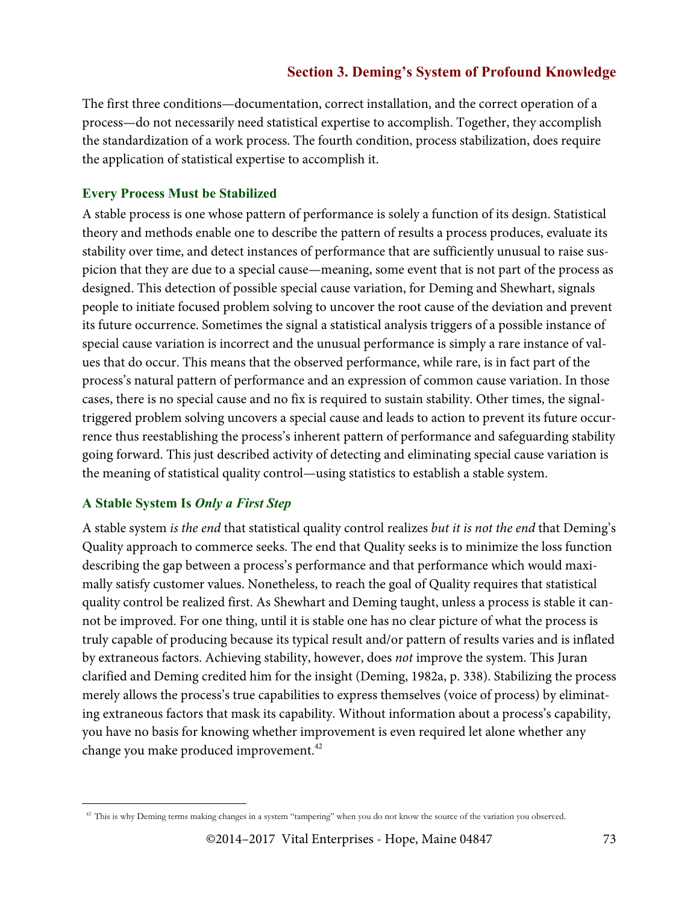The first three conditions—documentation, correct installation, and the correct operation of a process—do not necessarily need statistical expertise to accomplish. Together, they accomplish the standardization of a work process. The fourth condition, process stabilization, does require the application of statistical expertise to accomplish it.

### Every Process Must be Stabilized

A stable process is one whose pattern of performance is solely a function of its design. Statistical theory and methods enable one to describe the pattern of results a process produces, evaluate its stability over time, and detect instances of performance that are sufficiently unusual to raise suspicion that they are due to a special cause—meaning, some event that is not part of the process as designed. This detection of possible special cause variation, for Deming and Shewhart, signals people to initiate focused problem solving to uncover the root cause of the deviation and prevent its future occurrence. Sometimes the signal a statistical analysis triggers of a possible instance of special cause variation is incorrect and the unusual performance is simply a rare instance of values that do occur. This means that the observed performance, while rare, is in fact part of the process's natural pattern of performance and an expression of common cause variation. In those cases, there is no special cause and no fix is required to sustain stability. Other times, the signal-triggered problem solving uncovers a special cause and leads to action to prevent its future occurrence thus reestablishing the process's inherent pattern of performance and safeguarding stability going forward. This just described activity of detecting and eliminating special cause variation is the meaning of statistical quality control—using statistics to establish a stable system.

### A Stable System Is *Only a First Step*

A stable system *is the end* that statistical quality control realizes *but it is not the end* that Deming's Quality approach to commerce seeks. The end that Quality seeks is to minimize the loss function describing the gap between a process's performance and that performance which would maximally satisfy customer values. Nonetheless, to reach the goal of Quality requires that statistical quality control be realized first. As Shewhart and Deming taught, unless a process is stable it cannot be improved. For one thing, until it is stable one has no clear picture of what the process is truly capable of producing because its typical result and/or pattern of results varies and is inflated by extraneous factors. Achieving stability, however, does *not* improve the system. This Juran clarified and Deming credited him for the insight (Deming, 1982a, p. 338). Stabilizing the process merely allows the process's true capabilities to express themselves (voice of process) by eliminating extraneous factors that mask its capability. Without information about a process's capability, you have no basis for knowing whether improvement is even required let alone whether any change you make produced improvement.[42]

---

[42] This is why Deming terms making changes in a system "tampering" when you do not know the source of the variation you observed.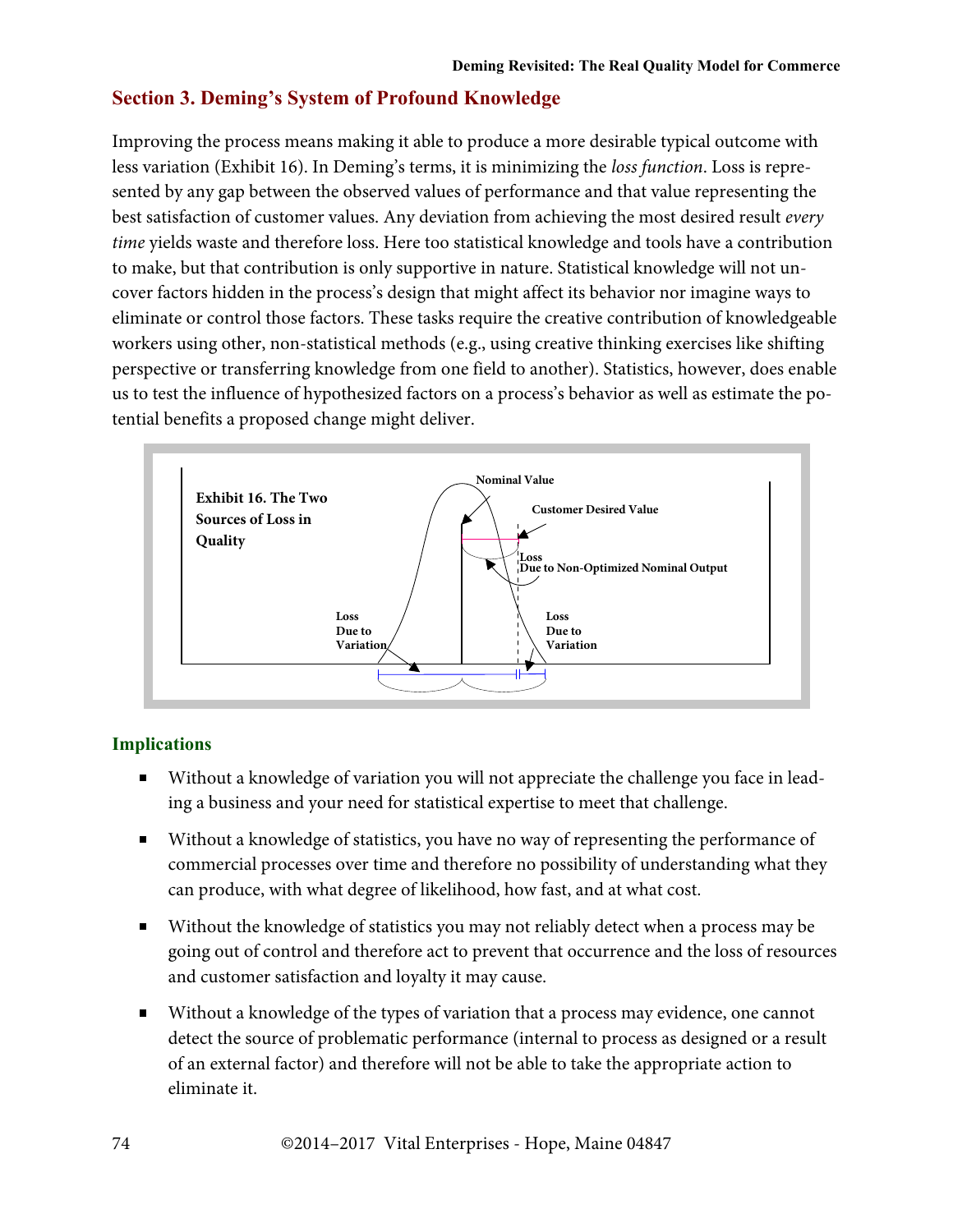## Section 3. Deming's System of Profound Knowledge

Improving the process means making it able to produce a more desirable typical outcome with less variation (Exhibit 16). In Deming's terms, it is minimizing the *loss function*. Loss is represented by any gap between the observed values of performance and that value representing the best satisfaction of customer values. Any deviation from achieving the most desired result *every time* yields waste and therefore loss. Here too statistical knowledge and tools have a contribution to make, but that contribution is only supportive in nature. Statistical knowledge will not uncover factors hidden in the process's design that might affect its behavior nor imagine ways to eliminate or control those factors. These tasks require the creative contribution of knowledgeable workers using other, non-statistical methods (e.g., using creative thinking exercises like shifting perspective or transferring knowledge from one field to another). Statistics, however, does enable us to test the influence of hypothesized factors on a process's behavior as well as estimate the potential benefits a proposed change might deliver.

**Exhibit 16. The Two Sources of Loss in Quality**

Nominal Value

Customer Desired Value

Loss Due to Non-Optimized Nominal Output

Loss Due to Variation

Loss Due to Variation

### Implications

- Without a knowledge of variation you will not appreciate the challenge you face in leading a business and your need for statistical expertise to meet that challenge.
- Without a knowledge of statistics, you have no way of representing the performance of commercial processes over time and therefore no possibility of understanding what they can produce, with what degree of likelihood, how fast, and at what cost.
- Without the knowledge of statistics you may not reliably detect when a process may be going out of control and therefore act to prevent that occurrence and the loss of resources and customer satisfaction and loyalty it may cause.
- Without a knowledge of the types of variation that a process may evidence, one cannot detect the source of problematic performance (internal to process as designed or a result of an external factor) and therefore will not be able to take the appropriate action to eliminate it.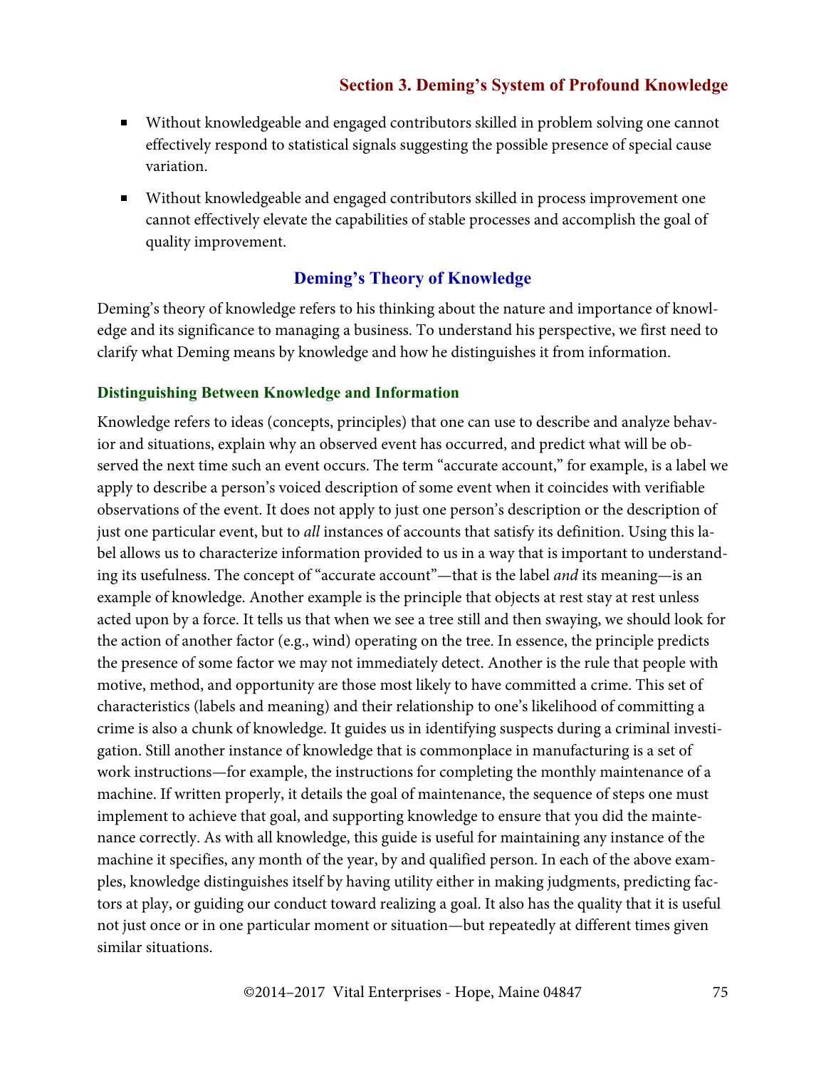- Without knowledgeable and engaged contributors skilled in problem solving one cannot effectively respond to statistical signals suggesting the possible presence of special cause variation.
- Without knowledgeable and engaged contributors skilled in process improvement one cannot effectively elevate the capabilities of stable processes and accomplish the goal of quality improvement.

## Deming's Theory of Knowledge

Deming's theory of knowledge refers to his thinking about the nature and importance of knowledge and its significance to managing a business. To understand his perspective, we first need to clarify what Deming means by knowledge and how he distinguishes it from information.

### Distinguishing Between Knowledge and Information

Knowledge refers to ideas (concepts, principles) that one can use to describe and analyze behavior and situations, explain why an observed event has occurred, and predict what will be observed the next time such an event occurs. The term "accurate account," for example, is a label we apply to describe a person's voiced description of some event when it coincides with verifiable observations of the event. It does not apply to just one person's description or the description of just one particular event, but to *all* instances of accounts that satisfy its definition. Using this label allows us to characterize information provided to us in a way that is important to understanding its usefulness. The concept of "accurate account"—that is the label *and* its meaning—is an example of knowledge. Another example is the principle that objects at rest stay at rest unless acted upon by a force. It tells us that when we see a tree still and then swaying, we should look for the action of another factor (e.g., wind) operating on the tree. In essence, the principle predicts the presence of some factor we may not immediately detect. Another is the rule that people with motive, method, and opportunity are those most likely to have committed a crime. This set of characteristics (labels and meaning) and their relationship to one's likelihood of committing a crime is also a chunk of knowledge. It guides us in identifying suspects during a criminal investigation. Still another instance of knowledge that is commonplace in manufacturing is a set of work instructions—for example, the instructions for completing the monthly maintenance of a machine. If written properly, it details the goal of maintenance, the sequence of steps one must implement to achieve that goal, and supporting knowledge to ensure that you did the maintenance correctly. As with all knowledge, this guide is useful for maintaining any instance of the machine it specifies, any month of the year, by and qualified person. In each of the above examples, knowledge distinguishes itself by having utility either in making judgments, predicting factors at play, or guiding our conduct toward realizing a goal. It also has the quality that it is useful not just once or in one particular moment or situation—but repeatedly at different times given similar situations.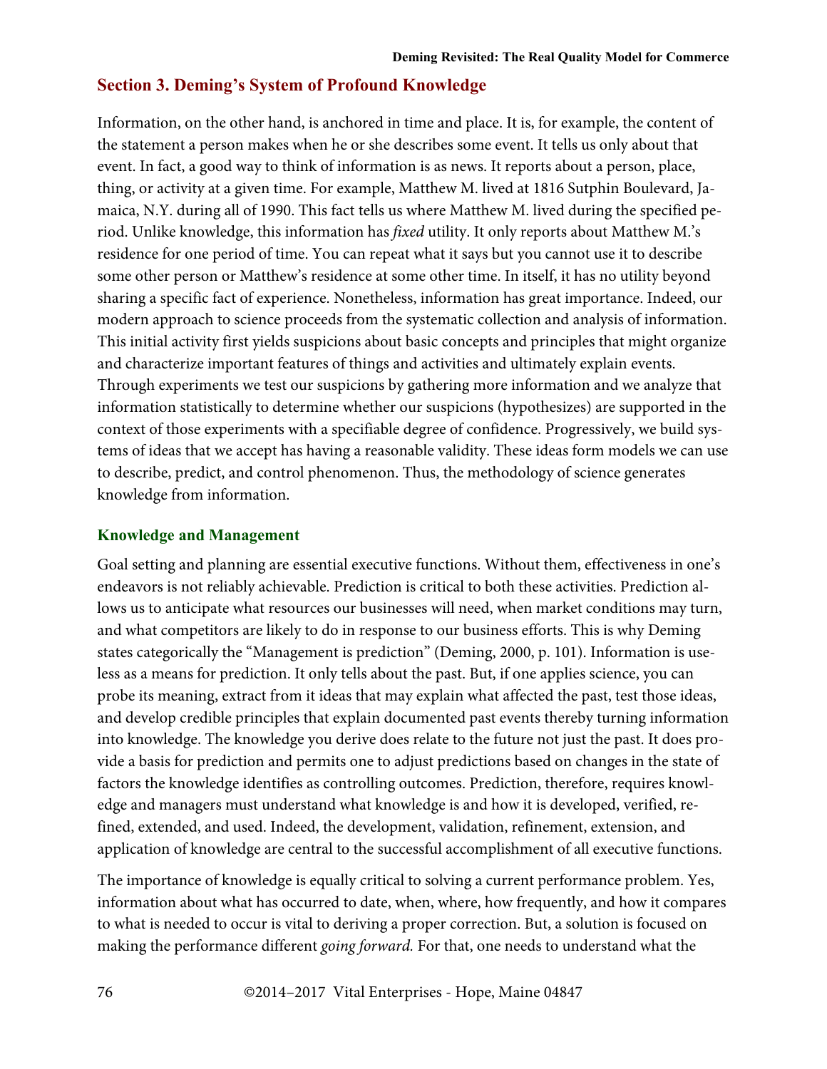## Section 3. Deming's System of Profound Knowledge

Information, on the other hand, is anchored in time and place. It is, for example, the content of the statement a person makes when he or she describes some event. It tells us only about that event. In fact, a good way to think of information is as news. It reports about a person, place, thing, or activity at a given time. For example, Matthew M. lived at 1816 Sutphin Boulevard, Jamaica, N.Y. during all of 1990. This fact tells us where Matthew M. lived during the specified period. Unlike knowledge, this information has *fixed* utility. It only reports about Matthew M.'s residence for one period of time. You can repeat what it says but you cannot use it to describe some other person or Matthew's residence at some other time. In itself, it has no utility beyond sharing a specific fact of experience. Nonetheless, information has great importance. Indeed, our modern approach to science proceeds from the systematic collection and analysis of information. This initial activity first yields suspicions about basic concepts and principles that might organize and characterize important features of things and activities and ultimately explain events. Through experiments we test our suspicions by gathering more information and we analyze that information statistically to determine whether our suspicions (hypothesizes) are supported in the context of those experiments with a specifiable degree of confidence. Progressively, we build systems of ideas that we accept has having a reasonable validity. These ideas form models we can use to describe, predict, and control phenomenon. Thus, the methodology of science generates knowledge from information.

### Knowledge and Management

Goal setting and planning are essential executive functions. Without them, effectiveness in one's endeavors is not reliably achievable. Prediction is critical to both these activities. Prediction allows us to anticipate what resources our businesses will need, when market conditions may turn, and what competitors are likely to do in response to our business efforts. This is why Deming states categorically the "Management is prediction" (Deming, 2000, p. 101). Information is useless as a means for prediction. It only tells about the past. But, if one applies science, you can probe its meaning, extract from it ideas that may explain what affected the past, test those ideas, and develop credible principles that explain documented past events thereby turning information into knowledge. The knowledge you derive does relate to the future not just the past. It does provide a basis for prediction and permits one to adjust predictions based on changes in the state of factors the knowledge identifies as controlling outcomes. Prediction, therefore, requires knowledge and managers must understand what knowledge is and how it is developed, verified, refined, extended, and used. Indeed, the development, validation, refinement, extension, and application of knowledge are central to the successful accomplishment of all executive functions.

The importance of knowledge is equally critical to solving a current performance problem. Yes, information about what has occurred to date, when, where, how frequently, and how it compares to what is needed to occur is vital to deriving a proper correction. But, a solution is focused on making the performance different *going forward.* For that, one needs to understand what the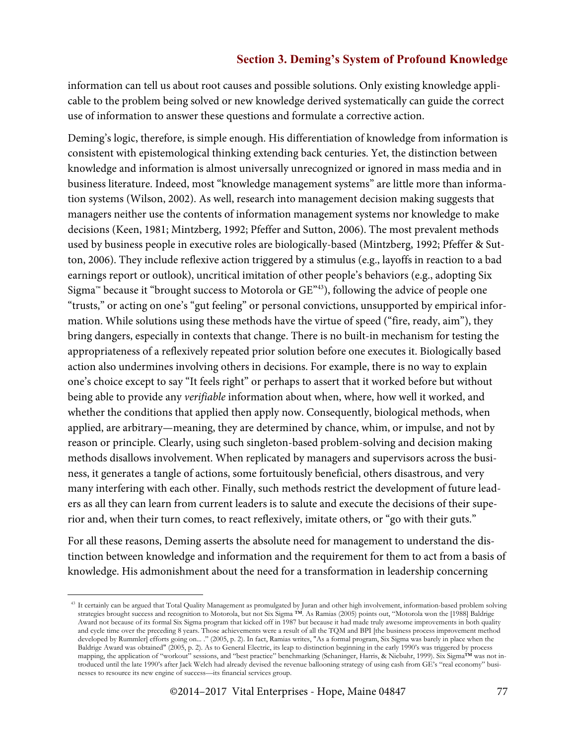information can tell us about root causes and possible solutions. Only existing knowledge applicable to the problem being solved or new knowledge derived systematically can guide the correct use of information to answer these questions and formulate a corrective action.

Deming's logic, therefore, is simple enough. His differentiation of knowledge from information is consistent with epistemological thinking extending back centuries. Yet, the distinction between knowledge and information is almost universally unrecognized or ignored in mass media and in business literature. Indeed, most "knowledge management systems" are little more than information systems (Wilson, 2002). As well, research into management decision making suggests that managers neither use the contents of information management systems nor knowledge to make decisions (Keen, 1981; Mintzberg, 1992; Pfeffer and Sutton, 2006). The most prevalent methods used by business people in executive roles are biologically-based (Mintzberg, 1992; Pfeffer & Sutton, 2006). They include reflexive action triggered by a stimulus (e.g., layoffs in reaction to a bad earnings report or outlook), uncritical imitation of other people's behaviors (e.g., adopting Six Sigma™ because it "brought success to Motorola or GE"[43]), following the advice of people one "trusts," or acting on one's "gut feeling" or personal convictions, unsupported by empirical information. While solutions using these methods have the virtue of speed ("fire, ready, aim"), they bring dangers, especially in contexts that change. There is no built-in mechanism for testing the appropriateness of a reflexively repeated prior solution before one executes it. Biologically based action also undermines involving others in decisions. For example, there is no way to explain one's choice except to say "It feels right" or perhaps to assert that it worked before but without being able to provide any *verifiable* information about when, where, how well it worked, and whether the conditions that applied then apply now. Consequently, biological methods, when applied, are arbitrary—meaning, they are determined by chance, whim, or impulse, and not by reason or principle. Clearly, using such singleton-based problem-solving and decision making methods disallows involvement. When replicated by managers and supervisors across the business, it generates a tangle of actions, some fortuitously beneficial, others disastrous, and very many interfering with each other. Finally, such methods restrict the development of future leaders as all they can learn from current leaders is to salute and execute the decisions of their superior and, when their turn comes, to react reflexively, imitate others, or "go with their guts."

For all these reasons, Deming asserts the absolute need for management to understand the distinction between knowledge and information and the requirement for them to act from a basis of knowledge. His admonishment about the need for a transformation in leadership concerning

---

[43] It certainly can be argued that Total Quality Management as promulgated by Juran and other high involvement, information-based problem solving strategies brought success and recognition to Motorola, but not Six Sigma ™. As Ramias (2005) points out, "Motorola won the [1988] Baldrige Award not because of its formal Six Sigma program that kicked off in 1987 but because it had made truly awesome improvements in both quality and cycle time over the preceding 8 years. Those achievements were a result of all the TQM and BPI [the business process improvement method developed by Rummler] efforts going on... ." (2005, p. 2). In fact, Ramias writes, "As a formal program, Six Sigma was barely in place when the Baldrige Award was obtained" (2005, p. 2). As to General Electric, its leap to distinction beginning in the early 1990's was triggered by process mapping, the application of "workout" sessions, and "best practice" benchmarking (Schaninger, Harris, & Niebuhr, 1999). Six Sigma™ was not introduced until the late 1990's after Jack Welch had already devised the revenue ballooning strategy of using cash from GE's "real economy" businesses to resource its new engine of success—its financial services group.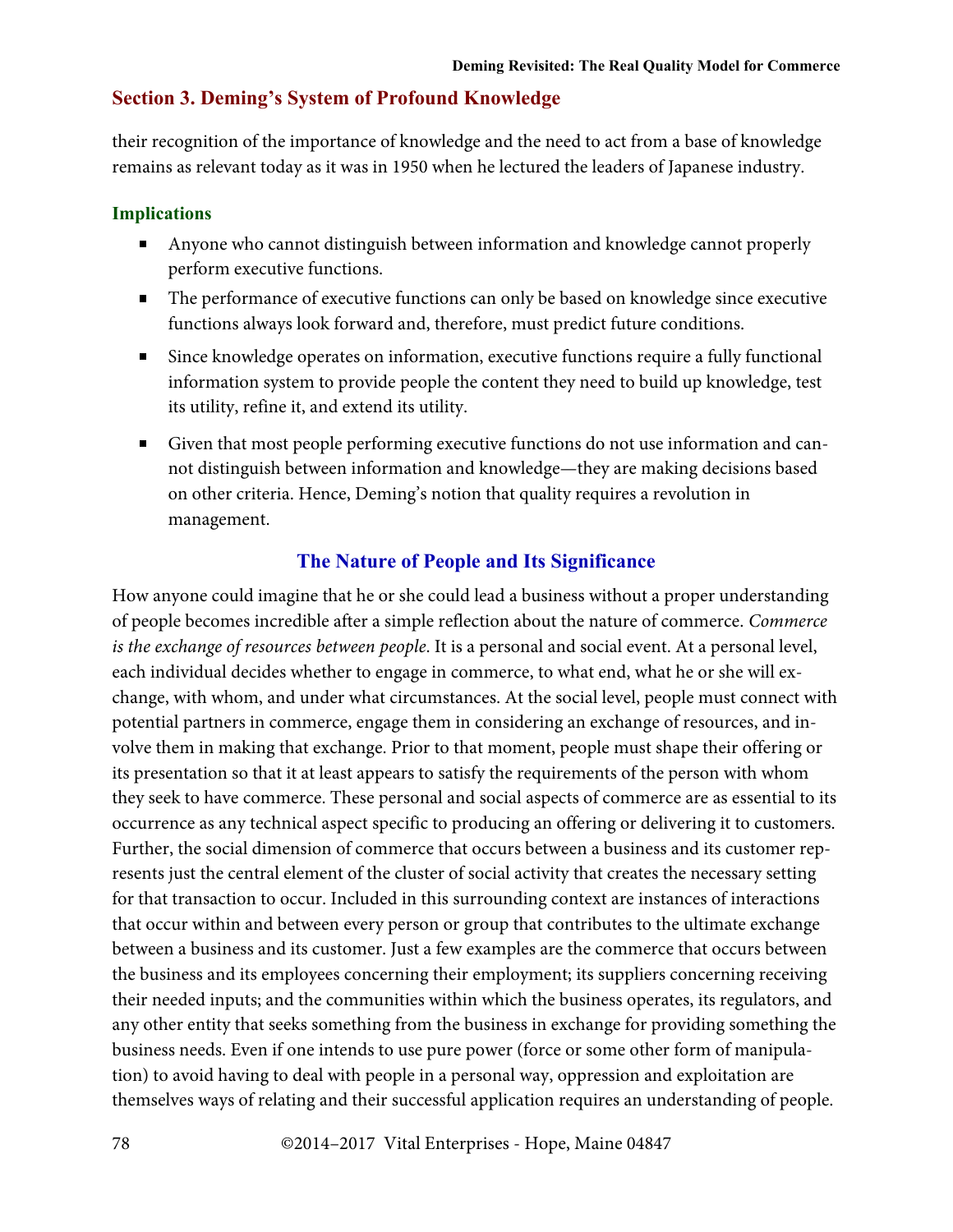their recognition of the importance of knowledge and the need to act from a base of knowledge remains as relevant today as it was in 1950 when he lectured the leaders of Japanese industry.

### Implications

- Anyone who cannot distinguish between information and knowledge cannot properly perform executive functions.
- The performance of executive functions can only be based on knowledge since executive functions always look forward and, therefore, must predict future conditions.
- Since knowledge operates on information, executive functions require a fully functional information system to provide people the content they need to build up knowledge, test its utility, refine it, and extend its utility.
- Given that most people performing executive functions do not use information and cannot distinguish between information and knowledge—they are making decisions based on other criteria. Hence, Deming's notion that quality requires a revolution in management.

## The Nature of People and Its Significance

How anyone could imagine that he or she could lead a business without a proper understanding of people becomes incredible after a simple reflection about the nature of commerce. *Commerce is the exchange of resources between people*. It is a personal and social event. At a personal level, each individual decides whether to engage in commerce, to what end, what he or she will exchange, with whom, and under what circumstances. At the social level, people must connect with potential partners in commerce, engage them in considering an exchange of resources, and involve them in making that exchange. Prior to that moment, people must shape their offering or its presentation so that it at least appears to satisfy the requirements of the person with whom they seek to have commerce. These personal and social aspects of commerce are as essential to its occurrence as any technical aspect specific to producing an offering or delivering it to customers. Further, the social dimension of commerce that occurs between a business and its customer represents just the central element of the cluster of social activity that creates the necessary setting for that transaction to occur. Included in this surrounding context are instances of interactions that occur within and between every person or group that contributes to the ultimate exchange between a business and its customer. Just a few examples are the commerce that occurs between the business and its employees concerning their employment; its suppliers concerning receiving their needed inputs; and the communities within which the business operates, its regulators, and any other entity that seeks something from the business in exchange for providing something the business needs. Even if one intends to use pure power (force or some other form of manipulation) to avoid having to deal with people in a personal way, oppression and exploitation are themselves ways of relating and their successful application requires an understanding of people.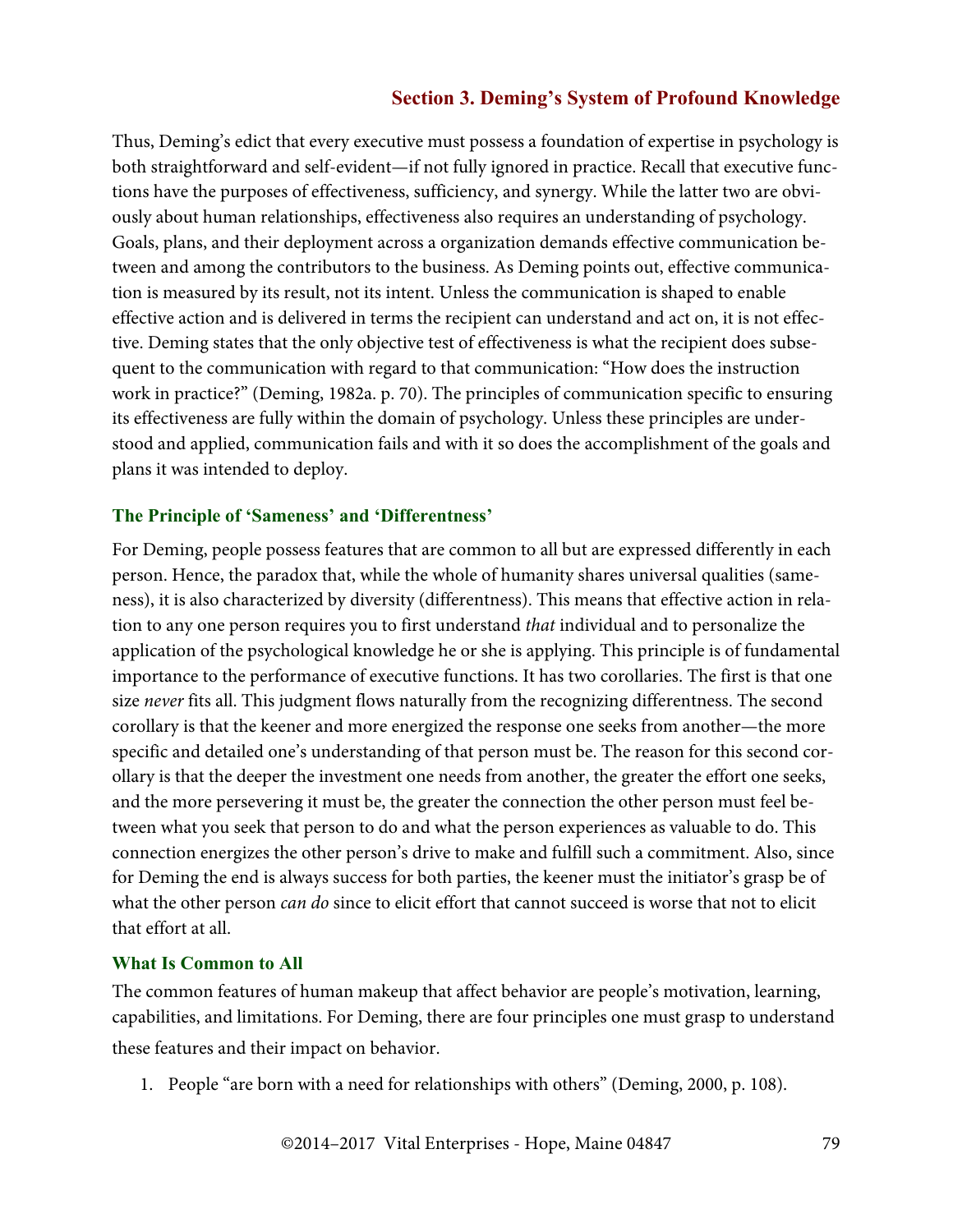Thus, Deming's edict that every executive must possess a foundation of expertise in psychology is both straightforward and self-evident—if not fully ignored in practice. Recall that executive functions have the purposes of effectiveness, sufficiency, and synergy. While the latter two are obviously about human relationships, effectiveness also requires an understanding of psychology. Goals, plans, and their deployment across a organization demands effective communication between and among the contributors to the business. As Deming points out, effective communication is measured by its result, not its intent. Unless the communication is shaped to enable effective action and is delivered in terms the recipient can understand and act on, it is not effective. Deming states that the only objective test of effectiveness is what the recipient does subsequent to the communication with regard to that communication: "How does the instruction work in practice?" (Deming, 1982a. p. 70). The principles of communication specific to ensuring its effectiveness are fully within the domain of psychology. Unless these principles are understood and applied, communication fails and with it so does the accomplishment of the goals and plans it was intended to deploy.

### The Principle of 'Sameness' and 'Differentness'

For Deming, people possess features that are common to all but are expressed differently in each person. Hence, the paradox that, while the whole of humanity shares universal qualities (sameness), it is also characterized by diversity (differentness). This means that effective action in relation to any one person requires you to first understand *that* individual and to personalize the application of the psychological knowledge he or she is applying. This principle is of fundamental importance to the performance of executive functions. It has two corollaries. The first is that one size *never* fits all. This judgment flows naturally from the recognizing differentness. The second corollary is that the keener and more energized the response one seeks from another—the more specific and detailed one's understanding of that person must be. The reason for this second corollary is that the deeper the investment one needs from another, the greater the effort one seeks, and the more persevering it must be, the greater the connection the other person must feel between what you seek that person to do and what the person experiences as valuable to do. This connection energizes the other person's drive to make and fulfill such a commitment. Also, since for Deming the end is always success for both parties, the keener must the initiator's grasp be of what the other person *can do* since to elicit effort that cannot succeed is worse that not to elicit that effort at all.

### What Is Common to All

The common features of human makeup that affect behavior are people's motivation, learning, capabilities, and limitations. For Deming, there are four principles one must grasp to understand these features and their impact on behavior.

1. People "are born with a need for relationships with others" (Deming, 2000, p. 108).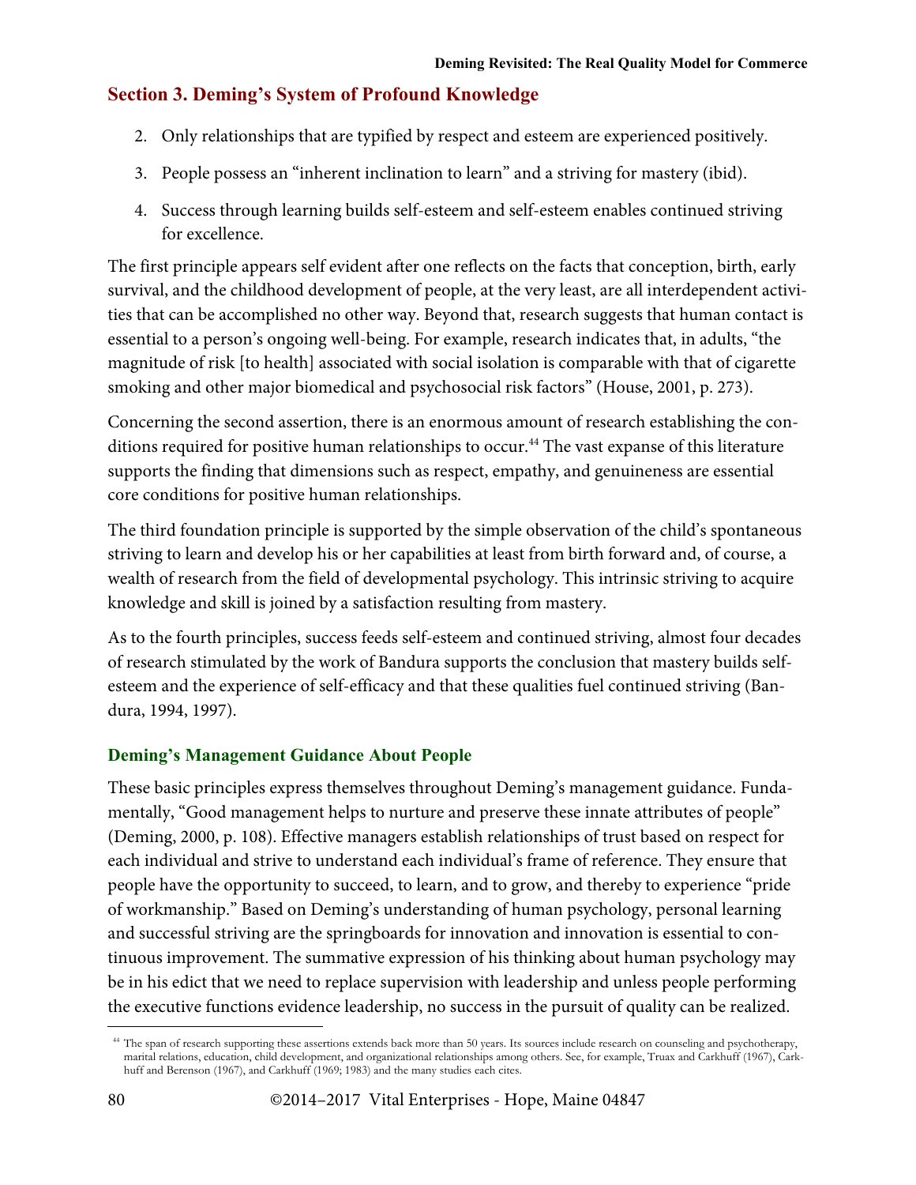## Section 3. Deming's System of Profound Knowledge

2. Only relationships that are typified by respect and esteem are experienced positively.
3. People possess an "inherent inclination to learn" and a striving for mastery (ibid).
4. Success through learning builds self-esteem and self-esteem enables continued striving for excellence.

The first principle appears self evident after one reflects on the facts that conception, birth, early survival, and the childhood development of people, at the very least, are all interdependent activities that can be accomplished no other way. Beyond that, research suggests that human contact is essential to a person's ongoing well-being. For example, research indicates that, in adults, "the magnitude of risk [to health] associated with social isolation is comparable with that of cigarette smoking and other major biomedical and psychosocial risk factors" (House, 2001, p. 273).

Concerning the second assertion, there is an enormous amount of research establishing the conditions required for positive human relationships to occur.[44] The vast expanse of this literature supports the finding that dimensions such as respect, empathy, and genuineness are essential core conditions for positive human relationships.

The third foundation principle is supported by the simple observation of the child's spontaneous striving to learn and develop his or her capabilities at least from birth forward and, of course, a wealth of research from the field of developmental psychology. This intrinsic striving to acquire knowledge and skill is joined by a satisfaction resulting from mastery.

As to the fourth principles, success feeds self-esteem and continued striving, almost four decades of research stimulated by the work of Bandura supports the conclusion that mastery builds self-esteem and the experience of self-efficacy and that these qualities fuel continued striving (Bandura, 1994, 1997).

### Deming's Management Guidance About People

These basic principles express themselves throughout Deming's management guidance. Fundamentally, "Good management helps to nurture and preserve these innate attributes of people" (Deming, 2000, p. 108). Effective managers establish relationships of trust based on respect for each individual and strive to understand each individual's frame of reference. They ensure that people have the opportunity to succeed, to learn, and to grow, and thereby to experience "pride of workmanship." Based on Deming's understanding of human psychology, personal learning and successful striving are the springboards for innovation and innovation is essential to continuous improvement. The summative expression of his thinking about human psychology may be in his edict that we need to replace supervision with leadership and unless people performing the executive functions evidence leadership, no success in the pursuit of quality can be realized.

---

[44] The span of research supporting these assertions extends back more than 50 years. Its sources include research on counseling and psychotherapy, marital relations, education, child development, and organizational relationships among others. See, for example, Truax and Carkhuff (1967), Carkhuff and Berenson (1967), and Carkhuff (1969; 1983) and the many studies each cites.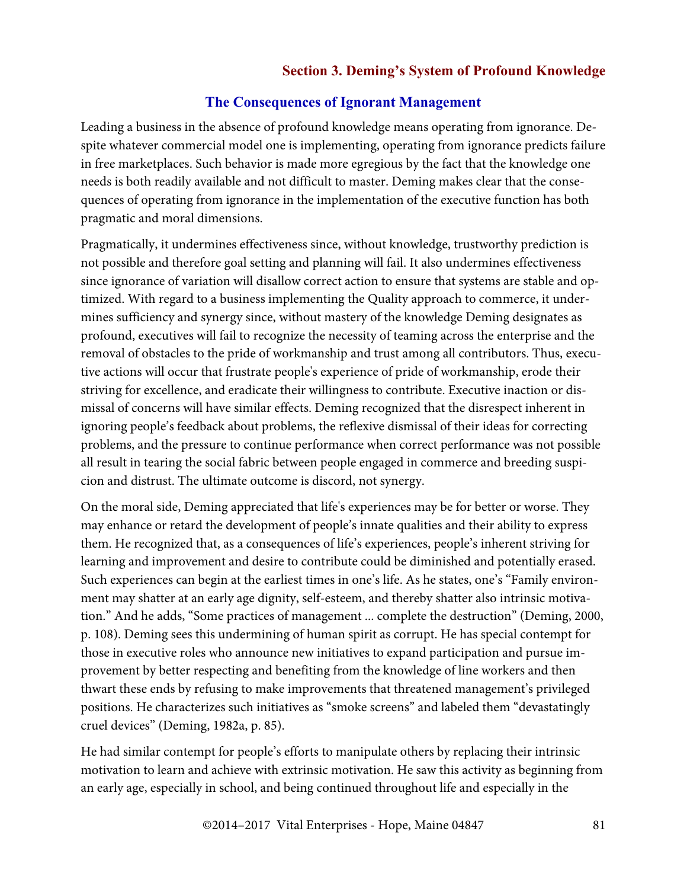## Section 3. Deming's System of Profound Knowledge

### The Consequences of Ignorant Management

Leading a business in the absence of profound knowledge means operating from ignorance. Despite whatever commercial model one is implementing, operating from ignorance predicts failure in free marketplaces. Such behavior is made more egregious by the fact that the knowledge one needs is both readily available and not difficult to master. Deming makes clear that the consequences of operating from ignorance in the implementation of the executive function has both pragmatic and moral dimensions.

Pragmatically, it undermines effectiveness since, without knowledge, trustworthy prediction is not possible and therefore goal setting and planning will fail. It also undermines effectiveness since ignorance of variation will disallow correct action to ensure that systems are stable and optimized. With regard to a business implementing the Quality approach to commerce, it undermines sufficiency and synergy since, without mastery of the knowledge Deming designates as profound, executives will fail to recognize the necessity of teaming across the enterprise and the removal of obstacles to the pride of workmanship and trust among all contributors. Thus, executive actions will occur that frustrate people's experience of pride of workmanship, erode their striving for excellence, and eradicate their willingness to contribute. Executive inaction or dismissal of concerns will have similar effects. Deming recognized that the disrespect inherent in ignoring people's feedback about problems, the reflexive dismissal of their ideas for correcting problems, and the pressure to continue performance when correct performance was not possible all result in tearing the social fabric between people engaged in commerce and breeding suspicion and distrust. The ultimate outcome is discord, not synergy.

On the moral side, Deming appreciated that life's experiences may be for better or worse. They may enhance or retard the development of people's innate qualities and their ability to express them. He recognized that, as a consequences of life's experiences, people's inherent striving for learning and improvement and desire to contribute could be diminished and potentially erased. Such experiences can begin at the earliest times in one's life. As he states, one's "Family environment may shatter at an early age dignity, self-esteem, and thereby shatter also intrinsic motivation." And he adds, "Some practices of management ... complete the destruction" (Deming, 2000, p. 108). Deming sees this undermining of human spirit as corrupt. He has special contempt for those in executive roles who announce new initiatives to expand participation and pursue improvement by better respecting and benefiting from the knowledge of line workers and then thwart these ends by refusing to make improvements that threatened management's privileged positions. He characterizes such initiatives as "smoke screens" and labeled them "devastatingly cruel devices" (Deming, 1982a, p. 85).

He had similar contempt for people's efforts to manipulate others by replacing their intrinsic motivation to learn and achieve with extrinsic motivation. He saw this activity as beginning from an early age, especially in school, and being continued throughout life and especially in the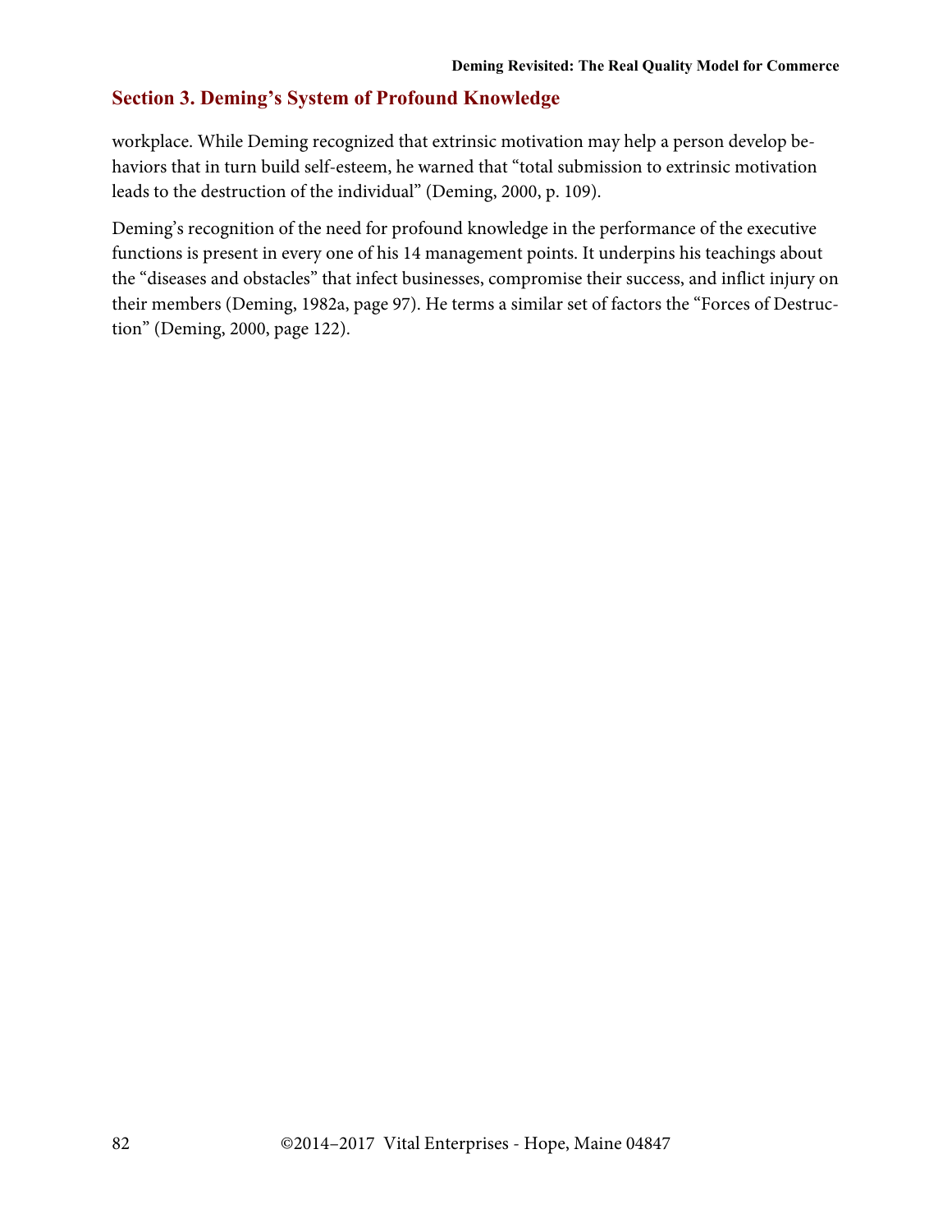workplace. While Deming recognized that extrinsic motivation may help a person develop behaviors that in turn build self-esteem, he warned that "total submission to extrinsic motivation leads to the destruction of the individual" (Deming, 2000, p. 109).

Deming's recognition of the need for profound knowledge in the performance of the executive functions is present in every one of his 14 management points. It underpins his teachings about the "diseases and obstacles" that infect businesses, compromise their success, and inflict injury on their members (Deming, 1982a, page 97). He terms a similar set of factors the "Forces of Destruction" (Deming, 2000, page 122).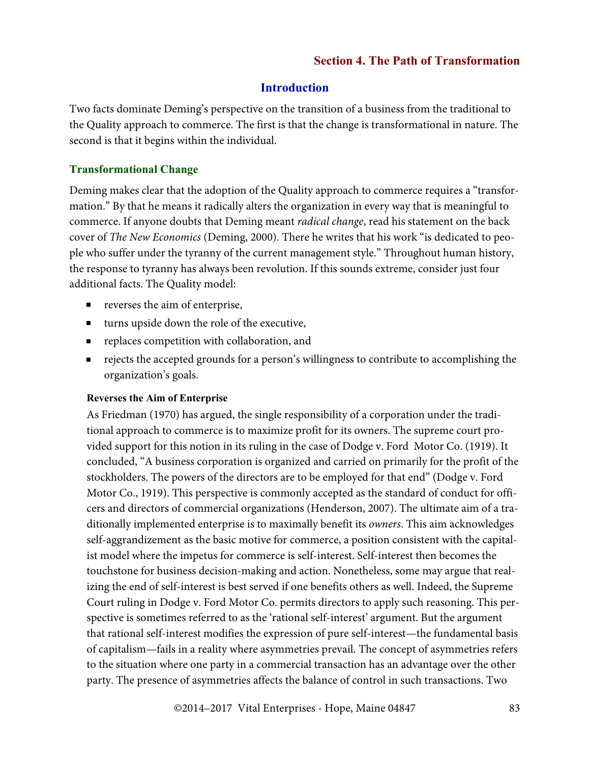## Section 4. The Path of Transformation

### Introduction

Two facts dominate Deming's perspective on the transition of a business from the traditional to the Quality approach to commerce. The first is that the change is transformational in nature. The second is that it begins within the individual.

### Transformational Change

Deming makes clear that the adoption of the Quality approach to commerce requires a "transformation." By that he means it radically alters the organization in every way that is meaningful to commerce. If anyone doubts that Deming meant *radical change*, read his statement on the back cover of *The New Economics* (Deming, 2000). There he writes that his work "is dedicated to people who suffer under the tyranny of the current management style." Throughout human history, the response to tyranny has always been revolution. If this sounds extreme, consider just four additional facts. The Quality model:

- reverses the aim of enterprise,
- turns upside down the role of the executive,
- replaces competition with collaboration, and
- rejects the accepted grounds for a person's willingness to contribute to accomplishing the organization's goals.

#### Reverses the Aim of Enterprise

As Friedman (1970) has argued, the single responsibility of a corporation under the traditional approach to commerce is to maximize profit for its owners. The supreme court provided support for this notion in its ruling in the case of Dodge v. Ford Motor Co. (1919). It concluded, "A business corporation is organized and carried on primarily for the profit of the stockholders. The powers of the directors are to be employed for that end" (Dodge v. Ford Motor Co., 1919). This perspective is commonly accepted as the standard of conduct for officers and directors of commercial organizations (Henderson, 2007). The ultimate aim of a traditionally implemented enterprise is to maximally benefit its *owners*. This aim acknowledges self-aggrandizement as the basic motive for commerce, a position consistent with the capitalist model where the impetus for commerce is self-interest. Self-interest then becomes the touchstone for business decision-making and action. Nonetheless, some may argue that realizing the end of self-interest is best served if one benefits others as well. Indeed, the Supreme Court ruling in Dodge v. Ford Motor Co. permits directors to apply such reasoning. This perspective is sometimes referred to as the 'rational self-interest' argument. But the argument that rational self-interest modifies the expression of pure self-interest—the fundamental basis of capitalism—fails in a reality where asymmetries prevail. The concept of asymmetries refers to the situation where one party in a commercial transaction has an advantage over the other party. The presence of asymmetries affects the balance of control in such transactions. Two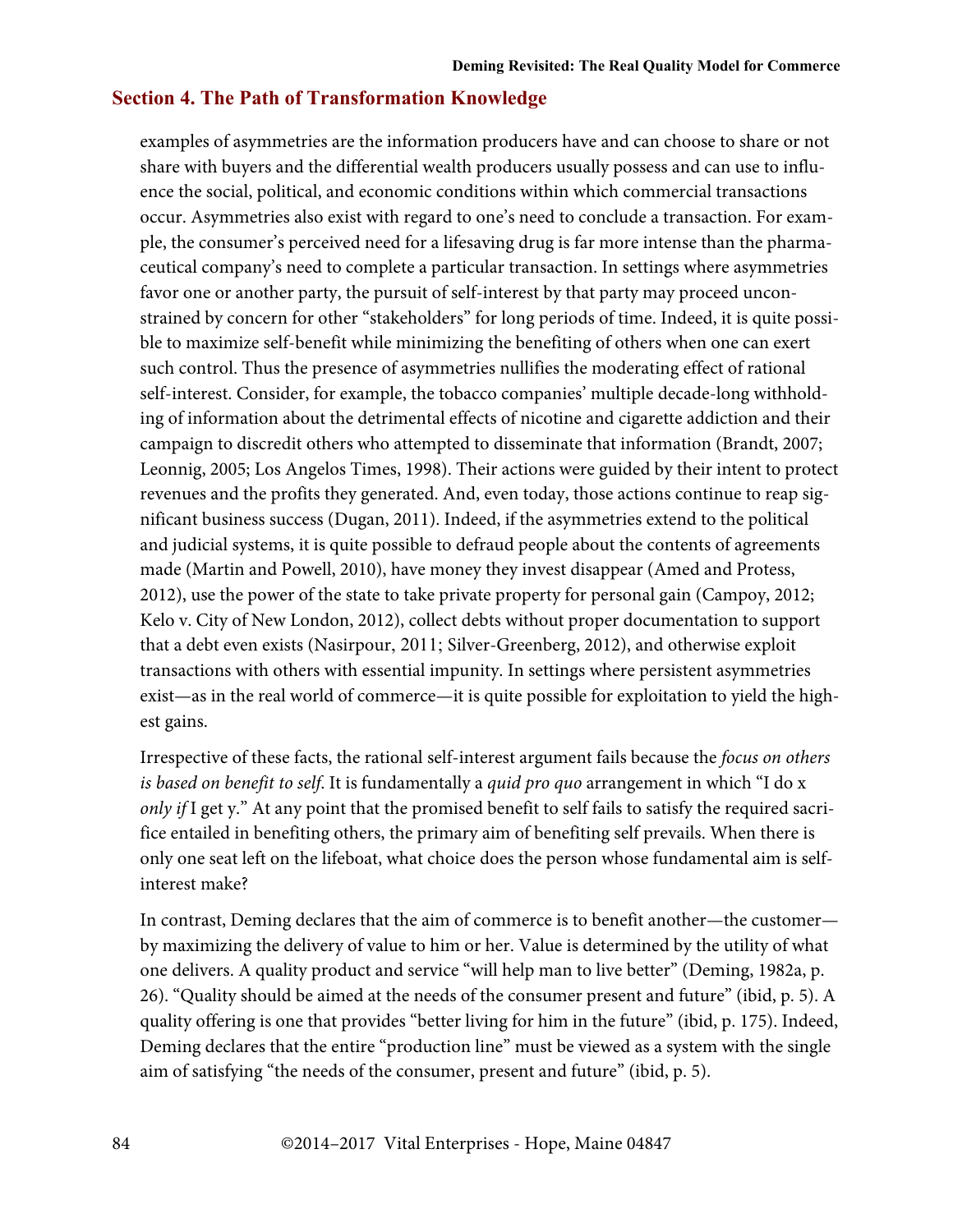examples of asymmetries are the information producers have and can choose to share or not share with buyers and the differential wealth producers usually possess and can use to influence the social, political, and economic conditions within which commercial transactions occur. Asymmetries also exist with regard to one's need to conclude a transaction. For example, the consumer's perceived need for a lifesaving drug is far more intense than the pharmaceutical company's need to complete a particular transaction. In settings where asymmetries favor one or another party, the pursuit of self-interest by that party may proceed unconstrained by concern for other "stakeholders" for long periods of time. Indeed, it is quite possible to maximize self-benefit while minimizing the benefiting of others when one can exert such control. Thus the presence of asymmetries nullifies the moderating effect of rational self-interest. Consider, for example, the tobacco companies' multiple decade-long withholding of information about the detrimental effects of nicotine and cigarette addiction and their campaign to discredit others who attempted to disseminate that information (Brandt, 2007; Leonnig, 2005; Los Angelos Times, 1998). Their actions were guided by their intent to protect revenues and the profits they generated. And, even today, those actions continue to reap significant business success (Dugan, 2011). Indeed, if the asymmetries extend to the political and judicial systems, it is quite possible to defraud people about the contents of agreements made (Martin and Powell, 2010), have money they invest disappear (Amed and Protess, 2012), use the power of the state to take private property for personal gain (Campoy, 2012; Kelo v. City of New London, 2012), collect debts without proper documentation to support that a debt even exists (Nasirpour, 2011; Silver-Greenberg, 2012), and otherwise exploit transactions with others with essential impunity. In settings where persistent asymmetries exist—as in the real world of commerce—it is quite possible for exploitation to yield the highest gains.

Irrespective of these facts, the rational self-interest argument fails because the *focus on others is based on benefit to self*. It is fundamentally a *quid pro quo* arrangement in which "I do x *only if* I get y." At any point that the promised benefit to self fails to satisfy the required sacrifice entailed in benefiting others, the primary aim of benefiting self prevails. When there is only one seat left on the lifeboat, what choice does the person whose fundamental aim is self-interest make?

In contrast, Deming declares that the aim of commerce is to benefit another—the customer—by maximizing the delivery of value to him or her. Value is determined by the utility of what one delivers. A quality product and service "will help man to live better" (Deming, 1982a, p. 26). "Quality should be aimed at the needs of the consumer present and future" (ibid, p. 5). A quality offering is one that provides "better living for him in the future" (ibid, p. 175). Indeed, Deming declares that the entire "production line" must be viewed as a system with the single aim of satisfying "the needs of the consumer, present and future" (ibid, p. 5).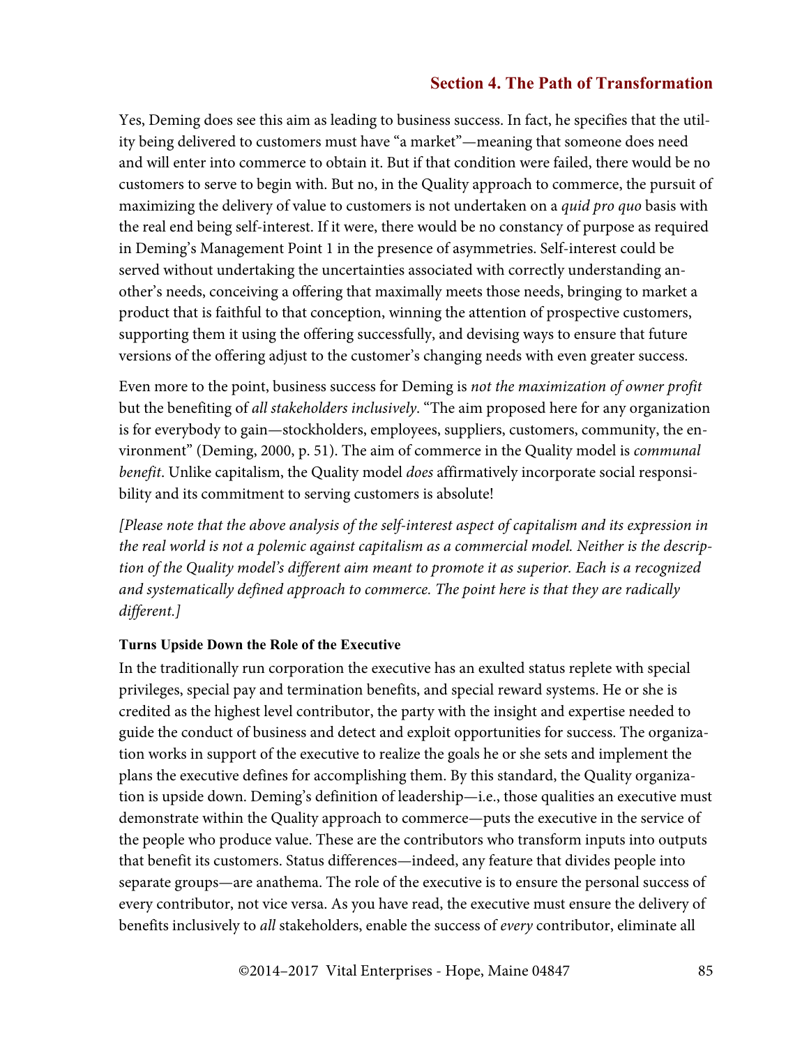Yes, Deming does see this aim as leading to business success. In fact, he specifies that the utility being delivered to customers must have "a market"—meaning that someone does need and will enter into commerce to obtain it. But if that condition were failed, there would be no customers to serve to begin with. But no, in the Quality approach to commerce, the pursuit of maximizing the delivery of value to customers is not undertaken on a *quid pro quo* basis with the real end being self-interest. If it were, there would be no constancy of purpose as required in Deming's Management Point 1 in the presence of asymmetries. Self-interest could be served without undertaking the uncertainties associated with correctly understanding another's needs, conceiving a offering that maximally meets those needs, bringing to market a product that is faithful to that conception, winning the attention of prospective customers, supporting them it using the offering successfully, and devising ways to ensure that future versions of the offering adjust to the customer's changing needs with even greater success.

Even more to the point, business success for Deming is *not the maximization of owner profit* but the benefiting of *all stakeholders inclusively*. "The aim proposed here for any organization is for everybody to gain—stockholders, employees, suppliers, customers, community, the environment" (Deming, 2000, p. 51). The aim of commerce in the Quality model is *communal benefit*. Unlike capitalism, the Quality model *does* affirmatively incorporate social responsibility and its commitment to serving customers is absolute!

*[Please note that the above analysis of the self-interest aspect of capitalism and its expression in the real world is not a polemic against capitalism as a commercial model. Neither is the description of the Quality model's different aim meant to promote it as superior. Each is a recognized and systematically defined approach to commerce. The point here is that they are radically different.]*

**Turns Upside Down the Role of the Executive**

In the traditionally run corporation the executive has an exulted status replete with special privileges, special pay and termination benefits, and special reward systems. He or she is credited as the highest level contributor, the party with the insight and expertise needed to guide the conduct of business and detect and exploit opportunities for success. The organization works in support of the executive to realize the goals he or she sets and implement the plans the executive defines for accomplishing them. By this standard, the Quality organization is upside down. Deming's definition of leadership—i.e., those qualities an executive must demonstrate within the Quality approach to commerce—puts the executive in the service of the people who produce value. These are the contributors who transform inputs into outputs that benefit its customers. Status differences—indeed, any feature that divides people into separate groups—are anathema. The role of the executive is to ensure the personal success of every contributor, not vice versa. As you have read, the executive must ensure the delivery of benefits inclusively to *all* stakeholders, enable the success of *every* contributor, eliminate all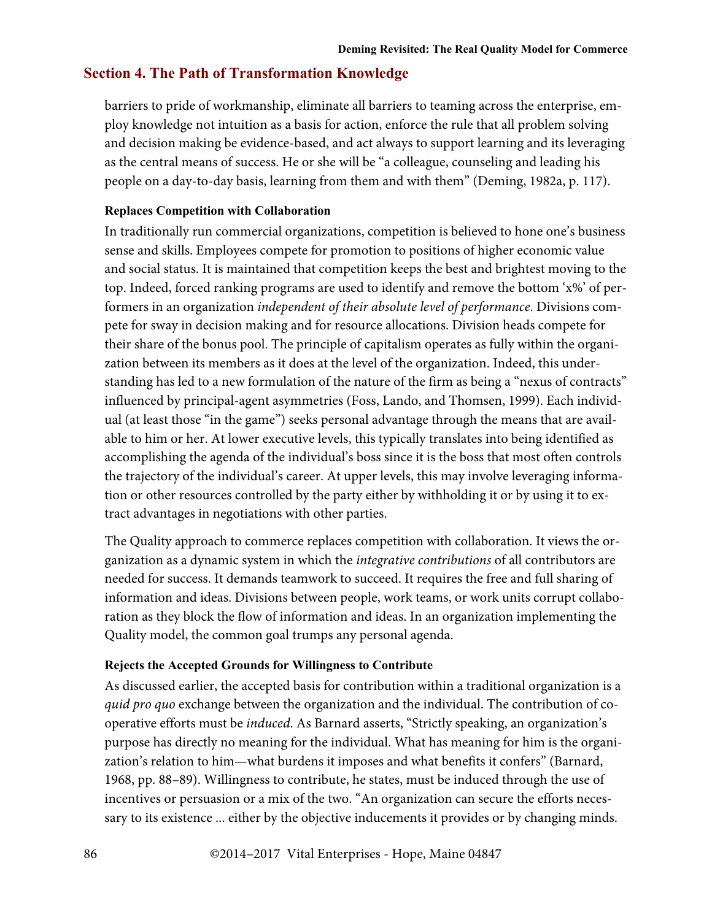barriers to pride of workmanship, eliminate all barriers to teaming across the enterprise, employ knowledge not intuition as a basis for action, enforce the rule that all problem solving and decision making be evidence-based, and act always to support learning and its leveraging as the central means of success. He or she will be "a colleague, counseling and leading his people on a day-to-day basis, learning from them and with them" (Deming, 1982a, p. 117).

#### Replaces Competition with Collaboration

In traditionally run commercial organizations, competition is believed to hone one's business sense and skills. Employees compete for promotion to positions of higher economic value and social status. It is maintained that competition keeps the best and brightest moving to the top. Indeed, forced ranking programs are used to identify and remove the bottom 'x%' of performers in an organization *independent of their absolute level of performance*. Divisions compete for sway in decision making and for resource allocations. Division heads compete for their share of the bonus pool. The principle of capitalism operates as fully within the organization between its members as it does at the level of the organization. Indeed, this understanding has led to a new formulation of the nature of the firm as being a "nexus of contracts" influenced by principal-agent asymmetries (Foss, Lando, and Thomsen, 1999). Each individual (at least those "in the game") seeks personal advantage through the means that are available to him or her. At lower executive levels, this typically translates into being identified as accomplishing the agenda of the individual's boss since it is the boss that most often controls the trajectory of the individual's career. At upper levels, this may involve leveraging information or other resources controlled by the party either by withholding it or by using it to extract advantages in negotiations with other parties.

The Quality approach to commerce replaces competition with collaboration. It views the organization as a dynamic system in which the *integrative contributions* of all contributors are needed for success. It demands teamwork to succeed. It requires the free and full sharing of information and ideas. Divisions between people, work teams, or work units corrupt collaboration as they block the flow of information and ideas. In an organization implementing the Quality model, the common goal trumps any personal agenda.

#### Rejects the Accepted Grounds for Willingness to Contribute

As discussed earlier, the accepted basis for contribution within a traditional organization is a *quid pro quo* exchange between the organization and the individual. The contribution of cooperative efforts must be *induced*. As Barnard asserts, "Strictly speaking, an organization's purpose has directly no meaning for the individual. What has meaning for him is the organization's relation to him—what burdens it imposes and what benefits it confers" (Barnard, 1968, pp. 88–89). Willingness to contribute, he states, must be induced through the use of incentives or persuasion or a mix of the two. "An organization can secure the efforts necessary to its existence ... either by the objective inducements it provides or by changing minds.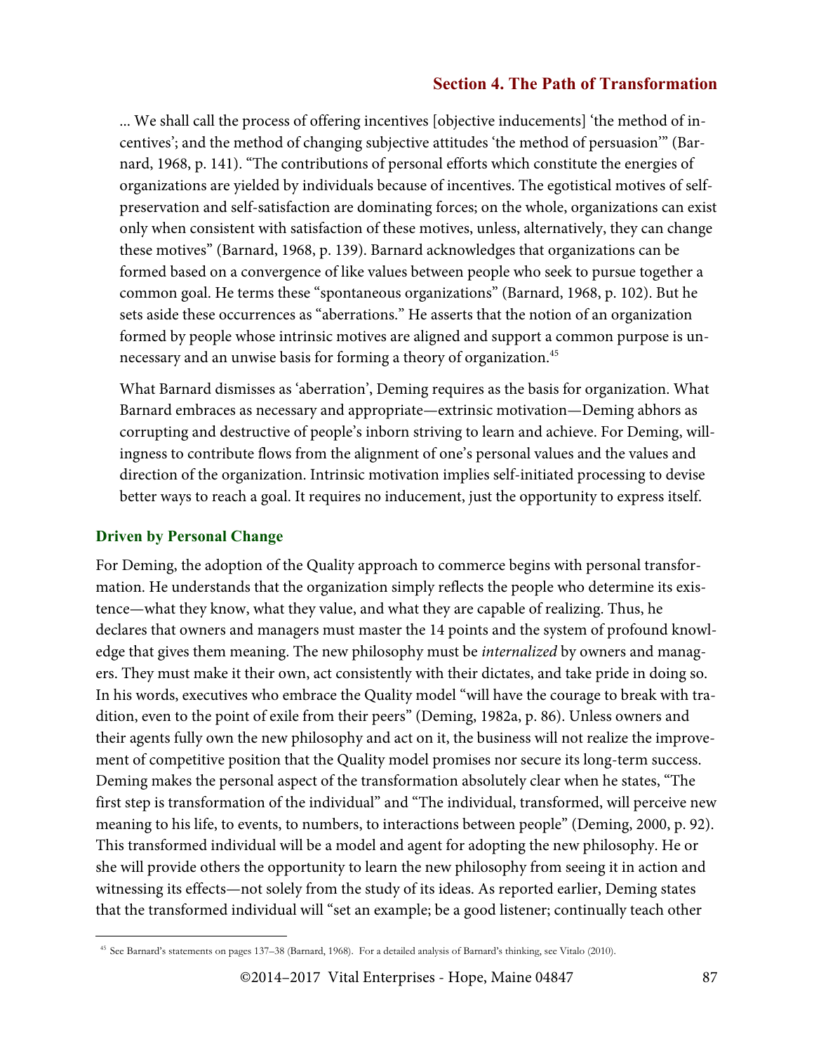... We shall call the process of offering incentives [objective inducements] 'the method of incentives'; and the method of changing subjective attitudes 'the method of persuasion'" (Barnard, 1968, p. 141). "The contributions of personal efforts which constitute the energies of organizations are yielded by individuals because of incentives. The egotistical motives of self-preservation and self-satisfaction are dominating forces; on the whole, organizations can exist only when consistent with satisfaction of these motives, unless, alternatively, they can change these motives" (Barnard, 1968, p. 139). Barnard acknowledges that organizations can be formed based on a convergence of like values between people who seek to pursue together a common goal. He terms these "spontaneous organizations" (Barnard, 1968, p. 102). But he sets aside these occurrences as "aberrations." He asserts that the notion of an organization formed by people whose intrinsic motives are aligned and support a common purpose is unnecessary and an unwise basis for forming a theory of organization.[45]

What Barnard dismisses as 'aberration', Deming requires as the basis for organization. What Barnard embraces as necessary and appropriate—extrinsic motivation—Deming abhors as corrupting and destructive of people's inborn striving to learn and achieve. For Deming, willingness to contribute flows from the alignment of one's personal values and the values and direction of the organization. Intrinsic motivation implies self-initiated processing to devise better ways to reach a goal. It requires no inducement, just the opportunity to express itself.

### Driven by Personal Change

For Deming, the adoption of the Quality approach to commerce begins with personal transformation. He understands that the organization simply reflects the people who determine its existence—what they know, what they value, and what they are capable of realizing. Thus, he declares that owners and managers must master the 14 points and the system of profound knowledge that gives them meaning. The new philosophy must be *internalized* by owners and managers. They must make it their own, act consistently with their dictates, and take pride in doing so. In his words, executives who embrace the Quality model "will have the courage to break with tradition, even to the point of exile from their peers" (Deming, 1982a, p. 86). Unless owners and their agents fully own the new philosophy and act on it, the business will not realize the improvement of competitive position that the Quality model promises nor secure its long-term success. Deming makes the personal aspect of the transformation absolutely clear when he states, "The first step is transformation of the individual" and "The individual, transformed, will perceive new meaning to his life, to events, to numbers, to interactions between people" (Deming, 2000, p. 92). This transformed individual will be a model and agent for adopting the new philosophy. He or she will provide others the opportunity to learn the new philosophy from seeing it in action and witnessing its effects—not solely from the study of its ideas. As reported earlier, Deming states that the transformed individual will "set an example; be a good listener; continually teach other

[45] See Barnard's statements on pages 137–38 (Barnard, 1968). For a detailed analysis of Barnard's thinking, see Vitalo (2010).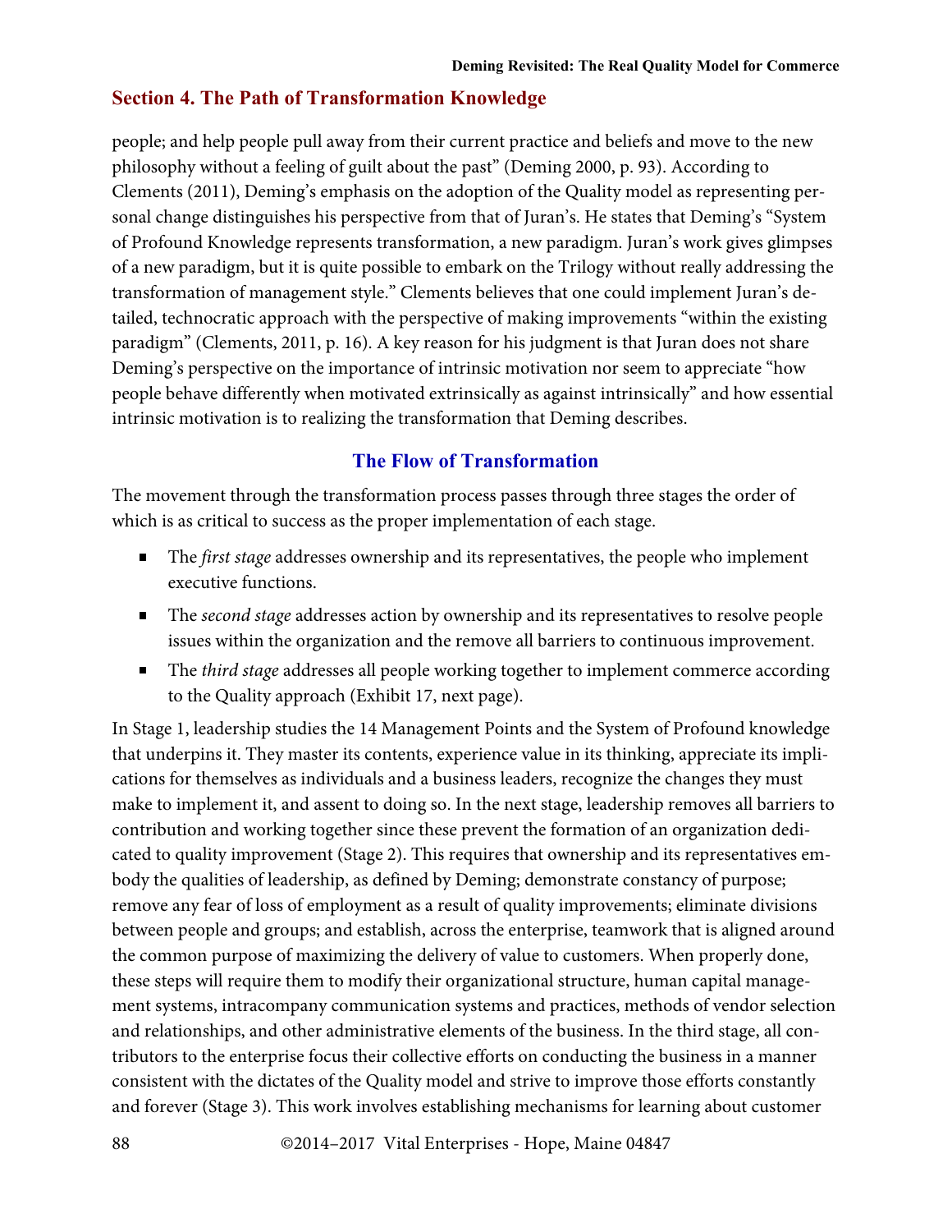## Section 4. The Path of Transformation Knowledge

people; and help people pull away from their current practice and beliefs and move to the new philosophy without a feeling of guilt about the past" (Deming 2000, p. 93). According to Clements (2011), Deming's emphasis on the adoption of the Quality model as representing personal change distinguishes his perspective from that of Juran's. He states that Deming's "System of Profound Knowledge represents transformation, a new paradigm. Juran's work gives glimpses of a new paradigm, but it is quite possible to embark on the Trilogy without really addressing the transformation of management style." Clements believes that one could implement Juran's detailed, technocratic approach with the perspective of making improvements "within the existing paradigm" (Clements, 2011, p. 16). A key reason for his judgment is that Juran does not share Deming's perspective on the importance of intrinsic motivation nor seem to appreciate "how people behave differently when motivated extrinsically as against intrinsically" and how essential intrinsic motivation is to realizing the transformation that Deming describes.

### The Flow of Transformation

The movement through the transformation process passes through three stages the order of which is as critical to success as the proper implementation of each stage.

- The *first stage* addresses ownership and its representatives, the people who implement executive functions.
- The *second stage* addresses action by ownership and its representatives to resolve people issues within the organization and the remove all barriers to continuous improvement.
- The *third stage* addresses all people working together to implement commerce according to the Quality approach (Exhibit 17, next page).

In Stage 1, leadership studies the 14 Management Points and the System of Profound knowledge that underpins it. They master its contents, experience value in its thinking, appreciate its implications for themselves as individuals and a business leaders, recognize the changes they must make to implement it, and assent to doing so. In the next stage, leadership removes all barriers to contribution and working together since these prevent the formation of an organization dedicated to quality improvement (Stage 2). This requires that ownership and its representatives embody the qualities of leadership, as defined by Deming; demonstrate constancy of purpose; remove any fear of loss of employment as a result of quality improvements; eliminate divisions between people and groups; and establish, across the enterprise, teamwork that is aligned around the common purpose of maximizing the delivery of value to customers. When properly done, these steps will require them to modify their organizational structure, human capital management systems, intracompany communication systems and practices, methods of vendor selection and relationships, and other administrative elements of the business. In the third stage, all contributors to the enterprise focus their collective efforts on conducting the business in a manner consistent with the dictates of the Quality model and strive to improve those efforts constantly and forever (Stage 3). This work involves establishing mechanisms for learning about customer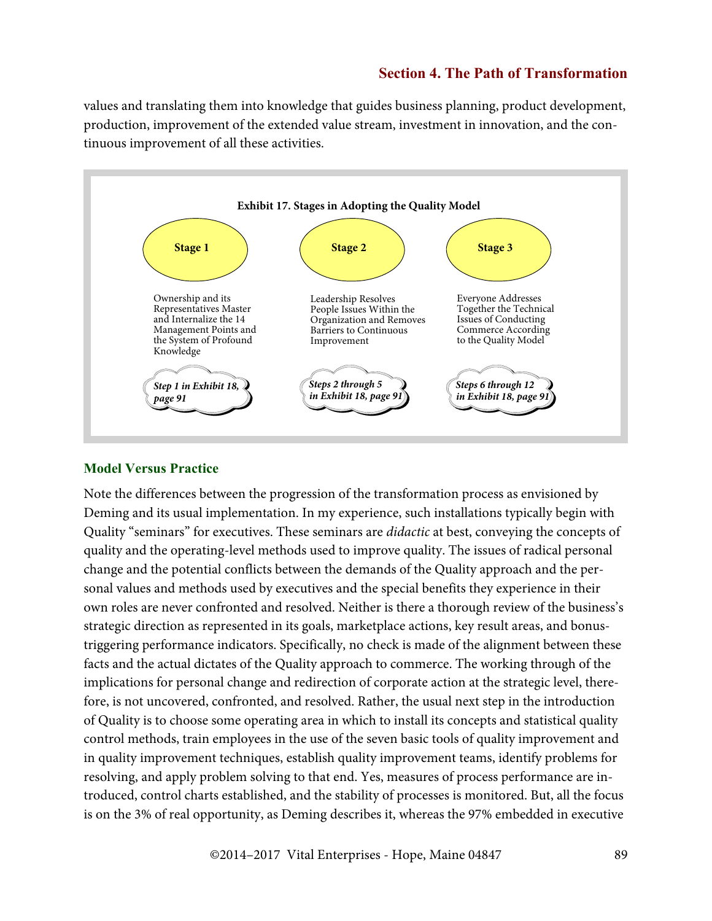values and translating them into knowledge that guides business planning, product development, production, improvement of the extended value stream, investment in innovation, and the continuous improvement of all these activities.

**Exhibit 17. Stages in Adopting the Quality Model**

| Stage 1 | Stage 2 | Stage 3 |
|---|---|---|
| Ownership and its Representatives Master and Internalize the 14 Management Points and the System of Profound Knowledge | Leadership Resolves People Issues Within the Organization and Removes Barriers to Continuous Improvement | Everyone Addresses Together the Technical Issues of Conducting Commerce According to the Quality Model |
| *Step 1 in Exhibit 18, page 91* | *Steps 2 through 5 in Exhibit 18, page 91* | *Steps 6 through 12 in Exhibit 18, page 91* |

## Model Versus Practice

Note the differences between the progression of the transformation process as envisioned by Deming and its usual implementation. In my experience, such installations typically begin with Quality "seminars" for executives. These seminars are *didactic* at best, conveying the concepts of quality and the operating-level methods used to improve quality. The issues of radical personal change and the potential conflicts between the demands of the Quality approach and the personal values and methods used by executives and the special benefits they experience in their own roles are never confronted and resolved. Neither is there a thorough review of the business's strategic direction as represented in its goals, marketplace actions, key result areas, and bonus-triggering performance indicators. Specifically, no check is made of the alignment between these facts and the actual dictates of the Quality approach to commerce. The working through of the implications for personal change and redirection of corporate action at the strategic level, therefore, is not uncovered, confronted, and resolved. Rather, the usual next step in the introduction of Quality is to choose some operating area in which to install its concepts and statistical quality control methods, train employees in the use of the seven basic tools of quality improvement and in quality improvement techniques, establish quality improvement teams, identify problems for resolving, and apply problem solving to that end. Yes, measures of process performance are introduced, control charts established, and the stability of processes is monitored. But, all the focus is on the 3% of real opportunity, as Deming describes it, whereas the 97% embedded in executive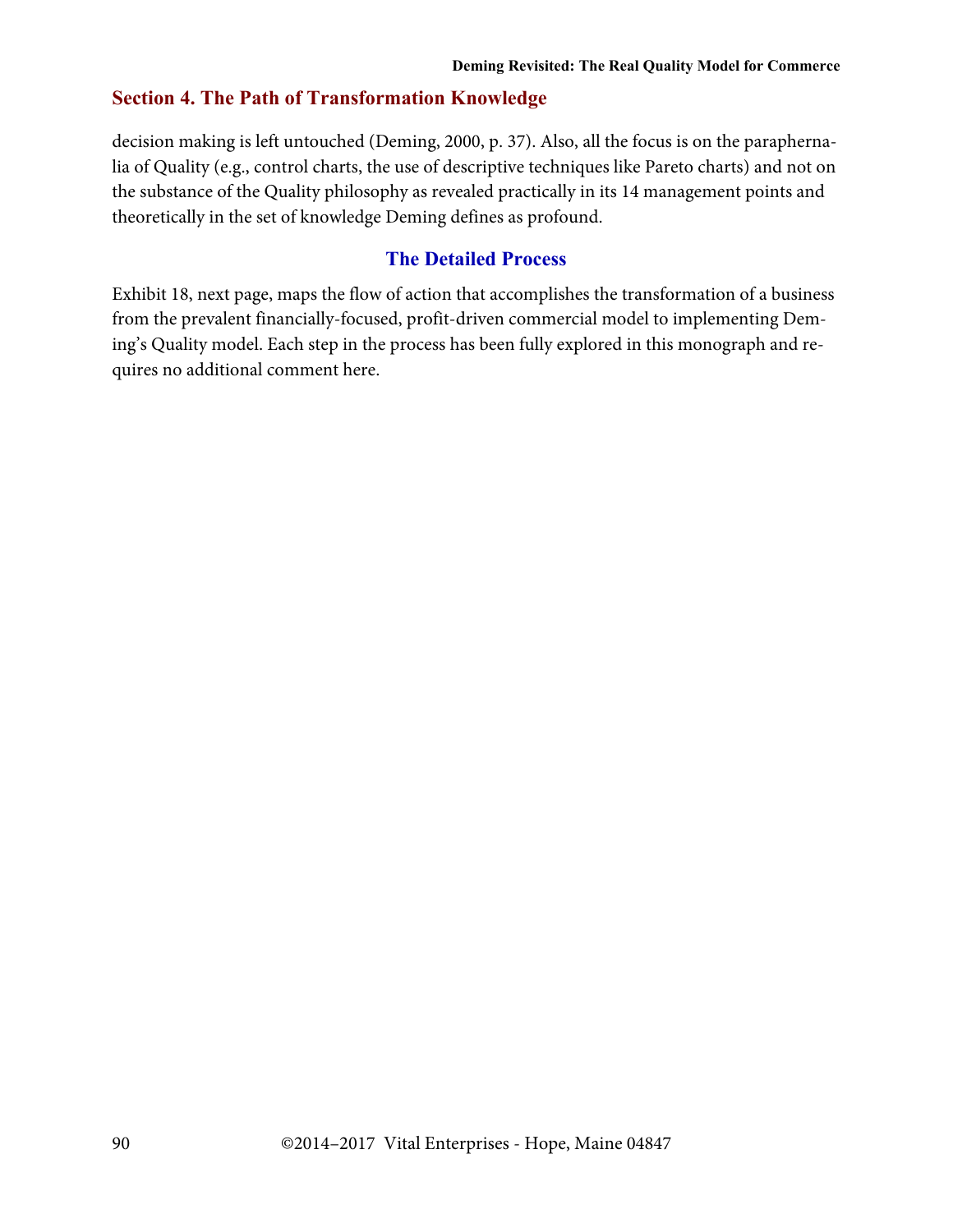decision making is left untouched (Deming, 2000, p. 37). Also, all the focus is on the paraphernalia of Quality (e.g., control charts, the use of descriptive techniques like Pareto charts) and not on the substance of the Quality philosophy as revealed practically in its 14 management points and theoretically in the set of knowledge Deming defines as profound.

## The Detailed Process

Exhibit 18, next page, maps the flow of action that accomplishes the transformation of a business from the prevalent financially-focused, profit-driven commercial model to implementing Deming's Quality model. Each step in the process has been fully explored in this monograph and requires no additional comment here.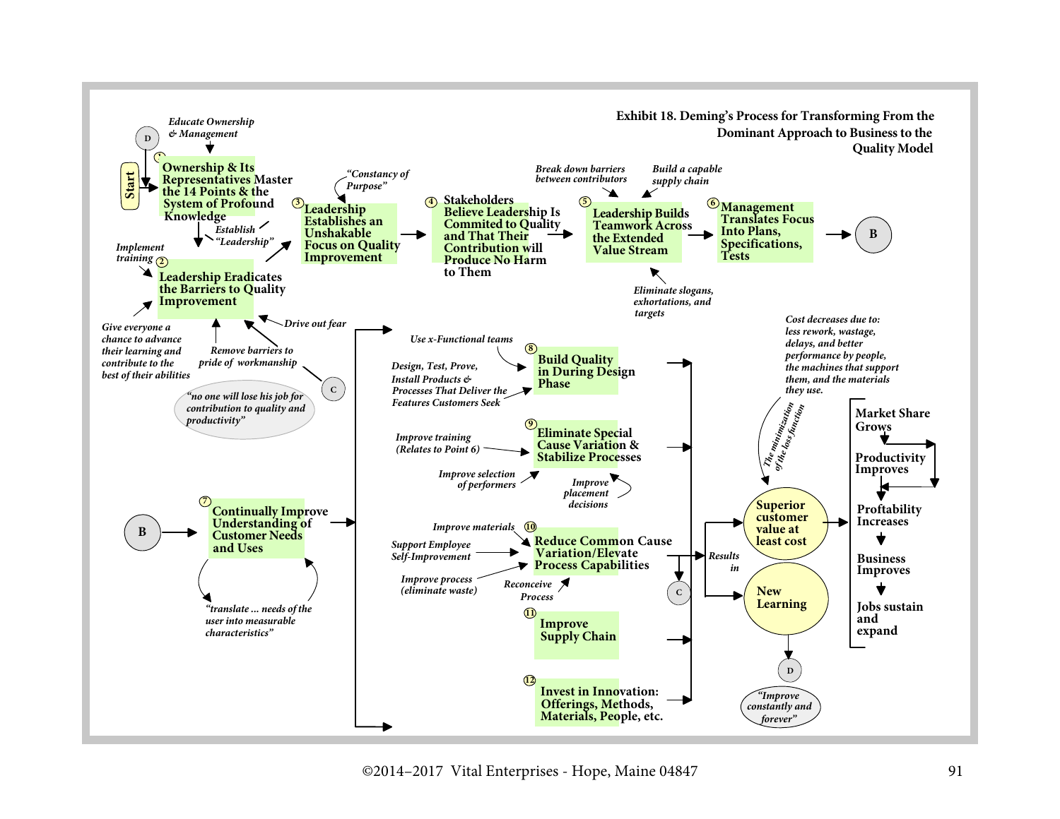**Exhibit 18. Deming's Process for Transforming From the Dominant Approach to Business to the Quality Model**

Start → D

*Educate Ownership & Management*

1. Ownership & Its Representatives Master the 14 Points & the System of Profound Knowledge

*Establish "Leadership"*

*Implement training*

2. Leadership Eradicates the Barriers to Quality Improvement

*Give everyone a chance to advance their learning and contribute to the best of their abilities*

*Remove barriers to pride of workmanship*

*Drive out fear*

C

*"no one will lose his job for contribution to quality and productivity"*

*"Constancy of Purpose"*

3. Leadership Establishes an Unshakable Focus on Quality Improvement

4. Stakeholders Believe Leadership Is Commited to Quality and That Their Contribution will Produce No Harm to Them

*Break down barriers between contributors*

*Build a capable supply chain*

5. Leadership Builds Teamwork Across the Extended Value Stream

*Eliminate slogans, exhortations, and targets*

6. Management Translates Focus Into Plans, Specifications, Tests

→ B

B →

7. Continually Improve Understanding of Customer Needs and Uses

*"translate ... needs of the user into measurable characteristics"*

*Use x-Functional teams*

*Design, Test, Prove, Install Products & Processes That Deliver the Features Customers Seek*

8. Build Quality in During Design Phase

*Improve training (Relates to Point 6)*

*Improve selection of performers*

*Improve placement decisions*

9. Eliminate Special Cause Variation & Stabilize Processes

*Improve materials*

*Support Employee Self-Improvement*

*Improve process (eliminate waste)*

*Reconceive Process*

10. Reduce Common Cause Variation/Elevate Process Capabilities

11. Improve Supply Chain

12. Invest in Innovation: Offerings, Methods, Materials, People, etc.

*Results in*

C

*Cost decreases due to: less rework, wastage, delays, and better performance by people, the machines that support them, and the materials they use.*

*The minimization of the loss function*

Superior customer value at least cost

New Learning

D

*"Improve constantly and forever"*

Market Share Grows

Productivity Improves

Profitability Increases

Business Improves

Jobs sustain and expand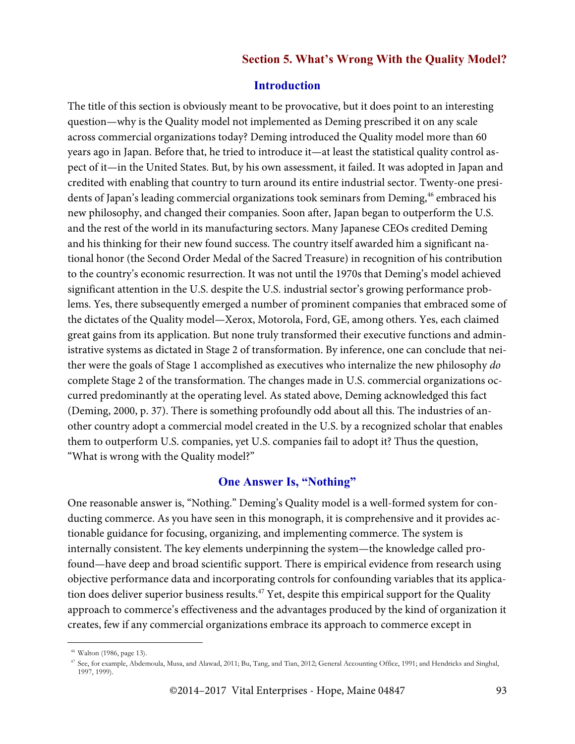## Section 5. What's Wrong With the Quality Model?

### Introduction

The title of this section is obviously meant to be provocative, but it does point to an interesting question—why is the Quality model not implemented as Deming prescribed it on any scale across commercial organizations today? Deming introduced the Quality model more than 60 years ago in Japan. Before that, he tried to introduce it—at least the statistical quality control aspect of it—in the United States. But, by his own assessment, it failed. It was adopted in Japan and credited with enabling that country to turn around its entire industrial sector. Twenty-one presidents of Japan's leading commercial organizations took seminars from Deming,[46] embraced his new philosophy, and changed their companies. Soon after, Japan began to outperform the U.S. and the rest of the world in its manufacturing sectors. Many Japanese CEOs credited Deming and his thinking for their new found success. The country itself awarded him a significant national honor (the Second Order Medal of the Sacred Treasure) in recognition of his contribution to the country's economic resurrection. It was not until the 1970s that Deming's model achieved significant attention in the U.S. despite the U.S. industrial sector's growing performance problems. Yes, there subsequently emerged a number of prominent companies that embraced some of the dictates of the Quality model—Xerox, Motorola, Ford, GE, among others. Yes, each claimed great gains from its application. But none truly transformed their executive functions and administrative systems as dictated in Stage 2 of transformation. By inference, one can conclude that neither were the goals of Stage 1 accomplished as executives who internalize the new philosophy *do* complete Stage 2 of the transformation. The changes made in U.S. commercial organizations occurred predominantly at the operating level. As stated above, Deming acknowledged this fact (Deming, 2000, p. 37). There is something profoundly odd about all this. The industries of another country adopt a commercial model created in the U.S. by a recognized scholar that enables them to outperform U.S. companies, yet U.S. companies fail to adopt it? Thus the question, "What is wrong with the Quality model?"

### One Answer Is, "Nothing"

One reasonable answer is, "Nothing." Deming's Quality model is a well-formed system for conducting commerce. As you have seen in this monograph, it is comprehensive and it provides actionable guidance for focusing, organizing, and implementing commerce. The system is internally consistent. The key elements underpinning the system—the knowledge called profound—have deep and broad scientific support. There is empirical evidence from research using objective performance data and incorporating controls for confounding variables that its application does deliver superior business results.[47] Yet, despite this empirical support for the Quality approach to commerce's effectiveness and the advantages produced by the kind of organization it creates, few if any commercial organizations embrace its approach to commerce except in

---

[46] Walton (1986, page 13).

[47] See, for example, Abdemoula, Musa, and Alawad, 2011; Bu, Tang, and Tian, 2012; General Accounting Office, 1991; and Hendricks and Singhal, 1997, 1999).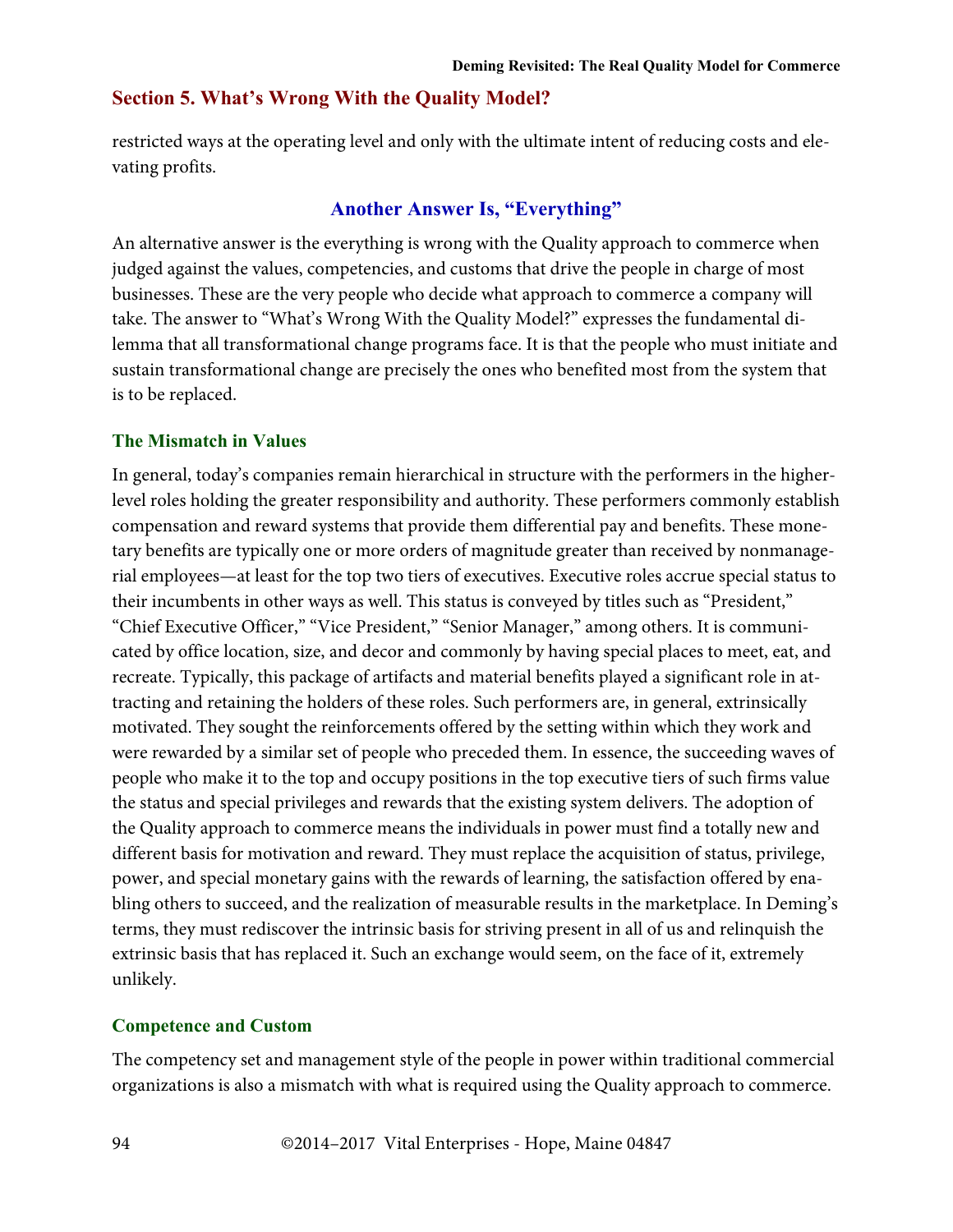restricted ways at the operating level and only with the ultimate intent of reducing costs and elevating profits.

### Another Answer Is, "Everything"

An alternative answer is the everything is wrong with the Quality approach to commerce when judged against the values, competencies, and customs that drive the people in charge of most businesses. These are the very people who decide what approach to commerce a company will take. The answer to "What's Wrong With the Quality Model?" expresses the fundamental dilemma that all transformational change programs face. It is that the people who must initiate and sustain transformational change are precisely the ones who benefited most from the system that is to be replaced.

#### The Mismatch in Values

In general, today's companies remain hierarchical in structure with the performers in the higher-level roles holding the greater responsibility and authority. These performers commonly establish compensation and reward systems that provide them differential pay and benefits. These monetary benefits are typically one or more orders of magnitude greater than received by nonmanagerial employees—at least for the top two tiers of executives. Executive roles accrue special status to their incumbents in other ways as well. This status is conveyed by titles such as "President," "Chief Executive Officer," "Vice President," "Senior Manager," among others. It is communicated by office location, size, and decor and commonly by having special places to meet, eat, and recreate. Typically, this package of artifacts and material benefits played a significant role in attracting and retaining the holders of these roles. Such performers are, in general, extrinsically motivated. They sought the reinforcements offered by the setting within which they work and were rewarded by a similar set of people who preceded them. In essence, the succeeding waves of people who make it to the top and occupy positions in the top executive tiers of such firms value the status and special privileges and rewards that the existing system delivers. The adoption of the Quality approach to commerce means the individuals in power must find a totally new and different basis for motivation and reward. They must replace the acquisition of status, privilege, power, and special monetary gains with the rewards of learning, the satisfaction offered by enabling others to succeed, and the realization of measurable results in the marketplace. In Deming's terms, they must rediscover the intrinsic basis for striving present in all of us and relinquish the extrinsic basis that has replaced it. Such an exchange would seem, on the face of it, extremely unlikely.

#### Competence and Custom

The competency set and management style of the people in power within traditional commercial organizations is also a mismatch with what is required using the Quality approach to commerce.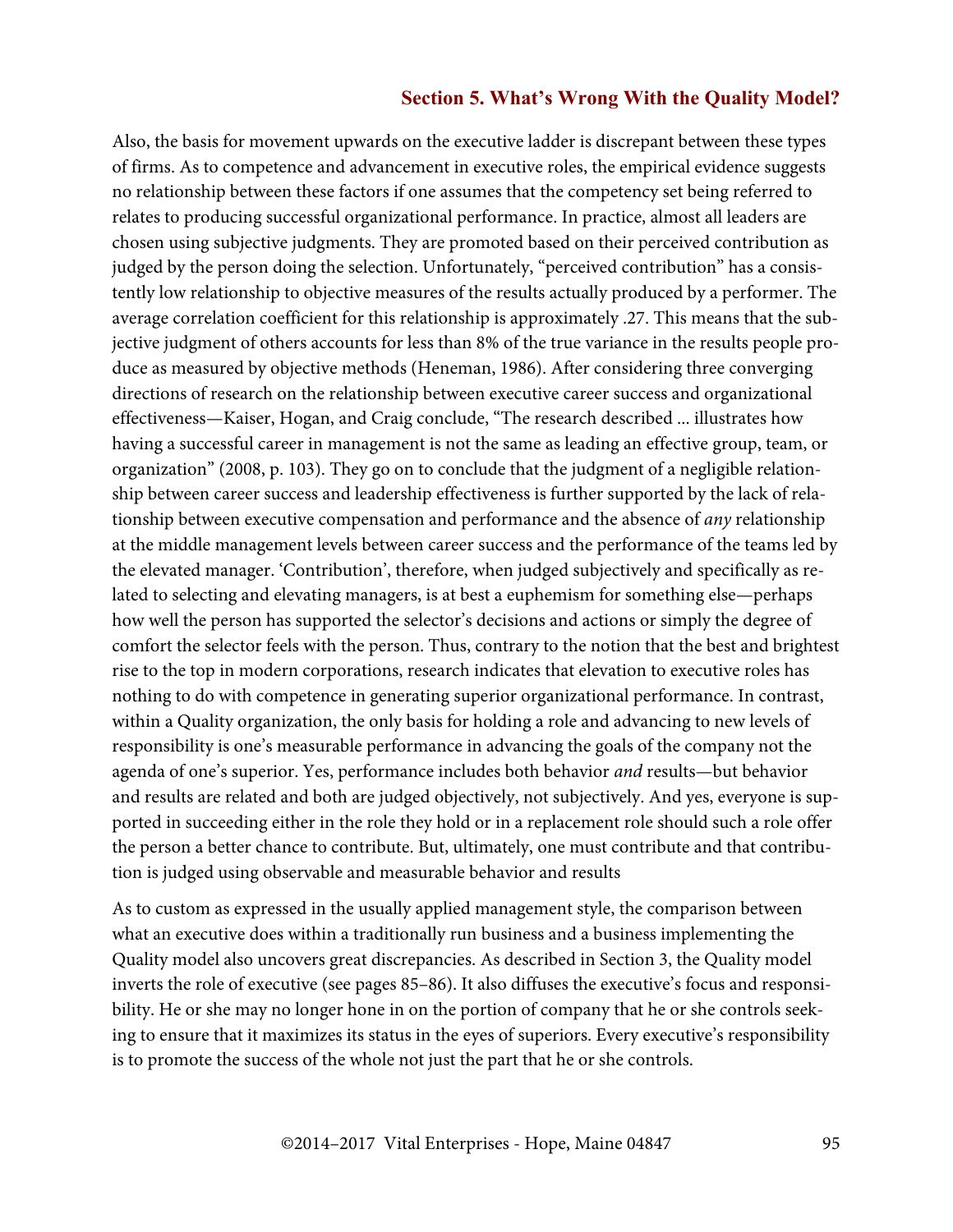Also, the basis for movement upwards on the executive ladder is discrepant between these types of firms. As to competence and advancement in executive roles, the empirical evidence suggests no relationship between these factors if one assumes that the competency set being referred to relates to producing successful organizational performance. In practice, almost all leaders are chosen using subjective judgments. They are promoted based on their perceived contribution as judged by the person doing the selection. Unfortunately, "perceived contribution" has a consistently low relationship to objective measures of the results actually produced by a performer. The average correlation coefficient for this relationship is approximately .27. This means that the subjective judgment of others accounts for less than 8% of the true variance in the results people produce as measured by objective methods (Heneman, 1986). After considering three converging directions of research on the relationship between executive career success and organizational effectiveness—Kaiser, Hogan, and Craig conclude, "The research described ... illustrates how having a successful career in management is not the same as leading an effective group, team, or organization" (2008, p. 103). They go on to conclude that the judgment of a negligible relationship between career success and leadership effectiveness is further supported by the lack of relationship between executive compensation and performance and the absence of *any* relationship at the middle management levels between career success and the performance of the teams led by the elevated manager. 'Contribution', therefore, when judged subjectively and specifically as related to selecting and elevating managers, is at best a euphemism for something else—perhaps how well the person has supported the selector's decisions and actions or simply the degree of comfort the selector feels with the person. Thus, contrary to the notion that the best and brightest rise to the top in modern corporations, research indicates that elevation to executive roles has nothing to do with competence in generating superior organizational performance. In contrast, within a Quality organization, the only basis for holding a role and advancing to new levels of responsibility is one's measurable performance in advancing the goals of the company not the agenda of one's superior. Yes, performance includes both behavior *and* results—but behavior and results are related and both are judged objectively, not subjectively. And yes, everyone is supported in succeeding either in the role they hold or in a replacement role should such a role offer the person a better chance to contribute. But, ultimately, one must contribute and that contribution is judged using observable and measurable behavior and results

As to custom as expressed in the usually applied management style, the comparison between what an executive does within a traditionally run business and a business implementing the Quality model also uncovers great discrepancies. As described in Section 3, the Quality model inverts the role of executive (see pages 85–86). It also diffuses the executive's focus and responsibility. He or she may no longer hone in on the portion of company that he or she controls seeking to ensure that it maximizes its status in the eyes of superiors. Every executive's responsibility is to promote the success of the whole not just the part that he or she controls.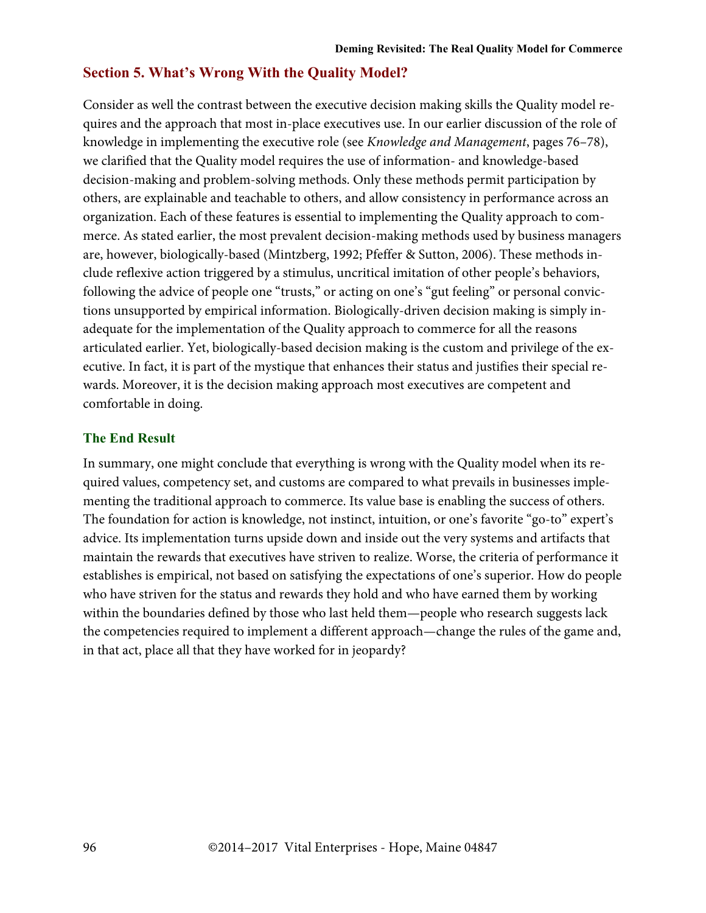## Section 5. What's Wrong With the Quality Model?

Consider as well the contrast between the executive decision making skills the Quality model requires and the approach that most in-place executives use. In our earlier discussion of the role of knowledge in implementing the executive role (see *Knowledge and Management*, pages 76–78), we clarified that the Quality model requires the use of information- and knowledge-based decision-making and problem-solving methods. Only these methods permit participation by others, are explainable and teachable to others, and allow consistency in performance across an organization. Each of these features is essential to implementing the Quality approach to commerce. As stated earlier, the most prevalent decision-making methods used by business managers are, however, biologically-based (Mintzberg, 1992; Pfeffer & Sutton, 2006). These methods include reflexive action triggered by a stimulus, uncritical imitation of other people's behaviors, following the advice of people one "trusts," or acting on one's "gut feeling" or personal convictions unsupported by empirical information. Biologically-driven decision making is simply inadequate for the implementation of the Quality approach to commerce for all the reasons articulated earlier. Yet, biologically-based decision making is the custom and privilege of the executive. In fact, it is part of the mystique that enhances their status and justifies their special rewards. Moreover, it is the decision making approach most executives are competent and comfortable in doing.

### The End Result

In summary, one might conclude that everything is wrong with the Quality model when its required values, competency set, and customs are compared to what prevails in businesses implementing the traditional approach to commerce. Its value base is enabling the success of others. The foundation for action is knowledge, not instinct, intuition, or one's favorite "go-to" expert's advice. Its implementation turns upside down and inside out the very systems and artifacts that maintain the rewards that executives have striven to realize. Worse, the criteria of performance it establishes is empirical, not based on satisfying the expectations of one's superior. How do people who have striven for the status and rewards they hold and who have earned them by working within the boundaries defined by those who last held them—people who research suggests lack the competencies required to implement a different approach—change the rules of the game and, in that act, place all that they have worked for in jeopardy?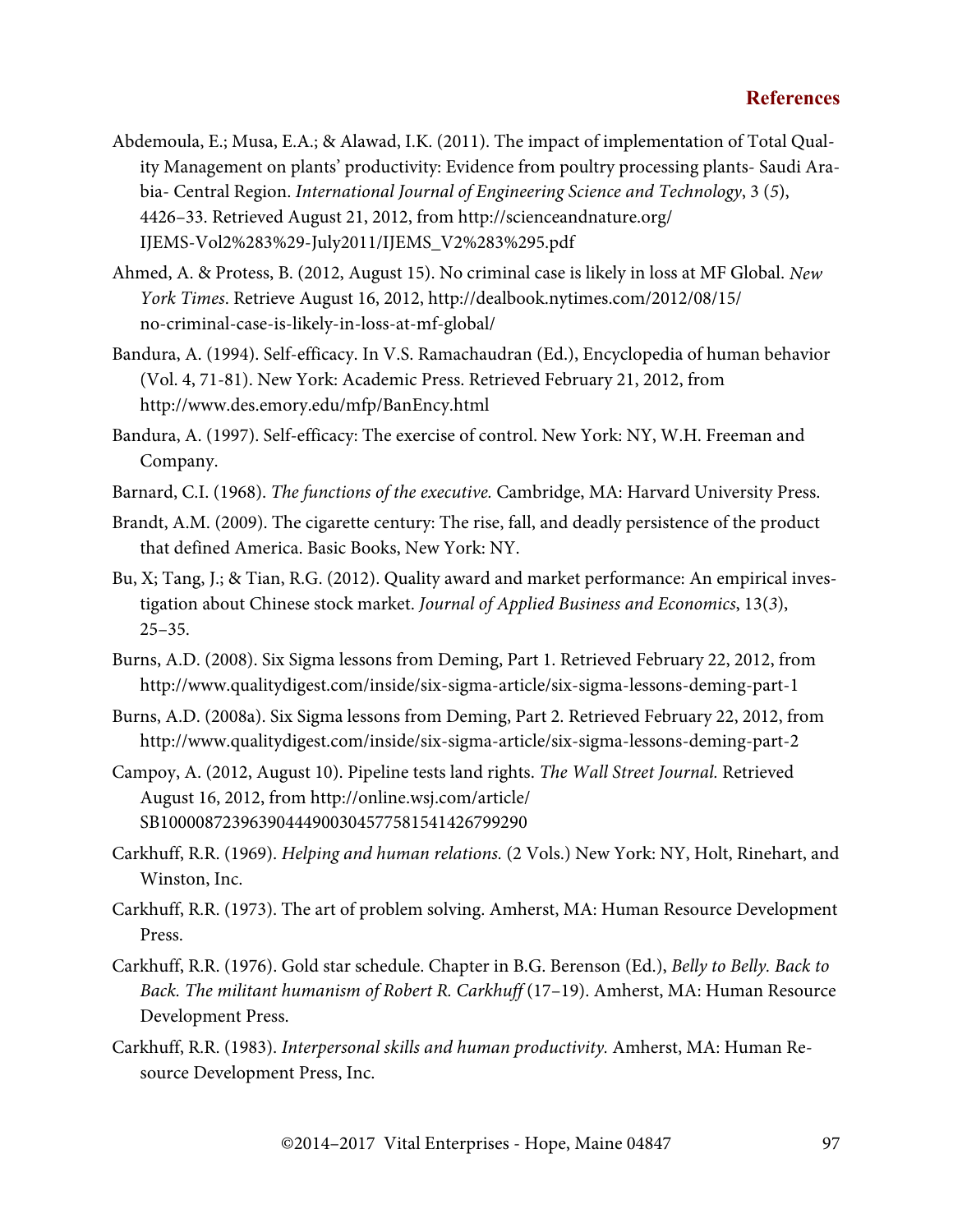## References

Abdemoula, E.; Musa, E.A.; & Alawad, I.K. (2011). The impact of implementation of Total Quality Management on plants' productivity: Evidence from poultry processing plants- Saudi Arabia- Central Region. *International Journal of Engineering Science and Technology*, 3 (*5*), 4426–33. Retrieved August 21, 2012, from http://scienceandnature.org/IJEMS-Vol2%283%29-July2011/IJEMS_V2%283%295.pdf

Ahmed, A. & Protess, B. (2012, August 15). No criminal case is likely in loss at MF Global. *New York Times*. Retrieve August 16, 2012, http://dealbook.nytimes.com/2012/08/15/no-criminal-case-is-likely-in-loss-at-mf-global/

Bandura, A. (1994). Self-efficacy. In V.S. Ramachaudran (Ed.), Encyclopedia of human behavior (Vol. 4, 71-81). New York: Academic Press. Retrieved February 21, 2012, from http://www.des.emory.edu/mfp/BanEncy.html

Bandura, A. (1997). Self-efficacy: The exercise of control. New York: NY, W.H. Freeman and Company.

Barnard, C.I. (1968). *The functions of the executive.* Cambridge, MA: Harvard University Press.

Brandt, A.M. (2009). The cigarette century: The rise, fall, and deadly persistence of the product that defined America. Basic Books, New York: NY.

Bu, X; Tang, J.; & Tian, R.G. (2012). Quality award and market performance: An empirical investigation about Chinese stock market. *Journal of Applied Business and Economics*, 13(*3*), 25–35.

Burns, A.D. (2008). Six Sigma lessons from Deming, Part 1. Retrieved February 22, 2012, from http://www.qualitydigest.com/inside/six-sigma-article/six-sigma-lessons-deming-part-1

Burns, A.D. (2008a). Six Sigma lessons from Deming, Part 2. Retrieved February 22, 2012, from http://www.qualitydigest.com/inside/six-sigma-article/six-sigma-lessons-deming-part-2

Campoy, A. (2012, August 10). Pipeline tests land rights. *The Wall Street Journal.* Retrieved August 16, 2012, from http://online.wsj.com/article/SB10000872396390444900304577581541426799290

Carkhuff, R.R. (1969). *Helping and human relations.* (2 Vols.) New York: NY, Holt, Rinehart, and Winston, Inc.

Carkhuff, R.R. (1973). The art of problem solving. Amherst, MA: Human Resource Development Press.

Carkhuff, R.R. (1976). Gold star schedule. Chapter in B.G. Berenson (Ed.), *Belly to Belly. Back to Back. The militant humanism of Robert R. Carkhuff* (17–19). Amherst, MA: Human Resource Development Press.

Carkhuff, R.R. (1983). *Interpersonal skills and human productivity.* Amherst, MA: Human Resource Development Press, Inc.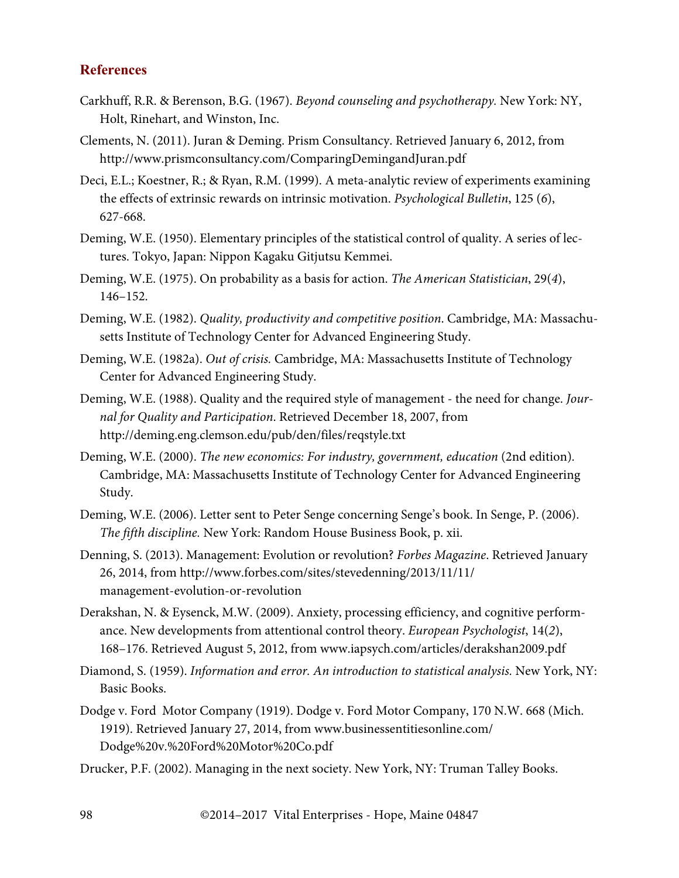## References

Carkhuff, R.R. & Berenson, B.G. (1967). *Beyond counseling and psychotherapy.* New York: NY, Holt, Rinehart, and Winston, Inc.

Clements, N. (2011). Juran & Deming. Prism Consultancy. Retrieved January 6, 2012, from http://www.prismconsultancy.com/ComparingDemingandJuran.pdf

Deci, E.L.; Koestner, R.; & Ryan, R.M. (1999). A meta-analytic review of experiments examining the effects of extrinsic rewards on intrinsic motivation. *Psychological Bulletin*, 125 (*6*), 627-668.

Deming, W.E. (1950). Elementary principles of the statistical control of quality. A series of lectures. Tokyo, Japan: Nippon Kagaku Gitjutsu Kemmei.

Deming, W.E. (1975). On probability as a basis for action. *The American Statistician*, 29(*4*), 146–152.

Deming, W.E. (1982). *Quality, productivity and competitive position*. Cambridge, MA: Massachusetts Institute of Technology Center for Advanced Engineering Study.

Deming, W.E. (1982a). *Out of crisis.* Cambridge, MA: Massachusetts Institute of Technology Center for Advanced Engineering Study.

Deming, W.E. (1988). Quality and the required style of management - the need for change. *Journal for Quality and Participation*. Retrieved December 18, 2007, from http://deming.eng.clemson.edu/pub/den/files/reqstyle.txt

Deming, W.E. (2000). *The new economics: For industry, government, education* (2nd edition). Cambridge, MA: Massachusetts Institute of Technology Center for Advanced Engineering Study.

Deming, W.E. (2006). Letter sent to Peter Senge concerning Senge's book. In Senge, P. (2006). *The fifth discipline.* New York: Random House Business Book, p. xii.

Denning, S. (2013). Management: Evolution or revolution? *Forbes Magazine*. Retrieved January 26, 2014, from http://www.forbes.com/sites/stevedenning/2013/11/11/management-evolution-or-revolution

Derakshan, N. & Eysenck, M.W. (2009). Anxiety, processing efficiency, and cognitive performance. New developments from attentional control theory. *European Psychologist*, 14(*2*), 168–176. Retrieved August 5, 2012, from www.iapsych.com/articles/derakshan2009.pdf

Diamond, S. (1959). *Information and error. An introduction to statistical analysis.* New York, NY: Basic Books.

Dodge v. Ford Motor Company (1919). Dodge v. Ford Motor Company, 170 N.W. 668 (Mich. 1919). Retrieved January 27, 2014, from www.businessentitiesonline.com/Dodge%20v.%20Ford%20Motor%20Co.pdf

Drucker, P.F. (2002). Managing in the next society. New York, NY: Truman Talley Books.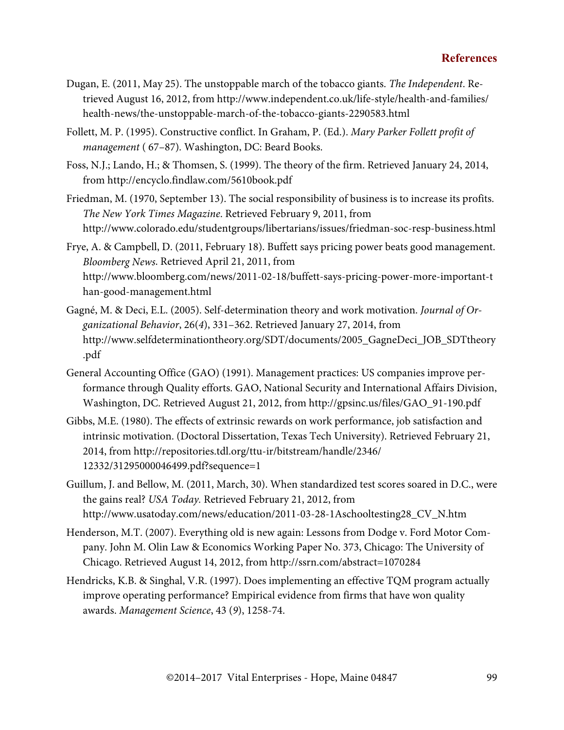## References

Dugan, E. (2011, May 25). The unstoppable march of the tobacco giants. *The Independent*. Retrieved August 16, 2012, from http://www.independent.co.uk/life-style/health-and-families/health-news/the-unstoppable-march-of-the-tobacco-giants-2290583.html

Follett, M. P. (1995). Constructive conflict. In Graham, P. (Ed.). *Mary Parker Follett profit of management* ( 67–87). Washington, DC: Beard Books.

Foss, N.J.; Lando, H.; & Thomsen, S. (1999). The theory of the firm. Retrieved January 24, 2014, from http://encyclo.findlaw.com/5610book.pdf

Friedman, M. (1970, September 13). The social responsibility of business is to increase its profits. *The New York Times Magazine*. Retrieved February 9, 2011, from http://www.colorado.edu/studentgroups/libertarians/issues/friedman-soc-resp-business.html

Frye, A. & Campbell, D. (2011, February 18). Buffett says pricing power beats good management. *Bloomberg News*. Retrieved April 21, 2011, from http://www.bloomberg.com/news/2011-02-18/buffett-says-pricing-power-more-important-than-good-management.html

Gagné, M. & Deci, E.L. (2005). Self-determination theory and work motivation. *Journal of Organizational Behavior*, 26(*4*), 331–362. Retrieved January 27, 2014, from http://www.selfdeterminationtheory.org/SDT/documents/2005_GagneDeci_JOB_SDTtheory.pdf

General Accounting Office (GAO) (1991). Management practices: US companies improve performance through Quality efforts. GAO, National Security and International Affairs Division, Washington, DC. Retrieved August 21, 2012, from http://gpsinc.us/files/GAO_91-190.pdf

Gibbs, M.E. (1980). The effects of extrinsic rewards on work performance, job satisfaction and intrinsic motivation. (Doctoral Dissertation, Texas Tech University). Retrieved February 21, 2014, from http://repositories.tdl.org/ttu-ir/bitstream/handle/2346/12332/31295000046499.pdf?sequence=1

Guillum, J. and Bellow, M. (2011, March, 30). When standardized test scores soared in D.C., were the gains real? *USA Today.* Retrieved February 21, 2012, from http://www.usatoday.com/news/education/2011-03-28-1Aschooltesting28_CV_N.htm

Henderson, M.T. (2007). Everything old is new again: Lessons from Dodge v. Ford Motor Company. John M. Olin Law & Economics Working Paper No. 373, Chicago: The University of Chicago. Retrieved August 14, 2012, from http://ssrn.com/abstract=1070284

Hendricks, K.B. & Singhal, V.R. (1997). Does implementing an effective TQM program actually improve operating performance? Empirical evidence from firms that have won quality awards. *Management Science*, 43 (*9*), 1258-74.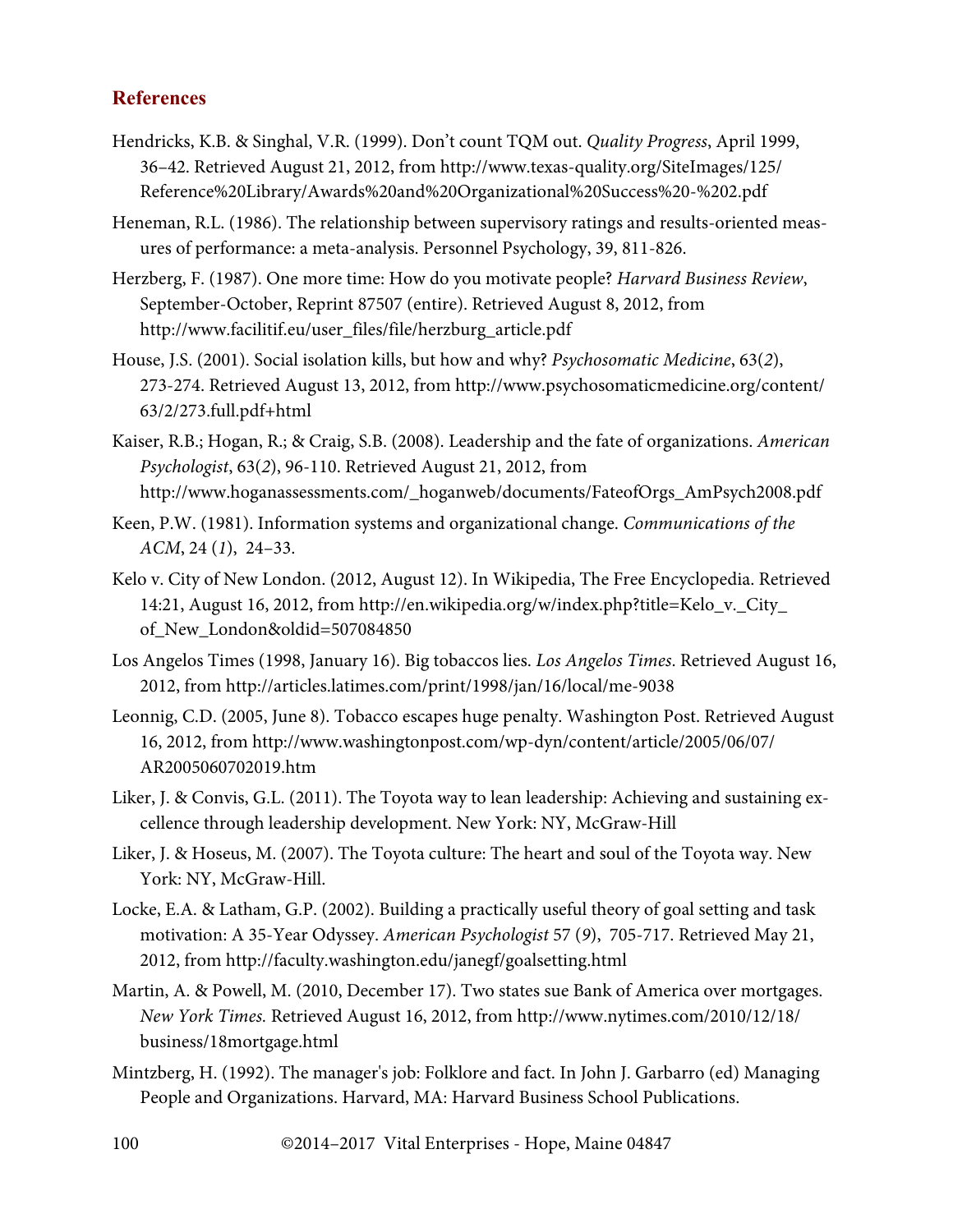## References

Hendricks, K.B. & Singhal, V.R. (1999). Don't count TQM out. *Quality Progress*, April 1999, 36–42. Retrieved August 21, 2012, from http://www.texas-quality.org/SiteImages/125/Reference%20Library/Awards%20and%20Organizational%20Success%20-%202.pdf

Heneman, R.L. (1986). The relationship between supervisory ratings and results-oriented measures of performance: a meta-analysis. Personnel Psychology, 39, 811-826.

Herzberg, F. (1987). One more time: How do you motivate people? *Harvard Business Review*, September-October, Reprint 87507 (entire). Retrieved August 8, 2012, from http://www.facilitif.eu/user_files/file/herzburg_article.pdf

House, J.S. (2001). Social isolation kills, but how and why? *Psychosomatic Medicine*, 63(*2*), 273-274. Retrieved August 13, 2012, from http://www.psychosomaticmedicine.org/content/63/2/273.full.pdf+html

Kaiser, R.B.; Hogan, R.; & Craig, S.B. (2008). Leadership and the fate of organizations. *American Psychologist*, 63(*2*), 96-110. Retrieved August 21, 2012, from http://www.hoganassessments.com/_hoganweb/documents/FateofOrgs_AmPsych2008.pdf

Keen, P.W. (1981). Information systems and organizational change. *Communications of the ACM*, 24 (*1*), 24–33.

Kelo v. City of New London. (2012, August 12). In Wikipedia, The Free Encyclopedia. Retrieved 14:21, August 16, 2012, from http://en.wikipedia.org/w/index.php?title=Kelo_v._City_of_New_London&oldid=507084850

Los Angelos Times (1998, January 16). Big tobaccos lies. *Los Angelos Times*. Retrieved August 16, 2012, from http://articles.latimes.com/print/1998/jan/16/local/me-9038

Leonnig, C.D. (2005, June 8). Tobacco escapes huge penalty. Washington Post. Retrieved August 16, 2012, from http://www.washingtonpost.com/wp-dyn/content/article/2005/06/07/AR2005060702019.htm

Liker, J. & Convis, G.L. (2011). The Toyota way to lean leadership: Achieving and sustaining excellence through leadership development. New York: NY, McGraw-Hill

Liker, J. & Hoseus, M. (2007). The Toyota culture: The heart and soul of the Toyota way. New York: NY, McGraw-Hill.

Locke, E.A. & Latham, G.P. (2002). Building a practically useful theory of goal setting and task motivation: A 35-Year Odyssey. *American Psychologist* 57 (*9*), 705-717. Retrieved May 21, 2012, from http://faculty.washington.edu/janegf/goalsetting.html

Martin, A. & Powell, M. (2010, December 17). Two states sue Bank of America over mortgages. *New York Times*. Retrieved August 16, 2012, from http://www.nytimes.com/2010/12/18/business/18mortgage.html

Mintzberg, H. (1992). The manager's job: Folklore and fact. In John J. Garbarro (ed) Managing People and Organizations. Harvard, MA: Harvard Business School Publications.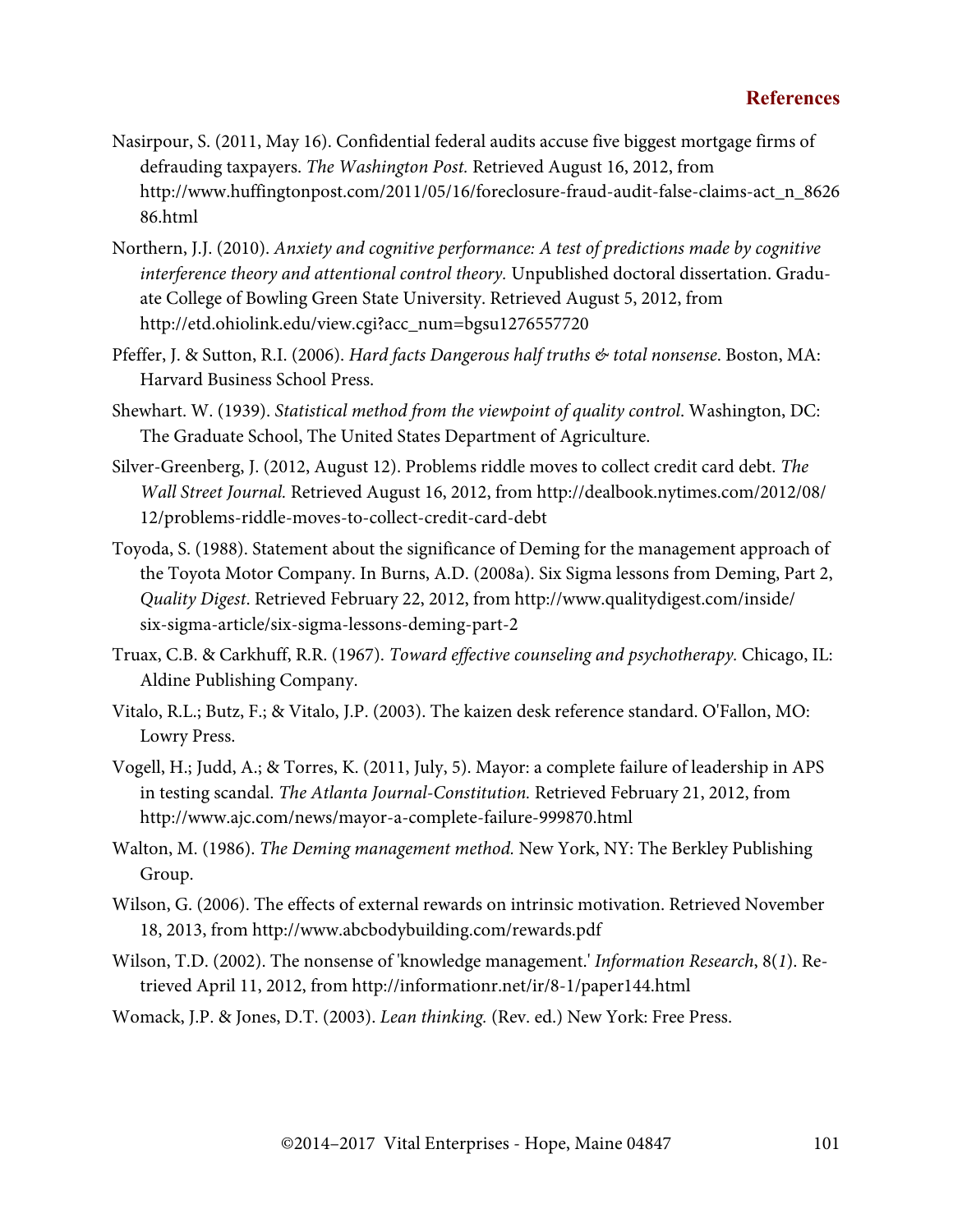Nasirpour, S. (2011, May 16). Confidential federal audits accuse five biggest mortgage firms of defrauding taxpayers. *The Washington Post.* Retrieved August 16, 2012, from http://www.huffingtonpost.com/2011/05/16/foreclosure-fraud-audit-false-claims-act_n_862686.html

Northern, J.J. (2010). *Anxiety and cognitive performance: A test of predictions made by cognitive interference theory and attentional control theory.* Unpublished doctoral dissertation. Graduate College of Bowling Green State University. Retrieved August 5, 2012, from http://etd.ohiolink.edu/view.cgi?acc_num=bgsu1276557720

Pfeffer, J. & Sutton, R.I. (2006). *Hard facts Dangerous half truths & total nonsense*. Boston, MA: Harvard Business School Press.

Shewhart. W. (1939). *Statistical method from the viewpoint of quality control.* Washington, DC: The Graduate School, The United States Department of Agriculture.

Silver-Greenberg, J. (2012, August 12). Problems riddle moves to collect credit card debt. *The Wall Street Journal.* Retrieved August 16, 2012, from http://dealbook.nytimes.com/2012/08/12/problems-riddle-moves-to-collect-credit-card-debt

Toyoda, S. (1988). Statement about the significance of Deming for the management approach of the Toyota Motor Company. In Burns, A.D. (2008a). Six Sigma lessons from Deming, Part 2, *Quality Digest*. Retrieved February 22, 2012, from http://www.qualitydigest.com/inside/six-sigma-article/six-sigma-lessons-deming-part-2

Truax, C.B. & Carkhuff, R.R. (1967). *Toward effective counseling and psychotherapy.* Chicago, IL: Aldine Publishing Company.

Vitalo, R.L.; Butz, F.; & Vitalo, J.P. (2003). The kaizen desk reference standard. O'Fallon, MO: Lowry Press.

Vogell, H.; Judd, A.; & Torres, K. (2011, July, 5). Mayor: a complete failure of leadership in APS in testing scandal. *The Atlanta Journal-Constitution.* Retrieved February 21, 2012, from http://www.ajc.com/news/mayor-a-complete-failure-999870.html

Walton, M. (1986). *The Deming management method.* New York, NY: The Berkley Publishing Group.

Wilson, G. (2006). The effects of external rewards on intrinsic motivation. Retrieved November 18, 2013, from http://www.abcbodybuilding.com/rewards.pdf

Wilson, T.D. (2002). The nonsense of 'knowledge management.' *Information Research*, 8(*1*). Retrieved April 11, 2012, from http://informationr.net/ir/8-1/paper144.html

Womack, J.P. & Jones, D.T. (2003). *Lean thinking.* (Rev. ed.) New York: Free Press.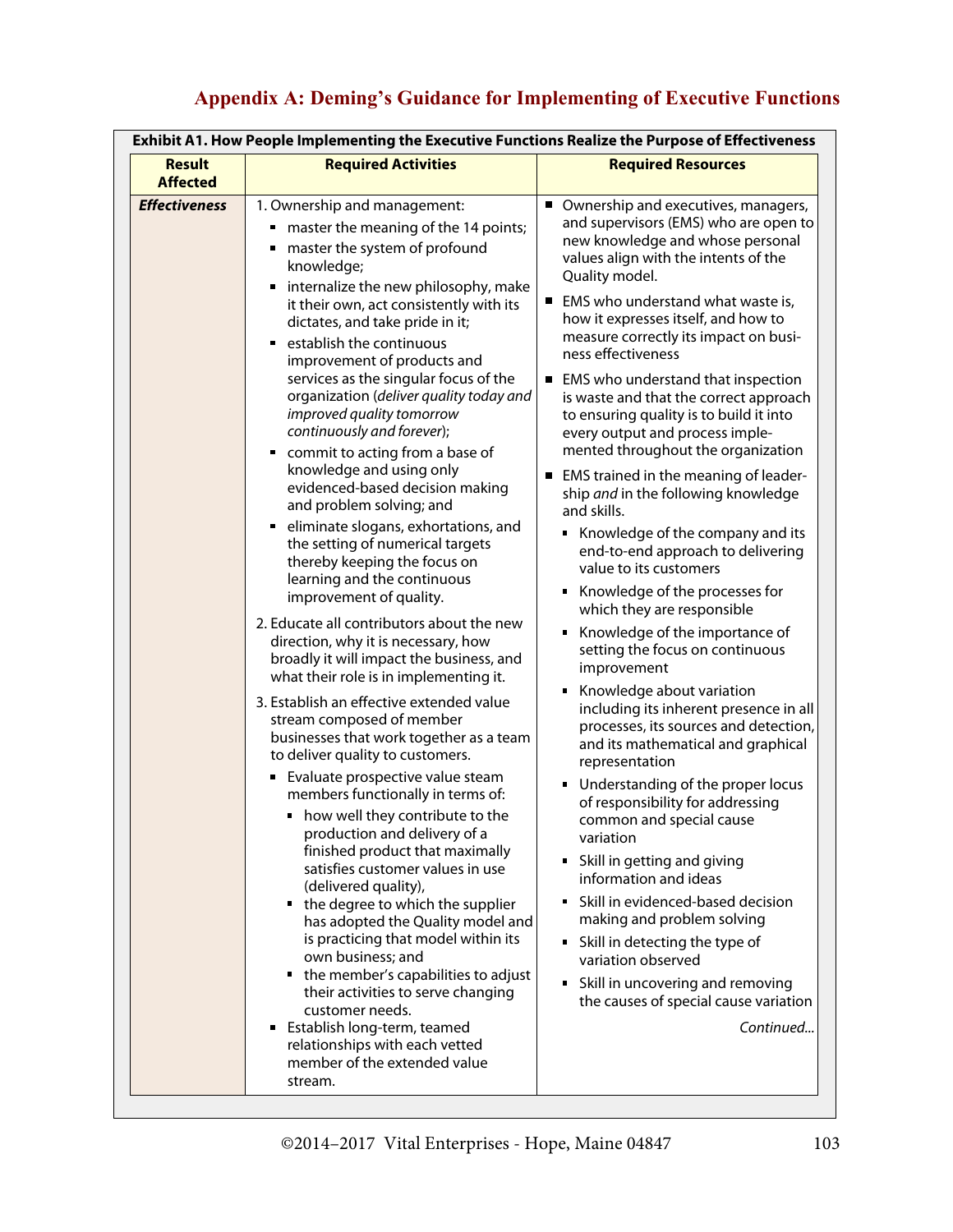## Appendix A: Deming's Guidance for Implementing of Executive Functions

**Exhibit A1. How People Implementing the Executive Functions Realize the Purpose of Effectiveness**

| Result Affected | Required Activities | Required Resources |
|---|---|---|
| ***Effectiveness*** | 1. Ownership and management:<br>▪ master the meaning of the 14 points;<br>▪ master the system of profound knowledge;<br>▪ internalize the new philosophy, make it their own, act consistently with its dictates, and take pride in it;<br>▪ establish the continuous improvement of products and services as the singular focus of the organization (*deliver quality today and improved quality tomorrow continuously and forever*);<br>▪ commit to acting from a base of knowledge and using only evidenced-based decision making and problem solving; and<br>▪ eliminate slogans, exhortations, and the setting of numerical targets thereby keeping the focus on learning and the continuous improvement of quality.<br><br>2. Educate all contributors about the new direction, why it is necessary, how broadly it will impact the business, and what their role is in implementing it.<br><br>3. Establish an effective extended value stream composed of member businesses that work together as a team to deliver quality to customers.<br>▪ Evaluate prospective value steam members functionally in terms of:<br>&nbsp;&nbsp;▪ how well they contribute to the production and delivery of a finished product that maximally satisfies customer values in use (delivered quality),<br>&nbsp;&nbsp;▪ the degree to which the supplier has adopted the Quality model and is practicing that model within its own business; and<br>&nbsp;&nbsp;▪ the member's capabilities to adjust their activities to serve changing customer needs.<br>▪ Establish long-term, teamed relationships with each vetted member of the extended value stream. | ▪ Ownership and executives, managers, and supervisors (EMS) who are open to new knowledge and whose personal values align with the intents of the Quality model.<br><br>▪ EMS who understand what waste is, how it expresses itself, and how to measure correctly its impact on business effectiveness<br><br>▪ EMS who understand that inspection is waste and that the correct approach to ensuring quality is to build it into every output and process implemented throughout the organization<br><br>▪ EMS trained in the meaning of leadership *and* in the following knowledge and skills.<br>&nbsp;&nbsp;▪ Knowledge of the company and its end-to-end approach to delivering value to its customers<br>&nbsp;&nbsp;▪ Knowledge of the processes for which they are responsible<br>&nbsp;&nbsp;▪ Knowledge of the importance of setting the focus on continuous improvement<br>&nbsp;&nbsp;▪ Knowledge about variation including its inherent presence in all processes, its sources and detection, and its mathematical and graphical representation<br>&nbsp;&nbsp;▪ Understanding of the proper locus of responsibility for addressing common and special cause variation<br>&nbsp;&nbsp;▪ Skill in getting and giving information and ideas<br>&nbsp;&nbsp;▪ Skill in evidenced-based decision making and problem solving<br>&nbsp;&nbsp;▪ Skill in detecting the type of variation observed<br>&nbsp;&nbsp;▪ Skill in uncovering and removing the causes of special cause variation<br><br>*Continued...* |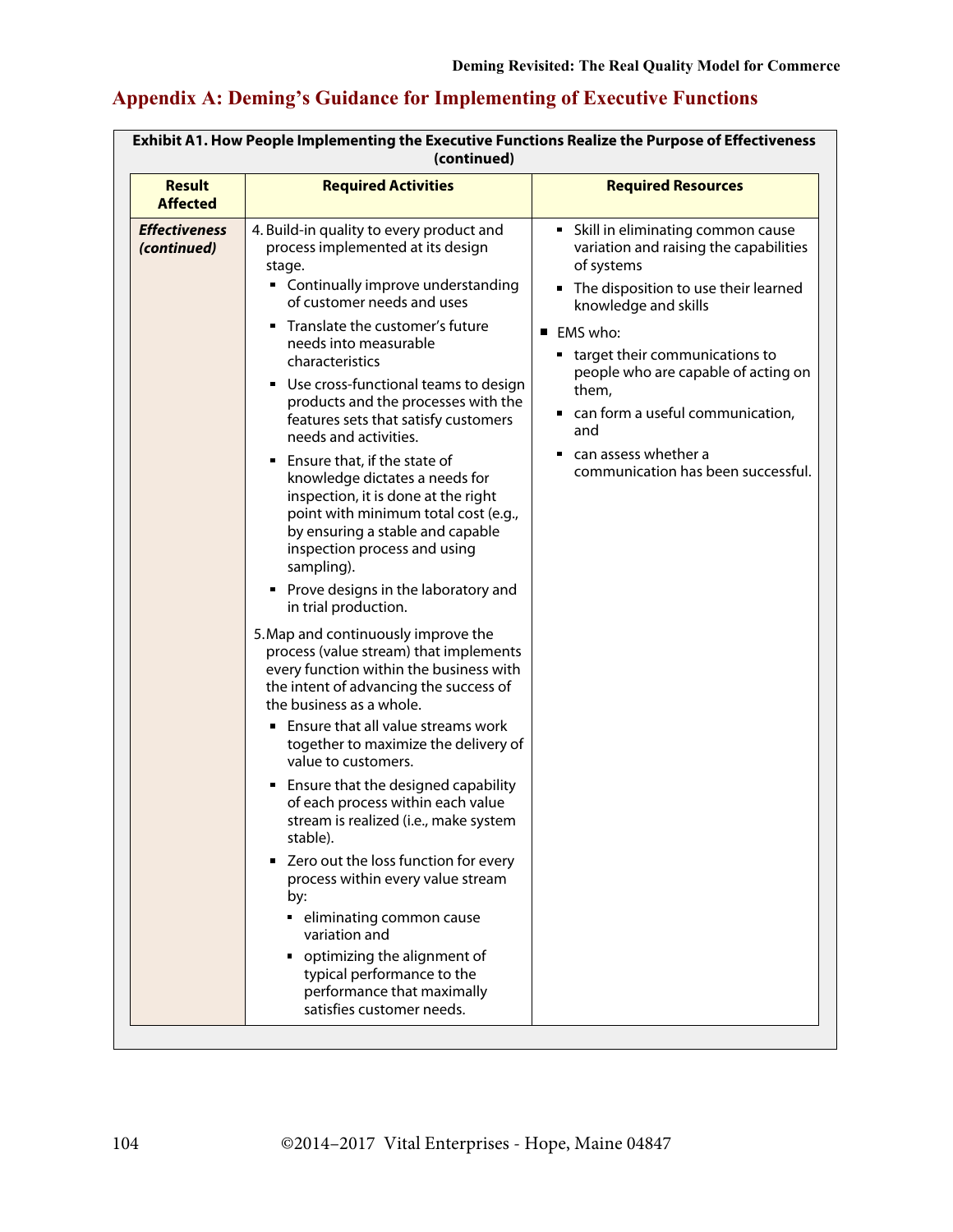## Appendix A: Deming's Guidance for Implementing of Executive Functions

**Exhibit A1. How People Implementing the Executive Functions Realize the Purpose of Effectiveness (continued)**

| Result Affected | Required Activities | Required Resources |
|---|---|---|
| ***Effectiveness (continued)*** | 4. Build-in quality to every product and process implemented at its design stage.<br>▪ Continually improve understanding of customer needs and uses<br>▪ Translate the customer's future needs into measurable characteristics<br>▪ Use cross-functional teams to design products and the processes with the features sets that satisfy customers needs and activities.<br>▪ Ensure that, if the state of knowledge dictates a needs for inspection, it is done at the right point with minimum total cost (e.g., by ensuring a stable and capable inspection process and using sampling).<br>▪ Prove designs in the laboratory and in trial production.<br><br>5. Map and continuously improve the process (value stream) that implements every function within the business with the intent of advancing the success of the business as a whole.<br>▪ Ensure that all value streams work together to maximize the delivery of value to customers.<br>▪ Ensure that the designed capability of each process within each value stream is realized (i.e., make system stable).<br>▪ Zero out the loss function for every process within every value stream by:<br>&nbsp;&nbsp;▪ eliminating common cause variation and<br>&nbsp;&nbsp;▪ optimizing the alignment of typical performance to the performance that maximally satisfies customer needs. | ▪ Skill in eliminating common cause variation and raising the capabilities of systems<br>▪ The disposition to use their learned knowledge and skills<br><br>■ EMS who:<br>▪ target their communications to people who are capable of acting on them,<br>▪ can form a useful communication, and<br>▪ can assess whether a communication has been successful. |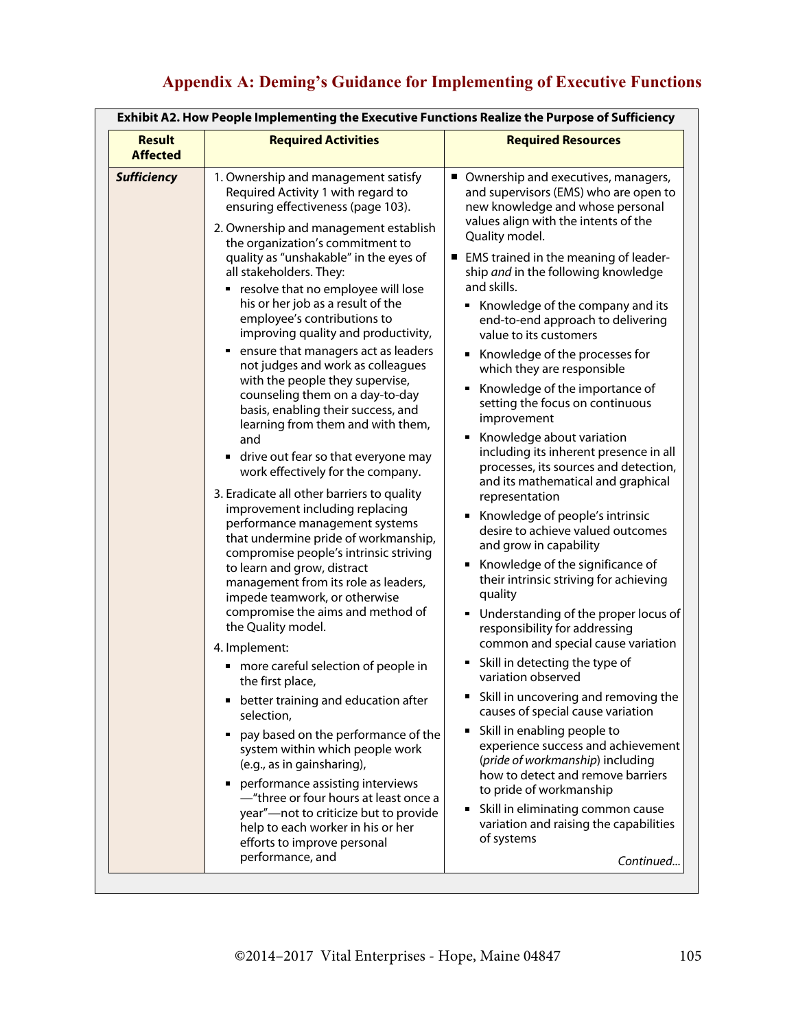## Appendix A: Deming's Guidance for Implementing of Executive Functions

**Exhibit A2. How People Implementing the Executive Functions Realize the Purpose of Sufficiency**

| Result Affected | Required Activities | Required Resources |
|---|---|---|
| ***Sufficiency*** | 1. Ownership and management satisfy Required Activity 1 with regard to ensuring effectiveness (page 103).<br><br>2. Ownership and management establish the organization's commitment to quality as "unshakable" in the eyes of all stakeholders. They:<br>▪ resolve that no employee will lose his or her job as a result of the employee's contributions to improving quality and productivity,<br>▪ ensure that managers act as leaders not judges and work as colleagues with the people they supervise, counseling them on a day-to-day basis, enabling their success, and learning from them and with them, and<br>▪ drive out fear so that everyone may work effectively for the company.<br><br>3. Eradicate all other barriers to quality improvement including replacing performance management systems that undermine pride of workmanship, compromise people's intrinsic striving to learn and grow, distract management from its role as leaders, impede teamwork, or otherwise compromise the aims and method of the Quality model.<br><br>4. Implement:<br>▪ more careful selection of people in the first place,<br>▪ better training and education after selection,<br>▪ pay based on the performance of the system within which people work (e.g., as in gainsharing),<br>▪ performance assisting interviews —"three or four hours at least once a year"—not to criticize but to provide help to each worker in his or her efforts to improve personal performance, and | ■ Ownership and executives, managers, and supervisors (EMS) who are open to new knowledge and whose personal values align with the intents of the Quality model.<br><br>■ EMS trained in the meaning of leadership *and* in the following knowledge and skills.<br>▪ Knowledge of the company and its end-to-end approach to delivering value to its customers<br>▪ Knowledge of the processes for which they are responsible<br>▪ Knowledge of the importance of setting the focus on continuous improvement<br>▪ Knowledge about variation including its inherent presence in all processes, its sources and detection, and its mathematical and graphical representation<br>▪ Knowledge of people's intrinsic desire to achieve valued outcomes and grow in capability<br>▪ Knowledge of the significance of their intrinsic striving for achieving quality<br>▪ Understanding of the proper locus of responsibility for addressing common and special cause variation<br>▪ Skill in detecting the type of variation observed<br>▪ Skill in uncovering and removing the causes of special cause variation<br>▪ Skill in enabling people to experience success and achievement (*pride of workmanship*) including how to detect and remove barriers to pride of workmanship<br>▪ Skill in eliminating common cause variation and raising the capabilities of systems<br><br>*Continued...* |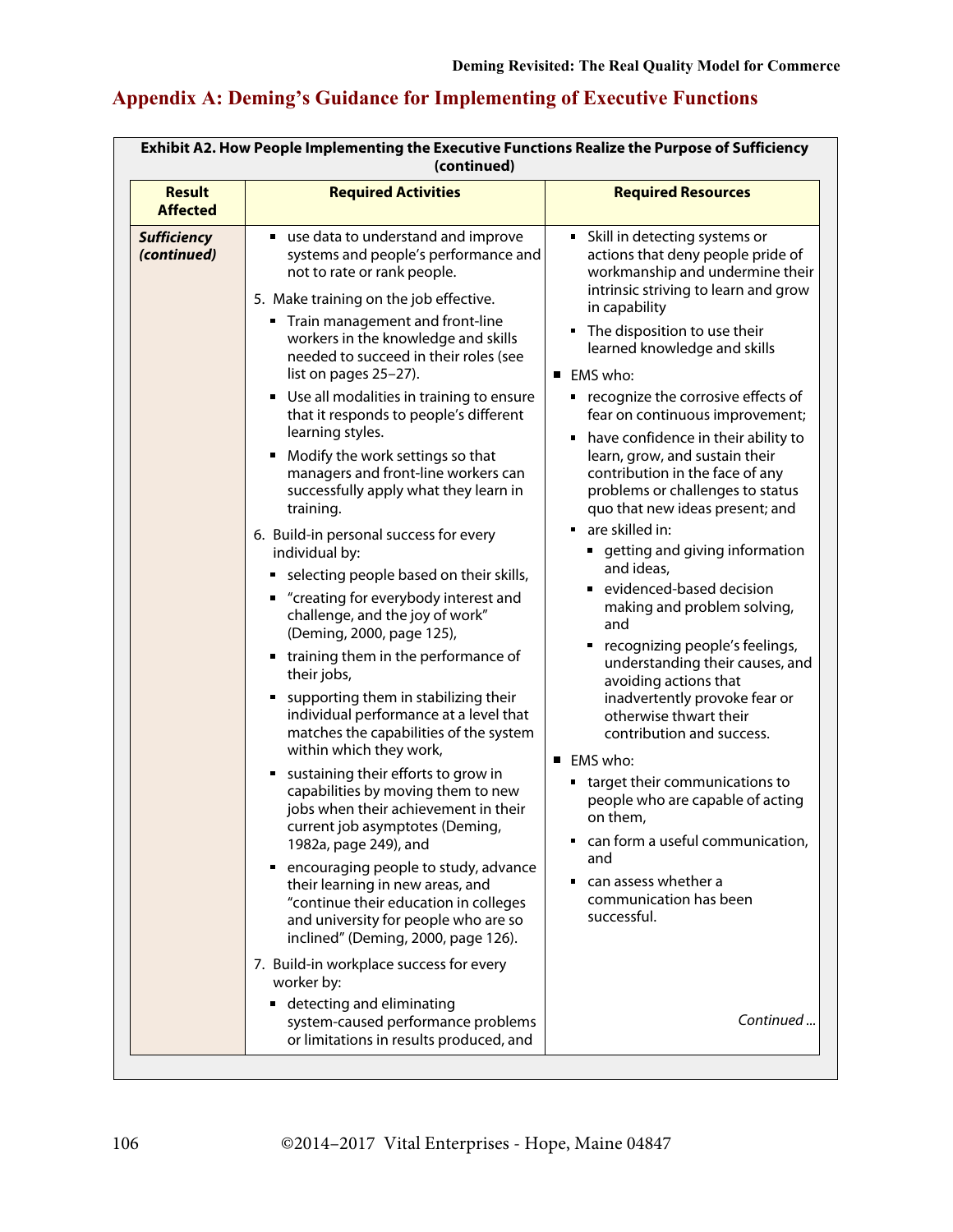## Appendix A: Deming's Guidance for Implementing of Executive Functions

**Exhibit A2. How People Implementing the Executive Functions Realize the Purpose of Sufficiency (continued)**

| Result Affected | Required Activities | Required Resources |
|---|---|---|
| ***Sufficiency (continued)*** | ▪ use data to understand and improve systems and people's performance and not to rate or rank people.<br><br>5. Make training on the job effective.<br>▪ Train management and front-line workers in the knowledge and skills needed to succeed in their roles (see list on pages 25–27).<br>▪ Use all modalities in training to ensure that it responds to people's different learning styles.<br>▪ Modify the work settings so that managers and front-line workers can successfully apply what they learn in training.<br><br>6. Build-in personal success for every individual by:<br>▪ selecting people based on their skills,<br>▪ "creating for everybody interest and challenge, and the joy of work" (Deming, 2000, page 125),<br>▪ training them in the performance of their jobs,<br>▪ supporting them in stabilizing their individual performance at a level that matches the capabilities of the system within which they work,<br>▪ sustaining their efforts to grow in capabilities by moving them to new jobs when their achievement in their current job asymptotes (Deming, 1982a, page 249), and<br>▪ encouraging people to study, advance their learning in new areas, and "continue their education in colleges and university for people who are so inclined" (Deming, 2000, page 126).<br><br>7. Build-in workplace success for every worker by:<br>▪ detecting and eliminating system-caused performance problems or limitations in results produced, and | ▪ Skill in detecting systems or actions that deny people pride of workmanship and undermine their intrinsic striving to learn and grow in capability<br>▪ The disposition to use their learned knowledge and skills<br><br>■ EMS who:<br>▪ recognize the corrosive effects of fear on continuous improvement;<br>▪ have confidence in their ability to learn, grow, and sustain their contribution in the face of any problems or challenges to status quo that new ideas present; and<br>▪ are skilled in:<br>&nbsp;&nbsp;▪ getting and giving information and ideas,<br>&nbsp;&nbsp;▪ evidenced-based decision making and problem solving, and<br>&nbsp;&nbsp;▪ recognizing people's feelings, understanding their causes, and avoiding actions that inadvertently provoke fear or otherwise thwart their contribution and success.<br><br>■ EMS who:<br>▪ target their communications to people who are capable of acting on them,<br>▪ can form a useful communication, and<br>▪ can assess whether a communication has been successful.<br><br>*Continued ...* |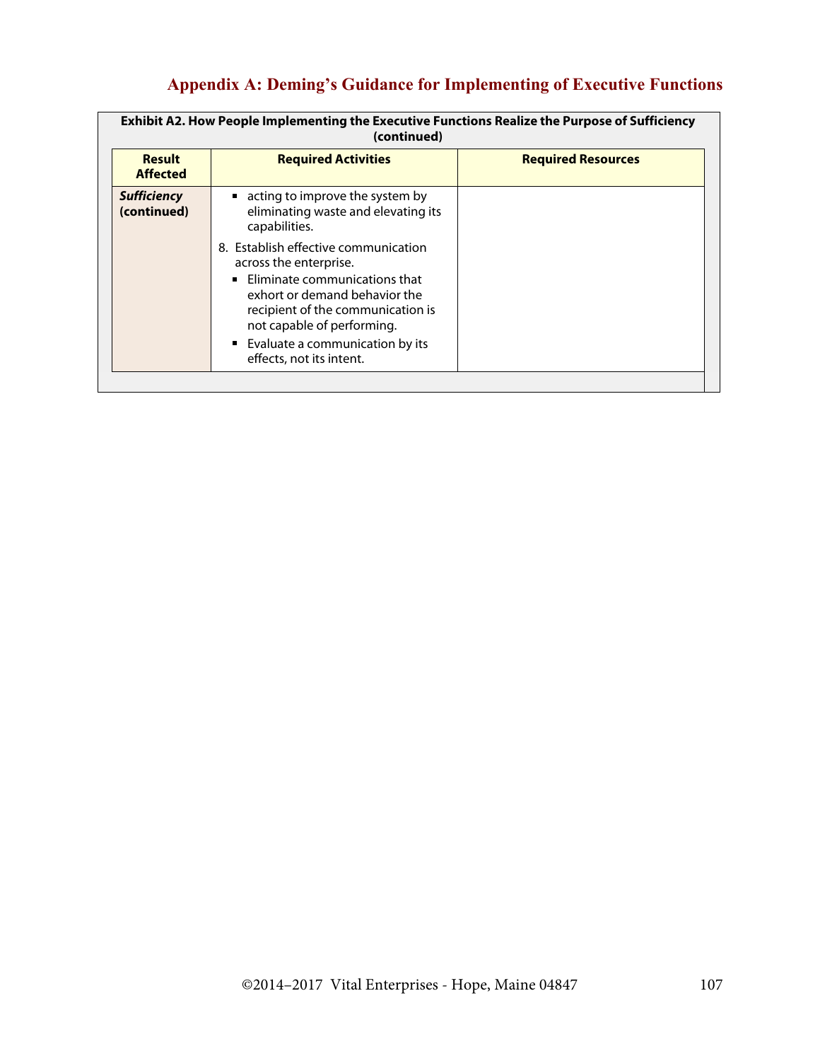## Appendix A: Deming's Guidance for Implementing of Executive Functions

**Exhibit A2. How People Implementing the Executive Functions Realize the Purpose of Sufficiency (continued)**

| Result Affected | Required Activities | Required Resources |
|---|---|---|
| ***Sufficiency* (continued)** | ▪ acting to improve the system by eliminating waste and elevating its capabilities.<br><br>8. Establish effective communication across the enterprise.<br>▪ Eliminate communications that exhort or demand behavior the recipient of the communication is not capable of performing.<br>▪ Evaluate a communication by its effects, not its intent. | |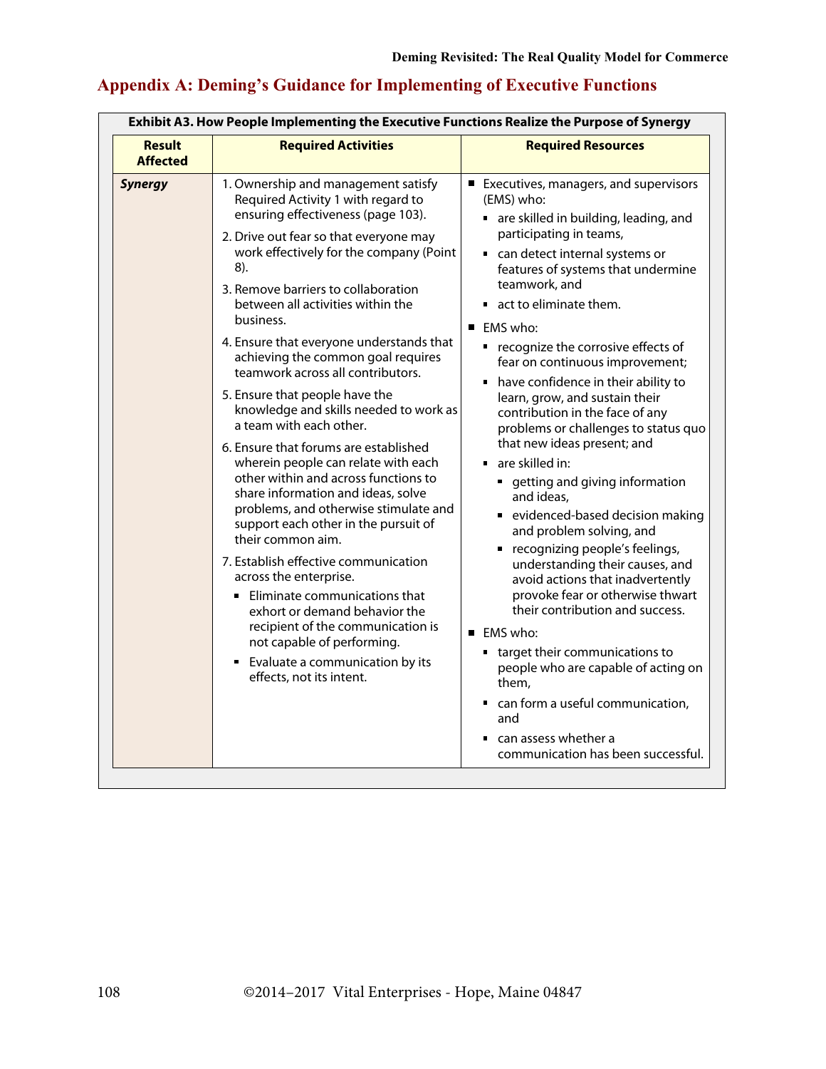## Appendix A: Deming's Guidance for Implementing of Executive Functions

**Exhibit A3. How People Implementing the Executive Functions Realize the Purpose of Synergy**

| Result Affected | Required Activities | Required Resources |
|---|---|---|
| ***Synergy*** | 1. Ownership and management satisfy Required Activity 1 with regard to ensuring effectiveness (page 103).<br>2. Drive out fear so that everyone may work effectively for the company (Point 8).<br>3. Remove barriers to collaboration between all activities within the business.<br>4. Ensure that everyone understands that achieving the common goal requires teamwork across all contributors.<br>5. Ensure that people have the knowledge and skills needed to work as a team with each other.<br>6. Ensure that forums are established wherein people can relate with each other within and across functions to share information and ideas, solve problems, and otherwise stimulate and support each other in the pursuit of their common aim.<br>7. Establish effective communication across the enterprise.<br>▪ Eliminate communications that exhort or demand behavior the recipient of the communication is not capable of performing.<br>▪ Evaluate a communication by its effects, not its intent. | ■ Executives, managers, and supervisors (EMS) who:<br>▪ are skilled in building, leading, and participating in teams,<br>▪ can detect internal systems or features of systems that undermine teamwork, and<br>▪ act to eliminate them.<br>■ EMS who:<br>▪ recognize the corrosive effects of fear on continuous improvement;<br>▪ have confidence in their ability to learn, grow, and sustain their contribution in the face of any problems or challenges to status quo that new ideas present; and<br>▪ are skilled in:<br>▪ getting and giving information and ideas,<br>▪ evidenced-based decision making and problem solving, and<br>▪ recognizing people's feelings, understanding their causes, and avoid actions that inadvertently provoke fear or otherwise thwart their contribution and success.<br>■ EMS who:<br>▪ target their communications to people who are capable of acting on them,<br>▪ can form a useful communication, and<br>▪ can assess whether a communication has been successful. |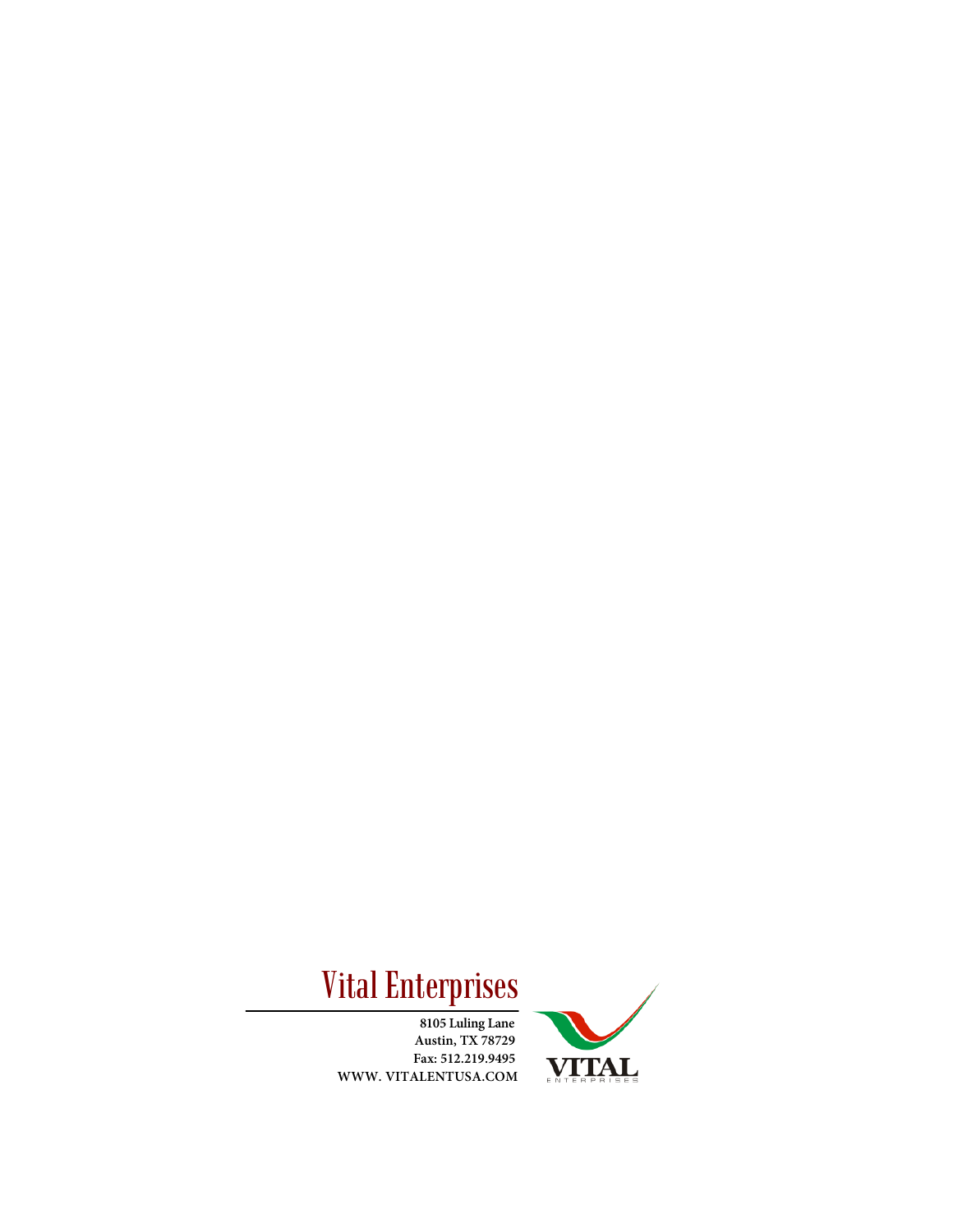# Vital Enterprises

**8105 Luling Lane**
**Austin, TX 78729**
**Fax: 512.219.9495**
**WWW. VITALENTUSA.COM**

VITAL
ENTERPRISES